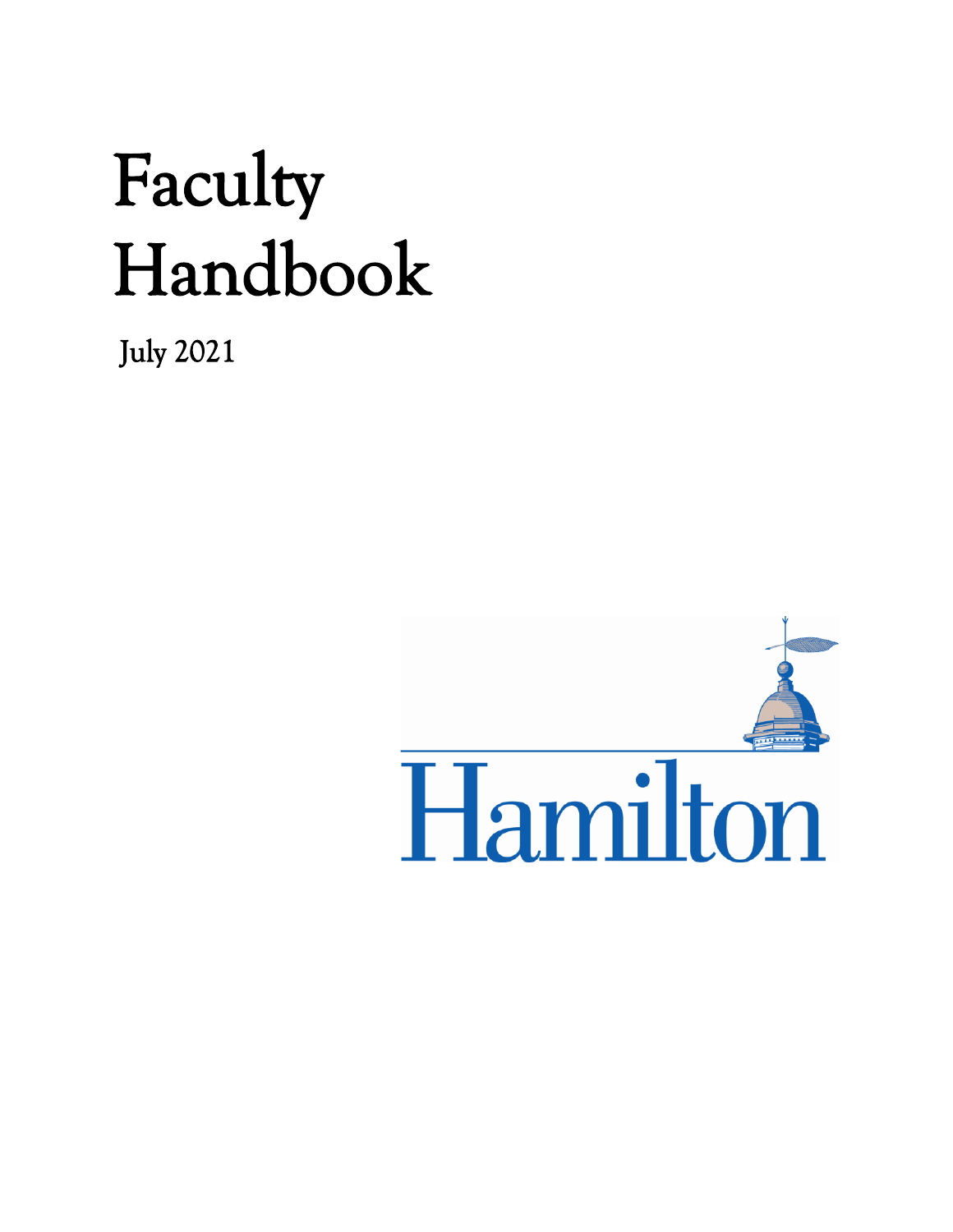# Faculty Handbook

July 2021

Hamilton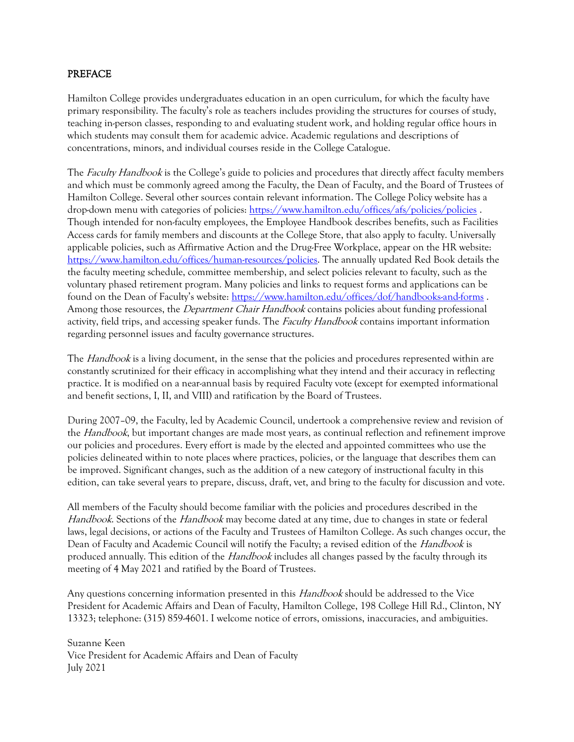## PREFACE

Hamilton College provides undergraduates education in an open curriculum, for which the faculty have primary responsibility. The faculty's role as teachers includes providing the structures for courses of study, teaching in-person classes, responding to and evaluating student work, and holding regular office hours in which students may consult them for academic advice. Academic regulations and descriptions of concentrations, minors, and individual courses reside in the College Catalogue.

The *Faculty Handbook* is the College's guide to policies and procedures that directly affect faculty members and which must be commonly agreed among the Faculty, the Dean of Faculty, and the Board of Trustees of Hamilton College. Several other sources contain relevant information. The College Policy website has a drop-down menu with categories of policies: https://www.hamilton.edu/offices/afs/policies/policies . Though intended for non-faculty employees, the Employee Handbook describes benefits, such as Facilities Access cards for family members and discounts at the College Store, that also apply to faculty. Universally applicable policies, such as Affirmative Action and the Drug-Free Workplace, appear on the HR website: https://www.hamilton.edu/offices/human-resources/policies. The annually updated Red Book details the the faculty meeting schedule, committee membership, and select policies relevant to faculty, such as the voluntary phased retirement program. Many policies and links to request forms and applications can be found on the Dean of Faculty's website: https://www.hamilton.edu/offices/dof/handbooks-and-forms . Among those resources, the *Department Chair Handbook* contains policies about funding professional activity, field trips, and accessing speaker funds. The *Faculty Handbook* contains important information regarding personnel issues and faculty governance structures.

The *Handbook* is a living document, in the sense that the policies and procedures represented within are constantly scrutinized for their efficacy in accomplishing what they intend and their accuracy in reflecting practice. It is modified on a near-annual basis by required Faculty vote (except for exempted informational and benefit sections, I, II, and VIII) and ratification by the Board of Trustees.

During 2007–09, the Faculty, led by Academic Council, undertook a comprehensive review and revision of the *Handbook*, but important changes are made most years, as continual reflection and refinement improve our policies and procedures. Every effort is made by the elected and appointed committees who use the policies delineated within to note places where practices, policies, or the language that describes them can be improved. Significant changes, such as the addition of a new category of instructional faculty in this edition, can take several years to prepare, discuss, draft, vet, and bring to the faculty for discussion and vote.

All members of the Faculty should become familiar with the policies and procedures described in the *Handbook*. Sections of the *Handbook* may become dated at any time, due to changes in state or federal laws, legal decisions, or actions of the Faculty and Trustees of Hamilton College. As such changes occur, the Dean of Faculty and Academic Council will notify the Faculty; a revised edition of the *Handbook* is produced annually. This edition of the *Handbook* includes all changes passed by the faculty through its meeting of 4 May 2021 and ratified by the Board of Trustees.

Any questions concerning information presented in this *Handbook* should be addressed to the Vice President for Academic Affairs and Dean of Faculty, Hamilton College, 198 College Hill Rd., Clinton, NY 13323; telephone: (315) 859-4601. I welcome notice of errors, omissions, inaccuracies, and ambiguities.

Suzanne Keen  
Vice President for Academic Affairs and Dean of Faculty  
July 2021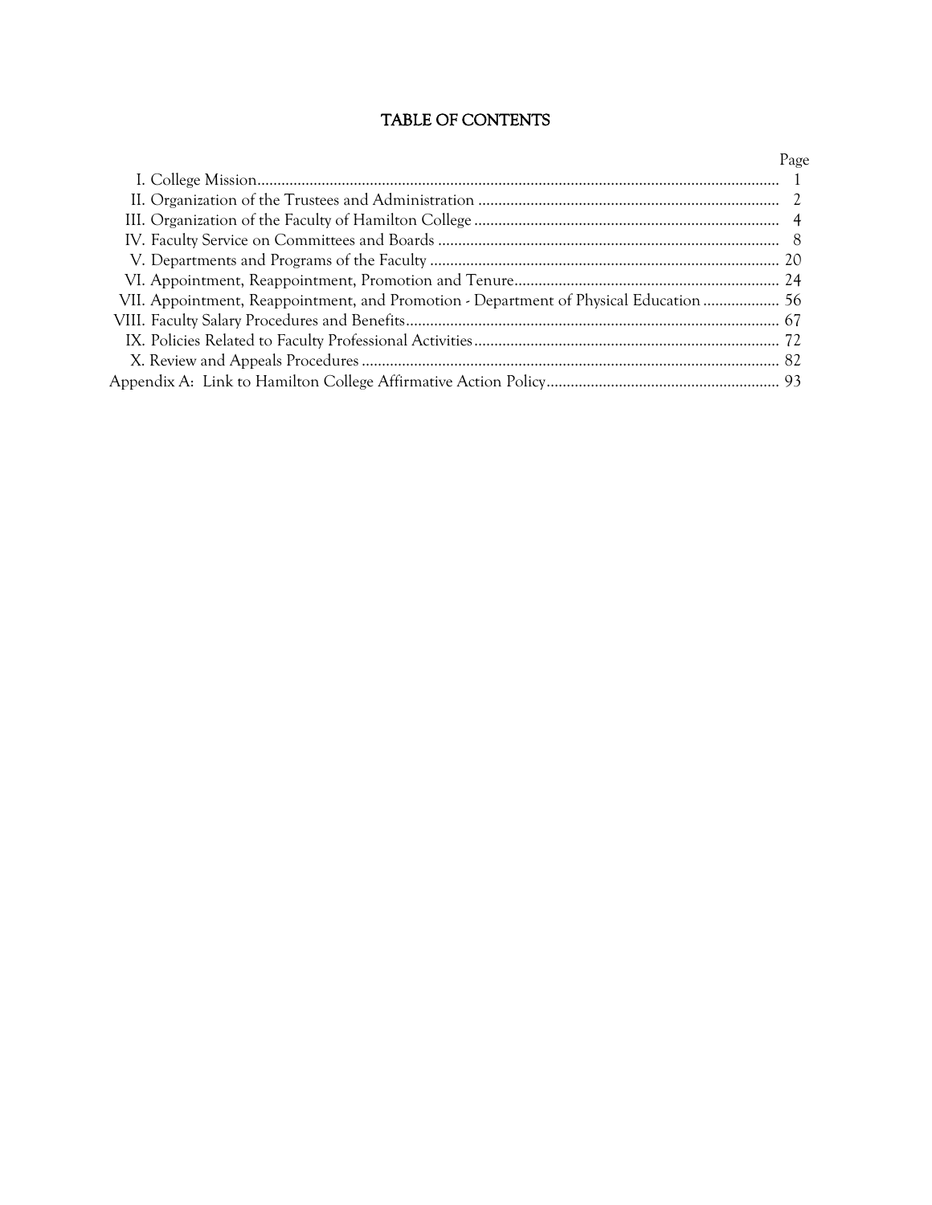# TABLE OF CONTENTS

| | Page |
|---|---|
| I. College Mission | 1 |
| II. Organization of the Trustees and Administration | 2 |
| III. Organization of the Faculty of Hamilton College | 4 |
| IV. Faculty Service on Committees and Boards | 8 |
| V. Departments and Programs of the Faculty | 20 |
| VI. Appointment, Reappointment, Promotion and Tenure | 24 |
| VII. Appointment, Reappointment, and Promotion - Department of Physical Education | 56 |
| VIII. Faculty Salary Procedures and Benefits | 67 |
| IX. Policies Related to Faculty Professional Activities | 72 |
| X. Review and Appeals Procedures | 82 |
| Appendix A: Link to Hamilton College Affirmative Action Policy | 93 |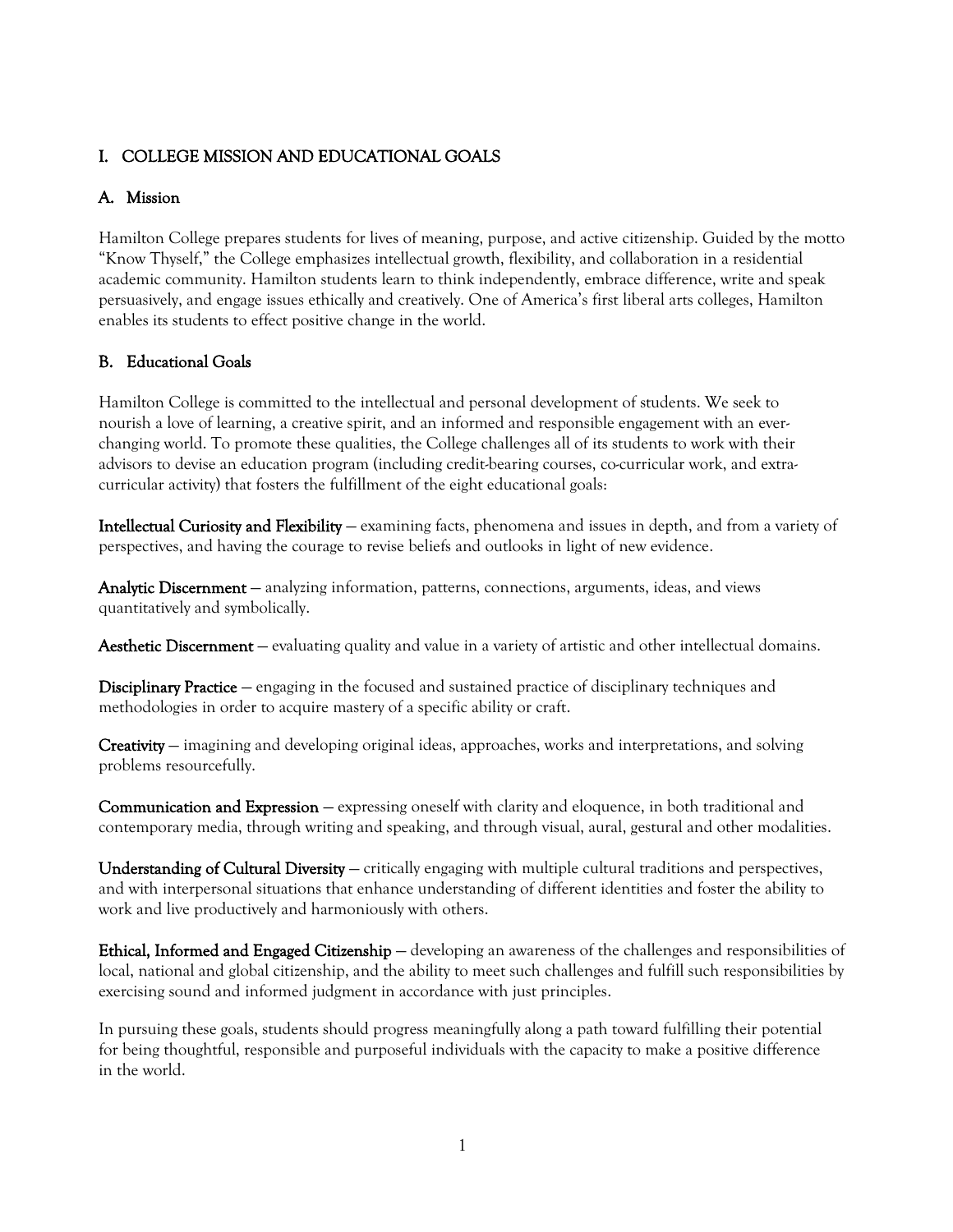## I. COLLEGE MISSION AND EDUCATIONAL GOALS

### A. Mission

Hamilton College prepares students for lives of meaning, purpose, and active citizenship. Guided by the motto "Know Thyself," the College emphasizes intellectual growth, flexibility, and collaboration in a residential academic community. Hamilton students learn to think independently, embrace difference, write and speak persuasively, and engage issues ethically and creatively. One of America's first liberal arts colleges, Hamilton enables its students to effect positive change in the world.

### B. Educational Goals

Hamilton College is committed to the intellectual and personal development of students. We seek to nourish a love of learning, a creative spirit, and an informed and responsible engagement with an ever-changing world. To promote these qualities, the College challenges all of its students to work with their advisors to devise an education program (including credit-bearing courses, co-curricular work, and extra-curricular activity) that fosters the fulfillment of the eight educational goals:

**Intellectual Curiosity and Flexibility** — examining facts, phenomena and issues in depth, and from a variety of perspectives, and having the courage to revise beliefs and outlooks in light of new evidence.

**Analytic Discernment** — analyzing information, patterns, connections, arguments, ideas, and views quantitatively and symbolically.

**Aesthetic Discernment** — evaluating quality and value in a variety of artistic and other intellectual domains.

**Disciplinary Practice** — engaging in the focused and sustained practice of disciplinary techniques and methodologies in order to acquire mastery of a specific ability or craft.

**Creativity** — imagining and developing original ideas, approaches, works and interpretations, and solving problems resourcefully.

**Communication and Expression** — expressing oneself with clarity and eloquence, in both traditional and contemporary media, through writing and speaking, and through visual, aural, gestural and other modalities.

**Understanding of Cultural Diversity** — critically engaging with multiple cultural traditions and perspectives, and with interpersonal situations that enhance understanding of different identities and foster the ability to work and live productively and harmoniously with others.

**Ethical, Informed and Engaged Citizenship** — developing an awareness of the challenges and responsibilities of local, national and global citizenship, and the ability to meet such challenges and fulfill such responsibilities by exercising sound and informed judgment in accordance with just principles.

In pursuing these goals, students should progress meaningfully along a path toward fulfilling their potential for being thoughtful, responsible and purposeful individuals with the capacity to make a positive difference in the world.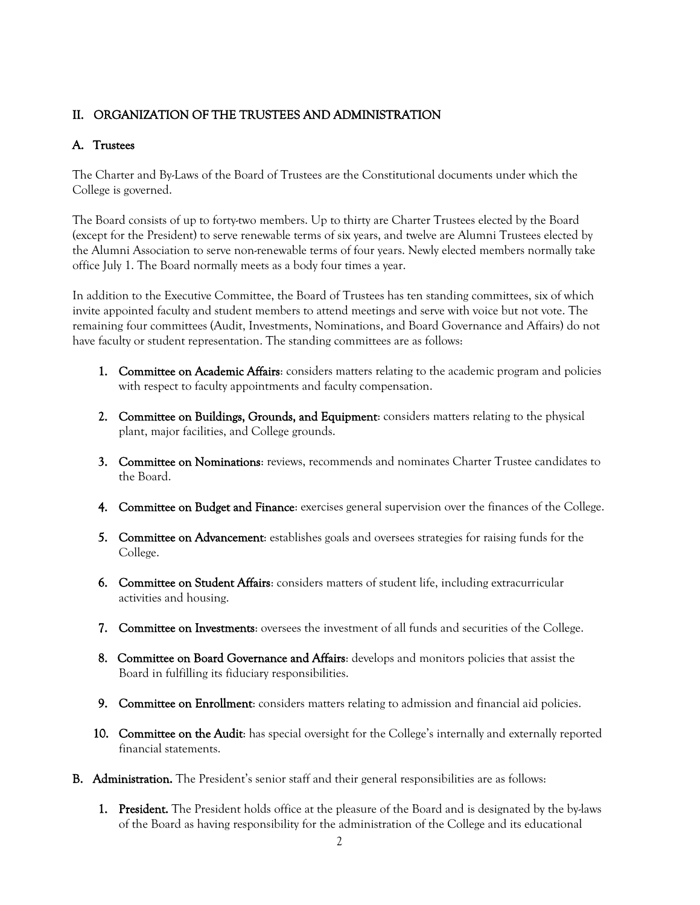## II. ORGANIZATION OF THE TRUSTEES AND ADMINISTRATION

### A. Trustees

The Charter and By-Laws of the Board of Trustees are the Constitutional documents under which the College is governed.

The Board consists of up to forty-two members. Up to thirty are Charter Trustees elected by the Board (except for the President) to serve renewable terms of six years, and twelve are Alumni Trustees elected by the Alumni Association to serve non-renewable terms of four years. Newly elected members normally take office July 1. The Board normally meets as a body four times a year.

In addition to the Executive Committee, the Board of Trustees has ten standing committees, six of which invite appointed faculty and student members to attend meetings and serve with voice but not vote. The remaining four committees (Audit, Investments, Nominations, and Board Governance and Affairs) do not have faculty or student representation. The standing committees are as follows:

1. **Committee on Academic Affairs**: considers matters relating to the academic program and policies with respect to faculty appointments and faculty compensation.
2. **Committee on Buildings, Grounds, and Equipment**: considers matters relating to the physical plant, major facilities, and College grounds.
3. **Committee on Nominations**: reviews, recommends and nominates Charter Trustee candidates to the Board.
4. **Committee on Budget and Finance**: exercises general supervision over the finances of the College.
5. **Committee on Advancement**: establishes goals and oversees strategies for raising funds for the College.
6. **Committee on Student Affairs**: considers matters of student life, including extracurricular activities and housing.
7. **Committee on Investments**: oversees the investment of all funds and securities of the College.
8. **Committee on Board Governance and Affairs**: develops and monitors policies that assist the Board in fulfilling its fiduciary responsibilities.
9. **Committee on Enrollment**: considers matters relating to admission and financial aid policies.
10. **Committee on the Audit**: has special oversight for the College's internally and externally reported financial statements.

### B. Administration.

The President's senior staff and their general responsibilities are as follows:

1. **President.** The President holds office at the pleasure of the Board and is designated by the by-laws of the Board as having responsibility for the administration of the College and its educational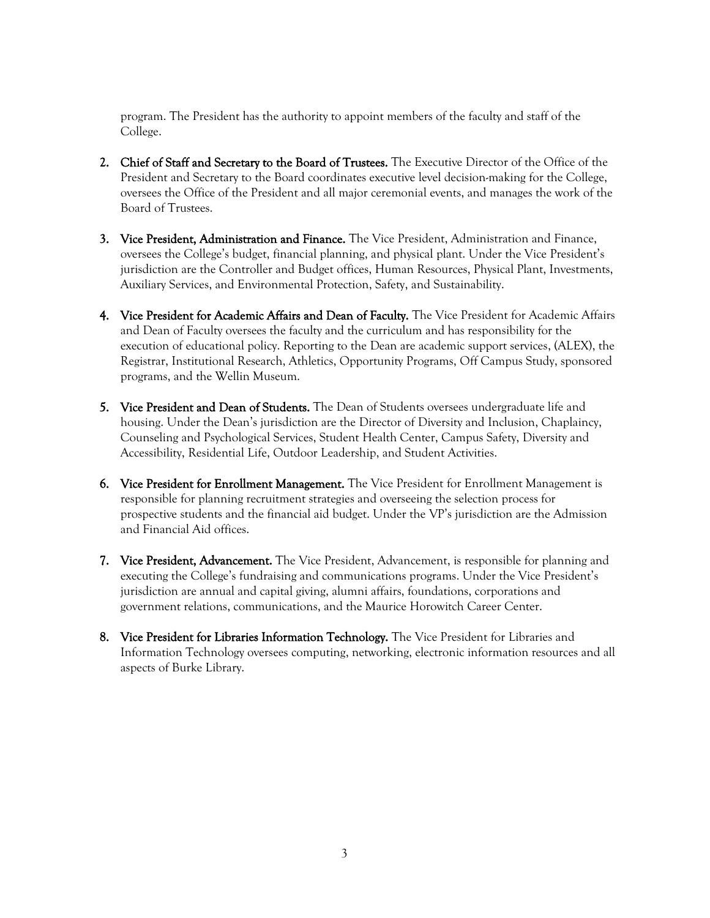program. The President has the authority to appoint members of the faculty and staff of the College.

2. **Chief of Staff and Secretary to the Board of Trustees.** The Executive Director of the Office of the President and Secretary to the Board coordinates executive level decision-making for the College, oversees the Office of the President and all major ceremonial events, and manages the work of the Board of Trustees.

3. **Vice President, Administration and Finance.** The Vice President, Administration and Finance, oversees the College's budget, financial planning, and physical plant. Under the Vice President's jurisdiction are the Controller and Budget offices, Human Resources, Physical Plant, Investments, Auxiliary Services, and Environmental Protection, Safety, and Sustainability.

4. **Vice President for Academic Affairs and Dean of Faculty.** The Vice President for Academic Affairs and Dean of Faculty oversees the faculty and the curriculum and has responsibility for the execution of educational policy. Reporting to the Dean are academic support services, (ALEX), the Registrar, Institutional Research, Athletics, Opportunity Programs, Off Campus Study, sponsored programs, and the Wellin Museum.

5. **Vice President and Dean of Students.** The Dean of Students oversees undergraduate life and housing. Under the Dean's jurisdiction are the Director of Diversity and Inclusion, Chaplaincy, Counseling and Psychological Services, Student Health Center, Campus Safety, Diversity and Accessibility, Residential Life, Outdoor Leadership, and Student Activities.

6. **Vice President for Enrollment Management.** The Vice President for Enrollment Management is responsible for planning recruitment strategies and overseeing the selection process for prospective students and the financial aid budget. Under the VP's jurisdiction are the Admission and Financial Aid offices.

7. **Vice President, Advancement.** The Vice President, Advancement, is responsible for planning and executing the College's fundraising and communications programs. Under the Vice President's jurisdiction are annual and capital giving, alumni affairs, foundations, corporations and government relations, communications, and the Maurice Horowitch Career Center.

8. **Vice President for Libraries Information Technology.** The Vice President for Libraries and Information Technology oversees computing, networking, electronic information resources and all aspects of Burke Library.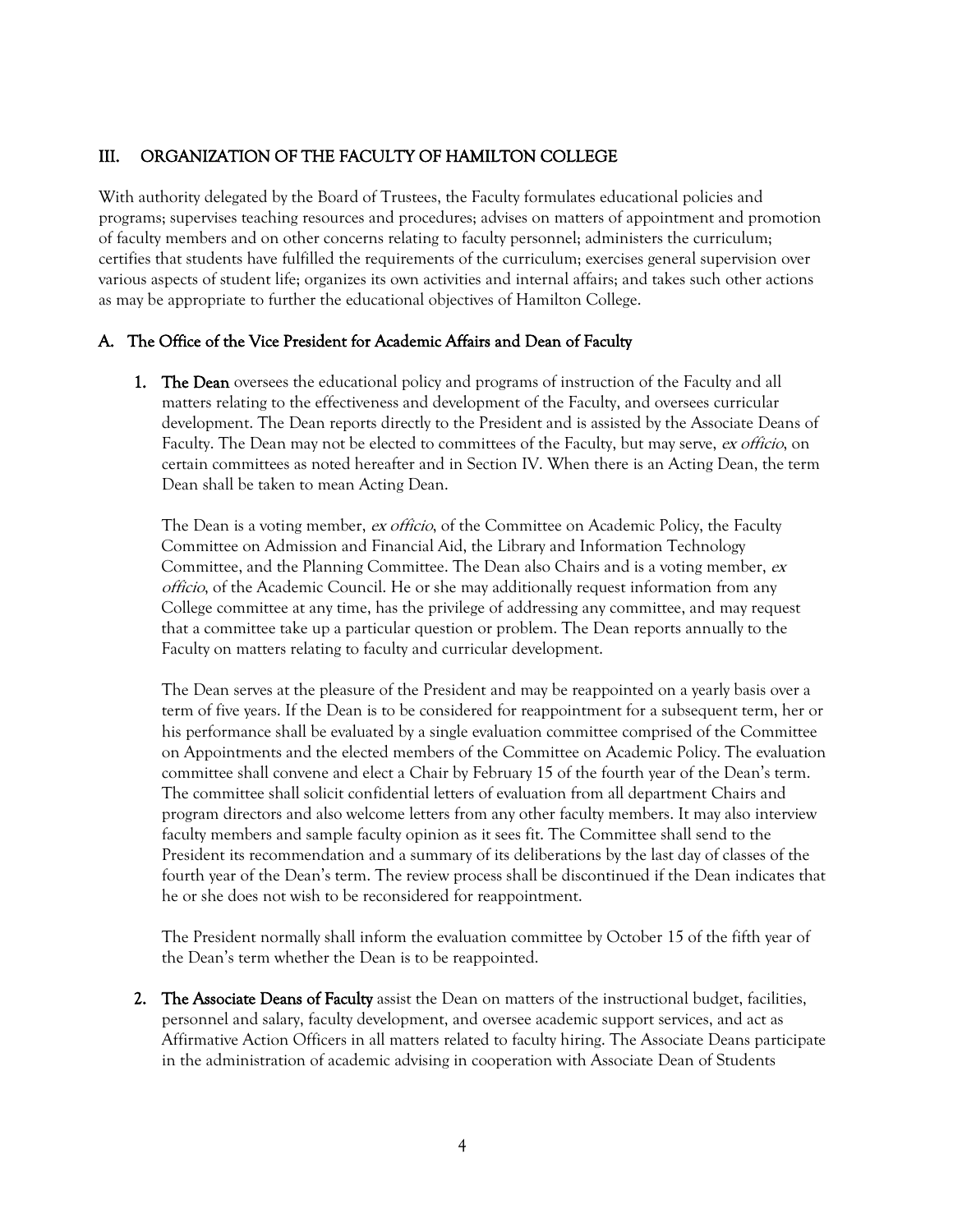## III. ORGANIZATION OF THE FACULTY OF HAMILTON COLLEGE

With authority delegated by the Board of Trustees, the Faculty formulates educational policies and programs; supervises teaching resources and procedures; advises on matters of appointment and promotion of faculty members and on other concerns relating to faculty personnel; administers the curriculum; certifies that students have fulfilled the requirements of the curriculum; exercises general supervision over various aspects of student life; organizes its own activities and internal affairs; and takes such other actions as may be appropriate to further the educational objectives of Hamilton College.

### A. The Office of the Vice President for Academic Affairs and Dean of Faculty

1. **The Dean** oversees the educational policy and programs of instruction of the Faculty and all matters relating to the effectiveness and development of the Faculty, and oversees curricular development. The Dean reports directly to the President and is assisted by the Associate Deans of Faculty. The Dean may not be elected to committees of the Faculty, but may serve, *ex officio*, on certain committees as noted hereafter and in Section IV. When there is an Acting Dean, the term Dean shall be taken to mean Acting Dean.

   The Dean is a voting member, *ex officio*, of the Committee on Academic Policy, the Faculty Committee on Admission and Financial Aid, the Library and Information Technology Committee, and the Planning Committee. The Dean also Chairs and is a voting member, *ex officio*, of the Academic Council. He or she may additionally request information from any College committee at any time, has the privilege of addressing any committee, and may request that a committee take up a particular question or problem. The Dean reports annually to the Faculty on matters relating to faculty and curricular development.

   The Dean serves at the pleasure of the President and may be reappointed on a yearly basis over a term of five years. If the Dean is to be considered for reappointment for a subsequent term, her or his performance shall be evaluated by a single evaluation committee comprised of the Committee on Appointments and the elected members of the Committee on Academic Policy. The evaluation committee shall convene and elect a Chair by February 15 of the fourth year of the Dean's term. The committee shall solicit confidential letters of evaluation from all department Chairs and program directors and also welcome letters from any other faculty members. It may also interview faculty members and sample faculty opinion as it sees fit. The Committee shall send to the President its recommendation and a summary of its deliberations by the last day of classes of the fourth year of the Dean's term. The review process shall be discontinued if the Dean indicates that he or she does not wish to be reconsidered for reappointment.

   The President normally shall inform the evaluation committee by October 15 of the fifth year of the Dean's term whether the Dean is to be reappointed.

2. **The Associate Deans of Faculty** assist the Dean on matters of the instructional budget, facilities, personnel and salary, faculty development, and oversee academic support services, and act as Affirmative Action Officers in all matters related to faculty hiring. The Associate Deans participate in the administration of academic advising in cooperation with Associate Dean of Students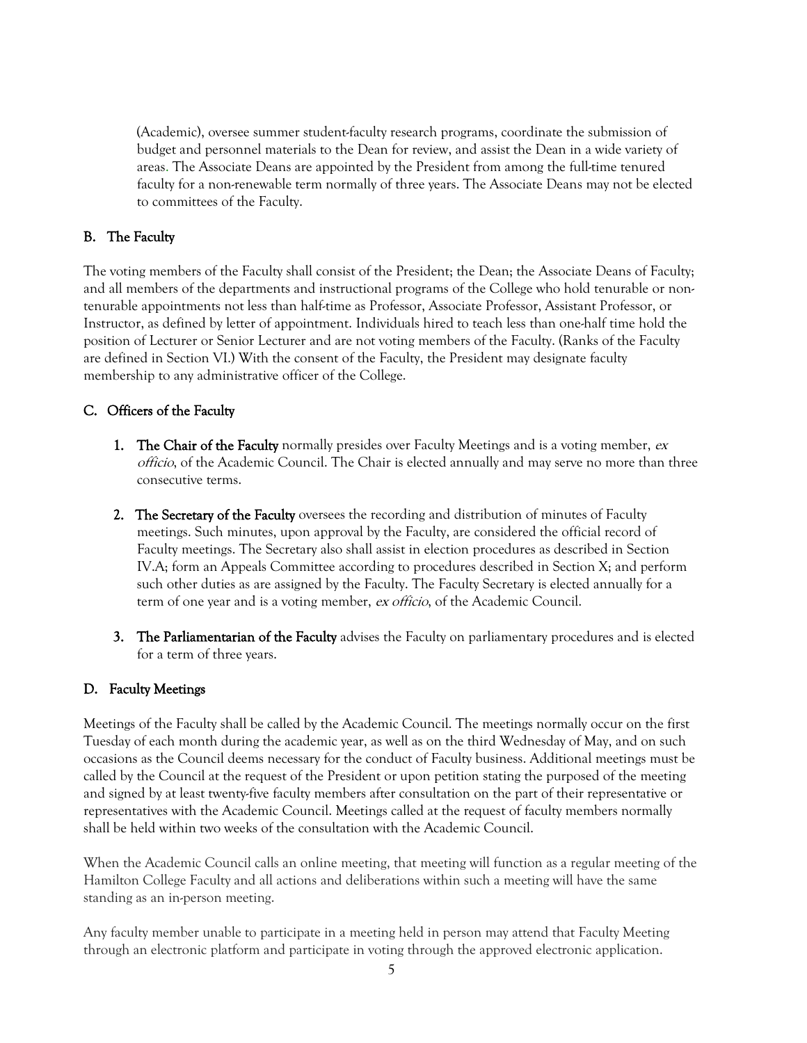(Academic), oversee summer student-faculty research programs, coordinate the submission of budget and personnel materials to the Dean for review, and assist the Dean in a wide variety of areas. The Associate Deans are appointed by the President from among the full-time tenured faculty for a non-renewable term normally of three years. The Associate Deans may not be elected to committees of the Faculty.

### B. The Faculty

The voting members of the Faculty shall consist of the President; the Dean; the Associate Deans of Faculty; and all members of the departments and instructional programs of the College who hold tenurable or non-tenurable appointments not less than half-time as Professor, Associate Professor, Assistant Professor, or Instructor, as defined by letter of appointment. Individuals hired to teach less than one-half time hold the position of Lecturer or Senior Lecturer and are not voting members of the Faculty. (Ranks of the Faculty are defined in Section VI.) With the consent of the Faculty, the President may designate faculty membership to any administrative officer of the College.

### C. Officers of the Faculty

1. **The Chair of the Faculty** normally presides over Faculty Meetings and is a voting member, *ex officio*, of the Academic Council. The Chair is elected annually and may serve no more than three consecutive terms.

2. **The Secretary of the Faculty** oversees the recording and distribution of minutes of Faculty meetings. Such minutes, upon approval by the Faculty, are considered the official record of Faculty meetings. The Secretary also shall assist in election procedures as described in Section IV.A; form an Appeals Committee according to procedures described in Section X; and perform such other duties as are assigned by the Faculty. The Faculty Secretary is elected annually for a term of one year and is a voting member, *ex officio*, of the Academic Council.

3. **The Parliamentarian of the Faculty** advises the Faculty on parliamentary procedures and is elected for a term of three years.

### D. Faculty Meetings

Meetings of the Faculty shall be called by the Academic Council. The meetings normally occur on the first Tuesday of each month during the academic year, as well as on the third Wednesday of May, and on such occasions as the Council deems necessary for the conduct of Faculty business. Additional meetings must be called by the Council at the request of the President or upon petition stating the purposed of the meeting and signed by at least twenty-five faculty members after consultation on the part of their representative or representatives with the Academic Council. Meetings called at the request of faculty members normally shall be held within two weeks of the consultation with the Academic Council.

When the Academic Council calls an online meeting, that meeting will function as a regular meeting of the Hamilton College Faculty and all actions and deliberations within such a meeting will have the same standing as an in-person meeting.

Any faculty member unable to participate in a meeting held in person may attend that Faculty Meeting through an electronic platform and participate in voting through the approved electronic application.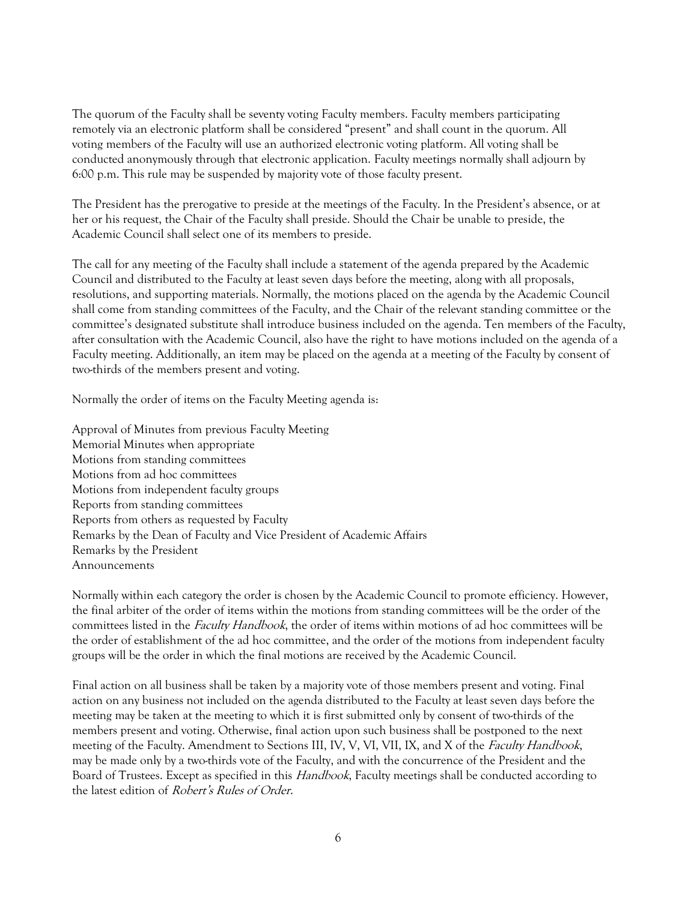The quorum of the Faculty shall be seventy voting Faculty members. Faculty members participating remotely via an electronic platform shall be considered "present" and shall count in the quorum. All voting members of the Faculty will use an authorized electronic voting platform. All voting shall be conducted anonymously through that electronic application. Faculty meetings normally shall adjourn by 6:00 p.m. This rule may be suspended by majority vote of those faculty present.

The President has the prerogative to preside at the meetings of the Faculty. In the President's absence, or at her or his request, the Chair of the Faculty shall preside. Should the Chair be unable to preside, the Academic Council shall select one of its members to preside.

The call for any meeting of the Faculty shall include a statement of the agenda prepared by the Academic Council and distributed to the Faculty at least seven days before the meeting, along with all proposals, resolutions, and supporting materials. Normally, the motions placed on the agenda by the Academic Council shall come from standing committees of the Faculty, and the Chair of the relevant standing committee or the committee's designated substitute shall introduce business included on the agenda. Ten members of the Faculty, after consultation with the Academic Council, also have the right to have motions included on the agenda of a Faculty meeting. Additionally, an item may be placed on the agenda at a meeting of the Faculty by consent of two-thirds of the members present and voting.

Normally the order of items on the Faculty Meeting agenda is:

Approval of Minutes from previous Faculty Meeting
Memorial Minutes when appropriate
Motions from standing committees
Motions from ad hoc committees
Motions from independent faculty groups
Reports from standing committees
Reports from others as requested by Faculty
Remarks by the Dean of Faculty and Vice President of Academic Affairs
Remarks by the President
Announcements

Normally within each category the order is chosen by the Academic Council to promote efficiency. However, the final arbiter of the order of items within the motions from standing committees will be the order of the committees listed in the *Faculty Handbook*, the order of items within motions of ad hoc committees will be the order of establishment of the ad hoc committee, and the order of the motions from independent faculty groups will be the order in which the final motions are received by the Academic Council.

Final action on all business shall be taken by a majority vote of those members present and voting. Final action on any business not included on the agenda distributed to the Faculty at least seven days before the meeting may be taken at the meeting to which it is first submitted only by consent of two-thirds of the members present and voting. Otherwise, final action upon such business shall be postponed to the next meeting of the Faculty. Amendment to Sections III, IV, V, VI, VII, IX, and X of the *Faculty Handbook*, may be made only by a two-thirds vote of the Faculty, and with the concurrence of the President and the Board of Trustees. Except as specified in this *Handbook*, Faculty meetings shall be conducted according to the latest edition of *Robert's Rules of Order*.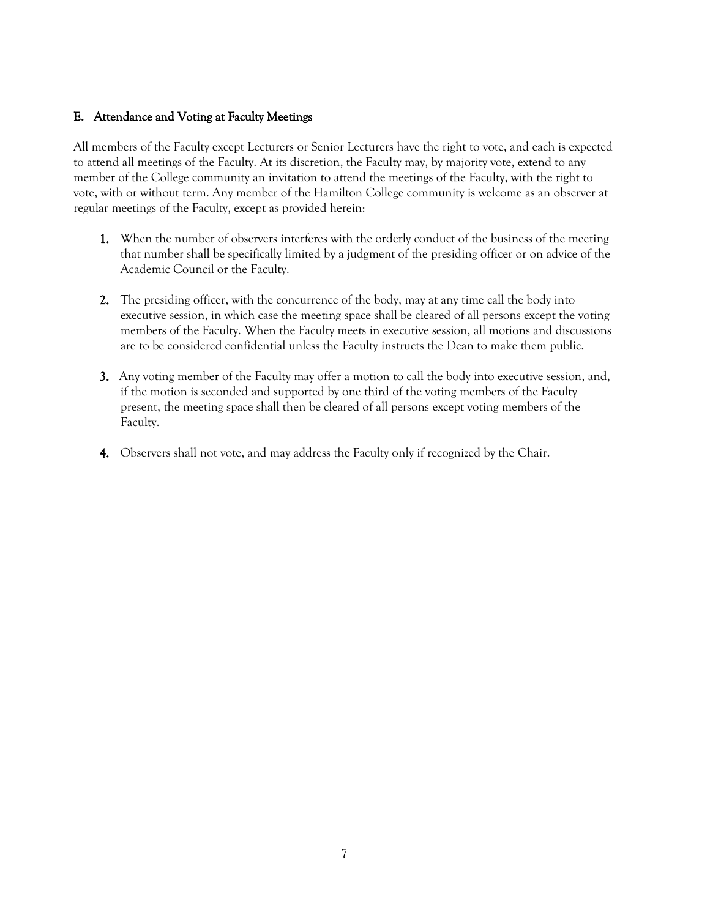### E. Attendance and Voting at Faculty Meetings

All members of the Faculty except Lecturers or Senior Lecturers have the right to vote, and each is expected to attend all meetings of the Faculty. At its discretion, the Faculty may, by majority vote, extend to any member of the College community an invitation to attend the meetings of the Faculty, with the right to vote, with or without term. Any member of the Hamilton College community is welcome as an observer at regular meetings of the Faculty, except as provided herein:

1. When the number of observers interferes with the orderly conduct of the business of the meeting that number shall be specifically limited by a judgment of the presiding officer or on advice of the Academic Council or the Faculty.

2. The presiding officer, with the concurrence of the body, may at any time call the body into executive session, in which case the meeting space shall be cleared of all persons except the voting members of the Faculty. When the Faculty meets in executive session, all motions and discussions are to be considered confidential unless the Faculty instructs the Dean to make them public.

3. Any voting member of the Faculty may offer a motion to call the body into executive session, and, if the motion is seconded and supported by one third of the voting members of the Faculty present, the meeting space shall then be cleared of all persons except voting members of the Faculty.

4. Observers shall not vote, and may address the Faculty only if recognized by the Chair.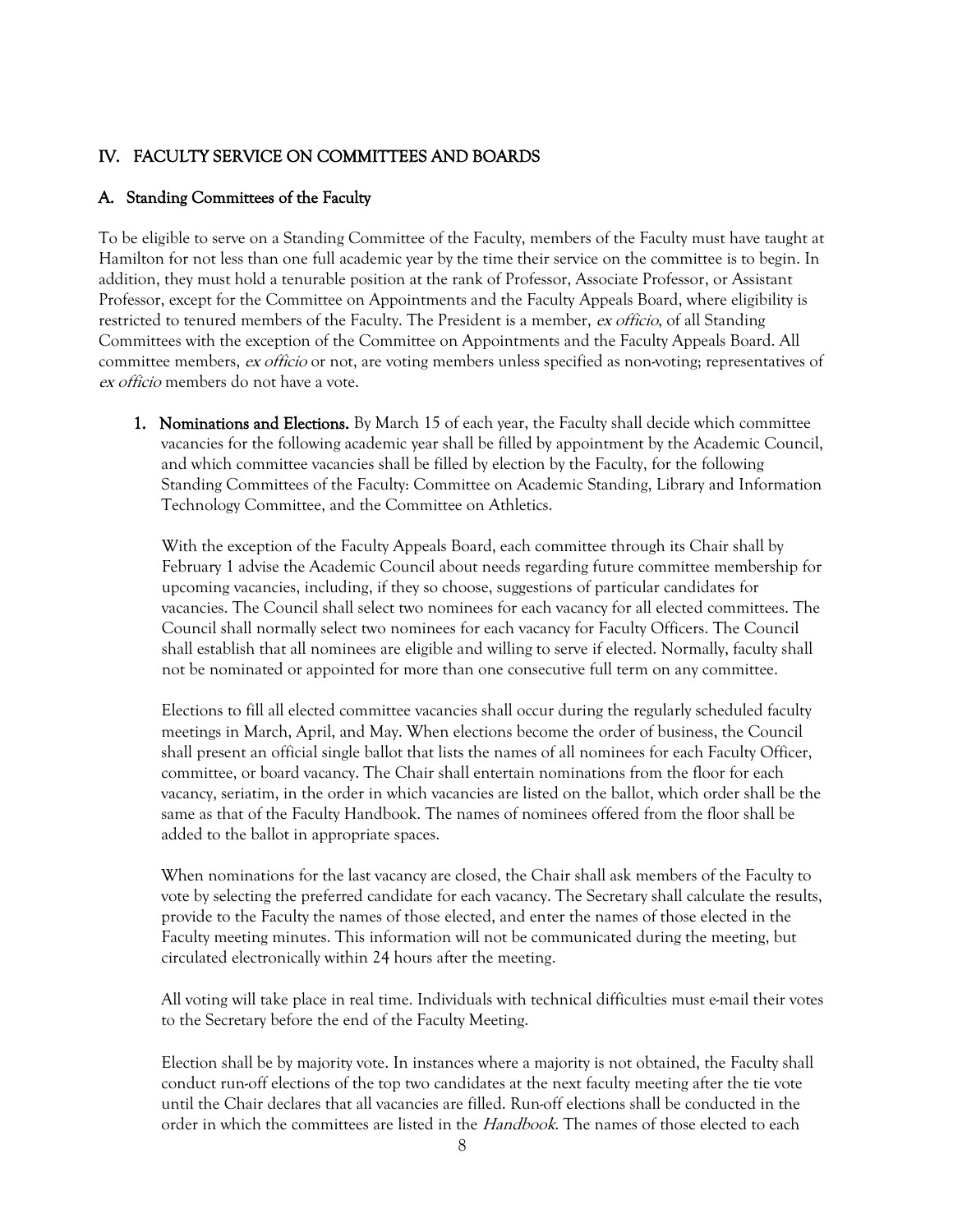## IV. FACULTY SERVICE ON COMMITTEES AND BOARDS

### A. Standing Committees of the Faculty

To be eligible to serve on a Standing Committee of the Faculty, members of the Faculty must have taught at Hamilton for not less than one full academic year by the time their service on the committee is to begin. In addition, they must hold a tenurable position at the rank of Professor, Associate Professor, or Assistant Professor, except for the Committee on Appointments and the Faculty Appeals Board, where eligibility is restricted to tenured members of the Faculty. The President is a member, *ex officio*, of all Standing Committees with the exception of the Committee on Appointments and the Faculty Appeals Board. All committee members, *ex officio* or not, are voting members unless specified as non-voting; representatives of *ex officio* members do not have a vote.

1. **Nominations and Elections.** By March 15 of each year, the Faculty shall decide which committee vacancies for the following academic year shall be filled by appointment by the Academic Council, and which committee vacancies shall be filled by election by the Faculty, for the following Standing Committees of the Faculty: Committee on Academic Standing, Library and Information Technology Committee, and the Committee on Athletics.

   With the exception of the Faculty Appeals Board, each committee through its Chair shall by February 1 advise the Academic Council about needs regarding future committee membership for upcoming vacancies, including, if they so choose, suggestions of particular candidates for vacancies. The Council shall select two nominees for each vacancy for all elected committees. The Council shall normally select two nominees for each vacancy for Faculty Officers. The Council shall establish that all nominees are eligible and willing to serve if elected. Normally, faculty shall not be nominated or appointed for more than one consecutive full term on any committee.

   Elections to fill all elected committee vacancies shall occur during the regularly scheduled faculty meetings in March, April, and May. When elections become the order of business, the Council shall present an official single ballot that lists the names of all nominees for each Faculty Officer, committee, or board vacancy. The Chair shall entertain nominations from the floor for each vacancy, seriatim, in the order in which vacancies are listed on the ballot, which order shall be the same as that of the Faculty Handbook. The names of nominees offered from the floor shall be added to the ballot in appropriate spaces.

   When nominations for the last vacancy are closed, the Chair shall ask members of the Faculty to vote by selecting the preferred candidate for each vacancy. The Secretary shall calculate the results, provide to the Faculty the names of those elected, and enter the names of those elected in the Faculty meeting minutes. This information will not be communicated during the meeting, but circulated electronically within 24 hours after the meeting.

   All voting will take place in real time. Individuals with technical difficulties must e-mail their votes to the Secretary before the end of the Faculty Meeting.

   Election shall be by majority vote. In instances where a majority is not obtained, the Faculty shall conduct run-off elections of the top two candidates at the next faculty meeting after the tie vote until the Chair declares that all vacancies are filled. Run-off elections shall be conducted in the order in which the committees are listed in the *Handbook*. The names of those elected to each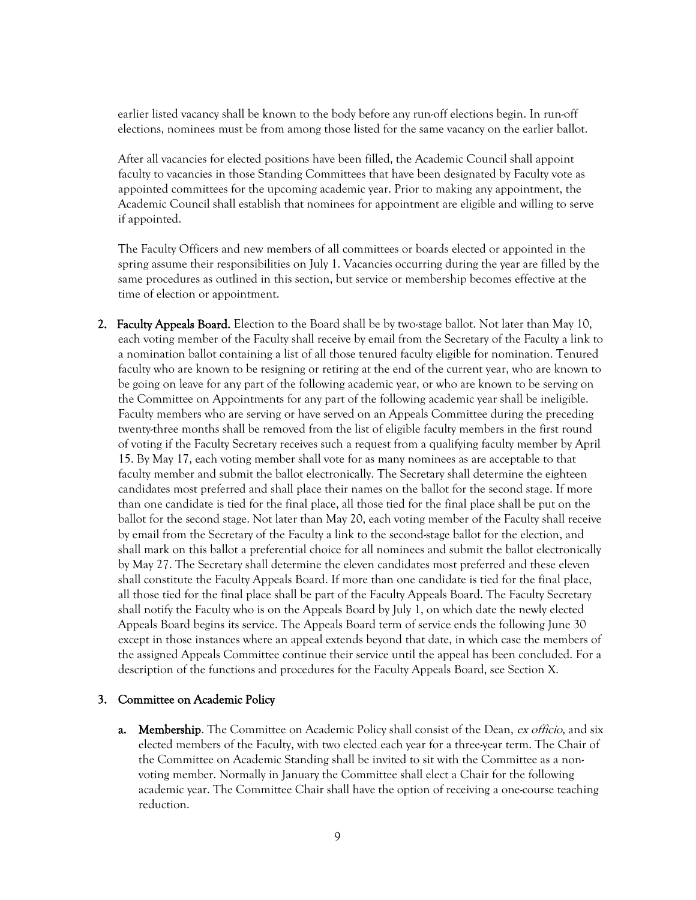earlier listed vacancy shall be known to the body before any run-off elections begin. In run-off elections, nominees must be from among those listed for the same vacancy on the earlier ballot.

After all vacancies for elected positions have been filled, the Academic Council shall appoint faculty to vacancies in those Standing Committees that have been designated by Faculty vote as appointed committees for the upcoming academic year. Prior to making any appointment, the Academic Council shall establish that nominees for appointment are eligible and willing to serve if appointed.

The Faculty Officers and new members of all committees or boards elected or appointed in the spring assume their responsibilities on July 1. Vacancies occurring during the year are filled by the same procedures as outlined in this section, but service or membership becomes effective at the time of election or appointment.

2. **Faculty Appeals Board.** Election to the Board shall be by two-stage ballot. Not later than May 10, each voting member of the Faculty shall receive by email from the Secretary of the Faculty a link to a nomination ballot containing a list of all those tenured faculty eligible for nomination. Tenured faculty who are known to be resigning or retiring at the end of the current year, who are known to be going on leave for any part of the following academic year, or who are known to be serving on the Committee on Appointments for any part of the following academic year shall be ineligible. Faculty members who are serving or have served on an Appeals Committee during the preceding twenty-three months shall be removed from the list of eligible faculty members in the first round of voting if the Faculty Secretary receives such a request from a qualifying faculty member by April 15. By May 17, each voting member shall vote for as many nominees as are acceptable to that faculty member and submit the ballot electronically. The Secretary shall determine the eighteen candidates most preferred and shall place their names on the ballot for the second stage. If more than one candidate is tied for the final place, all those tied for the final place shall be put on the ballot for the second stage. Not later than May 20, each voting member of the Faculty shall receive by email from the Secretary of the Faculty a link to the second-stage ballot for the election, and shall mark on this ballot a preferential choice for all nominees and submit the ballot electronically by May 27. The Secretary shall determine the eleven candidates most preferred and these eleven shall constitute the Faculty Appeals Board. If more than one candidate is tied for the final place, all those tied for the final place shall be part of the Faculty Appeals Board. The Faculty Secretary shall notify the Faculty who is on the Appeals Board by July 1, on which date the newly elected Appeals Board begins its service. The Appeals Board term of service ends the following June 30 except in those instances where an appeal extends beyond that date, in which case the members of the assigned Appeals Committee continue their service until the appeal has been concluded. For a description of the functions and procedures for the Faculty Appeals Board, see Section X.

3. **Committee on Academic Policy**

   a. **Membership**. The Committee on Academic Policy shall consist of the Dean, *ex officio*, and six elected members of the Faculty, with two elected each year for a three-year term. The Chair of the Committee on Academic Standing shall be invited to sit with the Committee as a non-voting member. Normally in January the Committee shall elect a Chair for the following academic year. The Committee Chair shall have the option of receiving a one-course teaching reduction.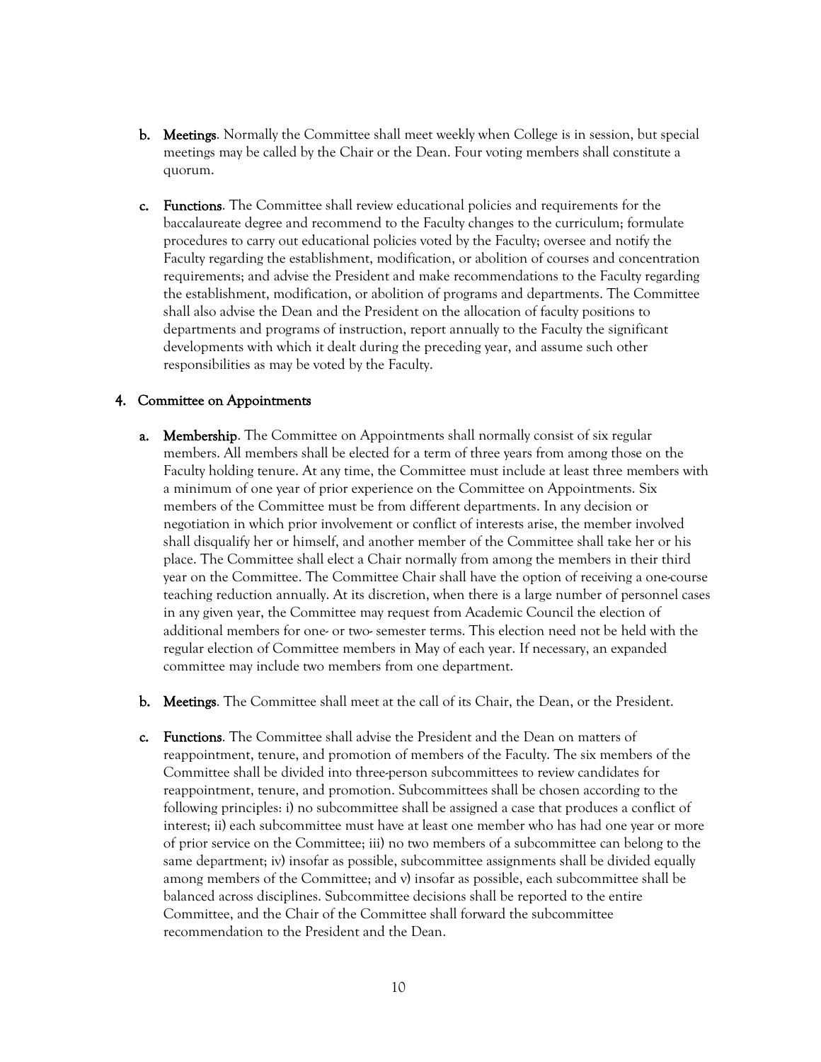b. **Meetings**. Normally the Committee shall meet weekly when College is in session, but special meetings may be called by the Chair or the Dean. Four voting members shall constitute a quorum.

c. **Functions**. The Committee shall review educational policies and requirements for the baccalaureate degree and recommend to the Faculty changes to the curriculum; formulate procedures to carry out educational policies voted by the Faculty; oversee and notify the Faculty regarding the establishment, modification, or abolition of courses and concentration requirements; and advise the President and make recommendations to the Faculty regarding the establishment, modification, or abolition of programs and departments. The Committee shall also advise the Dean and the President on the allocation of faculty positions to departments and programs of instruction, report annually to the Faculty the significant developments with which it dealt during the preceding year, and assume such other responsibilities as may be voted by the Faculty.

### 4. Committee on Appointments

a. **Membership**. The Committee on Appointments shall normally consist of six regular members. All members shall be elected for a term of three years from among those on the Faculty holding tenure. At any time, the Committee must include at least three members with a minimum of one year of prior experience on the Committee on Appointments. Six members of the Committee must be from different departments. In any decision or negotiation in which prior involvement or conflict of interests arise, the member involved shall disqualify her or himself, and another member of the Committee shall take her or his place. The Committee shall elect a Chair normally from among the members in their third year on the Committee. The Committee Chair shall have the option of receiving a one-course teaching reduction annually. At its discretion, when there is a large number of personnel cases in any given year, the Committee may request from Academic Council the election of additional members for one- or two- semester terms. This election need not be held with the regular election of Committee members in May of each year. If necessary, an expanded committee may include two members from one department.

b. **Meetings**. The Committee shall meet at the call of its Chair, the Dean, or the President.

c. **Functions**. The Committee shall advise the President and the Dean on matters of reappointment, tenure, and promotion of members of the Faculty. The six members of the Committee shall be divided into three-person subcommittees to review candidates for reappointment, tenure, and promotion. Subcommittees shall be chosen according to the following principles: i) no subcommittee shall be assigned a case that produces a conflict of interest; ii) each subcommittee must have at least one member who has had one year or more of prior service on the Committee; iii) no two members of a subcommittee can belong to the same department; iv) insofar as possible, subcommittee assignments shall be divided equally among members of the Committee; and v) insofar as possible, each subcommittee shall be balanced across disciplines. Subcommittee decisions shall be reported to the entire Committee, and the Chair of the Committee shall forward the subcommittee recommendation to the President and the Dean.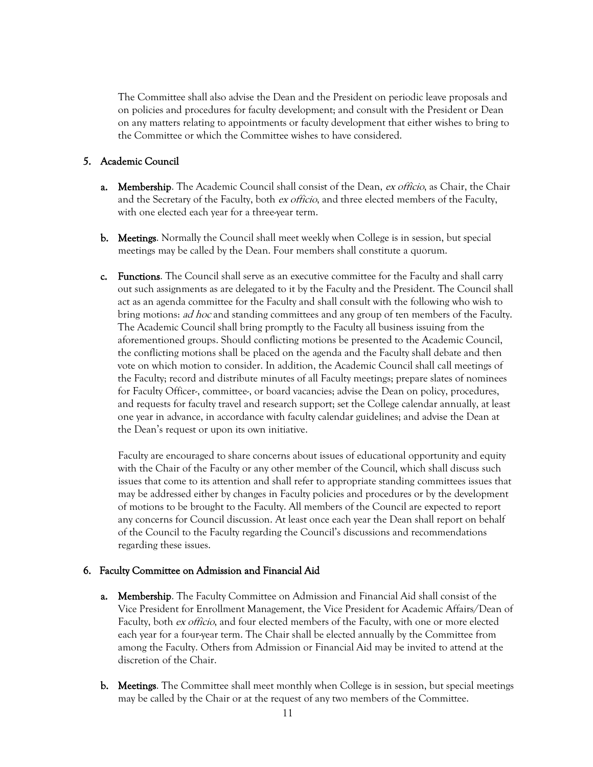The Committee shall also advise the Dean and the President on periodic leave proposals and on policies and procedures for faculty development; and consult with the President or Dean on any matters relating to appointments or faculty development that either wishes to bring to the Committee or which the Committee wishes to have considered.

### 5. Academic Council

**a. Membership**. The Academic Council shall consist of the Dean, *ex officio*, as Chair, the Chair and the Secretary of the Faculty, both *ex officio*, and three elected members of the Faculty, with one elected each year for a three-year term.

**b. Meetings**. Normally the Council shall meet weekly when College is in session, but special meetings may be called by the Dean. Four members shall constitute a quorum.

**c. Functions**. The Council shall serve as an executive committee for the Faculty and shall carry out such assignments as are delegated to it by the Faculty and the President. The Council shall act as an agenda committee for the Faculty and shall consult with the following who wish to bring motions: *ad hoc* and standing committees and any group of ten members of the Faculty. The Academic Council shall bring promptly to the Faculty all business issuing from the aforementioned groups. Should conflicting motions be presented to the Academic Council, the conflicting motions shall be placed on the agenda and the Faculty shall debate and then vote on which motion to consider. In addition, the Academic Council shall call meetings of the Faculty; record and distribute minutes of all Faculty meetings; prepare slates of nominees for Faculty Officer-, committee-, or board vacancies; advise the Dean on policy, procedures, and requests for faculty travel and research support; set the College calendar annually, at least one year in advance, in accordance with faculty calendar guidelines; and advise the Dean at the Dean's request or upon its own initiative.

Faculty are encouraged to share concerns about issues of educational opportunity and equity with the Chair of the Faculty or any other member of the Council, which shall discuss such issues that come to its attention and shall refer to appropriate standing committees issues that may be addressed either by changes in Faculty policies and procedures or by the development of motions to be brought to the Faculty. All members of the Council are expected to report any concerns for Council discussion. At least once each year the Dean shall report on behalf of the Council to the Faculty regarding the Council's discussions and recommendations regarding these issues.

### 6. Faculty Committee on Admission and Financial Aid

**a. Membership**. The Faculty Committee on Admission and Financial Aid shall consist of the Vice President for Enrollment Management, the Vice President for Academic Affairs/Dean of Faculty, both *ex officio*, and four elected members of the Faculty, with one or more elected each year for a four-year term. The Chair shall be elected annually by the Committee from among the Faculty. Others from Admission or Financial Aid may be invited to attend at the discretion of the Chair.

**b. Meetings**. The Committee shall meet monthly when College is in session, but special meetings may be called by the Chair or at the request of any two members of the Committee.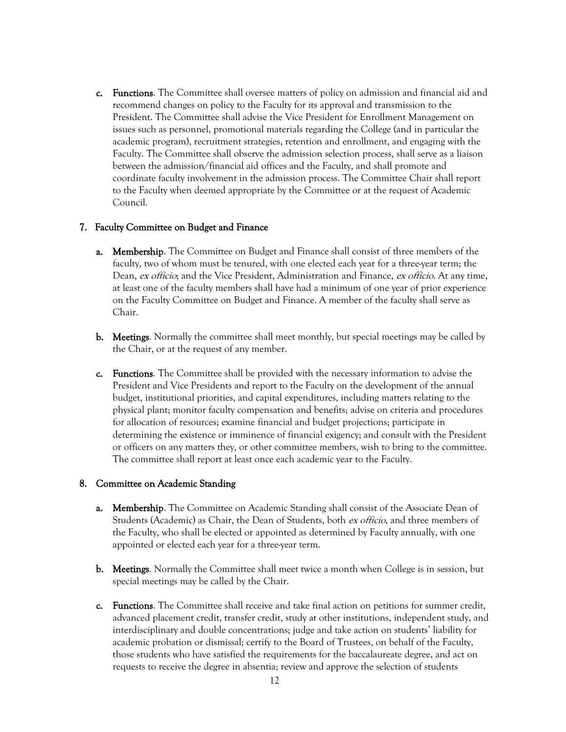c. **Functions**. The Committee shall oversee matters of policy on admission and financial aid and recommend changes on policy to the Faculty for its approval and transmission to the President. The Committee shall advise the Vice President for Enrollment Management on issues such as personnel, promotional materials regarding the College (and in particular the academic program), recruitment strategies, retention and enrollment, and engaging with the Faculty. The Committee shall observe the admission selection process, shall serve as a liaison between the admission/financial aid offices and the Faculty, and shall promote and coordinate faculty involvement in the admission process. The Committee Chair shall report to the Faculty when deemed appropriate by the Committee or at the request of Academic Council.

### 7. Faculty Committee on Budget and Finance

a. **Membership**. The Committee on Budget and Finance shall consist of three members of the faculty, two of whom must be tenured, with one elected each year for a three-year term; the Dean, *ex officio*; and the Vice President, Administration and Finance, *ex officio*. At any time, at least one of the faculty members shall have had a minimum of one year of prior experience on the Faculty Committee on Budget and Finance. A member of the faculty shall serve as Chair.

b. **Meetings**. Normally the committee shall meet monthly, but special meetings may be called by the Chair, or at the request of any member.

c. **Functions**. The Committee shall be provided with the necessary information to advise the President and Vice Presidents and report to the Faculty on the development of the annual budget, institutional priorities, and capital expenditures, including matters relating to the physical plant; monitor faculty compensation and benefits; advise on criteria and procedures for allocation of resources; examine financial and budget projections; participate in determining the existence or imminence of financial exigency; and consult with the President or officers on any matters they, or other committee members, wish to bring to the committee. The committee shall report at least once each academic year to the Faculty.

### 8. Committee on Academic Standing

a. **Membership**. The Committee on Academic Standing shall consist of the Associate Dean of Students (Academic) as Chair, the Dean of Students, both *ex officio*, and three members of the Faculty, who shall be elected or appointed as determined by Faculty annually, with one appointed or elected each year for a three-year term.

b. **Meetings**. Normally the Committee shall meet twice a month when College is in session, but special meetings may be called by the Chair.

c. **Functions**. The Committee shall receive and take final action on petitions for summer credit, advanced placement credit, transfer credit, study at other institutions, independent study, and interdisciplinary and double concentrations; judge and take action on students' liability for academic probation or dismissal; certify to the Board of Trustees, on behalf of the Faculty, those students who have satisfied the requirements for the baccalaureate degree, and act on requests to receive the degree in absentia; review and approve the selection of students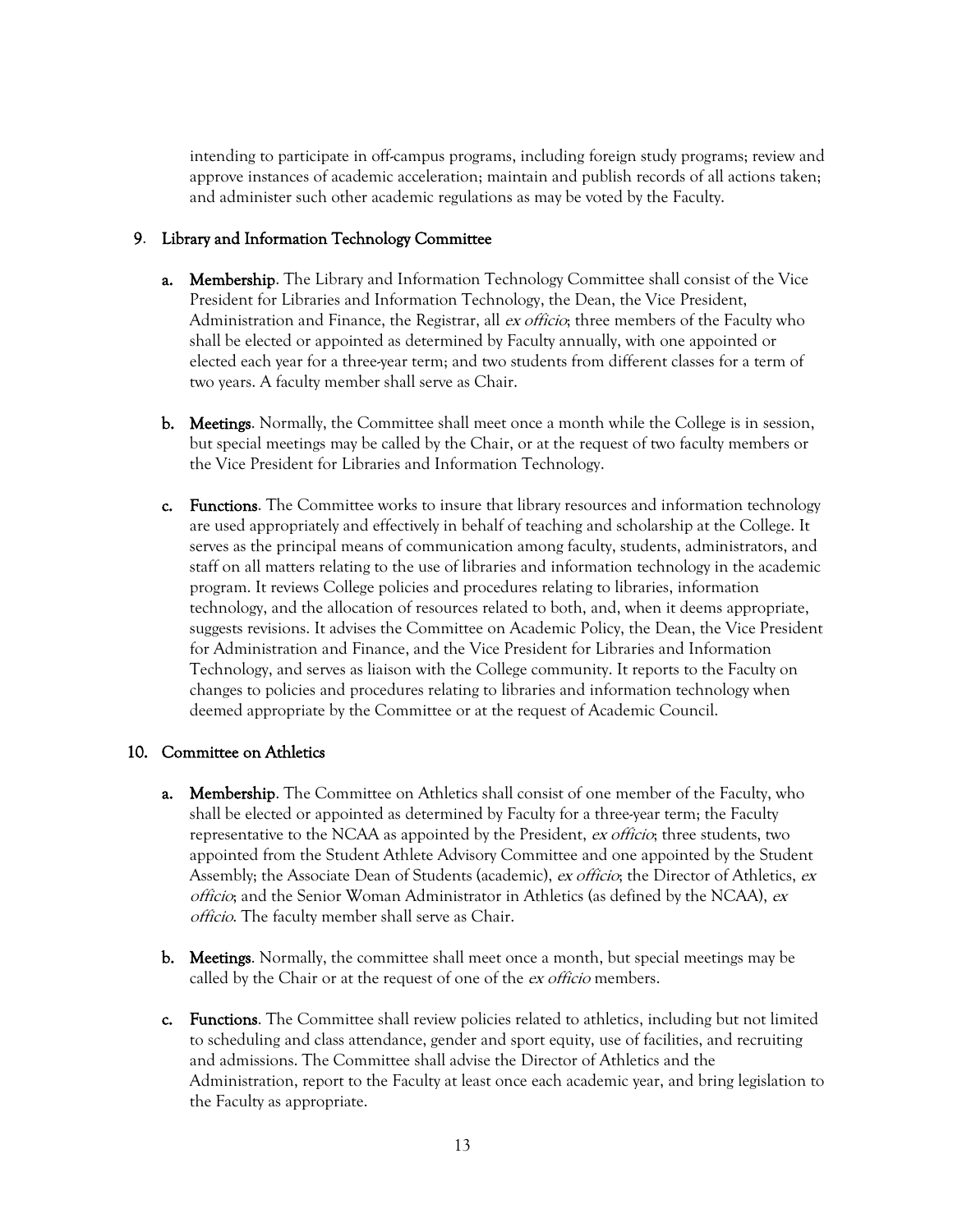intending to participate in off-campus programs, including foreign study programs; review and approve instances of academic acceleration; maintain and publish records of all actions taken; and administer such other academic regulations as may be voted by the Faculty.

### 9. Library and Information Technology Committee

- **a. Membership**. The Library and Information Technology Committee shall consist of the Vice President for Libraries and Information Technology, the Dean, the Vice President, Administration and Finance, the Registrar, all *ex officio*; three members of the Faculty who shall be elected or appointed as determined by Faculty annually, with one appointed or elected each year for a three-year term; and two students from different classes for a term of two years. A faculty member shall serve as Chair.

- **b. Meetings**. Normally, the Committee shall meet once a month while the College is in session, but special meetings may be called by the Chair, or at the request of two faculty members or the Vice President for Libraries and Information Technology.

- **c. Functions**. The Committee works to insure that library resources and information technology are used appropriately and effectively in behalf of teaching and scholarship at the College. It serves as the principal means of communication among faculty, students, administrators, and staff on all matters relating to the use of libraries and information technology in the academic program. It reviews College policies and procedures relating to libraries, information technology, and the allocation of resources related to both, and, when it deems appropriate, suggests revisions. It advises the Committee on Academic Policy, the Dean, the Vice President for Administration and Finance, and the Vice President for Libraries and Information Technology, and serves as liaison with the College community. It reports to the Faculty on changes to policies and procedures relating to libraries and information technology when deemed appropriate by the Committee or at the request of Academic Council.

### 10. Committee on Athletics

- **a. Membership**. The Committee on Athletics shall consist of one member of the Faculty, who shall be elected or appointed as determined by Faculty for a three-year term; the Faculty representative to the NCAA as appointed by the President, *ex officio*; three students, two appointed from the Student Athlete Advisory Committee and one appointed by the Student Assembly; the Associate Dean of Students (academic), *ex officio*; the Director of Athletics, *ex officio*; and the Senior Woman Administrator in Athletics (as defined by the NCAA), *ex officio*. The faculty member shall serve as Chair.

- **b. Meetings**. Normally, the committee shall meet once a month, but special meetings may be called by the Chair or at the request of one of the *ex officio* members.

- **c. Functions**. The Committee shall review policies related to athletics, including but not limited to scheduling and class attendance, gender and sport equity, use of facilities, and recruiting and admissions. The Committee shall advise the Director of Athletics and the Administration, report to the Faculty at least once each academic year, and bring legislation to the Faculty as appropriate.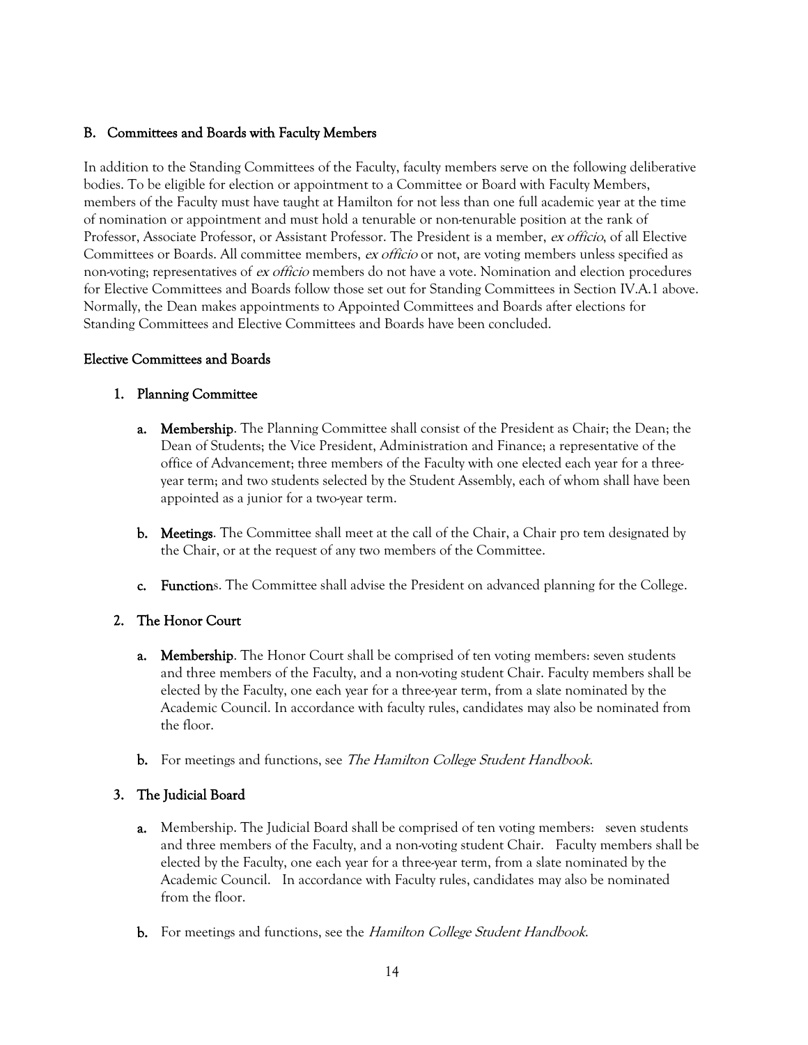## B. Committees and Boards with Faculty Members

In addition to the Standing Committees of the Faculty, faculty members serve on the following deliberative bodies. To be eligible for election or appointment to a Committee or Board with Faculty Members, members of the Faculty must have taught at Hamilton for not less than one full academic year at the time of nomination or appointment and must hold a tenurable or non-tenurable position at the rank of Professor, Associate Professor, or Assistant Professor. The President is a member, *ex officio*, of all Elective Committees or Boards. All committee members, *ex officio* or not, are voting members unless specified as non-voting; representatives of *ex officio* members do not have a vote. Nomination and election procedures for Elective Committees and Boards follow those set out for Standing Committees in Section IV.A.1 above. Normally, the Dean makes appointments to Appointed Committees and Boards after elections for Standing Committees and Elective Committees and Boards have been concluded.

### Elective Committees and Boards

#### 1. Planning Committee

a. **Membership**. The Planning Committee shall consist of the President as Chair; the Dean; the Dean of Students; the Vice President, Administration and Finance; a representative of the office of Advancement; three members of the Faculty with one elected each year for a three-year term; and two students selected by the Student Assembly, each of whom shall have been appointed as a junior for a two-year term.

b. **Meetings**. The Committee shall meet at the call of the Chair, a Chair pro tem designated by the Chair, or at the request of any two members of the Committee.

c. **Functions**. The Committee shall advise the President on advanced planning for the College.

#### 2. The Honor Court

a. **Membership**. The Honor Court shall be comprised of ten voting members: seven students and three members of the Faculty, and a non-voting student Chair. Faculty members shall be elected by the Faculty, one each year for a three-year term, from a slate nominated by the Academic Council. In accordance with faculty rules, candidates may also be nominated from the floor.

b. For meetings and functions, see *The Hamilton College Student Handbook*.

#### 3. The Judicial Board

a. Membership. The Judicial Board shall be comprised of ten voting members: seven students and three members of the Faculty, and a non-voting student Chair. Faculty members shall be elected by the Faculty, one each year for a three-year term, from a slate nominated by the Academic Council. In accordance with Faculty rules, candidates may also be nominated from the floor.

b. For meetings and functions, see the *Hamilton College Student Handbook*.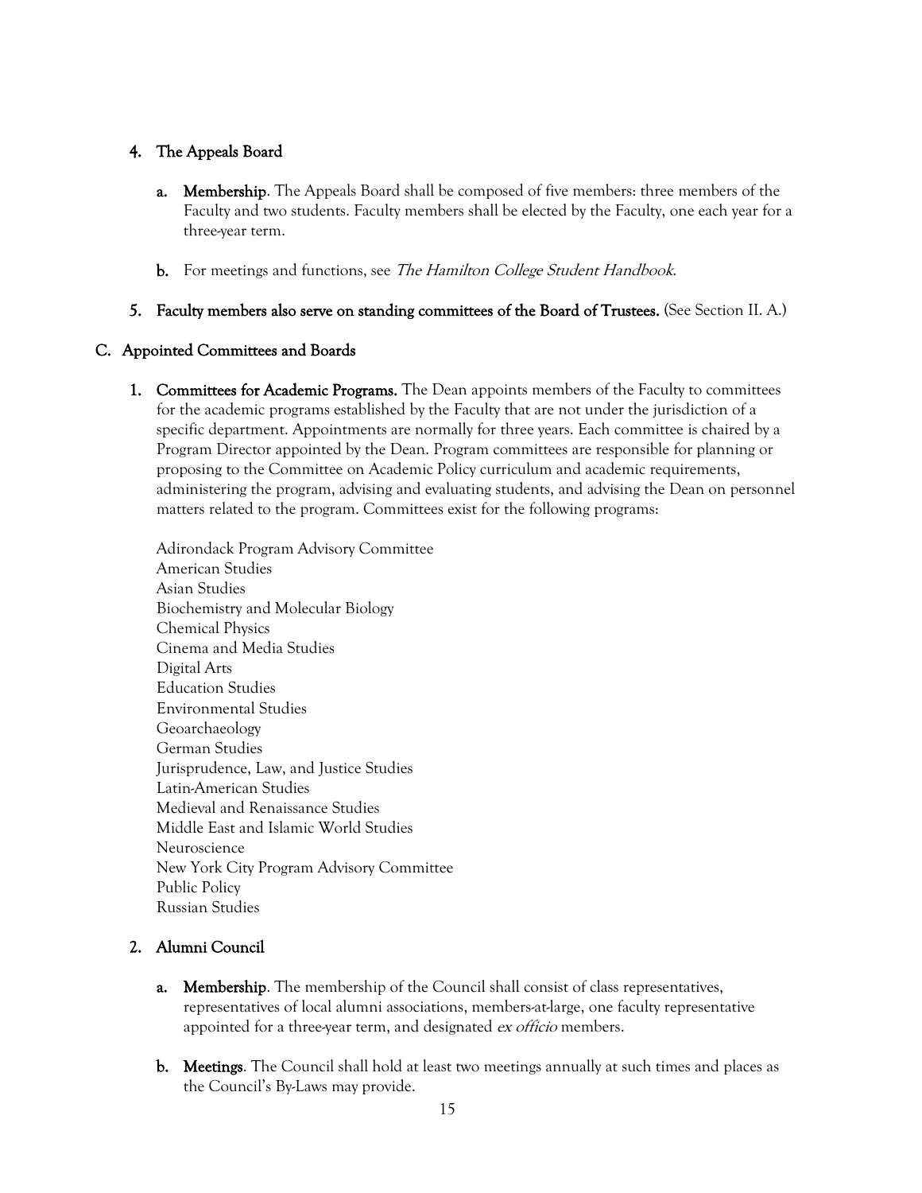4. **The Appeals Board**

   a. **Membership**. The Appeals Board shall be composed of five members: three members of the Faculty and two students. Faculty members shall be elected by the Faculty, one each year for a three-year term.

   b. For meetings and functions, see *The Hamilton College Student Handbook*.

5. **Faculty members also serve on standing committees of the Board of Trustees.** (See Section II. A.)

## C. Appointed Committees and Boards

1. **Committees for Academic Programs.** The Dean appoints members of the Faculty to committees for the academic programs established by the Faculty that are not under the jurisdiction of a specific department. Appointments are normally for three years. Each committee is chaired by a Program Director appointed by the Dean. Program committees are responsible for planning or proposing to the Committee on Academic Policy curriculum and academic requirements, administering the program, advising and evaluating students, and advising the Dean on personnel matters related to the program. Committees exist for the following programs:

   Adirondack Program Advisory Committee
   American Studies
   Asian Studies
   Biochemistry and Molecular Biology
   Chemical Physics
   Cinema and Media Studies
   Digital Arts
   Education Studies
   Environmental Studies
   Geoarchaeology
   German Studies
   Jurisprudence, Law, and Justice Studies
   Latin-American Studies
   Medieval and Renaissance Studies
   Middle East and Islamic World Studies
   Neuroscience
   New York City Program Advisory Committee
   Public Policy
   Russian Studies

2. **Alumni Council**

   a. **Membership**. The membership of the Council shall consist of class representatives, representatives of local alumni associations, members-at-large, one faculty representative appointed for a three-year term, and designated *ex officio* members.

   b. **Meetings**. The Council shall hold at least two meetings annually at such times and places as the Council's By-Laws may provide.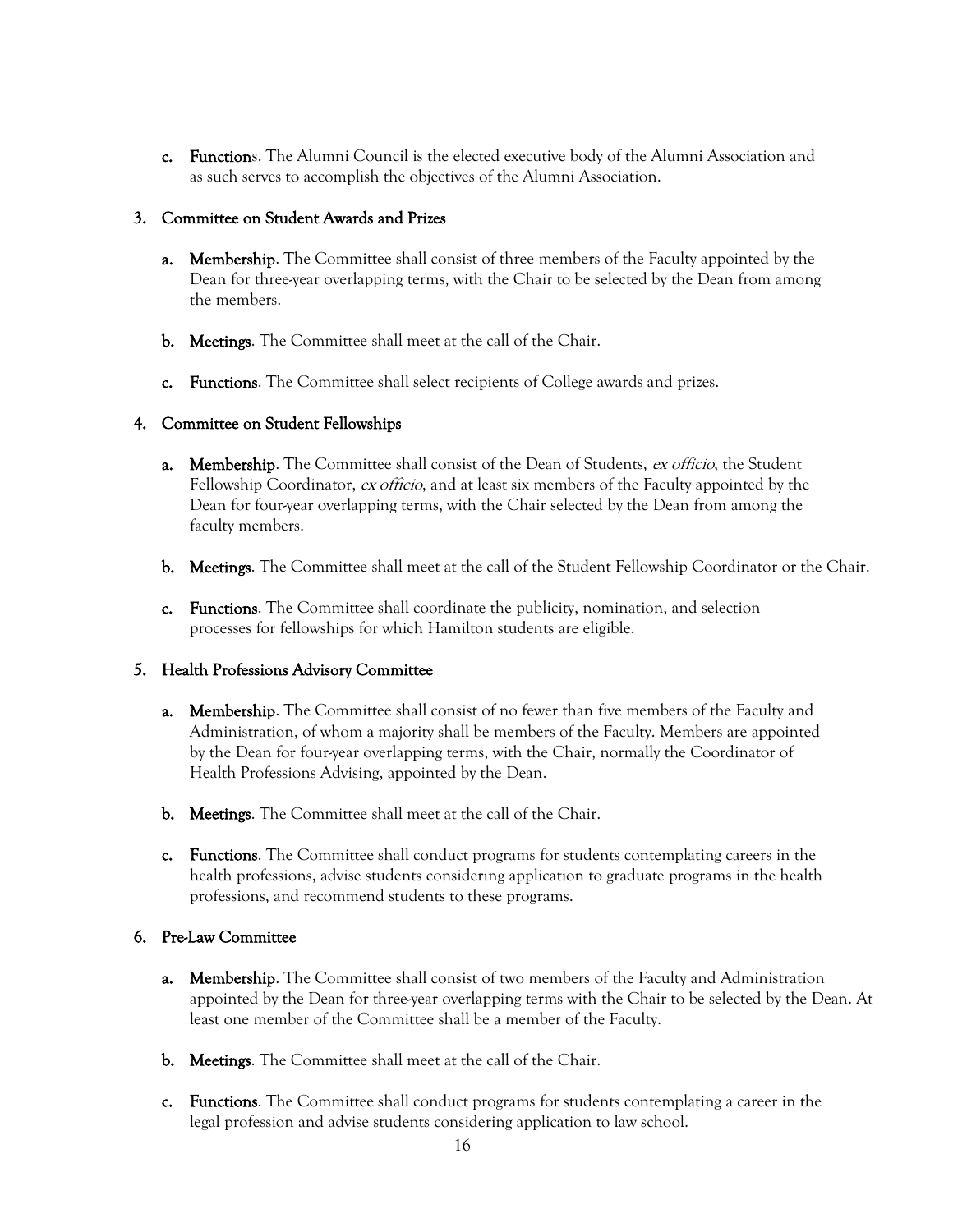c. **Function**s. The Alumni Council is the elected executive body of the Alumni Association and as such serves to accomplish the objectives of the Alumni Association.

### 3. Committee on Student Awards and Prizes

a. **Membership**. The Committee shall consist of three members of the Faculty appointed by the Dean for three-year overlapping terms, with the Chair to be selected by the Dean from among the members.

b. **Meetings**. The Committee shall meet at the call of the Chair.

c. **Functions**. The Committee shall select recipients of College awards and prizes.

### 4. Committee on Student Fellowships

a. **Membership**. The Committee shall consist of the Dean of Students, *ex officio*, the Student Fellowship Coordinator, *ex officio*, and at least six members of the Faculty appointed by the Dean for four-year overlapping terms, with the Chair selected by the Dean from among the faculty members.

b. **Meetings**. The Committee shall meet at the call of the Student Fellowship Coordinator or the Chair.

c. **Functions**. The Committee shall coordinate the publicity, nomination, and selection processes for fellowships for which Hamilton students are eligible.

### 5. Health Professions Advisory Committee

a. **Membership**. The Committee shall consist of no fewer than five members of the Faculty and Administration, of whom a majority shall be members of the Faculty. Members are appointed by the Dean for four-year overlapping terms, with the Chair, normally the Coordinator of Health Professions Advising, appointed by the Dean.

b. **Meetings**. The Committee shall meet at the call of the Chair.

c. **Functions**. The Committee shall conduct programs for students contemplating careers in the health professions, advise students considering application to graduate programs in the health professions, and recommend students to these programs.

### 6. Pre-Law Committee

a. **Membership**. The Committee shall consist of two members of the Faculty and Administration appointed by the Dean for three-year overlapping terms with the Chair to be selected by the Dean. At least one member of the Committee shall be a member of the Faculty.

b. **Meetings**. The Committee shall meet at the call of the Chair.

c. **Functions**. The Committee shall conduct programs for students contemplating a career in the legal profession and advise students considering application to law school.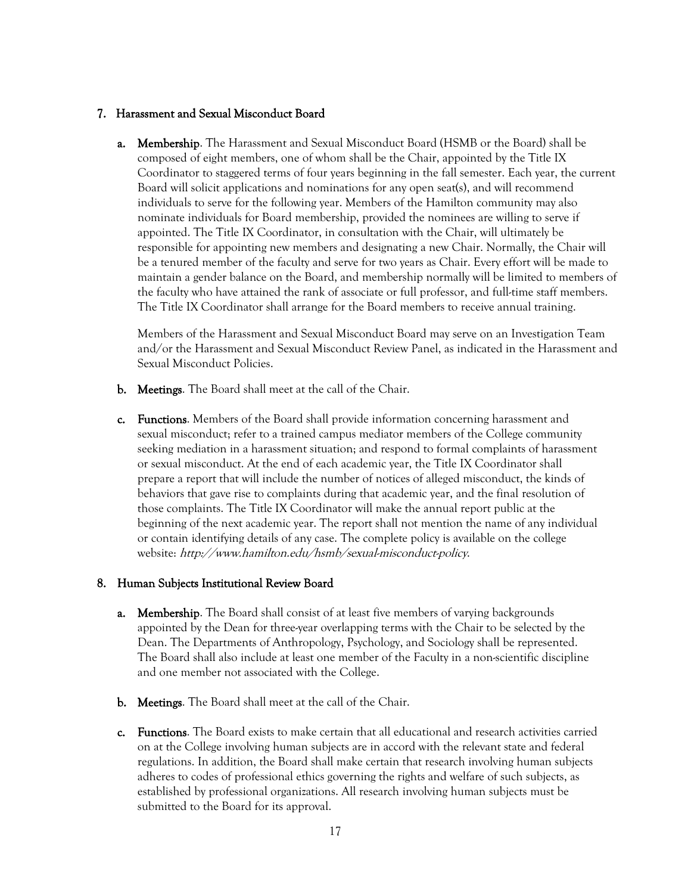## 7. Harassment and Sexual Misconduct Board

a. **Membership**. The Harassment and Sexual Misconduct Board (HSMB or the Board) shall be composed of eight members, one of whom shall be the Chair, appointed by the Title IX Coordinator to staggered terms of four years beginning in the fall semester. Each year, the current Board will solicit applications and nominations for any open seat(s), and will recommend individuals to serve for the following year. Members of the Hamilton community may also nominate individuals for Board membership, provided the nominees are willing to serve if appointed. The Title IX Coordinator, in consultation with the Chair, will ultimately be responsible for appointing new members and designating a new Chair. Normally, the Chair will be a tenured member of the faculty and serve for two years as Chair. Every effort will be made to maintain a gender balance on the Board, and membership normally will be limited to members of the faculty who have attained the rank of associate or full professor, and full-time staff members. The Title IX Coordinator shall arrange for the Board members to receive annual training.

   Members of the Harassment and Sexual Misconduct Board may serve on an Investigation Team and/or the Harassment and Sexual Misconduct Review Panel, as indicated in the Harassment and Sexual Misconduct Policies.

b. **Meetings**. The Board shall meet at the call of the Chair.

c. **Functions**. Members of the Board shall provide information concerning harassment and sexual misconduct; refer to a trained campus mediator members of the College community seeking mediation in a harassment situation; and respond to formal complaints of harassment or sexual misconduct. At the end of each academic year, the Title IX Coordinator shall prepare a report that will include the number of notices of alleged misconduct, the kinds of behaviors that gave rise to complaints during that academic year, and the final resolution of those complaints. The Title IX Coordinator will make the annual report public at the beginning of the next academic year. The report shall not mention the name of any individual or contain identifying details of any case. The complete policy is available on the college website: *http://www.hamilton.edu/hsmb/sexual-misconduct-policy*.

## 8. Human Subjects Institutional Review Board

a. **Membership**. The Board shall consist of at least five members of varying backgrounds appointed by the Dean for three-year overlapping terms with the Chair to be selected by the Dean. The Departments of Anthropology, Psychology, and Sociology shall be represented. The Board shall also include at least one member of the Faculty in a non-scientific discipline and one member not associated with the College.

b. **Meetings**. The Board shall meet at the call of the Chair.

c. **Functions**. The Board exists to make certain that all educational and research activities carried on at the College involving human subjects are in accord with the relevant state and federal regulations. In addition, the Board shall make certain that research involving human subjects adheres to codes of professional ethics governing the rights and welfare of such subjects, as established by professional organizations. All research involving human subjects must be submitted to the Board for its approval.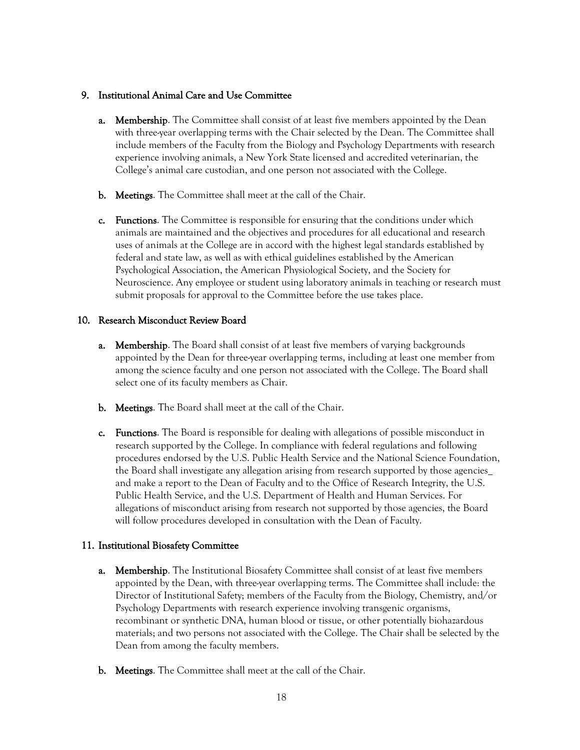9. **Institutional Animal Care and Use Committee**

   a. **Membership**. The Committee shall consist of at least five members appointed by the Dean with three-year overlapping terms with the Chair selected by the Dean. The Committee shall include members of the Faculty from the Biology and Psychology Departments with research experience involving animals, a New York State licensed and accredited veterinarian, the College's animal care custodian, and one person not associated with the College.

   b. **Meetings**. The Committee shall meet at the call of the Chair.

   c. **Functions**. The Committee is responsible for ensuring that the conditions under which animals are maintained and the objectives and procedures for all educational and research uses of animals at the College are in accord with the highest legal standards established by federal and state law, as well as with ethical guidelines established by the American Psychological Association, the American Physiological Society, and the Society for Neuroscience. Any employee or student using laboratory animals in teaching or research must submit proposals for approval to the Committee before the use takes place.

10. **Research Misconduct Review Board**

    a. **Membership**. The Board shall consist of at least five members of varying backgrounds appointed by the Dean for three-year overlapping terms, including at least one member from among the science faculty and one person not associated with the College. The Board shall select one of its faculty members as Chair.

    b. **Meetings**. The Board shall meet at the call of the Chair.

    c. **Functions**. The Board is responsible for dealing with allegations of possible misconduct in research supported by the College. In compliance with federal regulations and following procedures endorsed by the U.S. Public Health Service and the National Science Foundation, the Board shall investigate any allegation arising from research supported by those agencies_ and make a report to the Dean of Faculty and to the Office of Research Integrity, the U.S. Public Health Service, and the U.S. Department of Health and Human Services. For allegations of misconduct arising from research not supported by those agencies, the Board will follow procedures developed in consultation with the Dean of Faculty.

11. **Institutional Biosafety Committee**

    a. **Membership**. The Institutional Biosafety Committee shall consist of at least five members appointed by the Dean, with three-year overlapping terms. The Committee shall include: the Director of Institutional Safety; members of the Faculty from the Biology, Chemistry, and/or Psychology Departments with research experience involving transgenic organisms, recombinant or synthetic DNA, human blood or tissue, or other potentially biohazardous materials; and two persons not associated with the College. The Chair shall be selected by the Dean from among the faculty members.

    b. **Meetings**. The Committee shall meet at the call of the Chair.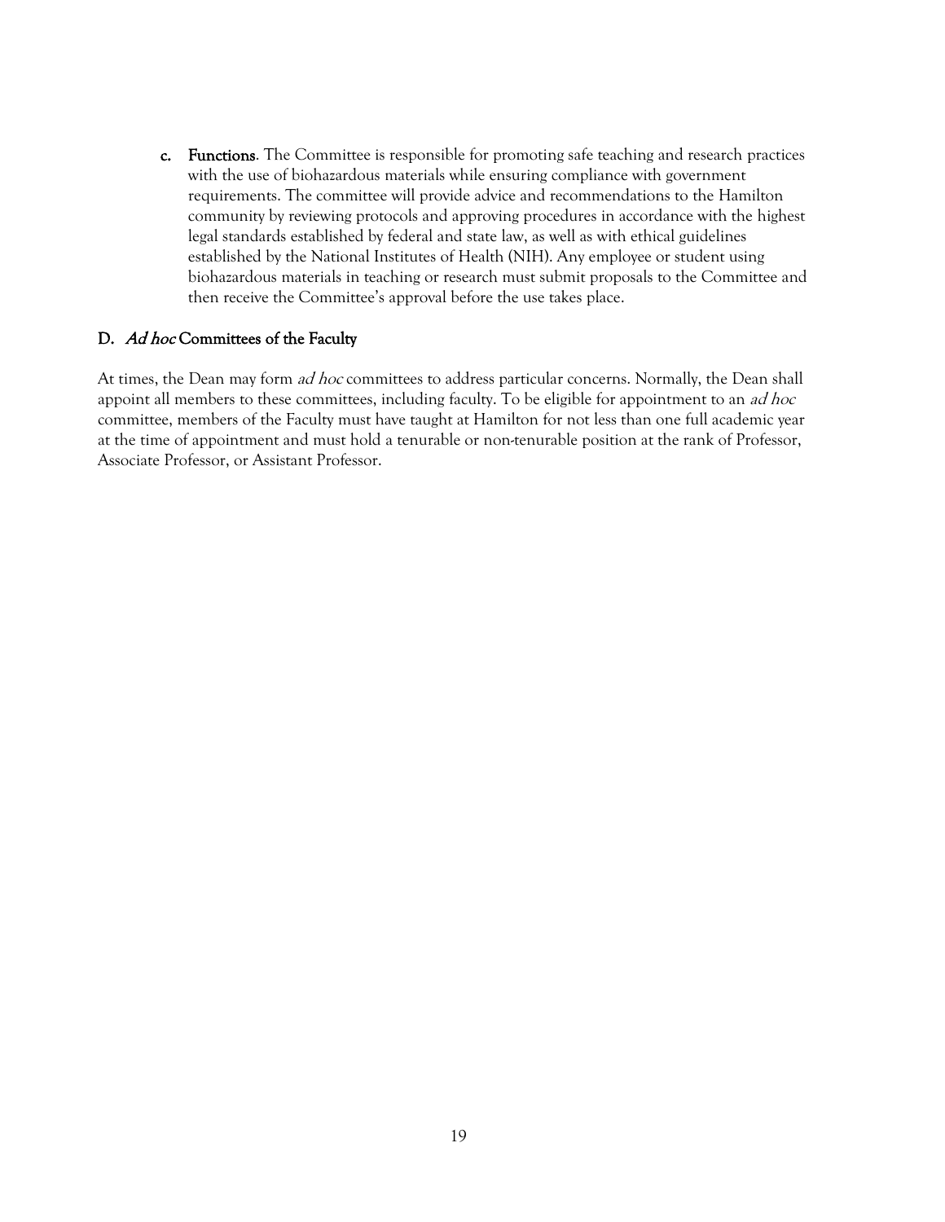c. **Functions**. The Committee is responsible for promoting safe teaching and research practices with the use of biohazardous materials while ensuring compliance with government requirements. The committee will provide advice and recommendations to the Hamilton community by reviewing protocols and approving procedures in accordance with the highest legal standards established by federal and state law, as well as with ethical guidelines established by the National Institutes of Health (NIH). Any employee or student using biohazardous materials in teaching or research must submit proposals to the Committee and then receive the Committee's approval before the use takes place.

## D. *Ad hoc* Committees of the Faculty

At times, the Dean may form *ad hoc* committees to address particular concerns. Normally, the Dean shall appoint all members to these committees, including faculty. To be eligible for appointment to an *ad hoc* committee, members of the Faculty must have taught at Hamilton for not less than one full academic year at the time of appointment and must hold a tenurable or non-tenurable position at the rank of Professor, Associate Professor, or Assistant Professor.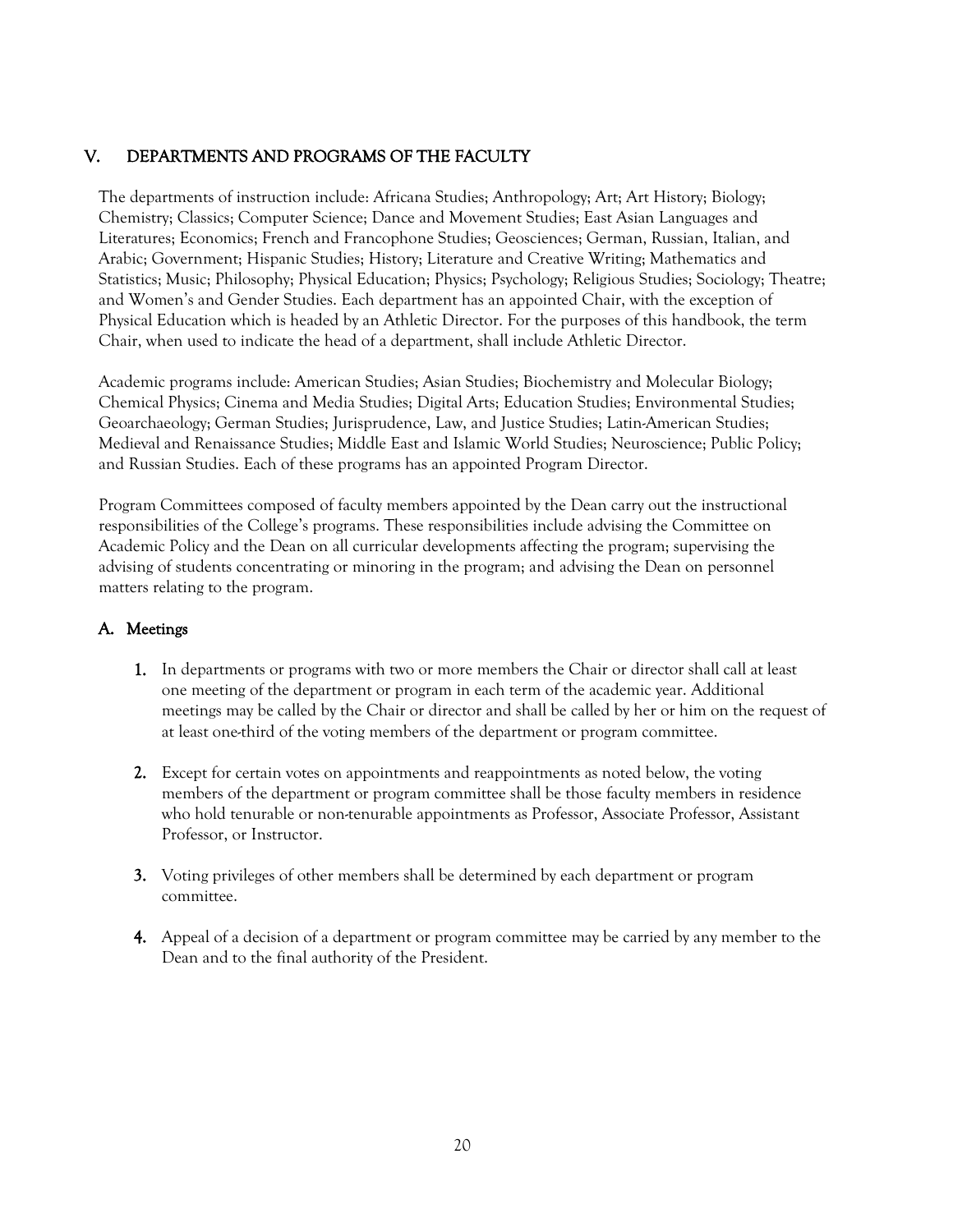# V. DEPARTMENTS AND PROGRAMS OF THE FACULTY

The departments of instruction include: Africana Studies; Anthropology; Art; Art History; Biology; Chemistry; Classics; Computer Science; Dance and Movement Studies; East Asian Languages and Literatures; Economics; French and Francophone Studies; Geosciences; German, Russian, Italian, and Arabic; Government; Hispanic Studies; History; Literature and Creative Writing; Mathematics and Statistics; Music; Philosophy; Physical Education; Physics; Psychology; Religious Studies; Sociology; Theatre; and Women's and Gender Studies. Each department has an appointed Chair, with the exception of Physical Education which is headed by an Athletic Director. For the purposes of this handbook, the term Chair, when used to indicate the head of a department, shall include Athletic Director.

Academic programs include: American Studies; Asian Studies; Biochemistry and Molecular Biology; Chemical Physics; Cinema and Media Studies; Digital Arts; Education Studies; Environmental Studies; Geoarchaeology; German Studies; Jurisprudence, Law, and Justice Studies; Latin-American Studies; Medieval and Renaissance Studies; Middle East and Islamic World Studies; Neuroscience; Public Policy; and Russian Studies. Each of these programs has an appointed Program Director.

Program Committees composed of faculty members appointed by the Dean carry out the instructional responsibilities of the College's programs. These responsibilities include advising the Committee on Academic Policy and the Dean on all curricular developments affecting the program; supervising the advising of students concentrating or minoring in the program; and advising the Dean on personnel matters relating to the program.

## A. Meetings

1. In departments or programs with two or more members the Chair or director shall call at least one meeting of the department or program in each term of the academic year. Additional meetings may be called by the Chair or director and shall be called by her or him on the request of at least one-third of the voting members of the department or program committee.

2. Except for certain votes on appointments and reappointments as noted below, the voting members of the department or program committee shall be those faculty members in residence who hold tenurable or non-tenurable appointments as Professor, Associate Professor, Assistant Professor, or Instructor.

3. Voting privileges of other members shall be determined by each department or program committee.

4. Appeal of a decision of a department or program committee may be carried by any member to the Dean and to the final authority of the President.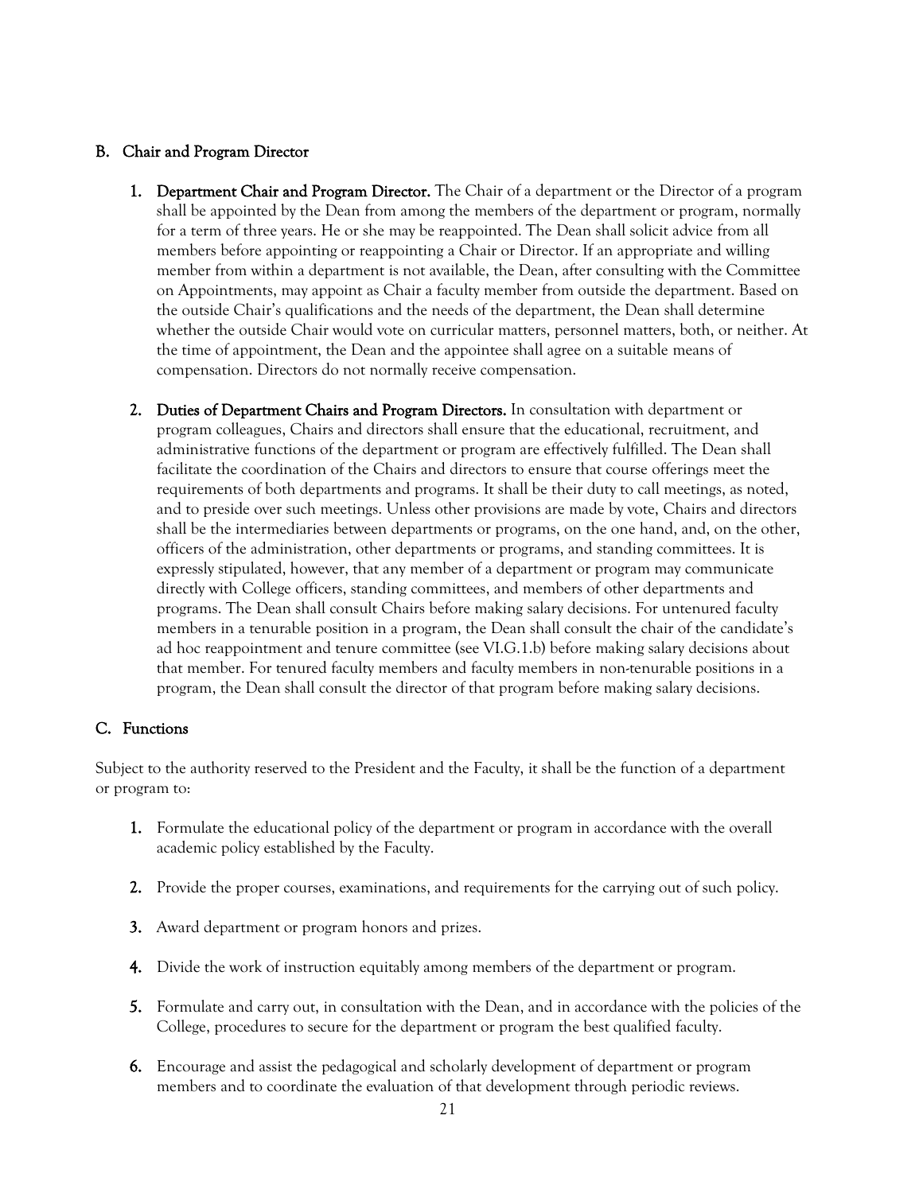## B. Chair and Program Director

1. **Department Chair and Program Director.** The Chair of a department or the Director of a program shall be appointed by the Dean from among the members of the department or program, normally for a term of three years. He or she may be reappointed. The Dean shall solicit advice from all members before appointing or reappointing a Chair or Director. If an appropriate and willing member from within a department is not available, the Dean, after consulting with the Committee on Appointments, may appoint as Chair a faculty member from outside the department. Based on the outside Chair's qualifications and the needs of the department, the Dean shall determine whether the outside Chair would vote on curricular matters, personnel matters, both, or neither. At the time of appointment, the Dean and the appointee shall agree on a suitable means of compensation. Directors do not normally receive compensation.

2. **Duties of Department Chairs and Program Directors.** In consultation with department or program colleagues, Chairs and directors shall ensure that the educational, recruitment, and administrative functions of the department or program are effectively fulfilled. The Dean shall facilitate the coordination of the Chairs and directors to ensure that course offerings meet the requirements of both departments and programs. It shall be their duty to call meetings, as noted, and to preside over such meetings. Unless other provisions are made by vote, Chairs and directors shall be the intermediaries between departments or programs, on the one hand, and, on the other, officers of the administration, other departments or programs, and standing committees. It is expressly stipulated, however, that any member of a department or program may communicate directly with College officers, standing committees, and members of other departments and programs. The Dean shall consult Chairs before making salary decisions. For untenured faculty members in a tenurable position in a program, the Dean shall consult the chair of the candidate's ad hoc reappointment and tenure committee (see VI.G.1.b) before making salary decisions about that member. For tenured faculty members and faculty members in non-tenurable positions in a program, the Dean shall consult the director of that program before making salary decisions.

## C. Functions

Subject to the authority reserved to the President and the Faculty, it shall be the function of a department or program to:

1. Formulate the educational policy of the department or program in accordance with the overall academic policy established by the Faculty.

2. Provide the proper courses, examinations, and requirements for the carrying out of such policy.

3. Award department or program honors and prizes.

4. Divide the work of instruction equitably among members of the department or program.

5. Formulate and carry out, in consultation with the Dean, and in accordance with the policies of the College, procedures to secure for the department or program the best qualified faculty.

6. Encourage and assist the pedagogical and scholarly development of department or program members and to coordinate the evaluation of that development through periodic reviews.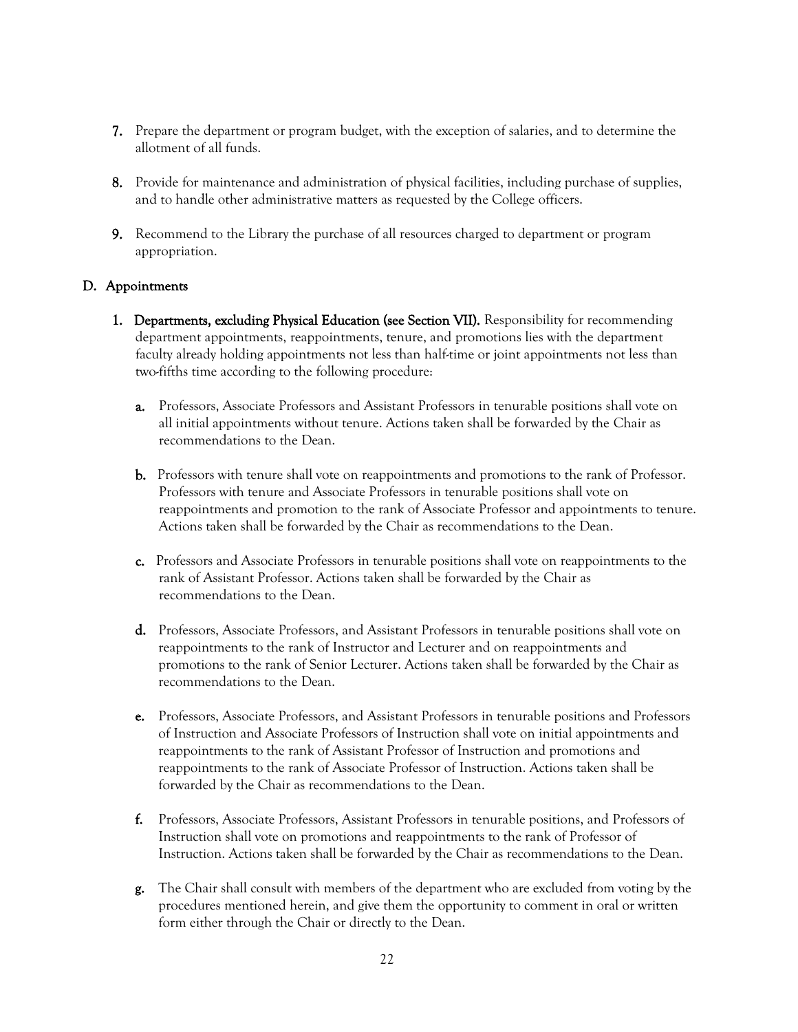7. Prepare the department or program budget, with the exception of salaries, and to determine the allotment of all funds.

8. Provide for maintenance and administration of physical facilities, including purchase of supplies, and to handle other administrative matters as requested by the College officers.

9. Recommend to the Library the purchase of all resources charged to department or program appropriation.

## D. Appointments

1. **Departments, excluding Physical Education (see Section VII).** Responsibility for recommending department appointments, reappointments, tenure, and promotions lies with the department faculty already holding appointments not less than half-time or joint appointments not less than two-fifths time according to the following procedure:

   a. Professors, Associate Professors and Assistant Professors in tenurable positions shall vote on all initial appointments without tenure. Actions taken shall be forwarded by the Chair as recommendations to the Dean.

   b. Professors with tenure shall vote on reappointments and promotions to the rank of Professor. Professors with tenure and Associate Professors in tenurable positions shall vote on reappointments and promotion to the rank of Associate Professor and appointments to tenure. Actions taken shall be forwarded by the Chair as recommendations to the Dean.

   c. Professors and Associate Professors in tenurable positions shall vote on reappointments to the rank of Assistant Professor. Actions taken shall be forwarded by the Chair as recommendations to the Dean.

   d. Professors, Associate Professors, and Assistant Professors in tenurable positions shall vote on reappointments to the rank of Instructor and Lecturer and on reappointments and promotions to the rank of Senior Lecturer. Actions taken shall be forwarded by the Chair as recommendations to the Dean.

   e. Professors, Associate Professors, and Assistant Professors in tenurable positions and Professors of Instruction and Associate Professors of Instruction shall vote on initial appointments and reappointments to the rank of Assistant Professor of Instruction and promotions and reappointments to the rank of Associate Professor of Instruction. Actions taken shall be forwarded by the Chair as recommendations to the Dean.

   f. Professors, Associate Professors, Assistant Professors in tenurable positions, and Professors of Instruction shall vote on promotions and reappointments to the rank of Professor of Instruction. Actions taken shall be forwarded by the Chair as recommendations to the Dean.

   g. The Chair shall consult with members of the department who are excluded from voting by the procedures mentioned herein, and give them the opportunity to comment in oral or written form either through the Chair or directly to the Dean.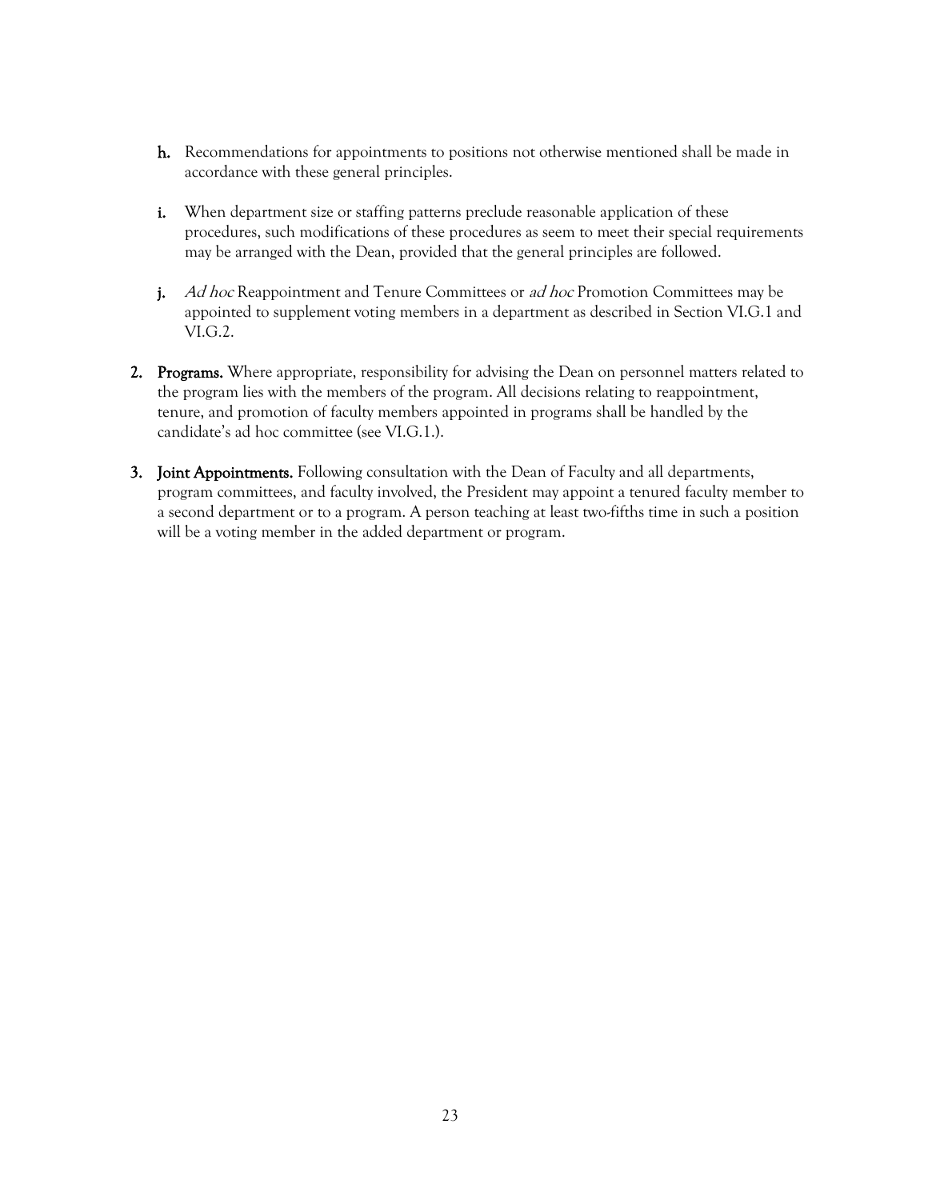h. Recommendations for appointments to positions not otherwise mentioned shall be made in accordance with these general principles.

   i. When department size or staffing patterns preclude reasonable application of these procedures, such modifications of these procedures as seem to meet their special requirements may be arranged with the Dean, provided that the general principles are followed.

   j. *Ad hoc* Reappointment and Tenure Committees or *ad hoc* Promotion Committees may be appointed to supplement voting members in a department as described in Section VI.G.1 and VI.G.2.

2. **Programs.** Where appropriate, responsibility for advising the Dean on personnel matters related to the program lies with the members of the program. All decisions relating to reappointment, tenure, and promotion of faculty members appointed in programs shall be handled by the candidate's ad hoc committee (see VI.G.1.).

3. **Joint Appointments.** Following consultation with the Dean of Faculty and all departments, program committees, and faculty involved, the President may appoint a tenured faculty member to a second department or to a program. A person teaching at least two-fifths time in such a position will be a voting member in the added department or program.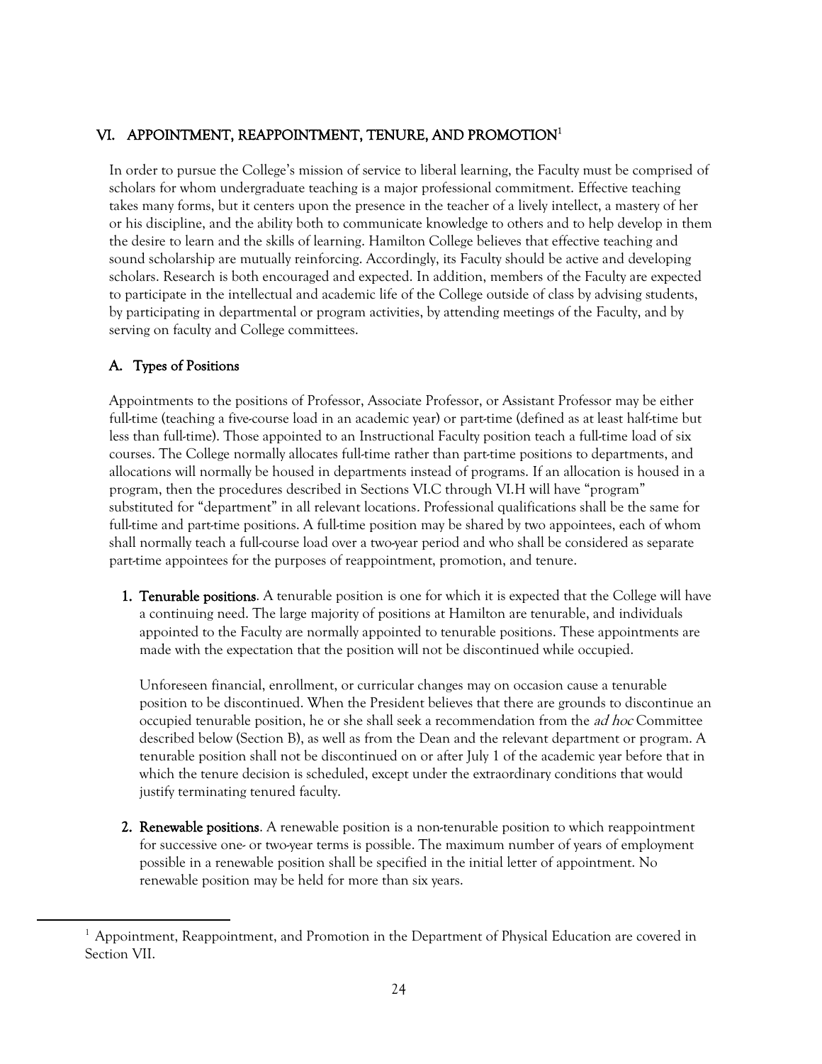## VI. APPOINTMENT, REAPPOINTMENT, TENURE, AND PROMOTION[1]

In order to pursue the College's mission of service to liberal learning, the Faculty must be comprised of scholars for whom undergraduate teaching is a major professional commitment. Effective teaching takes many forms, but it centers upon the presence in the teacher of a lively intellect, a mastery of her or his discipline, and the ability both to communicate knowledge to others and to help develop in them the desire to learn and the skills of learning. Hamilton College believes that effective teaching and sound scholarship are mutually reinforcing. Accordingly, its Faculty should be active and developing scholars. Research is both encouraged and expected. In addition, members of the Faculty are expected to participate in the intellectual and academic life of the College outside of class by advising students, by participating in departmental or program activities, by attending meetings of the Faculty, and by serving on faculty and College committees.

### A. Types of Positions

Appointments to the positions of Professor, Associate Professor, or Assistant Professor may be either full-time (teaching a five-course load in an academic year) or part-time (defined as at least half-time but less than full-time). Those appointed to an Instructional Faculty position teach a full-time load of six courses. The College normally allocates full-time rather than part-time positions to departments, and allocations will normally be housed in departments instead of programs. If an allocation is housed in a program, then the procedures described in Sections VI.C through VI.H will have "program" substituted for "department" in all relevant locations. Professional qualifications shall be the same for full-time and part-time positions. A full-time position may be shared by two appointees, each of whom shall normally teach a full-course load over a two-year period and who shall be considered as separate part-time appointees for the purposes of reappointment, promotion, and tenure.

1. **Tenurable positions**. A tenurable position is one for which it is expected that the College will have a continuing need. The large majority of positions at Hamilton are tenurable, and individuals appointed to the Faculty are normally appointed to tenurable positions. These appointments are made with the expectation that the position will not be discontinued while occupied.

   Unforeseen financial, enrollment, or curricular changes may on occasion cause a tenurable position to be discontinued. When the President believes that there are grounds to discontinue an occupied tenurable position, he or she shall seek a recommendation from the *ad hoc* Committee described below (Section B), as well as from the Dean and the relevant department or program. A tenurable position shall not be discontinued on or after July 1 of the academic year before that in which the tenure decision is scheduled, except under the extraordinary conditions that would justify terminating tenured faculty.

2. **Renewable positions**. A renewable position is a non-tenurable position to which reappointment for successive one- or two-year terms is possible. The maximum number of years of employment possible in a renewable position shall be specified in the initial letter of appointment. No renewable position may be held for more than six years.

---

[1] Appointment, Reappointment, and Promotion in the Department of Physical Education are covered in Section VII.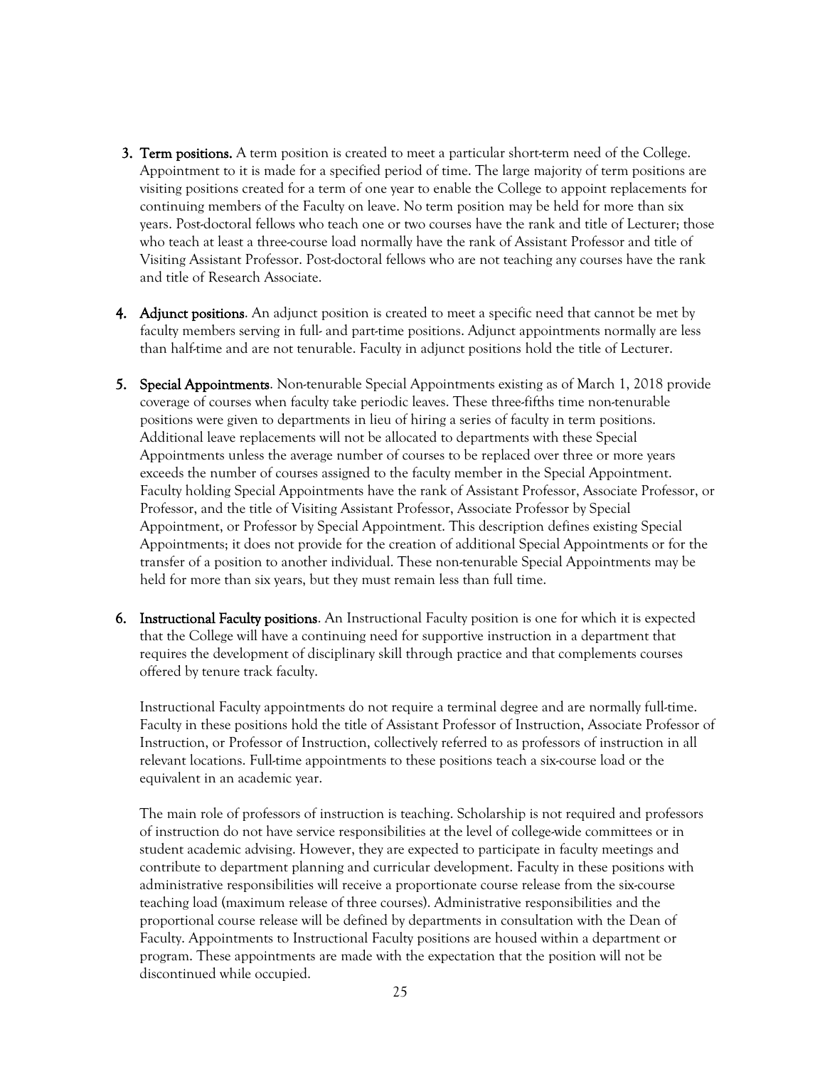3. **Term positions.** A term position is created to meet a particular short-term need of the College. Appointment to it is made for a specified period of time. The large majority of term positions are visiting positions created for a term of one year to enable the College to appoint replacements for continuing members of the Faculty on leave. No term position may be held for more than six years. Post-doctoral fellows who teach one or two courses have the rank and title of Lecturer; those who teach at least a three-course load normally have the rank of Assistant Professor and title of Visiting Assistant Professor. Post-doctoral fellows who are not teaching any courses have the rank and title of Research Associate.

4. **Adjunct positions**. An adjunct position is created to meet a specific need that cannot be met by faculty members serving in full- and part-time positions. Adjunct appointments normally are less than half-time and are not tenurable. Faculty in adjunct positions hold the title of Lecturer.

5. **Special Appointments**. Non-tenurable Special Appointments existing as of March 1, 2018 provide coverage of courses when faculty take periodic leaves. These three-fifths time non-tenurable positions were given to departments in lieu of hiring a series of faculty in term positions. Additional leave replacements will not be allocated to departments with these Special Appointments unless the average number of courses to be replaced over three or more years exceeds the number of courses assigned to the faculty member in the Special Appointment. Faculty holding Special Appointments have the rank of Assistant Professor, Associate Professor, or Professor, and the title of Visiting Assistant Professor, Associate Professor by Special Appointment, or Professor by Special Appointment. This description defines existing Special Appointments; it does not provide for the creation of additional Special Appointments or for the transfer of a position to another individual. These non-tenurable Special Appointments may be held for more than six years, but they must remain less than full time.

6. **Instructional Faculty positions**. An Instructional Faculty position is one for which it is expected that the College will have a continuing need for supportive instruction in a department that requires the development of disciplinary skill through practice and that complements courses offered by tenure track faculty.

   Instructional Faculty appointments do not require a terminal degree and are normally full-time. Faculty in these positions hold the title of Assistant Professor of Instruction, Associate Professor of Instruction, or Professor of Instruction, collectively referred to as professors of instruction in all relevant locations. Full-time appointments to these positions teach a six-course load or the equivalent in an academic year.

   The main role of professors of instruction is teaching. Scholarship is not required and professors of instruction do not have service responsibilities at the level of college-wide committees or in student academic advising. However, they are expected to participate in faculty meetings and contribute to department planning and curricular development. Faculty in these positions with administrative responsibilities will receive a proportionate course release from the six-course teaching load (maximum release of three courses). Administrative responsibilities and the proportional course release will be defined by departments in consultation with the Dean of Faculty. Appointments to Instructional Faculty positions are housed within a department or program. These appointments are made with the expectation that the position will not be discontinued while occupied.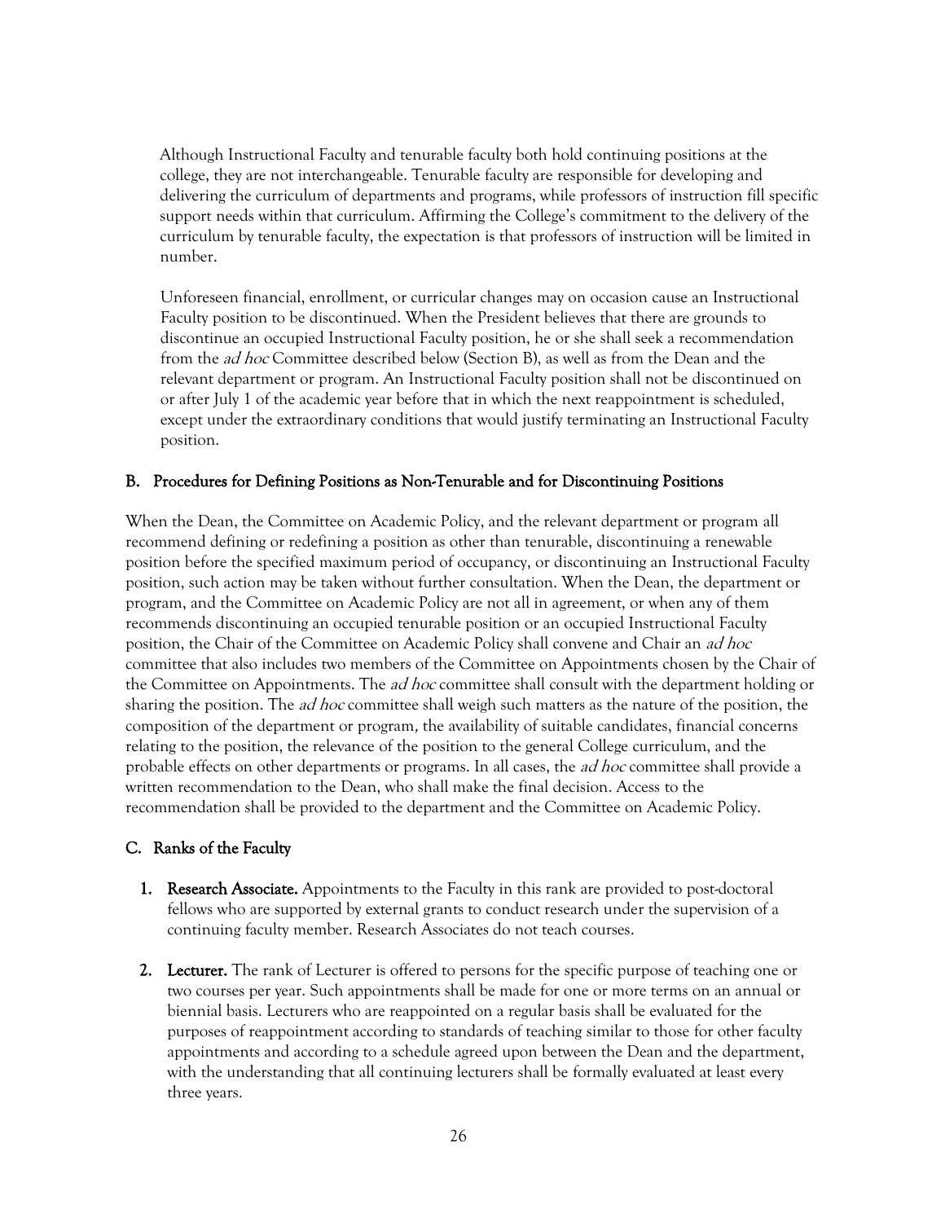Although Instructional Faculty and tenurable faculty both hold continuing positions at the college, they are not interchangeable. Tenurable faculty are responsible for developing and delivering the curriculum of departments and programs, while professors of instruction fill specific support needs within that curriculum. Affirming the College's commitment to the delivery of the curriculum by tenurable faculty, the expectation is that professors of instruction will be limited in number.

Unforeseen financial, enrollment, or curricular changes may on occasion cause an Instructional Faculty position to be discontinued. When the President believes that there are grounds to discontinue an occupied Instructional Faculty position, he or she shall seek a recommendation from the *ad hoc* Committee described below (Section B), as well as from the Dean and the relevant department or program. An Instructional Faculty position shall not be discontinued on or after July 1 of the academic year before that in which the next reappointment is scheduled, except under the extraordinary conditions that would justify terminating an Instructional Faculty position.

## B. Procedures for Defining Positions as Non-Tenurable and for Discontinuing Positions

When the Dean, the Committee on Academic Policy, and the relevant department or program all recommend defining or redefining a position as other than tenurable, discontinuing a renewable position before the specified maximum period of occupancy, or discontinuing an Instructional Faculty position, such action may be taken without further consultation. When the Dean, the department or program, and the Committee on Academic Policy are not all in agreement, or when any of them recommends discontinuing an occupied tenurable position or an occupied Instructional Faculty position, the Chair of the Committee on Academic Policy shall convene and Chair an *ad hoc* committee that also includes two members of the Committee on Appointments chosen by the Chair of the Committee on Appointments. The *ad hoc* committee shall consult with the department holding or sharing the position. The *ad hoc* committee shall weigh such matters as the nature of the position, the composition of the department or program, the availability of suitable candidates, financial concerns relating to the position, the relevance of the position to the general College curriculum, and the probable effects on other departments or programs. In all cases, the *ad hoc* committee shall provide a written recommendation to the Dean, who shall make the final decision. Access to the recommendation shall be provided to the department and the Committee on Academic Policy.

## C. Ranks of the Faculty

1. **Research Associate.** Appointments to the Faculty in this rank are provided to post-doctoral fellows who are supported by external grants to conduct research under the supervision of a continuing faculty member. Research Associates do not teach courses.

2. **Lecturer.** The rank of Lecturer is offered to persons for the specific purpose of teaching one or two courses per year. Such appointments shall be made for one or more terms on an annual or biennial basis. Lecturers who are reappointed on a regular basis shall be evaluated for the purposes of reappointment according to standards of teaching similar to those for other faculty appointments and according to a schedule agreed upon between the Dean and the department, with the understanding that all continuing lecturers shall be formally evaluated at least every three years.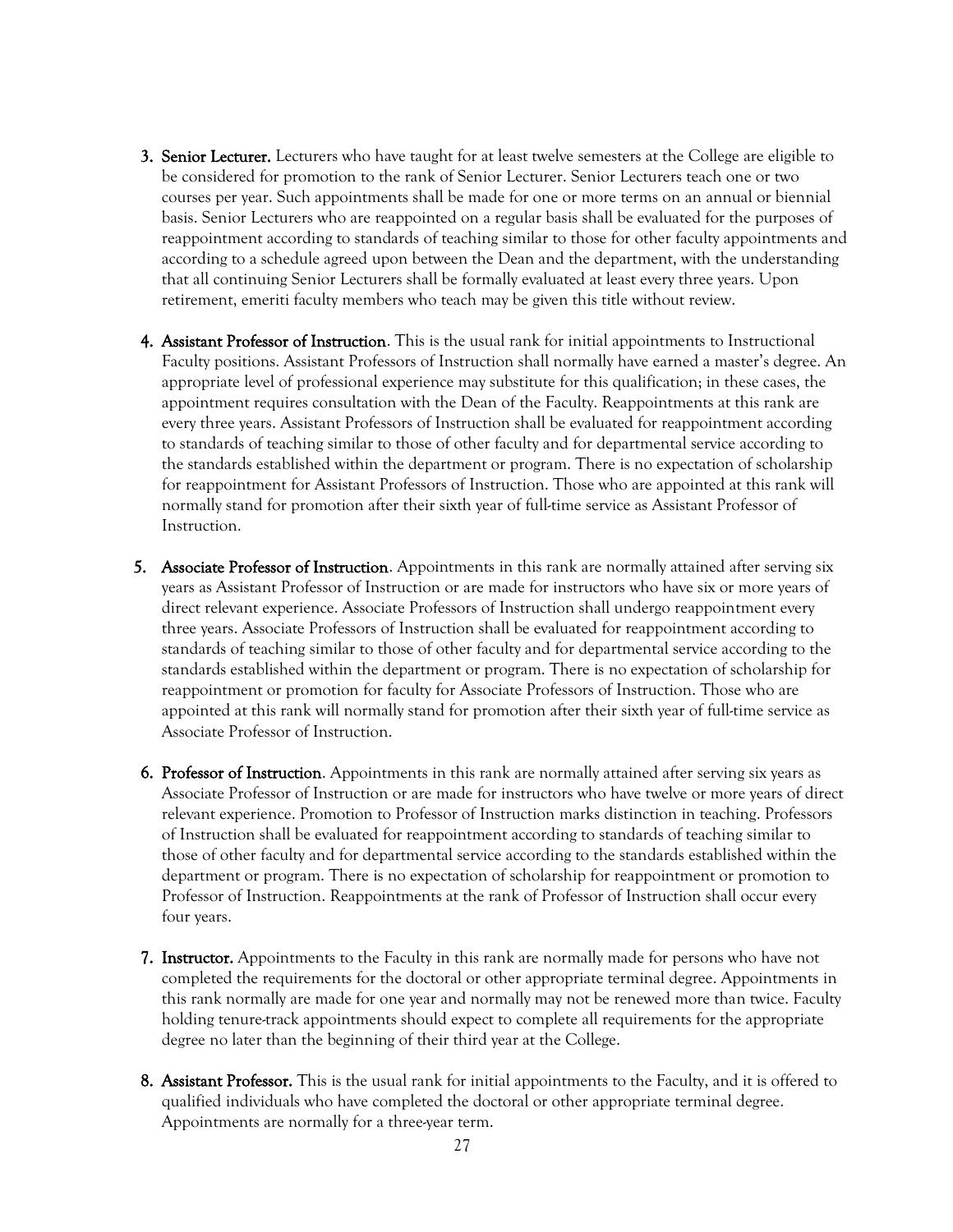3. **Senior Lecturer.** Lecturers who have taught for at least twelve semesters at the College are eligible to be considered for promotion to the rank of Senior Lecturer. Senior Lecturers teach one or two courses per year. Such appointments shall be made for one or more terms on an annual or biennial basis. Senior Lecturers who are reappointed on a regular basis shall be evaluated for the purposes of reappointment according to standards of teaching similar to those for other faculty appointments and according to a schedule agreed upon between the Dean and the department, with the understanding that all continuing Senior Lecturers shall be formally evaluated at least every three years. Upon retirement, emeriti faculty members who teach may be given this title without review.

4. **Assistant Professor of Instruction**. This is the usual rank for initial appointments to Instructional Faculty positions. Assistant Professors of Instruction shall normally have earned a master's degree. An appropriate level of professional experience may substitute for this qualification; in these cases, the appointment requires consultation with the Dean of the Faculty. Reappointments at this rank are every three years. Assistant Professors of Instruction shall be evaluated for reappointment according to standards of teaching similar to those of other faculty and for departmental service according to the standards established within the department or program. There is no expectation of scholarship for reappointment for Assistant Professors of Instruction. Those who are appointed at this rank will normally stand for promotion after their sixth year of full-time service as Assistant Professor of Instruction.

5. **Associate Professor of Instruction**. Appointments in this rank are normally attained after serving six years as Assistant Professor of Instruction or are made for instructors who have six or more years of direct relevant experience. Associate Professors of Instruction shall undergo reappointment every three years. Associate Professors of Instruction shall be evaluated for reappointment according to standards of teaching similar to those of other faculty and for departmental service according to the standards established within the department or program. There is no expectation of scholarship for reappointment or promotion for faculty for Associate Professors of Instruction. Those who are appointed at this rank will normally stand for promotion after their sixth year of full-time service as Associate Professor of Instruction.

6. **Professor of Instruction**. Appointments in this rank are normally attained after serving six years as Associate Professor of Instruction or are made for instructors who have twelve or more years of direct relevant experience. Promotion to Professor of Instruction marks distinction in teaching. Professors of Instruction shall be evaluated for reappointment according to standards of teaching similar to those of other faculty and for departmental service according to the standards established within the department or program. There is no expectation of scholarship for reappointment or promotion to Professor of Instruction. Reappointments at the rank of Professor of Instruction shall occur every four years.

7. **Instructor.** Appointments to the Faculty in this rank are normally made for persons who have not completed the requirements for the doctoral or other appropriate terminal degree. Appointments in this rank normally are made for one year and normally may not be renewed more than twice. Faculty holding tenure-track appointments should expect to complete all requirements for the appropriate degree no later than the beginning of their third year at the College.

8. **Assistant Professor.** This is the usual rank for initial appointments to the Faculty, and it is offered to qualified individuals who have completed the doctoral or other appropriate terminal degree. Appointments are normally for a three-year term.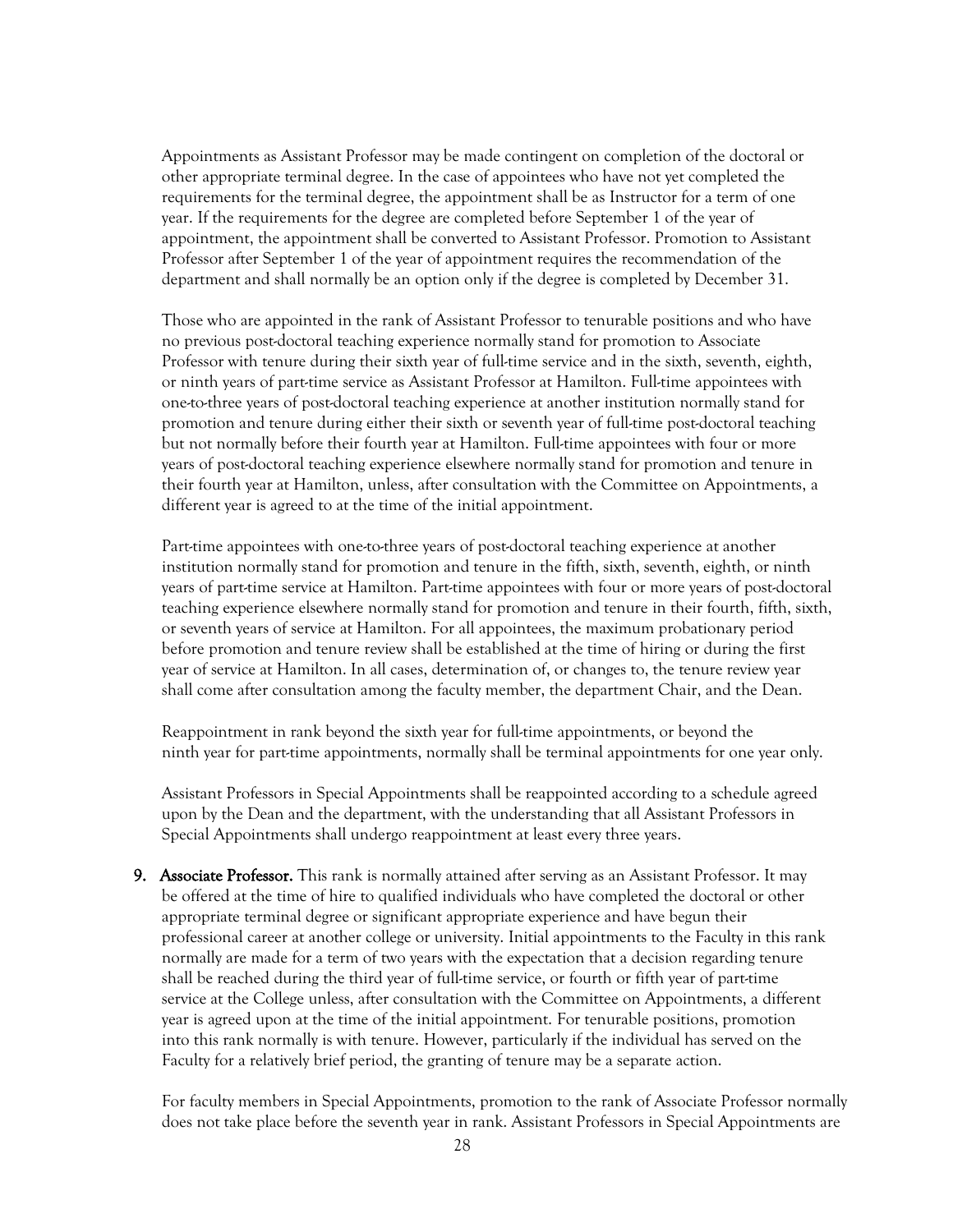Appointments as Assistant Professor may be made contingent on completion of the doctoral or other appropriate terminal degree. In the case of appointees who have not yet completed the requirements for the terminal degree, the appointment shall be as Instructor for a term of one year. If the requirements for the degree are completed before September 1 of the year of appointment, the appointment shall be converted to Assistant Professor. Promotion to Assistant Professor after September 1 of the year of appointment requires the recommendation of the department and shall normally be an option only if the degree is completed by December 31.

Those who are appointed in the rank of Assistant Professor to tenurable positions and who have no previous post-doctoral teaching experience normally stand for promotion to Associate Professor with tenure during their sixth year of full-time service and in the sixth, seventh, eighth, or ninth years of part-time service as Assistant Professor at Hamilton. Full-time appointees with one-to-three years of post-doctoral teaching experience at another institution normally stand for promotion and tenure during either their sixth or seventh year of full-time post-doctoral teaching but not normally before their fourth year at Hamilton. Full-time appointees with four or more years of post-doctoral teaching experience elsewhere normally stand for promotion and tenure in their fourth year at Hamilton, unless, after consultation with the Committee on Appointments, a different year is agreed to at the time of the initial appointment.

Part-time appointees with one-to-three years of post-doctoral teaching experience at another institution normally stand for promotion and tenure in the fifth, sixth, seventh, eighth, or ninth years of part-time service at Hamilton. Part-time appointees with four or more years of post-doctoral teaching experience elsewhere normally stand for promotion and tenure in their fourth, fifth, sixth, or seventh years of service at Hamilton. For all appointees, the maximum probationary period before promotion and tenure review shall be established at the time of hiring or during the first year of service at Hamilton. In all cases, determination of, or changes to, the tenure review year shall come after consultation among the faculty member, the department Chair, and the Dean.

Reappointment in rank beyond the sixth year for full-time appointments, or beyond the ninth year for part-time appointments, normally shall be terminal appointments for one year only.

Assistant Professors in Special Appointments shall be reappointed according to a schedule agreed upon by the Dean and the department, with the understanding that all Assistant Professors in Special Appointments shall undergo reappointment at least every three years.

9. **Associate Professor.** This rank is normally attained after serving as an Assistant Professor. It may be offered at the time of hire to qualified individuals who have completed the doctoral or other appropriate terminal degree or significant appropriate experience and have begun their professional career at another college or university. Initial appointments to the Faculty in this rank normally are made for a term of two years with the expectation that a decision regarding tenure shall be reached during the third year of full-time service, or fourth or fifth year of part-time service at the College unless, after consultation with the Committee on Appointments, a different year is agreed upon at the time of the initial appointment. For tenurable positions, promotion into this rank normally is with tenure. However, particularly if the individual has served on the Faculty for a relatively brief period, the granting of tenure may be a separate action.

   For faculty members in Special Appointments, promotion to the rank of Associate Professor normally does not take place before the seventh year in rank. Assistant Professors in Special Appointments are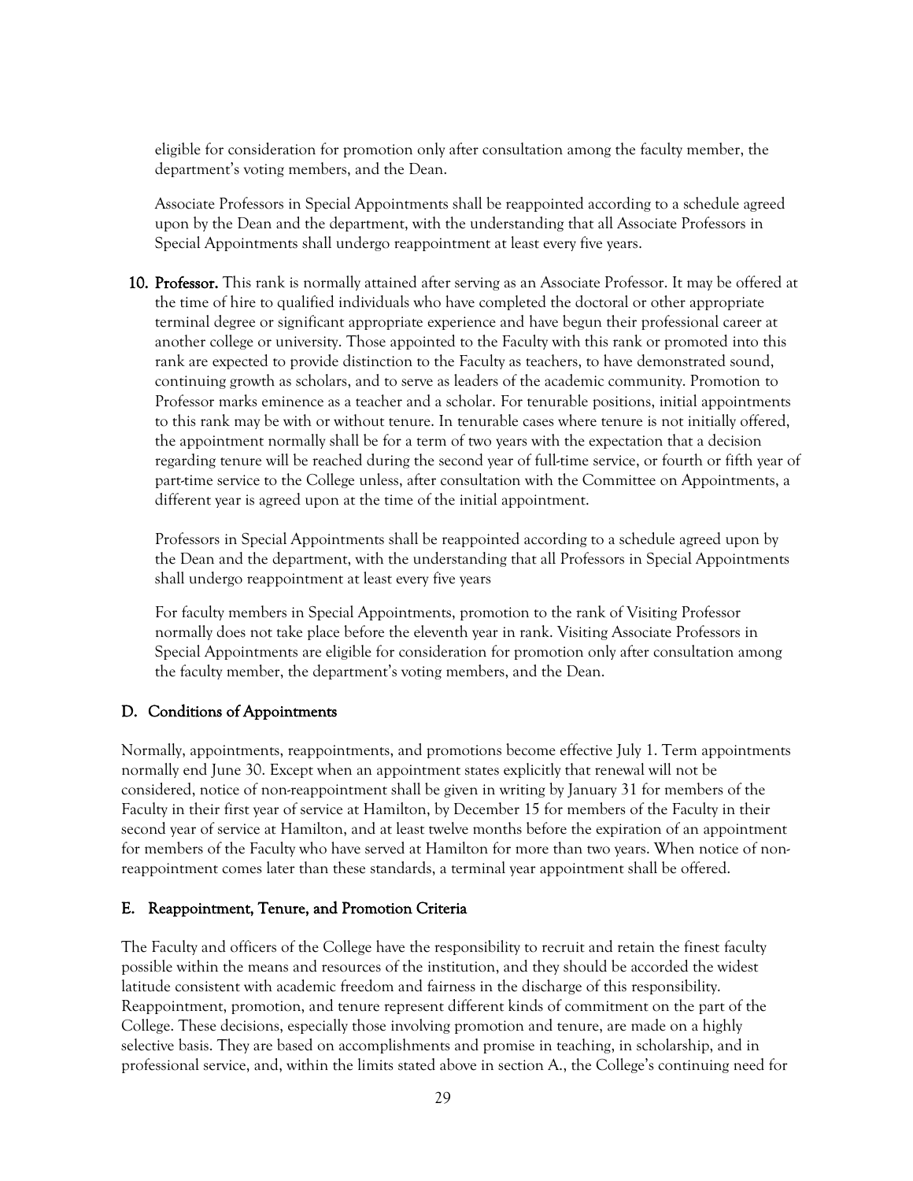eligible for consideration for promotion only after consultation among the faculty member, the department's voting members, and the Dean.

Associate Professors in Special Appointments shall be reappointed according to a schedule agreed upon by the Dean and the department, with the understanding that all Associate Professors in Special Appointments shall undergo reappointment at least every five years.

10. **Professor.** This rank is normally attained after serving as an Associate Professor. It may be offered at the time of hire to qualified individuals who have completed the doctoral or other appropriate terminal degree or significant appropriate experience and have begun their professional career at another college or university. Those appointed to the Faculty with this rank or promoted into this rank are expected to provide distinction to the Faculty as teachers, to have demonstrated sound, continuing growth as scholars, and to serve as leaders of the academic community. Promotion to Professor marks eminence as a teacher and a scholar. For tenurable positions, initial appointments to this rank may be with or without tenure. In tenurable cases where tenure is not initially offered, the appointment normally shall be for a term of two years with the expectation that a decision regarding tenure will be reached during the second year of full-time service, or fourth or fifth year of part-time service to the College unless, after consultation with the Committee on Appointments, a different year is agreed upon at the time of the initial appointment.

    Professors in Special Appointments shall be reappointed according to a schedule agreed upon by the Dean and the department, with the understanding that all Professors in Special Appointments shall undergo reappointment at least every five years

    For faculty members in Special Appointments, promotion to the rank of Visiting Professor normally does not take place before the eleventh year in rank. Visiting Associate Professors in Special Appointments are eligible for consideration for promotion only after consultation among the faculty member, the department's voting members, and the Dean.

## D. Conditions of Appointments

Normally, appointments, reappointments, and promotions become effective July 1. Term appointments normally end June 30. Except when an appointment states explicitly that renewal will not be considered, notice of non-reappointment shall be given in writing by January 31 for members of the Faculty in their first year of service at Hamilton, by December 15 for members of the Faculty in their second year of service at Hamilton, and at least twelve months before the expiration of an appointment for members of the Faculty who have served at Hamilton for more than two years. When notice of non-reappointment comes later than these standards, a terminal year appointment shall be offered.

## E. Reappointment, Tenure, and Promotion Criteria

The Faculty and officers of the College have the responsibility to recruit and retain the finest faculty possible within the means and resources of the institution, and they should be accorded the widest latitude consistent with academic freedom and fairness in the discharge of this responsibility. Reappointment, promotion, and tenure represent different kinds of commitment on the part of the College. These decisions, especially those involving promotion and tenure, are made on a highly selective basis. They are based on accomplishments and promise in teaching, in scholarship, and in professional service, and, within the limits stated above in section A., the College's continuing need for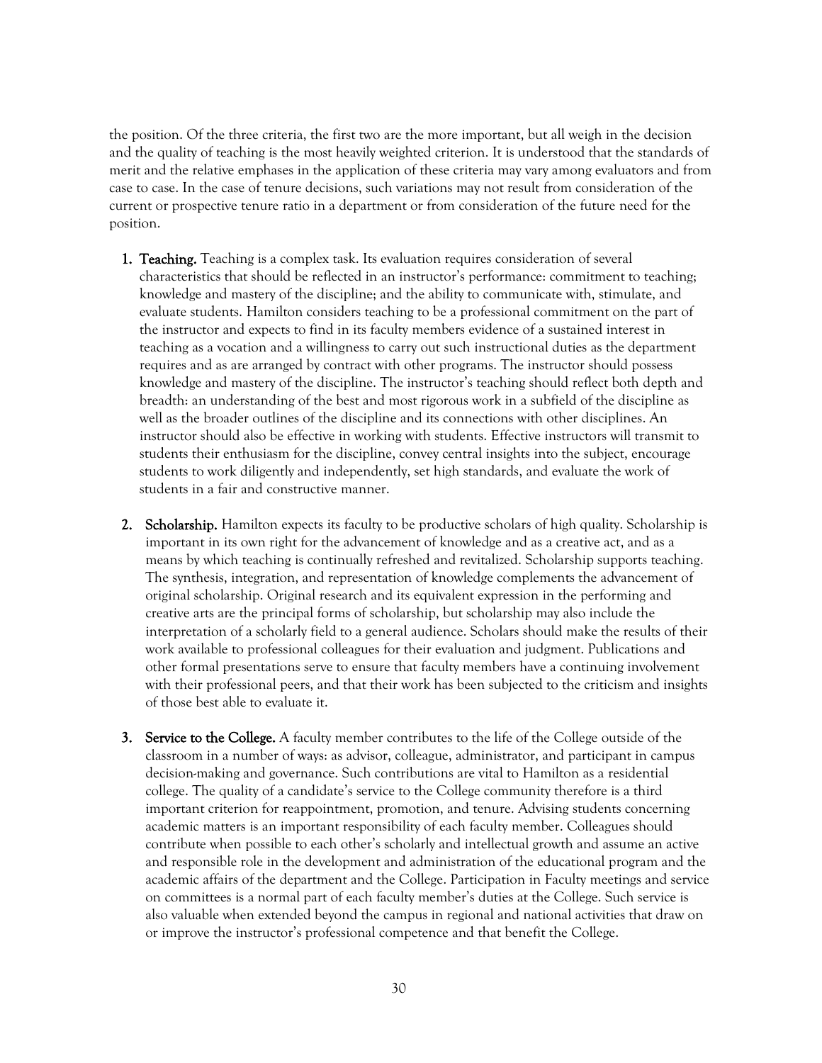the position. Of the three criteria, the first two are the more important, but all weigh in the decision and the quality of teaching is the most heavily weighted criterion. It is understood that the standards of merit and the relative emphases in the application of these criteria may vary among evaluators and from case to case. In the case of tenure decisions, such variations may not result from consideration of the current or prospective tenure ratio in a department or from consideration of the future need for the position.

1. **Teaching.** Teaching is a complex task. Its evaluation requires consideration of several characteristics that should be reflected in an instructor's performance: commitment to teaching; knowledge and mastery of the discipline; and the ability to communicate with, stimulate, and evaluate students. Hamilton considers teaching to be a professional commitment on the part of the instructor and expects to find in its faculty members evidence of a sustained interest in teaching as a vocation and a willingness to carry out such instructional duties as the department requires and as are arranged by contract with other programs. The instructor should possess knowledge and mastery of the discipline. The instructor's teaching should reflect both depth and breadth: an understanding of the best and most rigorous work in a subfield of the discipline as well as the broader outlines of the discipline and its connections with other disciplines. An instructor should also be effective in working with students. Effective instructors will transmit to students their enthusiasm for the discipline, convey central insights into the subject, encourage students to work diligently and independently, set high standards, and evaluate the work of students in a fair and constructive manner.

2. **Scholarship.** Hamilton expects its faculty to be productive scholars of high quality. Scholarship is important in its own right for the advancement of knowledge and as a creative act, and as a means by which teaching is continually refreshed and revitalized. Scholarship supports teaching. The synthesis, integration, and representation of knowledge complements the advancement of original scholarship. Original research and its equivalent expression in the performing and creative arts are the principal forms of scholarship, but scholarship may also include the interpretation of a scholarly field to a general audience. Scholars should make the results of their work available to professional colleagues for their evaluation and judgment. Publications and other formal presentations serve to ensure that faculty members have a continuing involvement with their professional peers, and that their work has been subjected to the criticism and insights of those best able to evaluate it.

3. **Service to the College.** A faculty member contributes to the life of the College outside of the classroom in a number of ways: as advisor, colleague, administrator, and participant in campus decision-making and governance. Such contributions are vital to Hamilton as a residential college. The quality of a candidate's service to the College community therefore is a third important criterion for reappointment, promotion, and tenure. Advising students concerning academic matters is an important responsibility of each faculty member. Colleagues should contribute when possible to each other's scholarly and intellectual growth and assume an active and responsible role in the development and administration of the educational program and the academic affairs of the department and the College. Participation in Faculty meetings and service on committees is a normal part of each faculty member's duties at the College. Such service is also valuable when extended beyond the campus in regional and national activities that draw on or improve the instructor's professional competence and that benefit the College.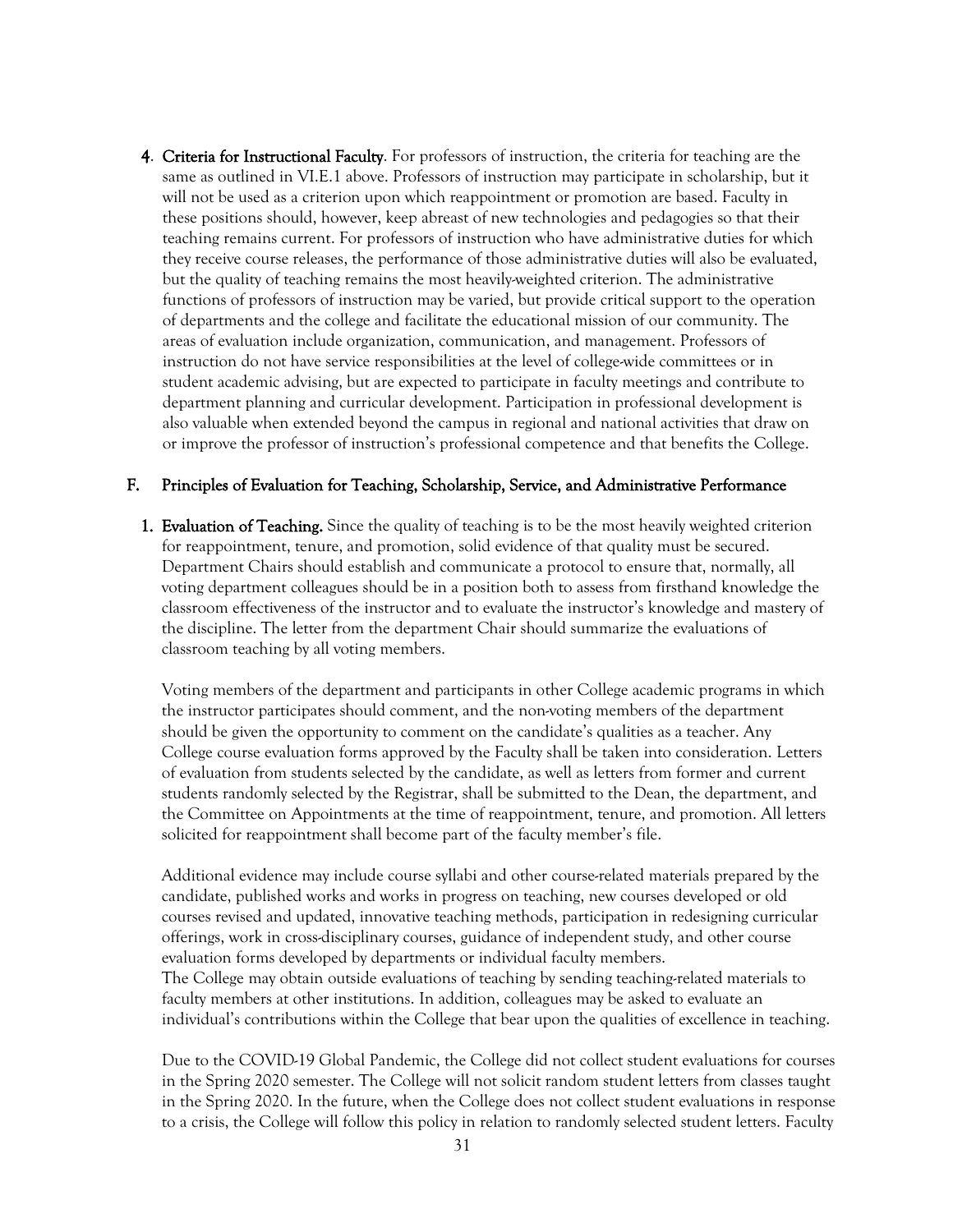4. **Criteria for Instructional Faculty**. For professors of instruction, the criteria for teaching are the same as outlined in VI.E.1 above. Professors of instruction may participate in scholarship, but it will not be used as a criterion upon which reappointment or promotion are based. Faculty in these positions should, however, keep abreast of new technologies and pedagogies so that their teaching remains current. For professors of instruction who have administrative duties for which they receive course releases, the performance of those administrative duties will also be evaluated, but the quality of teaching remains the most heavily-weighted criterion. The administrative functions of professors of instruction may be varied, but provide critical support to the operation of departments and the college and facilitate the educational mission of our community. The areas of evaluation include organization, communication, and management. Professors of instruction do not have service responsibilities at the level of college-wide committees or in student academic advising, but are expected to participate in faculty meetings and contribute to department planning and curricular development. Participation in professional development is also valuable when extended beyond the campus in regional and national activities that draw on or improve the professor of instruction's professional competence and that benefits the College.

## F. Principles of Evaluation for Teaching, Scholarship, Service, and Administrative Performance

1. **Evaluation of Teaching.** Since the quality of teaching is to be the most heavily weighted criterion for reappointment, tenure, and promotion, solid evidence of that quality must be secured. Department Chairs should establish and communicate a protocol to ensure that, normally, all voting department colleagues should be in a position both to assess from firsthand knowledge the classroom effectiveness of the instructor and to evaluate the instructor's knowledge and mastery of the discipline. The letter from the department Chair should summarize the evaluations of classroom teaching by all voting members.

   Voting members of the department and participants in other College academic programs in which the instructor participates should comment, and the non-voting members of the department should be given the opportunity to comment on the candidate's qualities as a teacher. Any College course evaluation forms approved by the Faculty shall be taken into consideration. Letters of evaluation from students selected by the candidate, as well as letters from former and current students randomly selected by the Registrar, shall be submitted to the Dean, the department, and the Committee on Appointments at the time of reappointment, tenure, and promotion. All letters solicited for reappointment shall become part of the faculty member's file.

   Additional evidence may include course syllabi and other course-related materials prepared by the candidate, published works and works in progress on teaching, new courses developed or old courses revised and updated, innovative teaching methods, participation in redesigning curricular offerings, work in cross-disciplinary courses, guidance of independent study, and other course evaluation forms developed by departments or individual faculty members.
   The College may obtain outside evaluations of teaching by sending teaching-related materials to faculty members at other institutions. In addition, colleagues may be asked to evaluate an individual's contributions within the College that bear upon the qualities of excellence in teaching.

   Due to the COVID-19 Global Pandemic, the College did not collect student evaluations for courses in the Spring 2020 semester. The College will not solicit random student letters from classes taught in the Spring 2020. In the future, when the College does not collect student evaluations in response to a crisis, the College will follow this policy in relation to randomly selected student letters. Faculty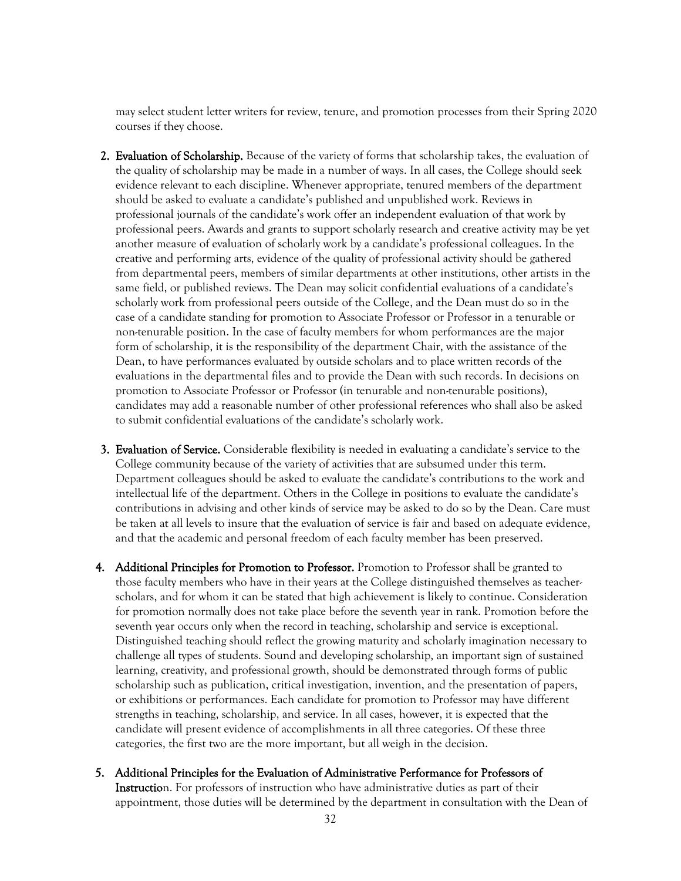may select student letter writers for review, tenure, and promotion processes from their Spring 2020 courses if they choose.

2. **Evaluation of Scholarship.** Because of the variety of forms that scholarship takes, the evaluation of the quality of scholarship may be made in a number of ways. In all cases, the College should seek evidence relevant to each discipline. Whenever appropriate, tenured members of the department should be asked to evaluate a candidate's published and unpublished work. Reviews in professional journals of the candidate's work offer an independent evaluation of that work by professional peers. Awards and grants to support scholarly research and creative activity may be yet another measure of evaluation of scholarly work by a candidate's professional colleagues. In the creative and performing arts, evidence of the quality of professional activity should be gathered from departmental peers, members of similar departments at other institutions, other artists in the same field, or published reviews. The Dean may solicit confidential evaluations of a candidate's scholarly work from professional peers outside of the College, and the Dean must do so in the case of a candidate standing for promotion to Associate Professor or Professor in a tenurable or non-tenurable position. In the case of faculty members for whom performances are the major form of scholarship, it is the responsibility of the department Chair, with the assistance of the Dean, to have performances evaluated by outside scholars and to place written records of the evaluations in the departmental files and to provide the Dean with such records. In decisions on promotion to Associate Professor or Professor (in tenurable and non-tenurable positions), candidates may add a reasonable number of other professional references who shall also be asked to submit confidential evaluations of the candidate's scholarly work.

3. **Evaluation of Service.** Considerable flexibility is needed in evaluating a candidate's service to the College community because of the variety of activities that are subsumed under this term. Department colleagues should be asked to evaluate the candidate's contributions to the work and intellectual life of the department. Others in the College in positions to evaluate the candidate's contributions in advising and other kinds of service may be asked to do so by the Dean. Care must be taken at all levels to insure that the evaluation of service is fair and based on adequate evidence, and that the academic and personal freedom of each faculty member has been preserved.

4. **Additional Principles for Promotion to Professor.** Promotion to Professor shall be granted to those faculty members who have in their years at the College distinguished themselves as teacher-scholars, and for whom it can be stated that high achievement is likely to continue. Consideration for promotion normally does not take place before the seventh year in rank. Promotion before the seventh year occurs only when the record in teaching, scholarship and service is exceptional. Distinguished teaching should reflect the growing maturity and scholarly imagination necessary to challenge all types of students. Sound and developing scholarship, an important sign of sustained learning, creativity, and professional growth, should be demonstrated through forms of public scholarship such as publication, critical investigation, invention, and the presentation of papers, or exhibitions or performances. Each candidate for promotion to Professor may have different strengths in teaching, scholarship, and service. In all cases, however, it is expected that the candidate will present evidence of accomplishments in all three categories. Of these three categories, the first two are the more important, but all weigh in the decision.

5. **Additional Principles for the Evaluation of Administrative Performance for Professors of Instructio**n. For professors of instruction who have administrative duties as part of their appointment, those duties will be determined by the department in consultation with the Dean of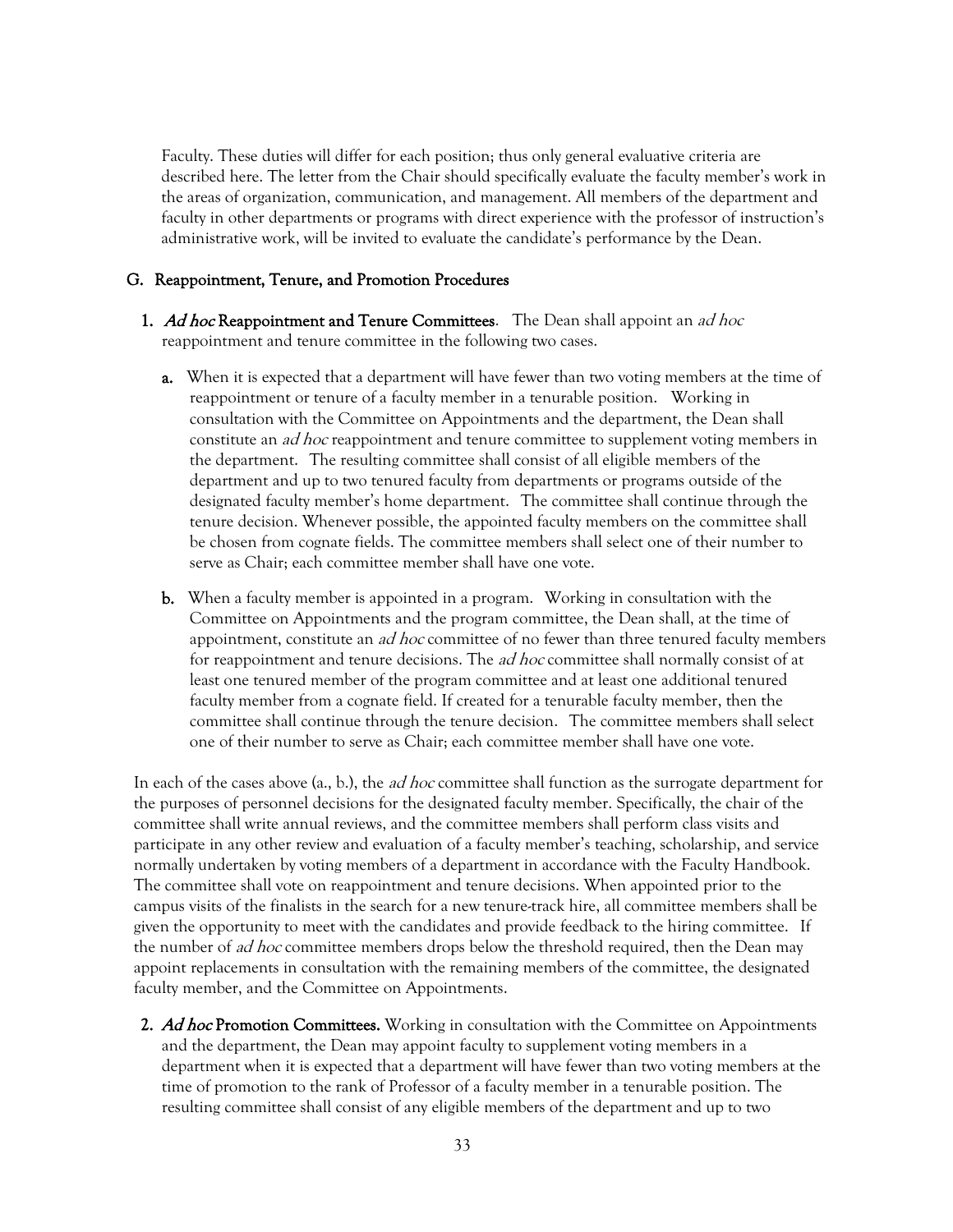Faculty. These duties will differ for each position; thus only general evaluative criteria are described here. The letter from the Chair should specifically evaluate the faculty member's work in the areas of organization, communication, and management. All members of the department and faculty in other departments or programs with direct experience with the professor of instruction's administrative work, will be invited to evaluate the candidate's performance by the Dean.

## G. Reappointment, Tenure, and Promotion Procedures

1. ***Ad hoc* Reappointment and Tenure Committees**. The Dean shall appoint an *ad hoc* reappointment and tenure committee in the following two cases.

   **a.** When it is expected that a department will have fewer than two voting members at the time of reappointment or tenure of a faculty member in a tenurable position. Working in consultation with the Committee on Appointments and the department, the Dean shall constitute an *ad hoc* reappointment and tenure committee to supplement voting members in the department. The resulting committee shall consist of all eligible members of the department and up to two tenured faculty from departments or programs outside of the designated faculty member's home department. The committee shall continue through the tenure decision. Whenever possible, the appointed faculty members on the committee shall be chosen from cognate fields. The committee members shall select one of their number to serve as Chair; each committee member shall have one vote.

   **b.** When a faculty member is appointed in a program. Working in consultation with the Committee on Appointments and the program committee, the Dean shall, at the time of appointment, constitute an *ad hoc* committee of no fewer than three tenured faculty members for reappointment and tenure decisions. The *ad hoc* committee shall normally consist of at least one tenured member of the program committee and at least one additional tenured faculty member from a cognate field. If created for a tenurable faculty member, then the committee shall continue through the tenure decision. The committee members shall select one of their number to serve as Chair; each committee member shall have one vote.

In each of the cases above (a., b.), the *ad hoc* committee shall function as the surrogate department for the purposes of personnel decisions for the designated faculty member. Specifically, the chair of the committee shall write annual reviews, and the committee members shall perform class visits and participate in any other review and evaluation of a faculty member's teaching, scholarship, and service normally undertaken by voting members of a department in accordance with the Faculty Handbook. The committee shall vote on reappointment and tenure decisions. When appointed prior to the campus visits of the finalists in the search for a new tenure-track hire, all committee members shall be given the opportunity to meet with the candidates and provide feedback to the hiring committee. If the number of *ad hoc* committee members drops below the threshold required, then the Dean may appoint replacements in consultation with the remaining members of the committee, the designated faculty member, and the Committee on Appointments.

2. ***Ad hoc* Promotion Committees.** Working in consultation with the Committee on Appointments and the department, the Dean may appoint faculty to supplement voting members in a department when it is expected that a department will have fewer than two voting members at the time of promotion to the rank of Professor of a faculty member in a tenurable position. The resulting committee shall consist of any eligible members of the department and up to two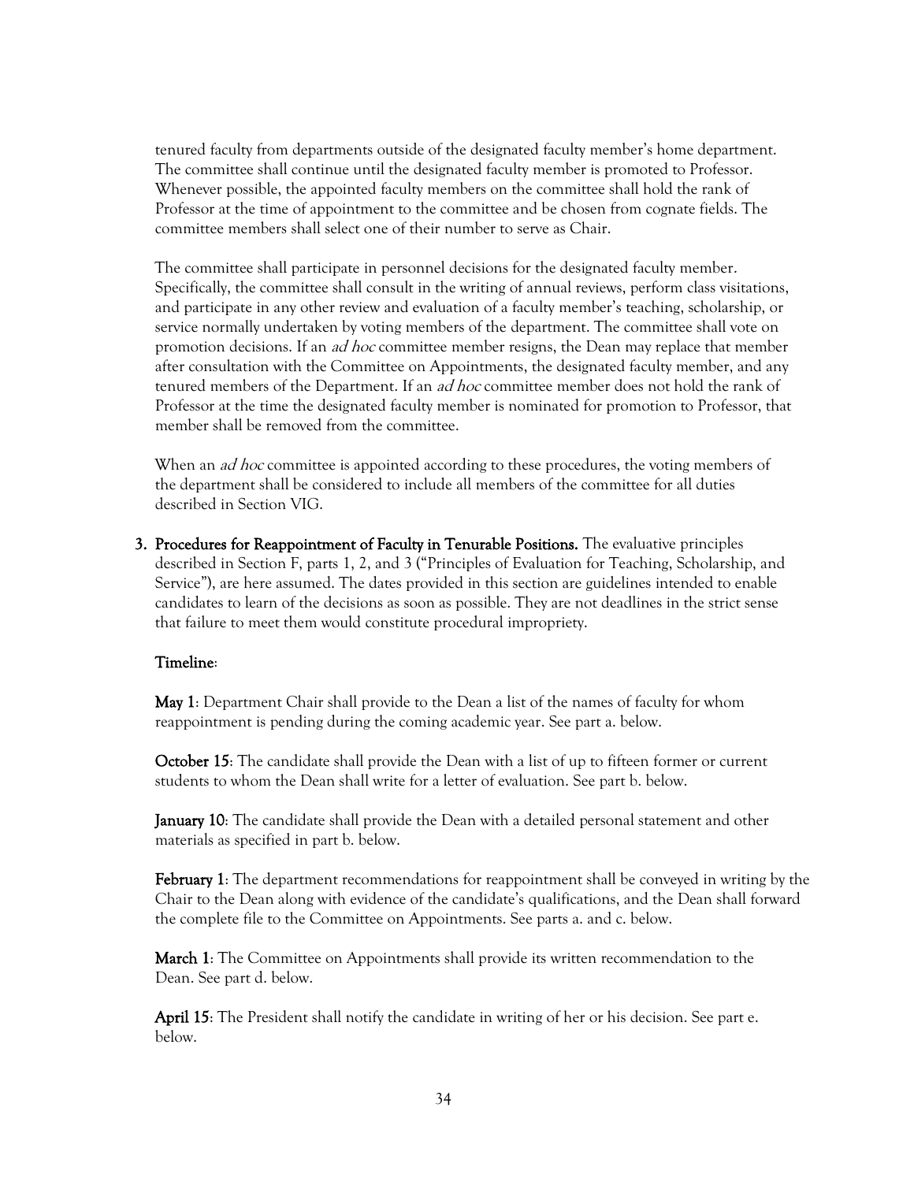tenured faculty from departments outside of the designated faculty member's home department. The committee shall continue until the designated faculty member is promoted to Professor. Whenever possible, the appointed faculty members on the committee shall hold the rank of Professor at the time of appointment to the committee and be chosen from cognate fields. The committee members shall select one of their number to serve as Chair.

The committee shall participate in personnel decisions for the designated faculty member. Specifically, the committee shall consult in the writing of annual reviews, perform class visitations, and participate in any other review and evaluation of a faculty member's teaching, scholarship, or service normally undertaken by voting members of the department. The committee shall vote on promotion decisions. If an *ad hoc* committee member resigns, the Dean may replace that member after consultation with the Committee on Appointments, the designated faculty member, and any tenured members of the Department. If an *ad hoc* committee member does not hold the rank of Professor at the time the designated faculty member is nominated for promotion to Professor, that member shall be removed from the committee.

When an *ad hoc* committee is appointed according to these procedures, the voting members of the department shall be considered to include all members of the committee for all duties described in Section VIG.

3. **Procedures for Reappointment of Faculty in Tenurable Positions.** The evaluative principles described in Section F, parts 1, 2, and 3 ("Principles of Evaluation for Teaching, Scholarship, and Service"), are here assumed. The dates provided in this section are guidelines intended to enable candidates to learn of the decisions as soon as possible. They are not deadlines in the strict sense that failure to meet them would constitute procedural impropriety.

   **Timeline**:

   **May 1**: Department Chair shall provide to the Dean a list of the names of faculty for whom reappointment is pending during the coming academic year. See part a. below.

   **October 15**: The candidate shall provide the Dean with a list of up to fifteen former or current students to whom the Dean shall write for a letter of evaluation. See part b. below.

   **January 10**: The candidate shall provide the Dean with a detailed personal statement and other materials as specified in part b. below.

   **February 1**: The department recommendations for reappointment shall be conveyed in writing by the Chair to the Dean along with evidence of the candidate's qualifications, and the Dean shall forward the complete file to the Committee on Appointments. See parts a. and c. below.

   **March 1**: The Committee on Appointments shall provide its written recommendation to the Dean. See part d. below.

   **April 15**: The President shall notify the candidate in writing of her or his decision. See part e. below.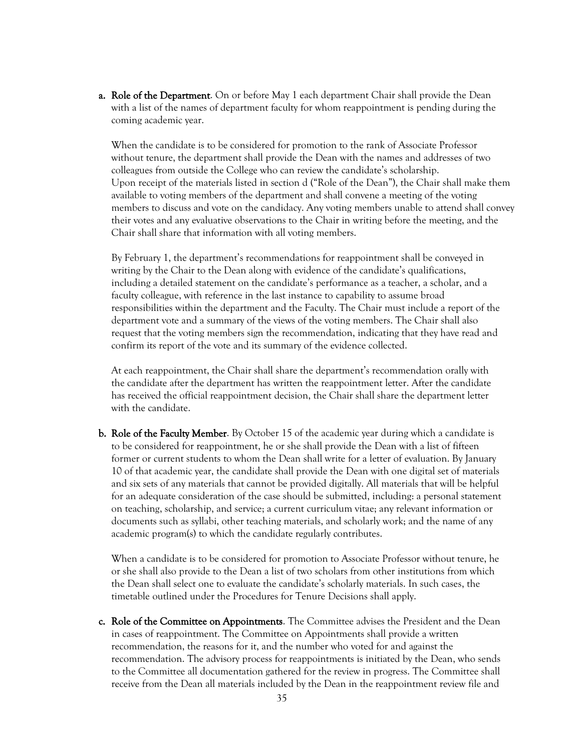a. **Role of the Department**. On or before May 1 each department Chair shall provide the Dean with a list of the names of department faculty for whom reappointment is pending during the coming academic year.

   When the candidate is to be considered for promotion to the rank of Associate Professor without tenure, the department shall provide the Dean with the names and addresses of two colleagues from outside the College who can review the candidate's scholarship. Upon receipt of the materials listed in section d ("Role of the Dean"), the Chair shall make them available to voting members of the department and shall convene a meeting of the voting members to discuss and vote on the candidacy. Any voting members unable to attend shall convey their votes and any evaluative observations to the Chair in writing before the meeting, and the Chair shall share that information with all voting members.

   By February 1, the department's recommendations for reappointment shall be conveyed in writing by the Chair to the Dean along with evidence of the candidate's qualifications, including a detailed statement on the candidate's performance as a teacher, a scholar, and a faculty colleague, with reference in the last instance to capability to assume broad responsibilities within the department and the Faculty. The Chair must include a report of the department vote and a summary of the views of the voting members. The Chair shall also request that the voting members sign the recommendation, indicating that they have read and confirm its report of the vote and its summary of the evidence collected.

   At each reappointment, the Chair shall share the department's recommendation orally with the candidate after the department has written the reappointment letter. After the candidate has received the official reappointment decision, the Chair shall share the department letter with the candidate.

b. **Role of the Faculty Member**. By October 15 of the academic year during which a candidate is to be considered for reappointment, he or she shall provide the Dean with a list of fifteen former or current students to whom the Dean shall write for a letter of evaluation. By January 10 of that academic year, the candidate shall provide the Dean with one digital set of materials and six sets of any materials that cannot be provided digitally. All materials that will be helpful for an adequate consideration of the case should be submitted, including: a personal statement on teaching, scholarship, and service; a current curriculum vitae; any relevant information or documents such as syllabi, other teaching materials, and scholarly work; and the name of any academic program(s) to which the candidate regularly contributes.

   When a candidate is to be considered for promotion to Associate Professor without tenure, he or she shall also provide to the Dean a list of two scholars from other institutions from which the Dean shall select one to evaluate the candidate's scholarly materials. In such cases, the timetable outlined under the Procedures for Tenure Decisions shall apply.

c. **Role of the Committee on Appointments**. The Committee advises the President and the Dean in cases of reappointment. The Committee on Appointments shall provide a written recommendation, the reasons for it, and the number who voted for and against the recommendation. The advisory process for reappointments is initiated by the Dean, who sends to the Committee all documentation gathered for the review in progress. The Committee shall receive from the Dean all materials included by the Dean in the reappointment review file and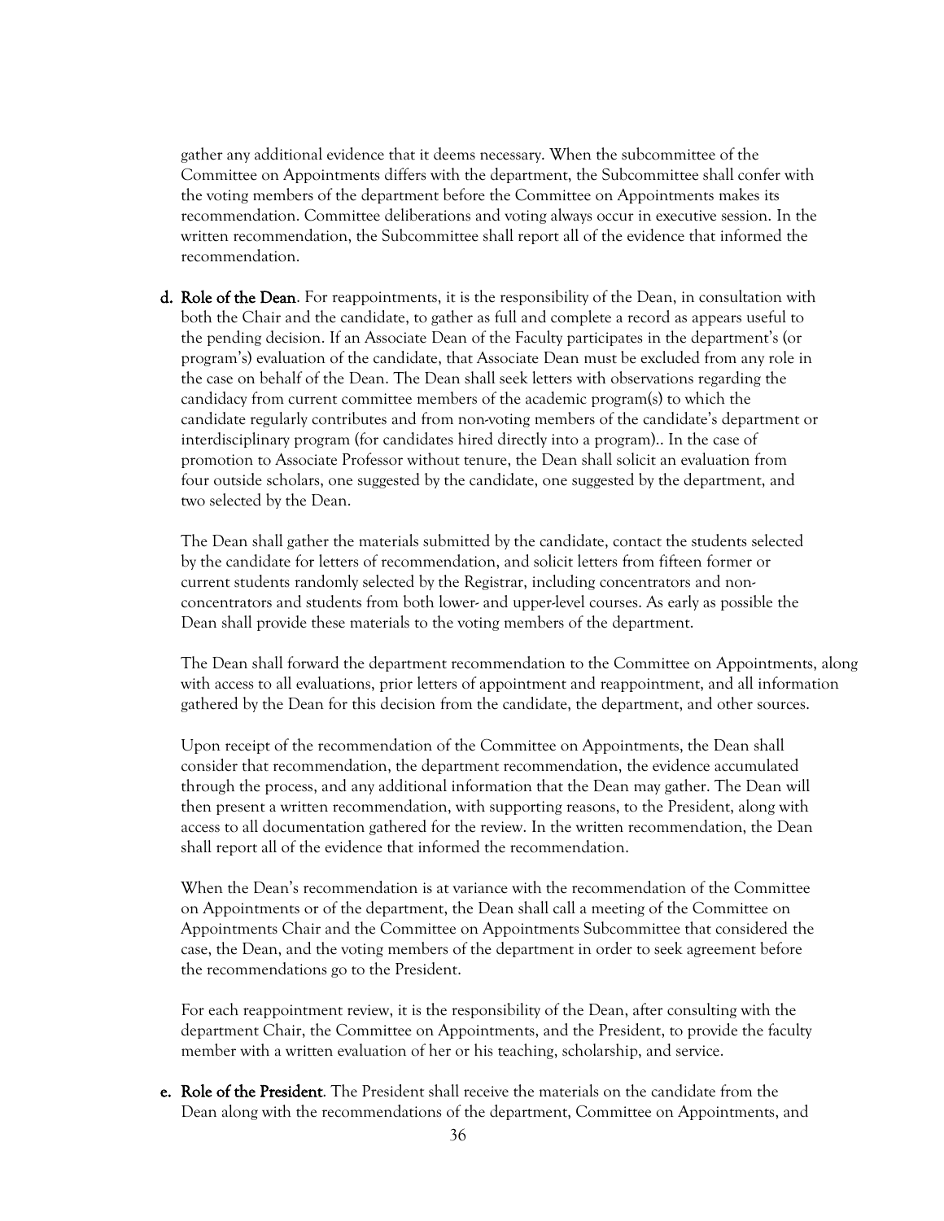gather any additional evidence that it deems necessary. When the subcommittee of the Committee on Appointments differs with the department, the Subcommittee shall confer with the voting members of the department before the Committee on Appointments makes its recommendation. Committee deliberations and voting always occur in executive session. In the written recommendation, the Subcommittee shall report all of the evidence that informed the recommendation.

d. **Role of the Dean**. For reappointments, it is the responsibility of the Dean, in consultation with both the Chair and the candidate, to gather as full and complete a record as appears useful to the pending decision. If an Associate Dean of the Faculty participates in the department's (or program's) evaluation of the candidate, that Associate Dean must be excluded from any role in the case on behalf of the Dean. The Dean shall seek letters with observations regarding the candidacy from current committee members of the academic program(s) to which the candidate regularly contributes and from non-voting members of the candidate's department or interdisciplinary program (for candidates hired directly into a program).. In the case of promotion to Associate Professor without tenure, the Dean shall solicit an evaluation from four outside scholars, one suggested by the candidate, one suggested by the department, and two selected by the Dean.

   The Dean shall gather the materials submitted by the candidate, contact the students selected by the candidate for letters of recommendation, and solicit letters from fifteen former or current students randomly selected by the Registrar, including concentrators and non-concentrators and students from both lower- and upper-level courses. As early as possible the Dean shall provide these materials to the voting members of the department.

   The Dean shall forward the department recommendation to the Committee on Appointments, along with access to all evaluations, prior letters of appointment and reappointment, and all information gathered by the Dean for this decision from the candidate, the department, and other sources.

   Upon receipt of the recommendation of the Committee on Appointments, the Dean shall consider that recommendation, the department recommendation, the evidence accumulated through the process, and any additional information that the Dean may gather. The Dean will then present a written recommendation, with supporting reasons, to the President, along with access to all documentation gathered for the review. In the written recommendation, the Dean shall report all of the evidence that informed the recommendation.

   When the Dean's recommendation is at variance with the recommendation of the Committee on Appointments or of the department, the Dean shall call a meeting of the Committee on Appointments Chair and the Committee on Appointments Subcommittee that considered the case, the Dean, and the voting members of the department in order to seek agreement before the recommendations go to the President.

   For each reappointment review, it is the responsibility of the Dean, after consulting with the department Chair, the Committee on Appointments, and the President, to provide the faculty member with a written evaluation of her or his teaching, scholarship, and service.

e. **Role of the President**. The President shall receive the materials on the candidate from the Dean along with the recommendations of the department, Committee on Appointments, and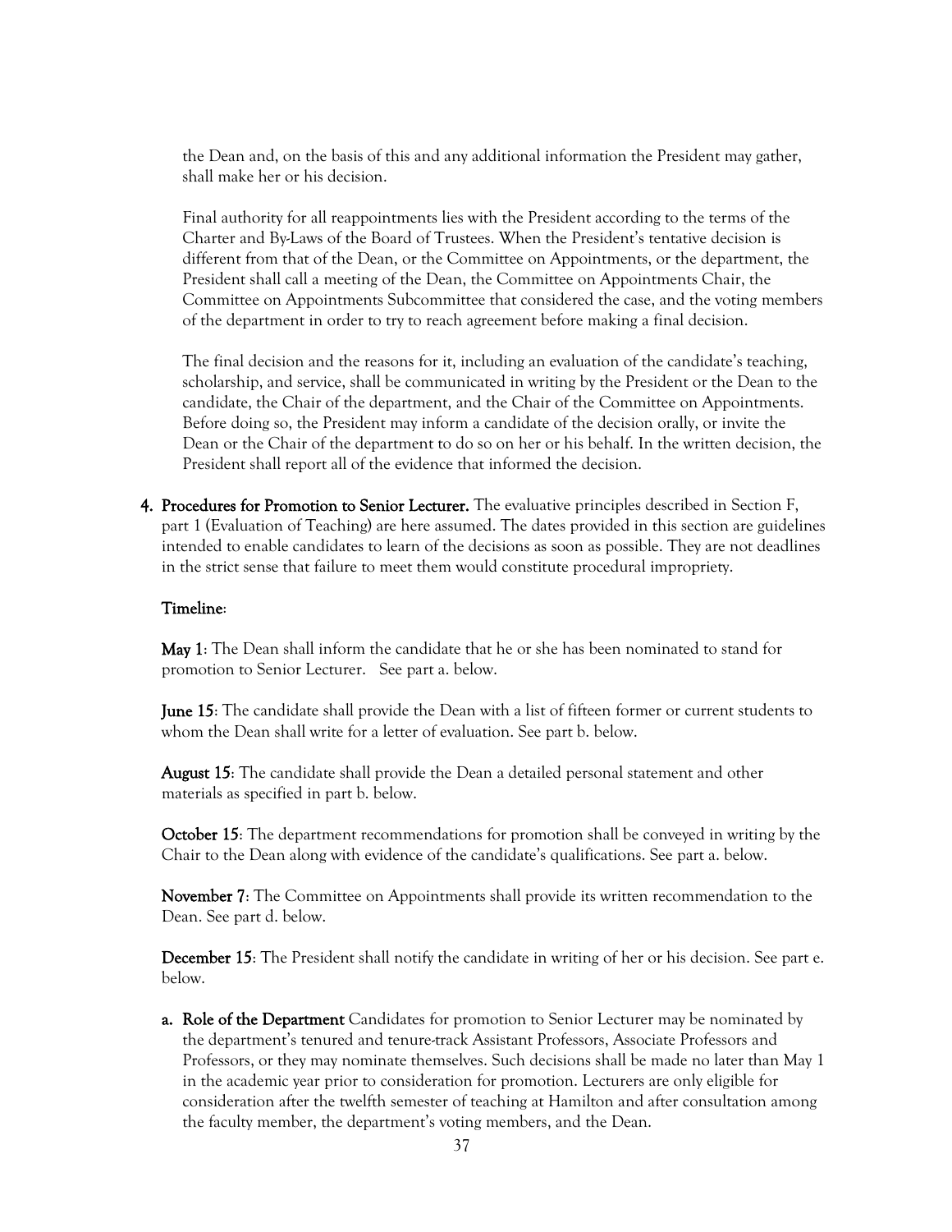the Dean and, on the basis of this and any additional information the President may gather, shall make her or his decision.

Final authority for all reappointments lies with the President according to the terms of the Charter and By-Laws of the Board of Trustees. When the President's tentative decision is different from that of the Dean, or the Committee on Appointments, or the department, the President shall call a meeting of the Dean, the Committee on Appointments Chair, the Committee on Appointments Subcommittee that considered the case, and the voting members of the department in order to try to reach agreement before making a final decision.

The final decision and the reasons for it, including an evaluation of the candidate's teaching, scholarship, and service, shall be communicated in writing by the President or the Dean to the candidate, the Chair of the department, and the Chair of the Committee on Appointments. Before doing so, the President may inform a candidate of the decision orally, or invite the Dean or the Chair of the department to do so on her or his behalf. In the written decision, the President shall report all of the evidence that informed the decision.

4. **Procedures for Promotion to Senior Lecturer.** The evaluative principles described in Section F, part 1 (Evaluation of Teaching) are here assumed. The dates provided in this section are guidelines intended to enable candidates to learn of the decisions as soon as possible. They are not deadlines in the strict sense that failure to meet them would constitute procedural impropriety.

   **Timeline**:

   **May 1**: The Dean shall inform the candidate that he or she has been nominated to stand for promotion to Senior Lecturer. See part a. below.

   **June 15**: The candidate shall provide the Dean with a list of fifteen former or current students to whom the Dean shall write for a letter of evaluation. See part b. below.

   **August 15**: The candidate shall provide the Dean a detailed personal statement and other materials as specified in part b. below.

   **October 15**: The department recommendations for promotion shall be conveyed in writing by the Chair to the Dean along with evidence of the candidate's qualifications. See part a. below.

   **November 7**: The Committee on Appointments shall provide its written recommendation to the Dean. See part d. below.

   **December 15**: The President shall notify the candidate in writing of her or his decision. See part e. below.

   a. **Role of the Department** Candidates for promotion to Senior Lecturer may be nominated by the department's tenured and tenure-track Assistant Professors, Associate Professors and Professors, or they may nominate themselves. Such decisions shall be made no later than May 1 in the academic year prior to consideration for promotion. Lecturers are only eligible for consideration after the twelfth semester of teaching at Hamilton and after consultation among the faculty member, the department's voting members, and the Dean.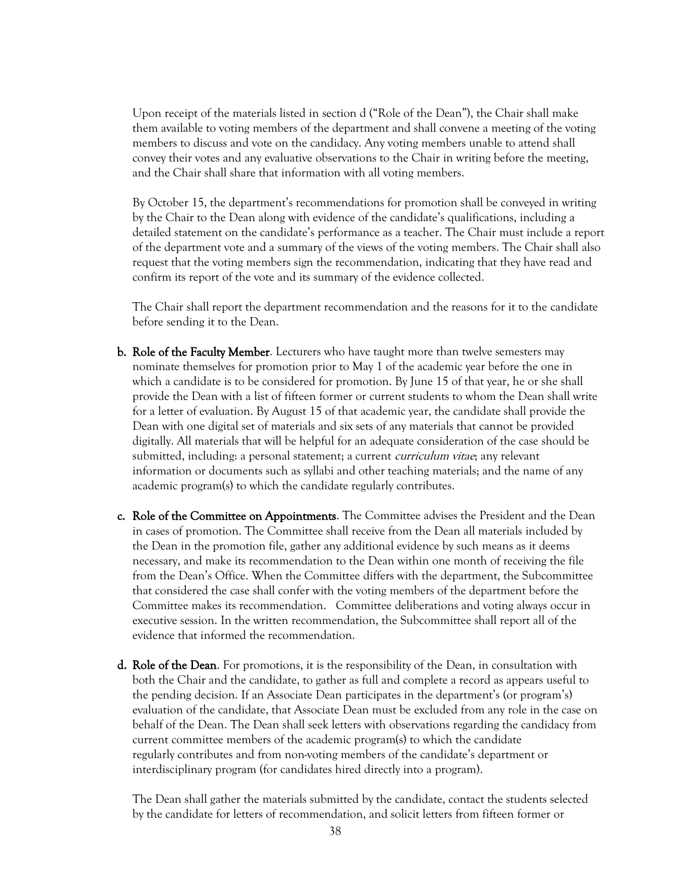Upon receipt of the materials listed in section d ("Role of the Dean"), the Chair shall make them available to voting members of the department and shall convene a meeting of the voting members to discuss and vote on the candidacy. Any voting members unable to attend shall convey their votes and any evaluative observations to the Chair in writing before the meeting, and the Chair shall share that information with all voting members.

By October 15, the department's recommendations for promotion shall be conveyed in writing by the Chair to the Dean along with evidence of the candidate's qualifications, including a detailed statement on the candidate's performance as a teacher. The Chair must include a report of the department vote and a summary of the views of the voting members. The Chair shall also request that the voting members sign the recommendation, indicating that they have read and confirm its report of the vote and its summary of the evidence collected.

The Chair shall report the department recommendation and the reasons for it to the candidate before sending it to the Dean.

**b. Role of the Faculty Member**. Lecturers who have taught more than twelve semesters may nominate themselves for promotion prior to May 1 of the academic year before the one in which a candidate is to be considered for promotion. By June 15 of that year, he or she shall provide the Dean with a list of fifteen former or current students to whom the Dean shall write for a letter of evaluation. By August 15 of that academic year, the candidate shall provide the Dean with one digital set of materials and six sets of any materials that cannot be provided digitally. All materials that will be helpful for an adequate consideration of the case should be submitted, including: a personal statement; a current *curriculum vitae*; any relevant information or documents such as syllabi and other teaching materials; and the name of any academic program(s) to which the candidate regularly contributes.

**c. Role of the Committee on Appointments**. The Committee advises the President and the Dean in cases of promotion. The Committee shall receive from the Dean all materials included by the Dean in the promotion file, gather any additional evidence by such means as it deems necessary, and make its recommendation to the Dean within one month of receiving the file from the Dean's Office. When the Committee differs with the department, the Subcommittee that considered the case shall confer with the voting members of the department before the Committee makes its recommendation. Committee deliberations and voting always occur in executive session. In the written recommendation, the Subcommittee shall report all of the evidence that informed the recommendation.

**d. Role of the Dean**. For promotions, it is the responsibility of the Dean, in consultation with both the Chair and the candidate, to gather as full and complete a record as appears useful to the pending decision. If an Associate Dean participates in the department's (or program's) evaluation of the candidate, that Associate Dean must be excluded from any role in the case on behalf of the Dean. The Dean shall seek letters with observations regarding the candidacy from current committee members of the academic program(s) to which the candidate regularly contributes and from non-voting members of the candidate's department or interdisciplinary program (for candidates hired directly into a program).

The Dean shall gather the materials submitted by the candidate, contact the students selected by the candidate for letters of recommendation, and solicit letters from fifteen former or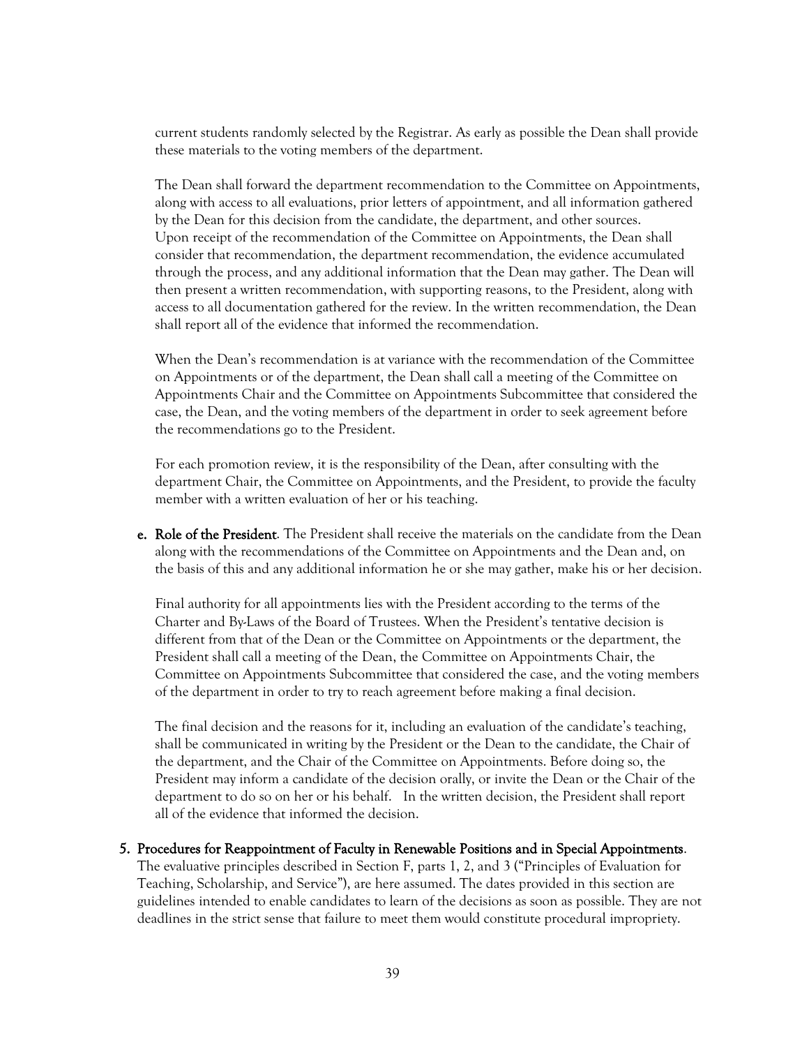current students randomly selected by the Registrar. As early as possible the Dean shall provide these materials to the voting members of the department.

The Dean shall forward the department recommendation to the Committee on Appointments, along with access to all evaluations, prior letters of appointment, and all information gathered by the Dean for this decision from the candidate, the department, and other sources. Upon receipt of the recommendation of the Committee on Appointments, the Dean shall consider that recommendation, the department recommendation, the evidence accumulated through the process, and any additional information that the Dean may gather. The Dean will then present a written recommendation, with supporting reasons, to the President, along with access to all documentation gathered for the review. In the written recommendation, the Dean shall report all of the evidence that informed the recommendation.

When the Dean's recommendation is at variance with the recommendation of the Committee on Appointments or of the department, the Dean shall call a meeting of the Committee on Appointments Chair and the Committee on Appointments Subcommittee that considered the case, the Dean, and the voting members of the department in order to seek agreement before the recommendations go to the President.

For each promotion review, it is the responsibility of the Dean, after consulting with the department Chair, the Committee on Appointments, and the President, to provide the faculty member with a written evaluation of her or his teaching.

**e. Role of the President**. The President shall receive the materials on the candidate from the Dean along with the recommendations of the Committee on Appointments and the Dean and, on the basis of this and any additional information he or she may gather, make his or her decision.

Final authority for all appointments lies with the President according to the terms of the Charter and By-Laws of the Board of Trustees. When the President's tentative decision is different from that of the Dean or the Committee on Appointments or the department, the President shall call a meeting of the Dean, the Committee on Appointments Chair, the Committee on Appointments Subcommittee that considered the case, and the voting members of the department in order to try to reach agreement before making a final decision.

The final decision and the reasons for it, including an evaluation of the candidate's teaching, shall be communicated in writing by the President or the Dean to the candidate, the Chair of the department, and the Chair of the Committee on Appointments. Before doing so, the President may inform a candidate of the decision orally, or invite the Dean or the Chair of the department to do so on her or his behalf. In the written decision, the President shall report all of the evidence that informed the decision.

**5. Procedures for Reappointment of Faculty in Renewable Positions and in Special Appointments**. The evaluative principles described in Section F, parts 1, 2, and 3 ("Principles of Evaluation for Teaching, Scholarship, and Service"), are here assumed. The dates provided in this section are guidelines intended to enable candidates to learn of the decisions as soon as possible. They are not deadlines in the strict sense that failure to meet them would constitute procedural impropriety.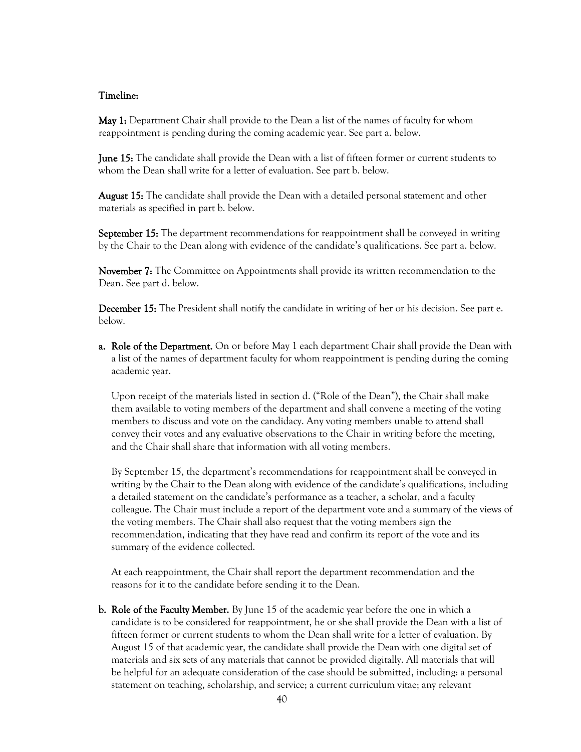**Timeline:**

**May 1:** Department Chair shall provide to the Dean a list of the names of faculty for whom reappointment is pending during the coming academic year. See part a. below.

**June 15:** The candidate shall provide the Dean with a list of fifteen former or current students to whom the Dean shall write for a letter of evaluation. See part b. below.

**August 15:** The candidate shall provide the Dean with a detailed personal statement and other materials as specified in part b. below.

**September 15:** The department recommendations for reappointment shall be conveyed in writing by the Chair to the Dean along with evidence of the candidate's qualifications. See part a. below.

**November 7:** The Committee on Appointments shall provide its written recommendation to the Dean. See part d. below.

**December 15:** The President shall notify the candidate in writing of her or his decision. See part e. below.

**a. Role of the Department.** On or before May 1 each department Chair shall provide the Dean with a list of the names of department faculty for whom reappointment is pending during the coming academic year.

Upon receipt of the materials listed in section d. ("Role of the Dean"), the Chair shall make them available to voting members of the department and shall convene a meeting of the voting members to discuss and vote on the candidacy. Any voting members unable to attend shall convey their votes and any evaluative observations to the Chair in writing before the meeting, and the Chair shall share that information with all voting members.

By September 15, the department's recommendations for reappointment shall be conveyed in writing by the Chair to the Dean along with evidence of the candidate's qualifications, including a detailed statement on the candidate's performance as a teacher, a scholar, and a faculty colleague. The Chair must include a report of the department vote and a summary of the views of the voting members. The Chair shall also request that the voting members sign the recommendation, indicating that they have read and confirm its report of the vote and its summary of the evidence collected.

At each reappointment, the Chair shall report the department recommendation and the reasons for it to the candidate before sending it to the Dean.

**b. Role of the Faculty Member.** By June 15 of the academic year before the one in which a candidate is to be considered for reappointment, he or she shall provide the Dean with a list of fifteen former or current students to whom the Dean shall write for a letter of evaluation. By August 15 of that academic year, the candidate shall provide the Dean with one digital set of materials and six sets of any materials that cannot be provided digitally. All materials that will be helpful for an adequate consideration of the case should be submitted, including: a personal statement on teaching, scholarship, and service; a current curriculum vitae; any relevant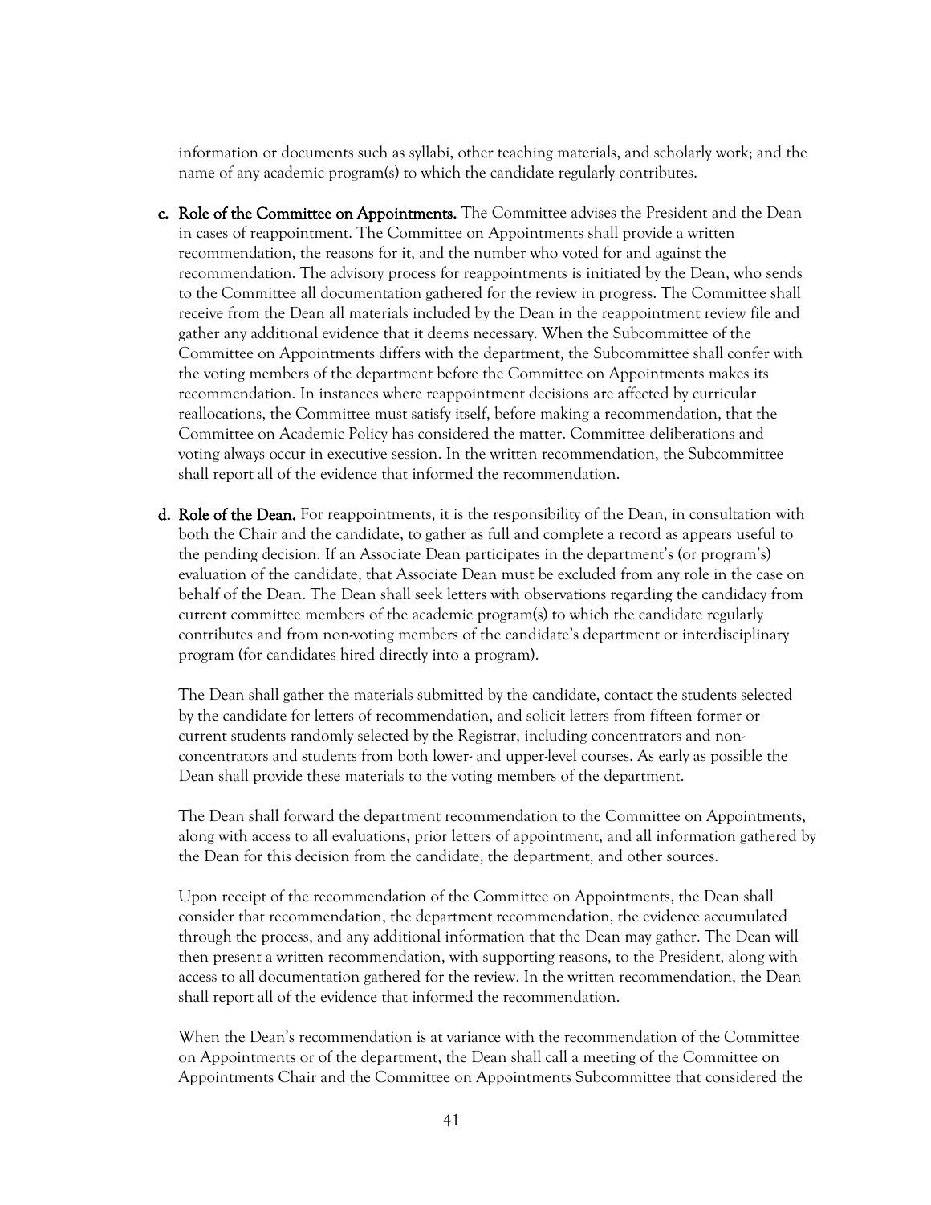information or documents such as syllabi, other teaching materials, and scholarly work; and the name of any academic program(s) to which the candidate regularly contributes.

c. **Role of the Committee on Appointments.** The Committee advises the President and the Dean in cases of reappointment. The Committee on Appointments shall provide a written recommendation, the reasons for it, and the number who voted for and against the recommendation. The advisory process for reappointments is initiated by the Dean, who sends to the Committee all documentation gathered for the review in progress. The Committee shall receive from the Dean all materials included by the Dean in the reappointment review file and gather any additional evidence that it deems necessary. When the Subcommittee of the Committee on Appointments differs with the department, the Subcommittee shall confer with the voting members of the department before the Committee on Appointments makes its recommendation. In instances where reappointment decisions are affected by curricular reallocations, the Committee must satisfy itself, before making a recommendation, that the Committee on Academic Policy has considered the matter. Committee deliberations and voting always occur in executive session. In the written recommendation, the Subcommittee shall report all of the evidence that informed the recommendation.

d. **Role of the Dean.** For reappointments, it is the responsibility of the Dean, in consultation with both the Chair and the candidate, to gather as full and complete a record as appears useful to the pending decision. If an Associate Dean participates in the department's (or program's) evaluation of the candidate, that Associate Dean must be excluded from any role in the case on behalf of the Dean. The Dean shall seek letters with observations regarding the candidacy from current committee members of the academic program(s) to which the candidate regularly contributes and from non-voting members of the candidate's department or interdisciplinary program (for candidates hired directly into a program).

   The Dean shall gather the materials submitted by the candidate, contact the students selected by the candidate for letters of recommendation, and solicit letters from fifteen former or current students randomly selected by the Registrar, including concentrators and non-concentrators and students from both lower- and upper-level courses. As early as possible the Dean shall provide these materials to the voting members of the department.

   The Dean shall forward the department recommendation to the Committee on Appointments, along with access to all evaluations, prior letters of appointment, and all information gathered by the Dean for this decision from the candidate, the department, and other sources.

   Upon receipt of the recommendation of the Committee on Appointments, the Dean shall consider that recommendation, the department recommendation, the evidence accumulated through the process, and any additional information that the Dean may gather. The Dean will then present a written recommendation, with supporting reasons, to the President, along with access to all documentation gathered for the review. In the written recommendation, the Dean shall report all of the evidence that informed the recommendation.

   When the Dean's recommendation is at variance with the recommendation of the Committee on Appointments or of the department, the Dean shall call a meeting of the Committee on Appointments Chair and the Committee on Appointments Subcommittee that considered the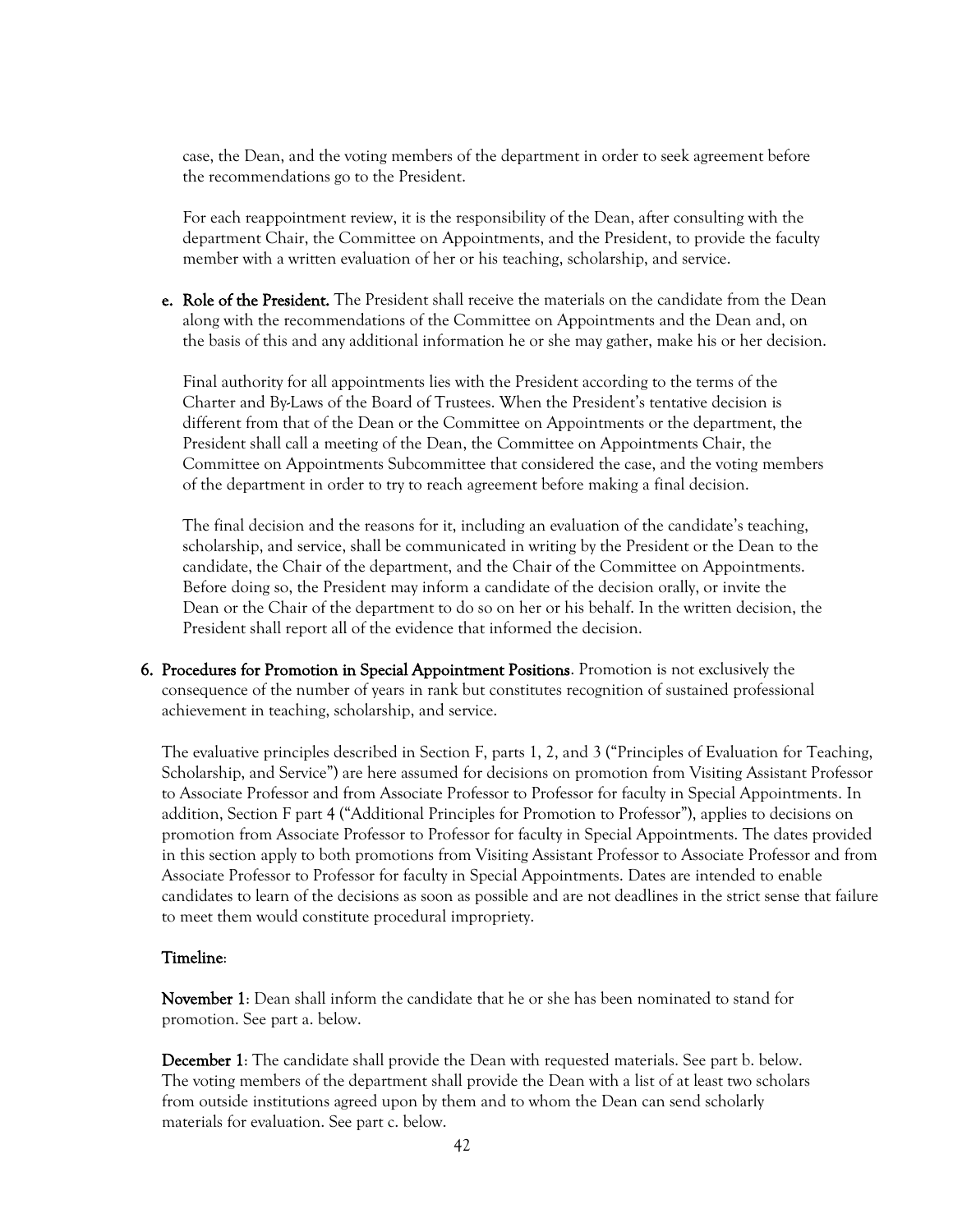case, the Dean, and the voting members of the department in order to seek agreement before the recommendations go to the President.

For each reappointment review, it is the responsibility of the Dean, after consulting with the department Chair, the Committee on Appointments, and the President, to provide the faculty member with a written evaluation of her or his teaching, scholarship, and service.

**e. Role of the President.** The President shall receive the materials on the candidate from the Dean along with the recommendations of the Committee on Appointments and the Dean and, on the basis of this and any additional information he or she may gather, make his or her decision.

Final authority for all appointments lies with the President according to the terms of the Charter and By-Laws of the Board of Trustees. When the President's tentative decision is different from that of the Dean or the Committee on Appointments or the department, the President shall call a meeting of the Dean, the Committee on Appointments Chair, the Committee on Appointments Subcommittee that considered the case, and the voting members of the department in order to try to reach agreement before making a final decision.

The final decision and the reasons for it, including an evaluation of the candidate's teaching, scholarship, and service, shall be communicated in writing by the President or the Dean to the candidate, the Chair of the department, and the Chair of the Committee on Appointments. Before doing so, the President may inform a candidate of the decision orally, or invite the Dean or the Chair of the department to do so on her or his behalf. In the written decision, the President shall report all of the evidence that informed the decision.

**6. Procedures for Promotion in Special Appointment Positions**. Promotion is not exclusively the consequence of the number of years in rank but constitutes recognition of sustained professional achievement in teaching, scholarship, and service.

The evaluative principles described in Section F, parts 1, 2, and 3 ("Principles of Evaluation for Teaching, Scholarship, and Service") are here assumed for decisions on promotion from Visiting Assistant Professor to Associate Professor and from Associate Professor to Professor for faculty in Special Appointments. In addition, Section F part 4 ("Additional Principles for Promotion to Professor"), applies to decisions on promotion from Associate Professor to Professor for faculty in Special Appointments. The dates provided in this section apply to both promotions from Visiting Assistant Professor to Associate Professor and from Associate Professor to Professor for faculty in Special Appointments. Dates are intended to enable candidates to learn of the decisions as soon as possible and are not deadlines in the strict sense that failure to meet them would constitute procedural impropriety.

**Timeline**:

**November 1**: Dean shall inform the candidate that he or she has been nominated to stand for promotion. See part a. below.

**December 1**: The candidate shall provide the Dean with requested materials. See part b. below. The voting members of the department shall provide the Dean with a list of at least two scholars from outside institutions agreed upon by them and to whom the Dean can send scholarly materials for evaluation. See part c. below.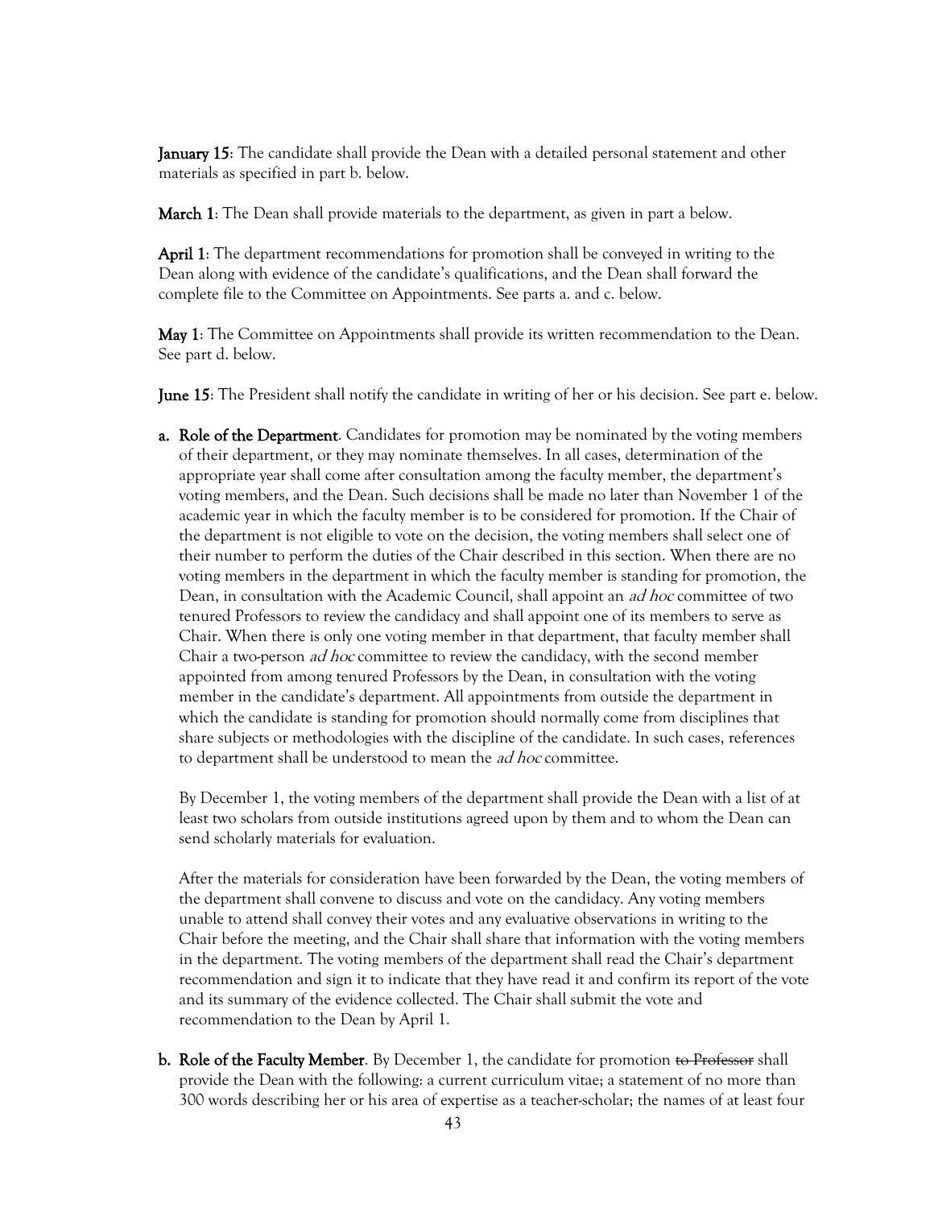**January 15**: The candidate shall provide the Dean with a detailed personal statement and other materials as specified in part b. below.

**March 1**: The Dean shall provide materials to the department, as given in part a below.

**April 1**: The department recommendations for promotion shall be conveyed in writing to the Dean along with evidence of the candidate's qualifications, and the Dean shall forward the complete file to the Committee on Appointments. See parts a. and c. below.

**May 1**: The Committee on Appointments shall provide its written recommendation to the Dean. See part d. below.

**June 15**: The President shall notify the candidate in writing of her or his decision. See part e. below.

**a. Role of the Department**. Candidates for promotion may be nominated by the voting members of their department, or they may nominate themselves. In all cases, determination of the appropriate year shall come after consultation among the faculty member, the department's voting members, and the Dean. Such decisions shall be made no later than November 1 of the academic year in which the faculty member is to be considered for promotion. If the Chair of the department is not eligible to vote on the decision, the voting members shall select one of their number to perform the duties of the Chair described in this section. When there are no voting members in the department in which the faculty member is standing for promotion, the Dean, in consultation with the Academic Council, shall appoint an *ad hoc* committee of two tenured Professors to review the candidacy and shall appoint one of its members to serve as Chair. When there is only one voting member in that department, that faculty member shall Chair a two-person *ad hoc* committee to review the candidacy, with the second member appointed from among tenured Professors by the Dean, in consultation with the voting member in the candidate's department. All appointments from outside the department in which the candidate is standing for promotion should normally come from disciplines that share subjects or methodologies with the discipline of the candidate. In such cases, references to department shall be understood to mean the *ad hoc* committee.

By December 1, the voting members of the department shall provide the Dean with a list of at least two scholars from outside institutions agreed upon by them and to whom the Dean can send scholarly materials for evaluation.

After the materials for consideration have been forwarded by the Dean, the voting members of the department shall convene to discuss and vote on the candidacy. Any voting members unable to attend shall convey their votes and any evaluative observations in writing to the Chair before the meeting, and the Chair shall share that information with the voting members in the department. The voting members of the department shall read the Chair's department recommendation and sign it to indicate that they have read it and confirm its report of the vote and its summary of the evidence collected. The Chair shall submit the vote and recommendation to the Dean by April 1.

**b. Role of the Faculty Member**. By December 1, the candidate for promotion ~~to Professor~~ shall provide the Dean with the following: a current curriculum vitae; a statement of no more than 300 words describing her or his area of expertise as a teacher-scholar; the names of at least four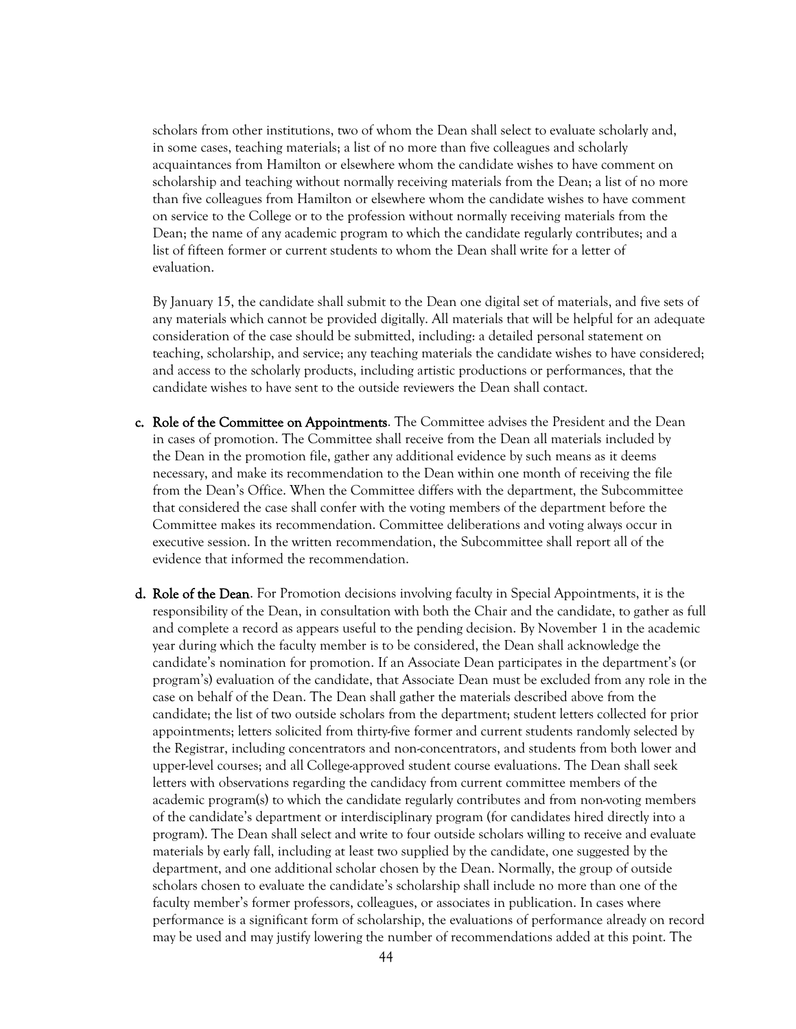scholars from other institutions, two of whom the Dean shall select to evaluate scholarly and, in some cases, teaching materials; a list of no more than five colleagues and scholarly acquaintances from Hamilton or elsewhere whom the candidate wishes to have comment on scholarship and teaching without normally receiving materials from the Dean; a list of no more than five colleagues from Hamilton or elsewhere whom the candidate wishes to have comment on service to the College or to the profession without normally receiving materials from the Dean; the name of any academic program to which the candidate regularly contributes; and a list of fifteen former or current students to whom the Dean shall write for a letter of evaluation.

By January 15, the candidate shall submit to the Dean one digital set of materials, and five sets of any materials which cannot be provided digitally. All materials that will be helpful for an adequate consideration of the case should be submitted, including: a detailed personal statement on teaching, scholarship, and service; any teaching materials the candidate wishes to have considered; and access to the scholarly products, including artistic productions or performances, that the candidate wishes to have sent to the outside reviewers the Dean shall contact.

c. **Role of the Committee on Appointments**. The Committee advises the President and the Dean in cases of promotion. The Committee shall receive from the Dean all materials included by the Dean in the promotion file, gather any additional evidence by such means as it deems necessary, and make its recommendation to the Dean within one month of receiving the file from the Dean's Office. When the Committee differs with the department, the Subcommittee that considered the case shall confer with the voting members of the department before the Committee makes its recommendation. Committee deliberations and voting always occur in executive session. In the written recommendation, the Subcommittee shall report all of the evidence that informed the recommendation.

d. **Role of the Dean**. For Promotion decisions involving faculty in Special Appointments, it is the responsibility of the Dean, in consultation with both the Chair and the candidate, to gather as full and complete a record as appears useful to the pending decision. By November 1 in the academic year during which the faculty member is to be considered, the Dean shall acknowledge the candidate's nomination for promotion. If an Associate Dean participates in the department's (or program's) evaluation of the candidate, that Associate Dean must be excluded from any role in the case on behalf of the Dean. The Dean shall gather the materials described above from the candidate; the list of two outside scholars from the department; student letters collected for prior appointments; letters solicited from thirty-five former and current students randomly selected by the Registrar, including concentrators and non-concentrators, and students from both lower and upper-level courses; and all College-approved student course evaluations. The Dean shall seek letters with observations regarding the candidacy from current committee members of the academic program(s) to which the candidate regularly contributes and from non-voting members of the candidate's department or interdisciplinary program (for candidates hired directly into a program). The Dean shall select and write to four outside scholars willing to receive and evaluate materials by early fall, including at least two supplied by the candidate, one suggested by the department, and one additional scholar chosen by the Dean. Normally, the group of outside scholars chosen to evaluate the candidate's scholarship shall include no more than one of the faculty member's former professors, colleagues, or associates in publication. In cases where performance is a significant form of scholarship, the evaluations of performance already on record may be used and may justify lowering the number of recommendations added at this point. The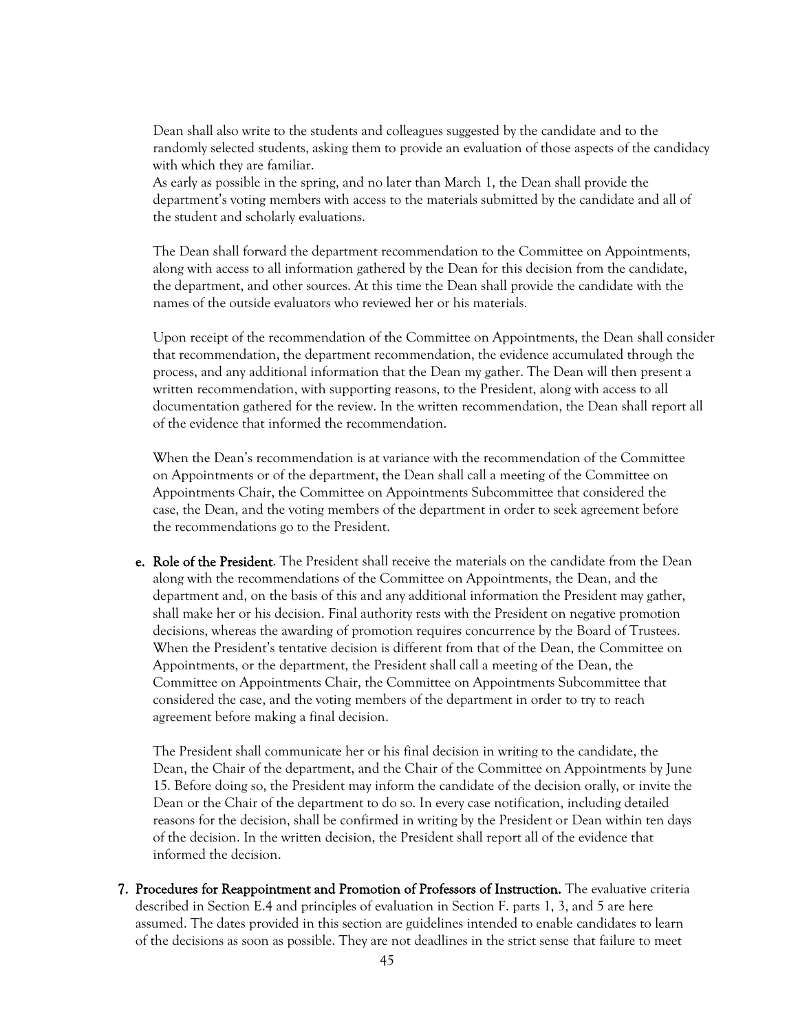Dean shall also write to the students and colleagues suggested by the candidate and to the randomly selected students, asking them to provide an evaluation of those aspects of the candidacy with which they are familiar.

As early as possible in the spring, and no later than March 1, the Dean shall provide the department's voting members with access to the materials submitted by the candidate and all of the student and scholarly evaluations.

The Dean shall forward the department recommendation to the Committee on Appointments, along with access to all information gathered by the Dean for this decision from the candidate, the department, and other sources. At this time the Dean shall provide the candidate with the names of the outside evaluators who reviewed her or his materials.

Upon receipt of the recommendation of the Committee on Appointments, the Dean shall consider that recommendation, the department recommendation, the evidence accumulated through the process, and any additional information that the Dean my gather. The Dean will then present a written recommendation, with supporting reasons, to the President, along with access to all documentation gathered for the review. In the written recommendation, the Dean shall report all of the evidence that informed the recommendation.

When the Dean's recommendation is at variance with the recommendation of the Committee on Appointments or of the department, the Dean shall call a meeting of the Committee on Appointments Chair, the Committee on Appointments Subcommittee that considered the case, the Dean, and the voting members of the department in order to seek agreement before the recommendations go to the President.

e. **Role of the President**. The President shall receive the materials on the candidate from the Dean along with the recommendations of the Committee on Appointments, the Dean, and the department and, on the basis of this and any additional information the President may gather, shall make her or his decision. Final authority rests with the President on negative promotion decisions, whereas the awarding of promotion requires concurrence by the Board of Trustees. When the President's tentative decision is different from that of the Dean, the Committee on Appointments, or the department, the President shall call a meeting of the Dean, the Committee on Appointments Chair, the Committee on Appointments Subcommittee that considered the case, and the voting members of the department in order to try to reach agreement before making a final decision.

   The President shall communicate her or his final decision in writing to the candidate, the Dean, the Chair of the department, and the Chair of the Committee on Appointments by June 15. Before doing so, the President may inform the candidate of the decision orally, or invite the Dean or the Chair of the department to do so. In every case notification, including detailed reasons for the decision, shall be confirmed in writing by the President or Dean within ten days of the decision. In the written decision, the President shall report all of the evidence that informed the decision.

7. **Procedures for Reappointment and Promotion of Professors of Instruction.** The evaluative criteria described in Section E.4 and principles of evaluation in Section F. parts 1, 3, and 5 are here assumed. The dates provided in this section are guidelines intended to enable candidates to learn of the decisions as soon as possible. They are not deadlines in the strict sense that failure to meet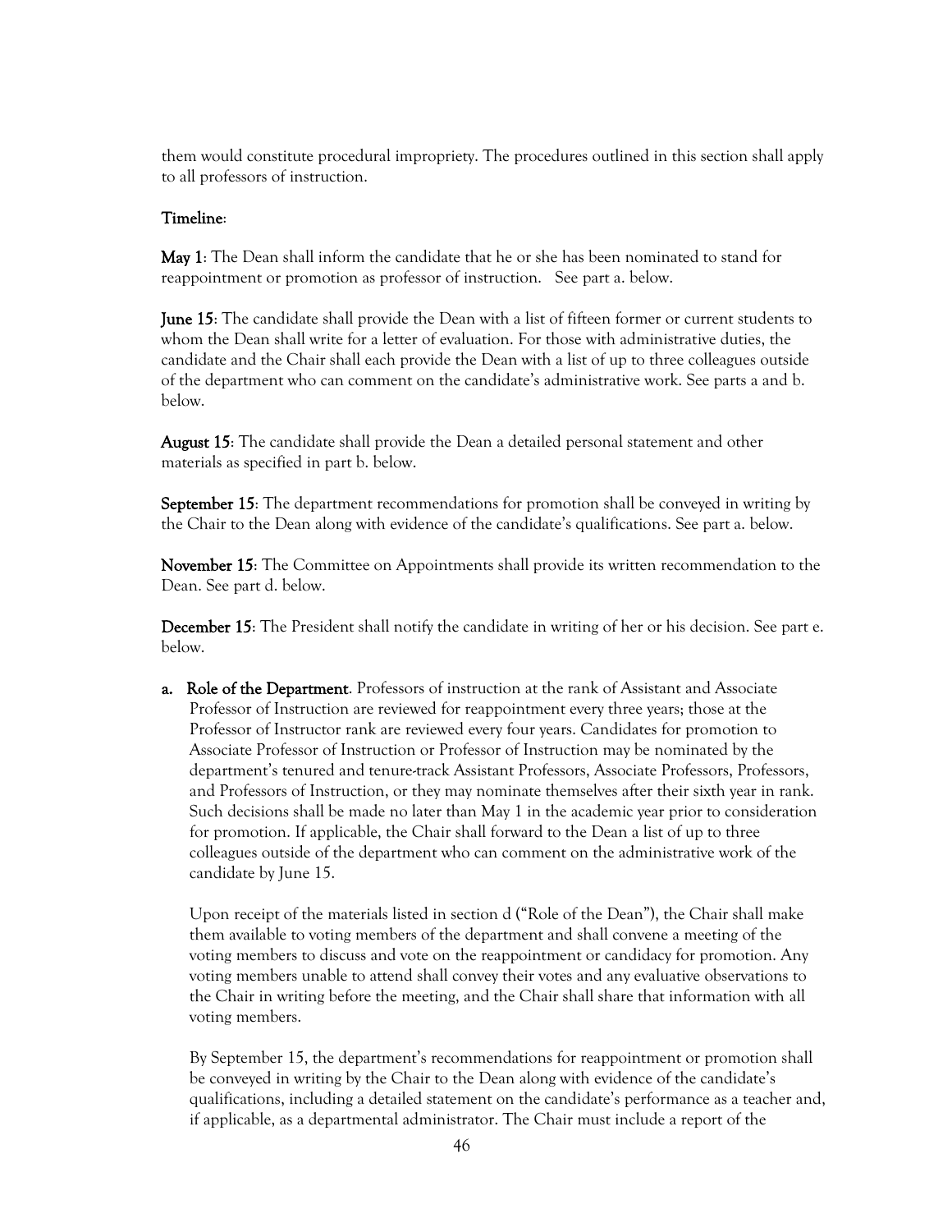them would constitute procedural impropriety. The procedures outlined in this section shall apply to all professors of instruction.

**Timeline**:

**May 1**: The Dean shall inform the candidate that he or she has been nominated to stand for reappointment or promotion as professor of instruction. See part a. below.

**June 15**: The candidate shall provide the Dean with a list of fifteen former or current students to whom the Dean shall write for a letter of evaluation. For those with administrative duties, the candidate and the Chair shall each provide the Dean with a list of up to three colleagues outside of the department who can comment on the candidate's administrative work. See parts a and b. below.

**August 15**: The candidate shall provide the Dean a detailed personal statement and other materials as specified in part b. below.

**September 15**: The department recommendations for promotion shall be conveyed in writing by the Chair to the Dean along with evidence of the candidate's qualifications. See part a. below.

**November 15**: The Committee on Appointments shall provide its written recommendation to the Dean. See part d. below.

**December 15**: The President shall notify the candidate in writing of her or his decision. See part e. below.

**a. Role of the Department**. Professors of instruction at the rank of Assistant and Associate Professor of Instruction are reviewed for reappointment every three years; those at the Professor of Instructor rank are reviewed every four years. Candidates for promotion to Associate Professor of Instruction or Professor of Instruction may be nominated by the department's tenured and tenure-track Assistant Professors, Associate Professors, Professors, and Professors of Instruction, or they may nominate themselves after their sixth year in rank. Such decisions shall be made no later than May 1 in the academic year prior to consideration for promotion. If applicable, the Chair shall forward to the Dean a list of up to three colleagues outside of the department who can comment on the administrative work of the candidate by June 15.

Upon receipt of the materials listed in section d ("Role of the Dean"), the Chair shall make them available to voting members of the department and shall convene a meeting of the voting members to discuss and vote on the reappointment or candidacy for promotion. Any voting members unable to attend shall convey their votes and any evaluative observations to the Chair in writing before the meeting, and the Chair shall share that information with all voting members.

By September 15, the department's recommendations for reappointment or promotion shall be conveyed in writing by the Chair to the Dean along with evidence of the candidate's qualifications, including a detailed statement on the candidate's performance as a teacher and, if applicable, as a departmental administrator. The Chair must include a report of the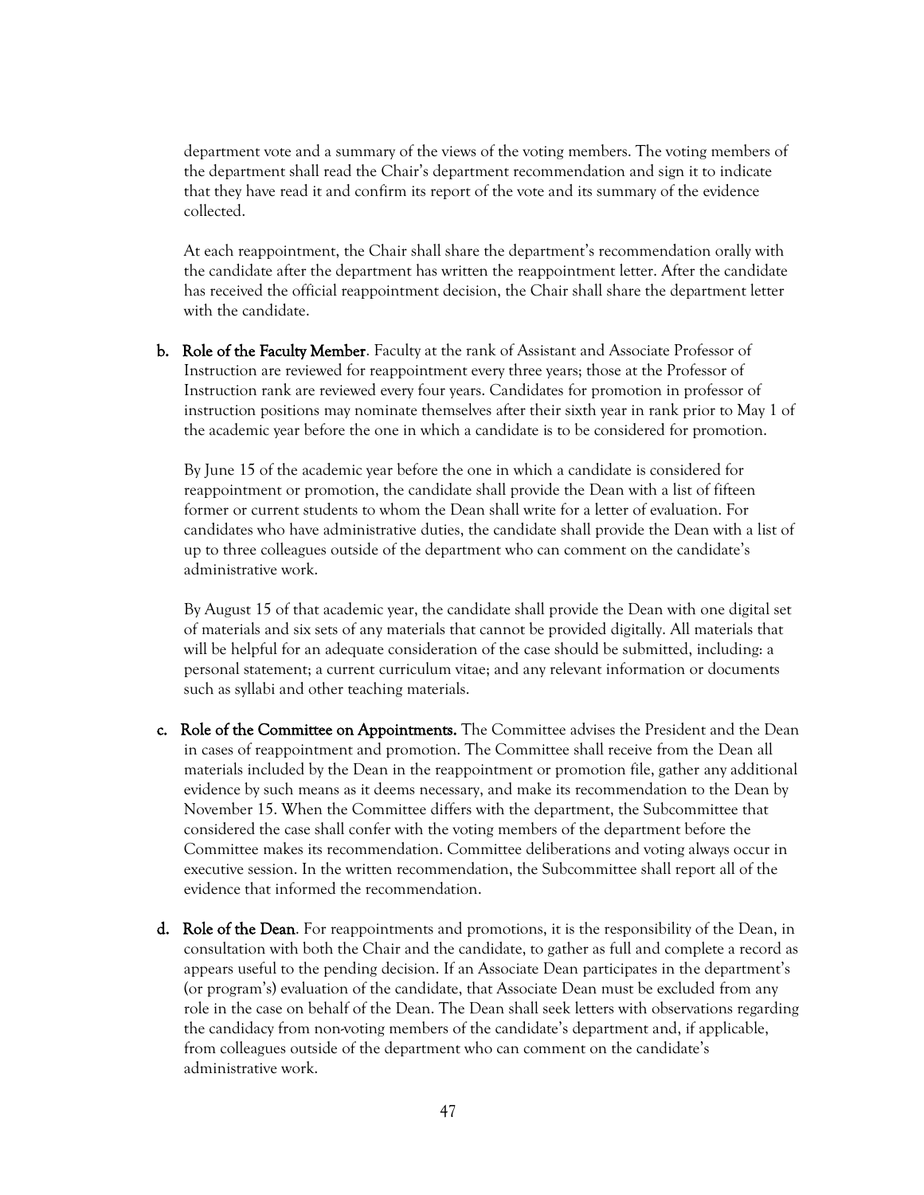department vote and a summary of the views of the voting members. The voting members of the department shall read the Chair's department recommendation and sign it to indicate that they have read it and confirm its report of the vote and its summary of the evidence collected.

At each reappointment, the Chair shall share the department's recommendation orally with the candidate after the department has written the reappointment letter. After the candidate has received the official reappointment decision, the Chair shall share the department letter with the candidate.

b. **Role of the Faculty Member**. Faculty at the rank of Assistant and Associate Professor of Instruction are reviewed for reappointment every three years; those at the Professor of Instruction rank are reviewed every four years. Candidates for promotion in professor of instruction positions may nominate themselves after their sixth year in rank prior to May 1 of the academic year before the one in which a candidate is to be considered for promotion.

   By June 15 of the academic year before the one in which a candidate is considered for reappointment or promotion, the candidate shall provide the Dean with a list of fifteen former or current students to whom the Dean shall write for a letter of evaluation. For candidates who have administrative duties, the candidate shall provide the Dean with a list of up to three colleagues outside of the department who can comment on the candidate's administrative work.

   By August 15 of that academic year, the candidate shall provide the Dean with one digital set of materials and six sets of any materials that cannot be provided digitally. All materials that will be helpful for an adequate consideration of the case should be submitted, including: a personal statement; a current curriculum vitae; and any relevant information or documents such as syllabi and other teaching materials.

c. **Role of the Committee on Appointments.** The Committee advises the President and the Dean in cases of reappointment and promotion. The Committee shall receive from the Dean all materials included by the Dean in the reappointment or promotion file, gather any additional evidence by such means as it deems necessary, and make its recommendation to the Dean by November 15. When the Committee differs with the department, the Subcommittee that considered the case shall confer with the voting members of the department before the Committee makes its recommendation. Committee deliberations and voting always occur in executive session. In the written recommendation, the Subcommittee shall report all of the evidence that informed the recommendation.

d. **Role of the Dean**. For reappointments and promotions, it is the responsibility of the Dean, in consultation with both the Chair and the candidate, to gather as full and complete a record as appears useful to the pending decision. If an Associate Dean participates in the department's (or program's) evaluation of the candidate, that Associate Dean must be excluded from any role in the case on behalf of the Dean. The Dean shall seek letters with observations regarding the candidacy from non-voting members of the candidate's department and, if applicable, from colleagues outside of the department who can comment on the candidate's administrative work.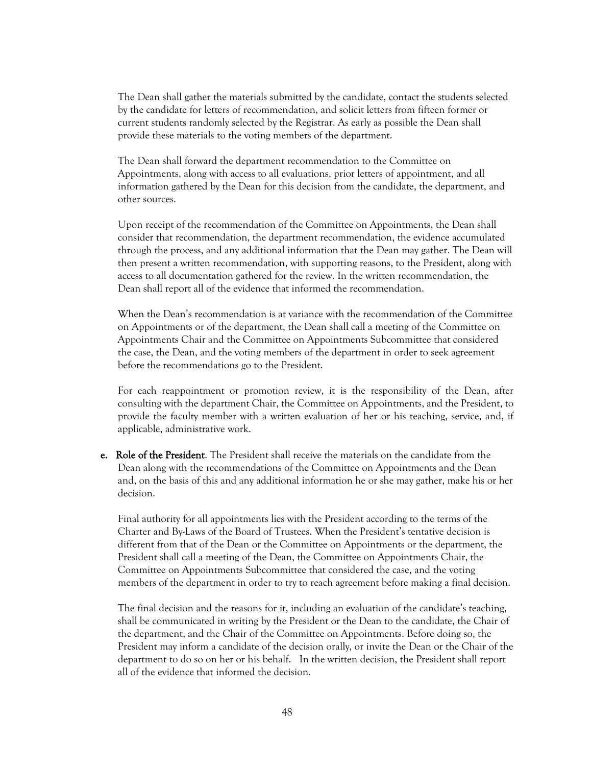The Dean shall gather the materials submitted by the candidate, contact the students selected by the candidate for letters of recommendation, and solicit letters from fifteen former or current students randomly selected by the Registrar. As early as possible the Dean shall provide these materials to the voting members of the department.

The Dean shall forward the department recommendation to the Committee on Appointments, along with access to all evaluations, prior letters of appointment, and all information gathered by the Dean for this decision from the candidate, the department, and other sources.

Upon receipt of the recommendation of the Committee on Appointments, the Dean shall consider that recommendation, the department recommendation, the evidence accumulated through the process, and any additional information that the Dean may gather. The Dean will then present a written recommendation, with supporting reasons, to the President, along with access to all documentation gathered for the review. In the written recommendation, the Dean shall report all of the evidence that informed the recommendation.

When the Dean's recommendation is at variance with the recommendation of the Committee on Appointments or of the department, the Dean shall call a meeting of the Committee on Appointments Chair and the Committee on Appointments Subcommittee that considered the case, the Dean, and the voting members of the department in order to seek agreement before the recommendations go to the President.

For each reappointment or promotion review, it is the responsibility of the Dean, after consulting with the department Chair, the Committee on Appointments, and the President, to provide the faculty member with a written evaluation of her or his teaching, service, and, if applicable, administrative work.

**e. Role of the President**. The President shall receive the materials on the candidate from the Dean along with the recommendations of the Committee on Appointments and the Dean and, on the basis of this and any additional information he or she may gather, make his or her decision.

Final authority for all appointments lies with the President according to the terms of the Charter and By-Laws of the Board of Trustees. When the President's tentative decision is different from that of the Dean or the Committee on Appointments or the department, the President shall call a meeting of the Dean, the Committee on Appointments Chair, the Committee on Appointments Subcommittee that considered the case, and the voting members of the department in order to try to reach agreement before making a final decision.

The final decision and the reasons for it, including an evaluation of the candidate's teaching, shall be communicated in writing by the President or the Dean to the candidate, the Chair of the department, and the Chair of the Committee on Appointments. Before doing so, the President may inform a candidate of the decision orally, or invite the Dean or the Chair of the department to do so on her or his behalf. In the written decision, the President shall report all of the evidence that informed the decision.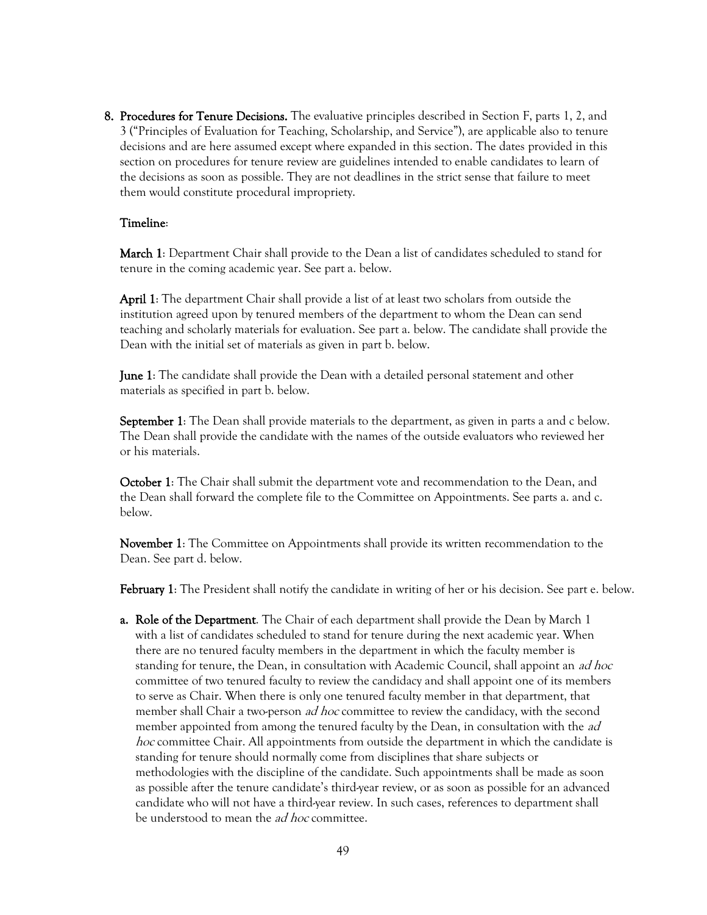8. **Procedures for Tenure Decisions.** The evaluative principles described in Section F, parts 1, 2, and 3 ("Principles of Evaluation for Teaching, Scholarship, and Service"), are applicable also to tenure decisions and are here assumed except where expanded in this section. The dates provided in this section on procedures for tenure review are guidelines intended to enable candidates to learn of the decisions as soon as possible. They are not deadlines in the strict sense that failure to meet them would constitute procedural impropriety.

   **Timeline**:

   **March 1**: Department Chair shall provide to the Dean a list of candidates scheduled to stand for tenure in the coming academic year. See part a. below.

   **April 1**: The department Chair shall provide a list of at least two scholars from outside the institution agreed upon by tenured members of the department to whom the Dean can send teaching and scholarly materials for evaluation. See part a. below. The candidate shall provide the Dean with the initial set of materials as given in part b. below.

   **June 1**: The candidate shall provide the Dean with a detailed personal statement and other materials as specified in part b. below.

   **September 1**: The Dean shall provide materials to the department, as given in parts a and c below. The Dean shall provide the candidate with the names of the outside evaluators who reviewed her or his materials.

   **October 1**: The Chair shall submit the department vote and recommendation to the Dean, and the Dean shall forward the complete file to the Committee on Appointments. See parts a. and c. below.

   **November 1**: The Committee on Appointments shall provide its written recommendation to the Dean. See part d. below.

   **February 1**: The President shall notify the candidate in writing of her or his decision. See part e. below.

   a. **Role of the Department**. The Chair of each department shall provide the Dean by March 1 with a list of candidates scheduled to stand for tenure during the next academic year. When there are no tenured faculty members in the department in which the faculty member is standing for tenure, the Dean, in consultation with Academic Council, shall appoint an *ad hoc* committee of two tenured faculty to review the candidacy and shall appoint one of its members to serve as Chair. When there is only one tenured faculty member in that department, that member shall Chair a two-person *ad hoc* committee to review the candidacy, with the second member appointed from among the tenured faculty by the Dean, in consultation with the *ad hoc* committee Chair. All appointments from outside the department in which the candidate is standing for tenure should normally come from disciplines that share subjects or methodologies with the discipline of the candidate. Such appointments shall be made as soon as possible after the tenure candidate's third-year review, or as soon as possible for an advanced candidate who will not have a third-year review. In such cases, references to department shall be understood to mean the *ad hoc* committee.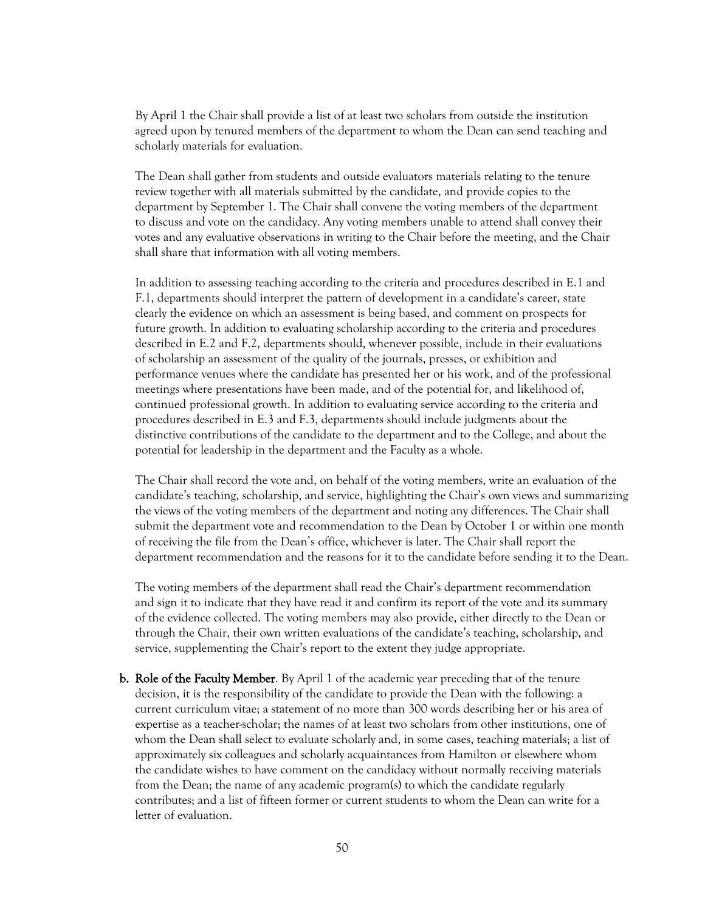By April 1 the Chair shall provide a list of at least two scholars from outside the institution agreed upon by tenured members of the department to whom the Dean can send teaching and scholarly materials for evaluation.

The Dean shall gather from students and outside evaluators materials relating to the tenure review together with all materials submitted by the candidate, and provide copies to the department by September 1. The Chair shall convene the voting members of the department to discuss and vote on the candidacy. Any voting members unable to attend shall convey their votes and any evaluative observations in writing to the Chair before the meeting, and the Chair shall share that information with all voting members.

In addition to assessing teaching according to the criteria and procedures described in E.1 and F.1, departments should interpret the pattern of development in a candidate's career, state clearly the evidence on which an assessment is being based, and comment on prospects for future growth. In addition to evaluating scholarship according to the criteria and procedures described in E.2 and F.2, departments should, whenever possible, include in their evaluations of scholarship an assessment of the quality of the journals, presses, or exhibition and performance venues where the candidate has presented her or his work, and of the professional meetings where presentations have been made, and of the potential for, and likelihood of, continued professional growth. In addition to evaluating service according to the criteria and procedures described in E.3 and F.3, departments should include judgments about the distinctive contributions of the candidate to the department and to the College, and about the potential for leadership in the department and the Faculty as a whole.

The Chair shall record the vote and, on behalf of the voting members, write an evaluation of the candidate's teaching, scholarship, and service, highlighting the Chair's own views and summarizing the views of the voting members of the department and noting any differences. The Chair shall submit the department vote and recommendation to the Dean by October 1 or within one month of receiving the file from the Dean's office, whichever is later. The Chair shall report the department recommendation and the reasons for it to the candidate before sending it to the Dean.

The voting members of the department shall read the Chair's department recommendation and sign it to indicate that they have read it and confirm its report of the vote and its summary of the evidence collected. The voting members may also provide, either directly to the Dean or through the Chair, their own written evaluations of the candidate's teaching, scholarship, and service, supplementing the Chair's report to the extent they judge appropriate.

**b. Role of the Faculty Member**. By April 1 of the academic year preceding that of the tenure decision, it is the responsibility of the candidate to provide the Dean with the following: a current curriculum vitae; a statement of no more than 300 words describing her or his area of expertise as a teacher-scholar; the names of at least two scholars from other institutions, one of whom the Dean shall select to evaluate scholarly and, in some cases, teaching materials; a list of approximately six colleagues and scholarly acquaintances from Hamilton or elsewhere whom the candidate wishes to have comment on the candidacy without normally receiving materials from the Dean; the name of any academic program(s) to which the candidate regularly contributes; and a list of fifteen former or current students to whom the Dean can write for a letter of evaluation.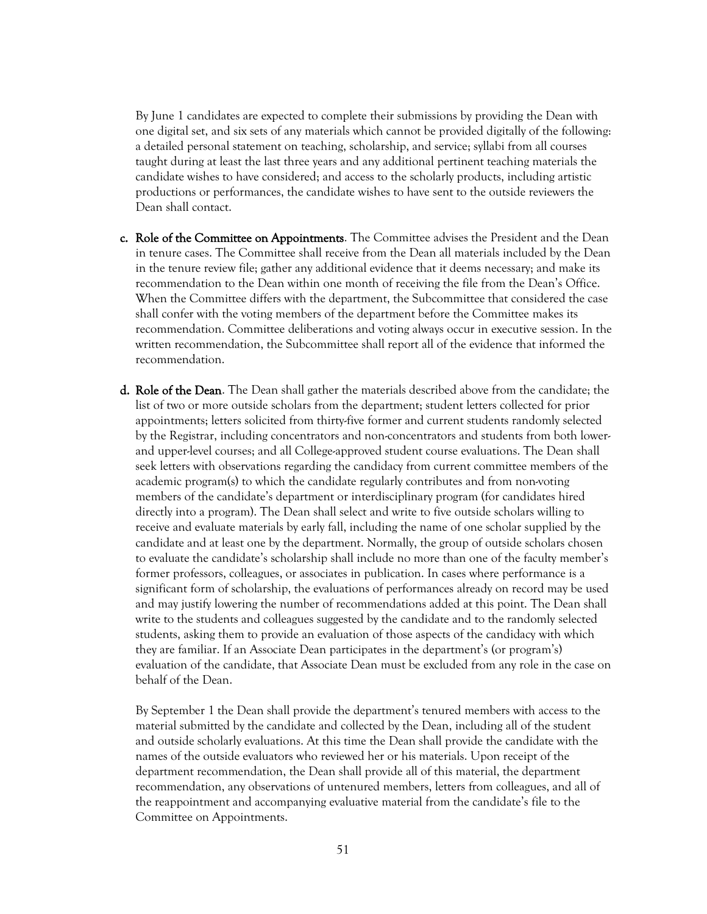By June 1 candidates are expected to complete their submissions by providing the Dean with one digital set, and six sets of any materials which cannot be provided digitally of the following: a detailed personal statement on teaching, scholarship, and service; syllabi from all courses taught during at least the last three years and any additional pertinent teaching materials the candidate wishes to have considered; and access to the scholarly products, including artistic productions or performances, the candidate wishes to have sent to the outside reviewers the Dean shall contact.

c. **Role of the Committee on Appointments**. The Committee advises the President and the Dean in tenure cases. The Committee shall receive from the Dean all materials included by the Dean in the tenure review file; gather any additional evidence that it deems necessary; and make its recommendation to the Dean within one month of receiving the file from the Dean's Office. When the Committee differs with the department, the Subcommittee that considered the case shall confer with the voting members of the department before the Committee makes its recommendation. Committee deliberations and voting always occur in executive session. In the written recommendation, the Subcommittee shall report all of the evidence that informed the recommendation.

d. **Role of the Dean**. The Dean shall gather the materials described above from the candidate; the list of two or more outside scholars from the department; student letters collected for prior appointments; letters solicited from thirty-five former and current students randomly selected by the Registrar, including concentrators and non-concentrators and students from both lower- and upper-level courses; and all College-approved student course evaluations. The Dean shall seek letters with observations regarding the candidacy from current committee members of the academic program(s) to which the candidate regularly contributes and from non-voting members of the candidate's department or interdisciplinary program (for candidates hired directly into a program). The Dean shall select and write to five outside scholars willing to receive and evaluate materials by early fall, including the name of one scholar supplied by the candidate and at least one by the department. Normally, the group of outside scholars chosen to evaluate the candidate's scholarship shall include no more than one of the faculty member's former professors, colleagues, or associates in publication. In cases where performance is a significant form of scholarship, the evaluations of performances already on record may be used and may justify lowering the number of recommendations added at this point. The Dean shall write to the students and colleagues suggested by the candidate and to the randomly selected students, asking them to provide an evaluation of those aspects of the candidacy with which they are familiar. If an Associate Dean participates in the department's (or program's) evaluation of the candidate, that Associate Dean must be excluded from any role in the case on behalf of the Dean.

By September 1 the Dean shall provide the department's tenured members with access to the material submitted by the candidate and collected by the Dean, including all of the student and outside scholarly evaluations. At this time the Dean shall provide the candidate with the names of the outside evaluators who reviewed her or his materials. Upon receipt of the department recommendation, the Dean shall provide all of this material, the department recommendation, any observations of untenured members, letters from colleagues, and all of the reappointment and accompanying evaluative material from the candidate's file to the Committee on Appointments.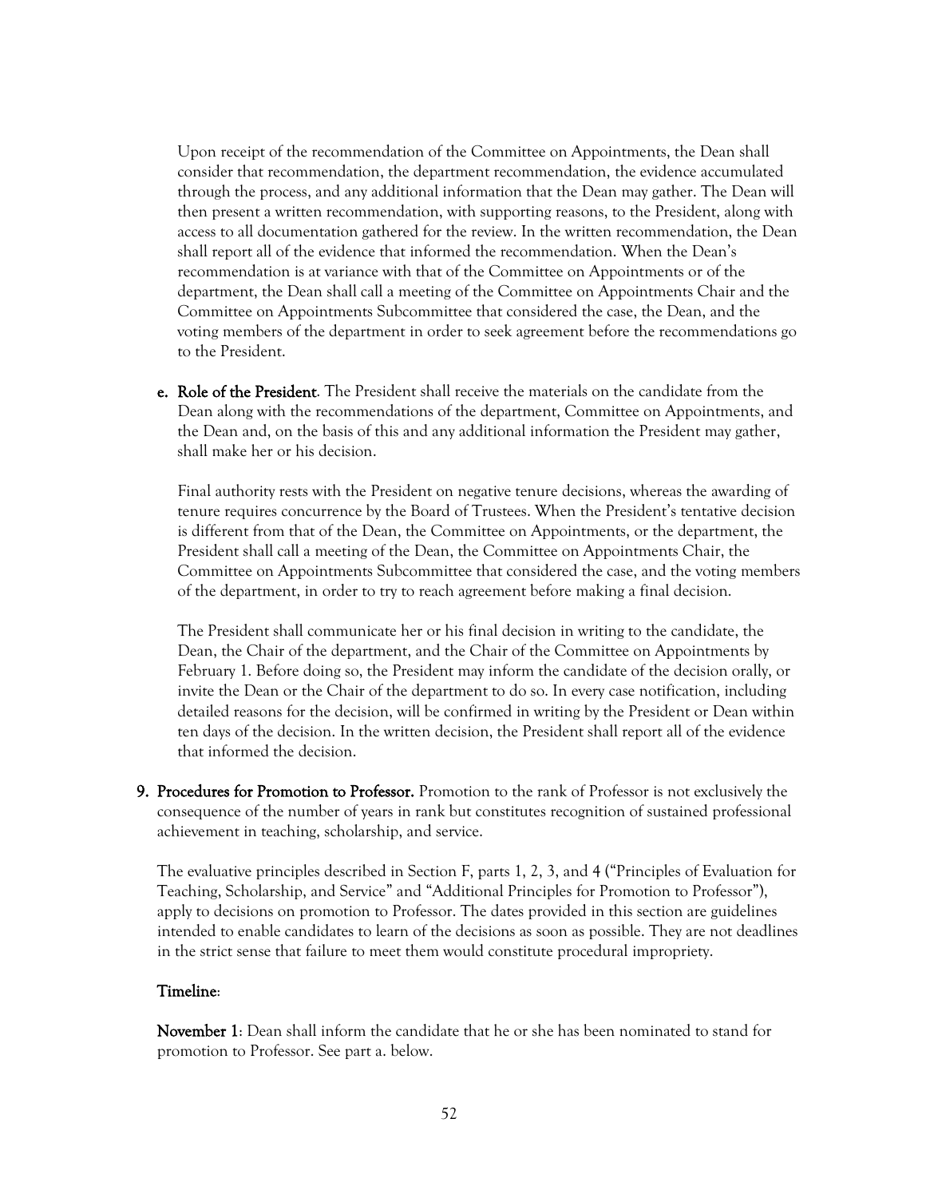Upon receipt of the recommendation of the Committee on Appointments, the Dean shall consider that recommendation, the department recommendation, the evidence accumulated through the process, and any additional information that the Dean may gather. The Dean will then present a written recommendation, with supporting reasons, to the President, along with access to all documentation gathered for the review. In the written recommendation, the Dean shall report all of the evidence that informed the recommendation. When the Dean's recommendation is at variance with that of the Committee on Appointments or of the department, the Dean shall call a meeting of the Committee on Appointments Chair and the Committee on Appointments Subcommittee that considered the case, the Dean, and the voting members of the department in order to seek agreement before the recommendations go to the President.

**e. Role of the President**. The President shall receive the materials on the candidate from the Dean along with the recommendations of the department, Committee on Appointments, and the Dean and, on the basis of this and any additional information the President may gather, shall make her or his decision.

Final authority rests with the President on negative tenure decisions, whereas the awarding of tenure requires concurrence by the Board of Trustees. When the President's tentative decision is different from that of the Dean, the Committee on Appointments, or the department, the President shall call a meeting of the Dean, the Committee on Appointments Chair, the Committee on Appointments Subcommittee that considered the case, and the voting members of the department, in order to try to reach agreement before making a final decision.

The President shall communicate her or his final decision in writing to the candidate, the Dean, the Chair of the department, and the Chair of the Committee on Appointments by February 1. Before doing so, the President may inform the candidate of the decision orally, or invite the Dean or the Chair of the department to do so. In every case notification, including detailed reasons for the decision, will be confirmed in writing by the President or Dean within ten days of the decision. In the written decision, the President shall report all of the evidence that informed the decision.

**9. Procedures for Promotion to Professor.** Promotion to the rank of Professor is not exclusively the consequence of the number of years in rank but constitutes recognition of sustained professional achievement in teaching, scholarship, and service.

The evaluative principles described in Section F, parts 1, 2, 3, and 4 ("Principles of Evaluation for Teaching, Scholarship, and Service" and "Additional Principles for Promotion to Professor"), apply to decisions on promotion to Professor. The dates provided in this section are guidelines intended to enable candidates to learn of the decisions as soon as possible. They are not deadlines in the strict sense that failure to meet them would constitute procedural impropriety.

**Timeline**:

**November 1**: Dean shall inform the candidate that he or she has been nominated to stand for promotion to Professor. See part a. below.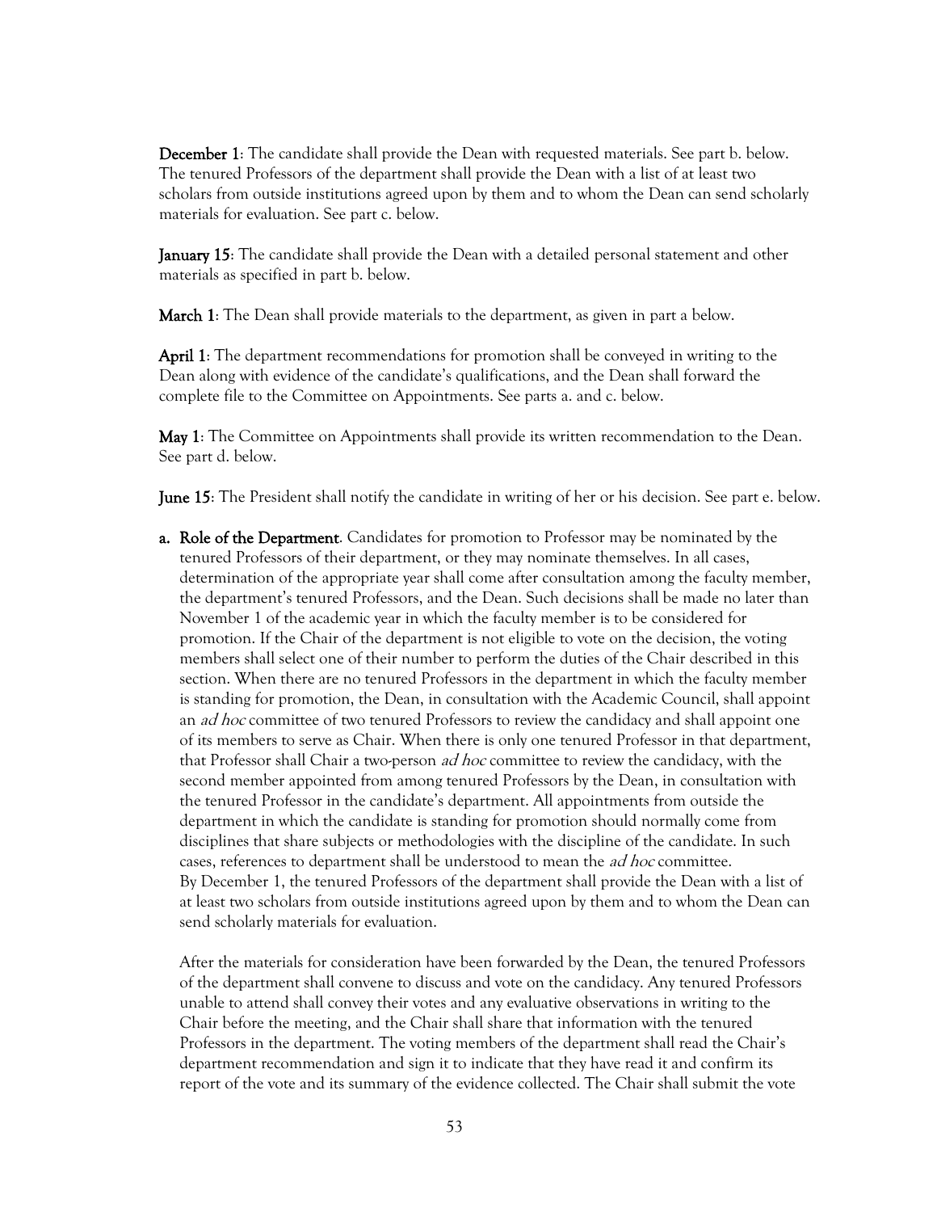**December 1**: The candidate shall provide the Dean with requested materials. See part b. below. The tenured Professors of the department shall provide the Dean with a list of at least two scholars from outside institutions agreed upon by them and to whom the Dean can send scholarly materials for evaluation. See part c. below.

**January 15**: The candidate shall provide the Dean with a detailed personal statement and other materials as specified in part b. below.

**March 1**: The Dean shall provide materials to the department, as given in part a below.

**April 1**: The department recommendations for promotion shall be conveyed in writing to the Dean along with evidence of the candidate's qualifications, and the Dean shall forward the complete file to the Committee on Appointments. See parts a. and c. below.

**May 1**: The Committee on Appointments shall provide its written recommendation to the Dean. See part d. below.

**June 15**: The President shall notify the candidate in writing of her or his decision. See part e. below.

**a. Role of the Department**. Candidates for promotion to Professor may be nominated by the tenured Professors of their department, or they may nominate themselves. In all cases, determination of the appropriate year shall come after consultation among the faculty member, the department's tenured Professors, and the Dean. Such decisions shall be made no later than November 1 of the academic year in which the faculty member is to be considered for promotion. If the Chair of the department is not eligible to vote on the decision, the voting members shall select one of their number to perform the duties of the Chair described in this section. When there are no tenured Professors in the department in which the faculty member is standing for promotion, the Dean, in consultation with the Academic Council, shall appoint an *ad hoc* committee of two tenured Professors to review the candidacy and shall appoint one of its members to serve as Chair. When there is only one tenured Professor in that department, that Professor shall Chair a two-person *ad hoc* committee to review the candidacy, with the second member appointed from among tenured Professors by the Dean, in consultation with the tenured Professor in the candidate's department. All appointments from outside the department in which the candidate is standing for promotion should normally come from disciplines that share subjects or methodologies with the discipline of the candidate. In such cases, references to department shall be understood to mean the *ad hoc* committee.
By December 1, the tenured Professors of the department shall provide the Dean with a list of at least two scholars from outside institutions agreed upon by them and to whom the Dean can send scholarly materials for evaluation.

After the materials for consideration have been forwarded by the Dean, the tenured Professors of the department shall convene to discuss and vote on the candidacy. Any tenured Professors unable to attend shall convey their votes and any evaluative observations in writing to the Chair before the meeting, and the Chair shall share that information with the tenured Professors in the department. The voting members of the department shall read the Chair's department recommendation and sign it to indicate that they have read it and confirm its report of the vote and its summary of the evidence collected. The Chair shall submit the vote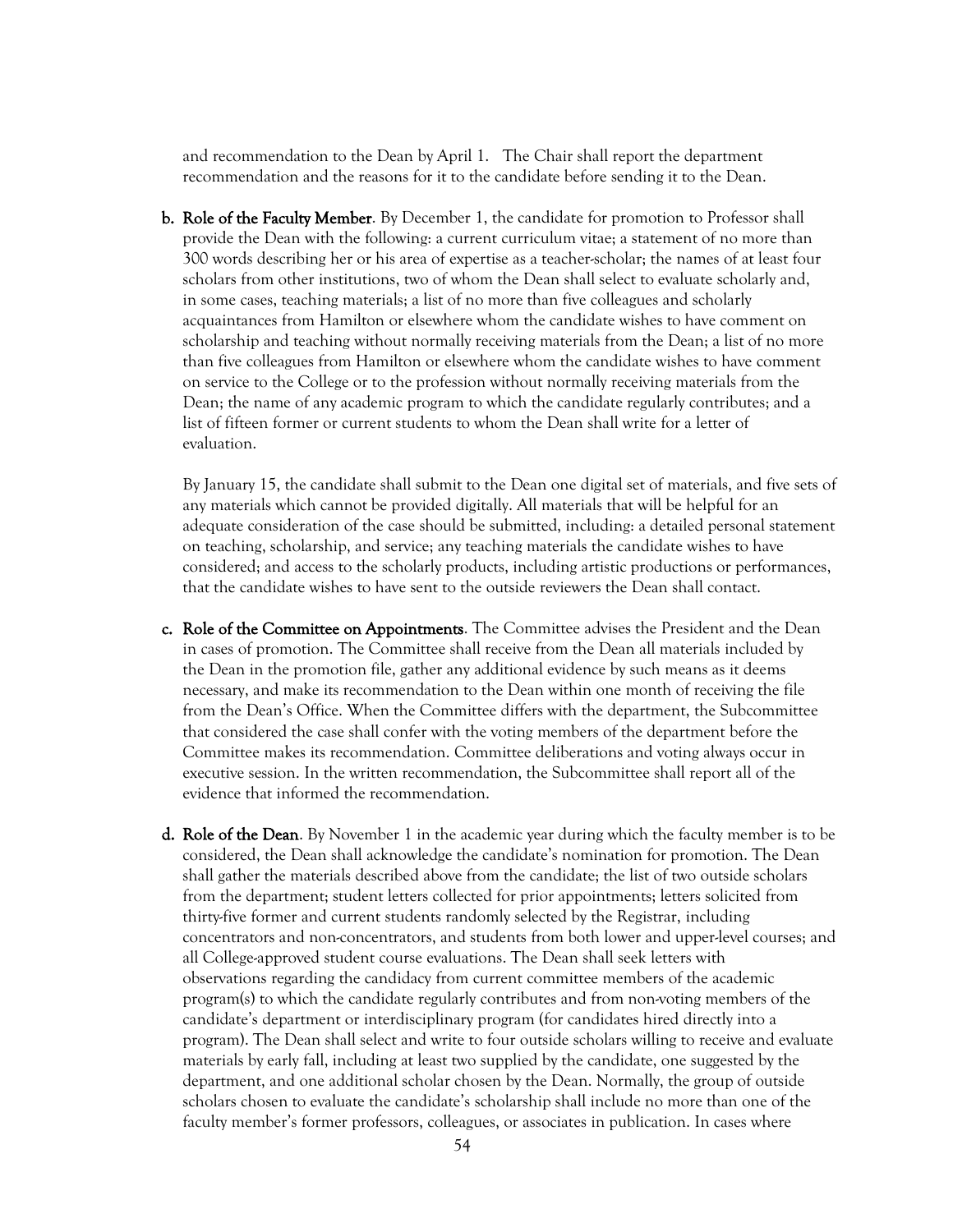and recommendation to the Dean by April 1. The Chair shall report the department recommendation and the reasons for it to the candidate before sending it to the Dean.

**b. Role of the Faculty Member**. By December 1, the candidate for promotion to Professor shall provide the Dean with the following: a current curriculum vitae; a statement of no more than 300 words describing her or his area of expertise as a teacher-scholar; the names of at least four scholars from other institutions, two of whom the Dean shall select to evaluate scholarly and, in some cases, teaching materials; a list of no more than five colleagues and scholarly acquaintances from Hamilton or elsewhere whom the candidate wishes to have comment on scholarship and teaching without normally receiving materials from the Dean; a list of no more than five colleagues from Hamilton or elsewhere whom the candidate wishes to have comment on service to the College or to the profession without normally receiving materials from the Dean; the name of any academic program to which the candidate regularly contributes; and a list of fifteen former or current students to whom the Dean shall write for a letter of evaluation.

By January 15, the candidate shall submit to the Dean one digital set of materials, and five sets of any materials which cannot be provided digitally. All materials that will be helpful for an adequate consideration of the case should be submitted, including: a detailed personal statement on teaching, scholarship, and service; any teaching materials the candidate wishes to have considered; and access to the scholarly products, including artistic productions or performances, that the candidate wishes to have sent to the outside reviewers the Dean shall contact.

**c. Role of the Committee on Appointments**. The Committee advises the President and the Dean in cases of promotion. The Committee shall receive from the Dean all materials included by the Dean in the promotion file, gather any additional evidence by such means as it deems necessary, and make its recommendation to the Dean within one month of receiving the file from the Dean's Office. When the Committee differs with the department, the Subcommittee that considered the case shall confer with the voting members of the department before the Committee makes its recommendation. Committee deliberations and voting always occur in executive session. In the written recommendation, the Subcommittee shall report all of the evidence that informed the recommendation.

**d. Role of the Dean**. By November 1 in the academic year during which the faculty member is to be considered, the Dean shall acknowledge the candidate's nomination for promotion. The Dean shall gather the materials described above from the candidate; the list of two outside scholars from the department; student letters collected for prior appointments; letters solicited from thirty-five former and current students randomly selected by the Registrar, including concentrators and non-concentrators, and students from both lower and upper-level courses; and all College-approved student course evaluations. The Dean shall seek letters with observations regarding the candidacy from current committee members of the academic program(s) to which the candidate regularly contributes and from non-voting members of the candidate's department or interdisciplinary program (for candidates hired directly into a program). The Dean shall select and write to four outside scholars willing to receive and evaluate materials by early fall, including at least two supplied by the candidate, one suggested by the department, and one additional scholar chosen by the Dean. Normally, the group of outside scholars chosen to evaluate the candidate's scholarship shall include no more than one of the faculty member's former professors, colleagues, or associates in publication. In cases where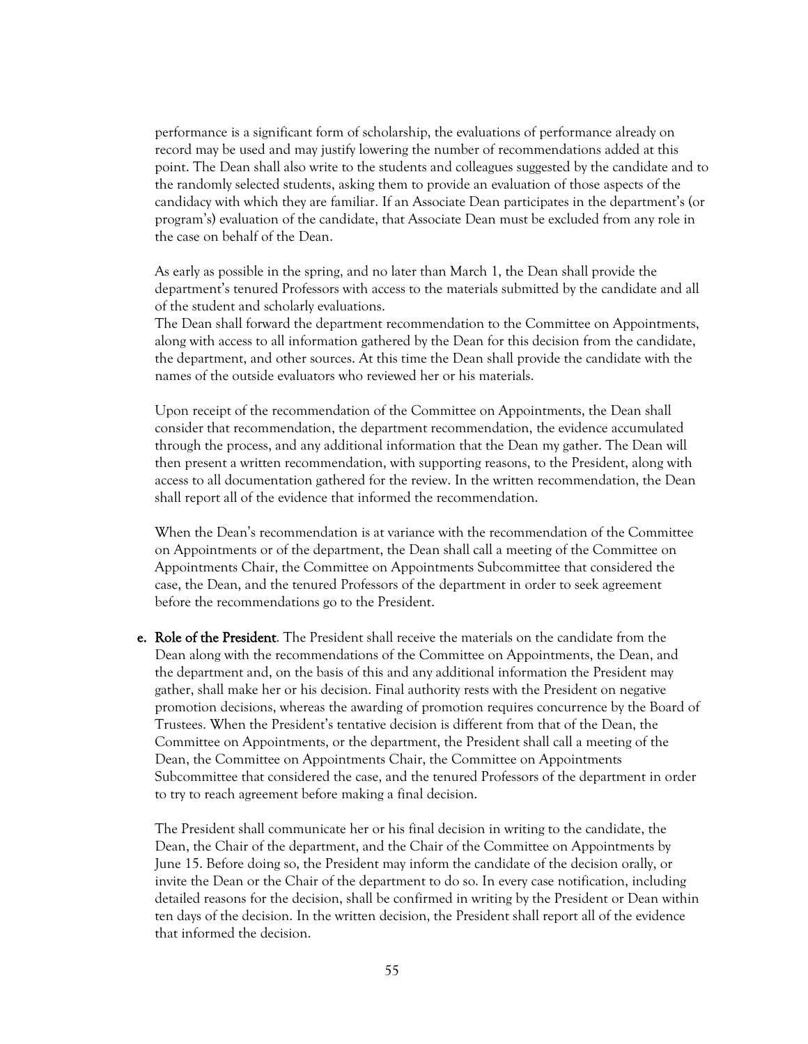performance is a significant form of scholarship, the evaluations of performance already on record may be used and may justify lowering the number of recommendations added at this point. The Dean shall also write to the students and colleagues suggested by the candidate and to the randomly selected students, asking them to provide an evaluation of those aspects of the candidacy with which they are familiar. If an Associate Dean participates in the department's (or program's) evaluation of the candidate, that Associate Dean must be excluded from any role in the case on behalf of the Dean.

As early as possible in the spring, and no later than March 1, the Dean shall provide the department's tenured Professors with access to the materials submitted by the candidate and all of the student and scholarly evaluations.
The Dean shall forward the department recommendation to the Committee on Appointments, along with access to all information gathered by the Dean for this decision from the candidate, the department, and other sources. At this time the Dean shall provide the candidate with the names of the outside evaluators who reviewed her or his materials.

Upon receipt of the recommendation of the Committee on Appointments, the Dean shall consider that recommendation, the department recommendation, the evidence accumulated through the process, and any additional information that the Dean my gather. The Dean will then present a written recommendation, with supporting reasons, to the President, along with access to all documentation gathered for the review. In the written recommendation, the Dean shall report all of the evidence that informed the recommendation.

When the Dean's recommendation is at variance with the recommendation of the Committee on Appointments or of the department, the Dean shall call a meeting of the Committee on Appointments Chair, the Committee on Appointments Subcommittee that considered the case, the Dean, and the tenured Professors of the department in order to seek agreement before the recommendations go to the President.

e. **Role of the President**. The President shall receive the materials on the candidate from the Dean along with the recommendations of the Committee on Appointments, the Dean, and the department and, on the basis of this and any additional information the President may gather, shall make her or his decision. Final authority rests with the President on negative promotion decisions, whereas the awarding of promotion requires concurrence by the Board of Trustees. When the President's tentative decision is different from that of the Dean, the Committee on Appointments, or the department, the President shall call a meeting of the Dean, the Committee on Appointments Chair, the Committee on Appointments Subcommittee that considered the case, and the tenured Professors of the department in order to try to reach agreement before making a final decision.

The President shall communicate her or his final decision in writing to the candidate, the Dean, the Chair of the department, and the Chair of the Committee on Appointments by June 15. Before doing so, the President may inform the candidate of the decision orally, or invite the Dean or the Chair of the department to do so. In every case notification, including detailed reasons for the decision, shall be confirmed in writing by the President or Dean within ten days of the decision. In the written decision, the President shall report all of the evidence that informed the decision.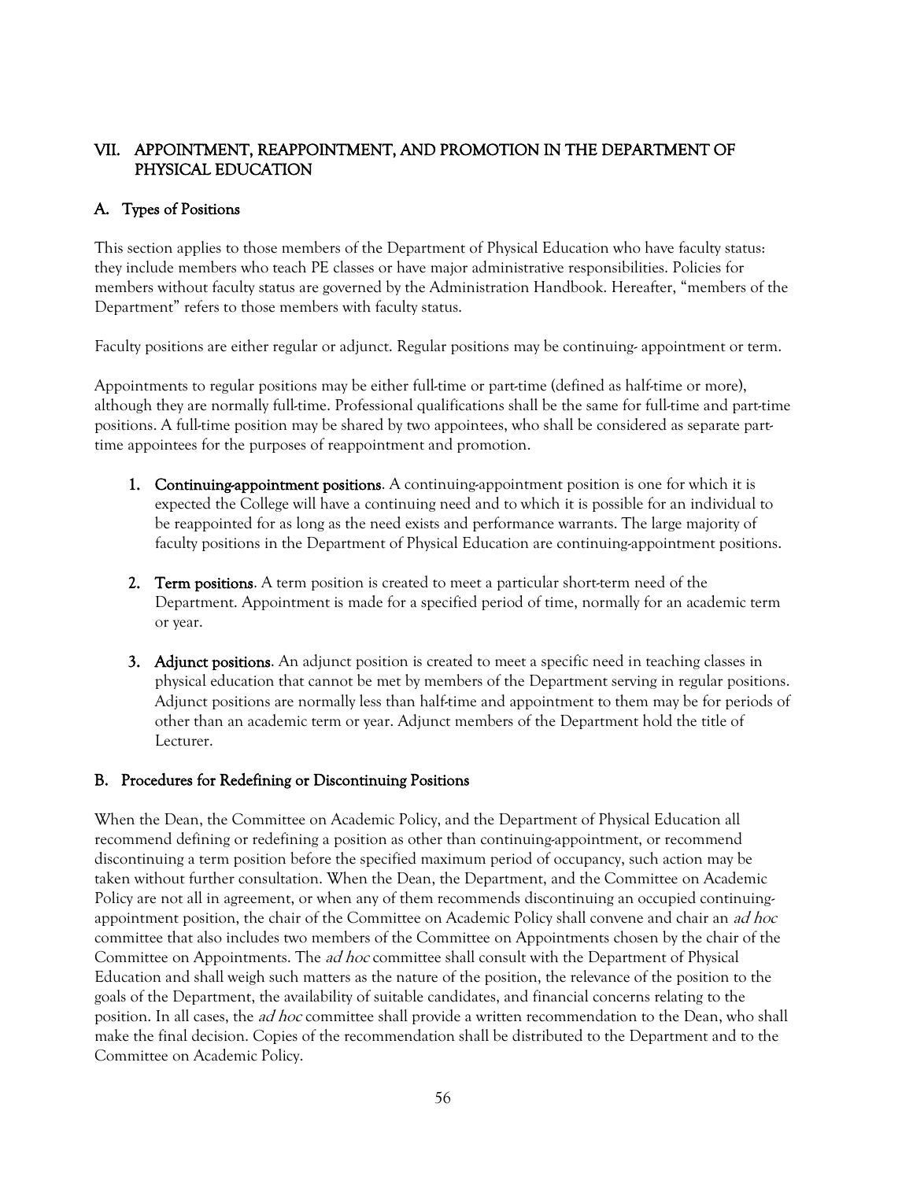## VII. APPOINTMENT, REAPPOINTMENT, AND PROMOTION IN THE DEPARTMENT OF PHYSICAL EDUCATION

### A. Types of Positions

This section applies to those members of the Department of Physical Education who have faculty status: they include members who teach PE classes or have major administrative responsibilities. Policies for members without faculty status are governed by the Administration Handbook. Hereafter, "members of the Department" refers to those members with faculty status.

Faculty positions are either regular or adjunct. Regular positions may be continuing- appointment or term.

Appointments to regular positions may be either full-time or part-time (defined as half-time or more), although they are normally full-time. Professional qualifications shall be the same for full-time and part-time positions. A full-time position may be shared by two appointees, who shall be considered as separate part-time appointees for the purposes of reappointment and promotion.

1. **Continuing-appointment positions**. A continuing-appointment position is one for which it is expected the College will have a continuing need and to which it is possible for an individual to be reappointed for as long as the need exists and performance warrants. The large majority of faculty positions in the Department of Physical Education are continuing-appointment positions.

2. **Term positions**. A term position is created to meet a particular short-term need of the Department. Appointment is made for a specified period of time, normally for an academic term or year.

3. **Adjunct positions**. An adjunct position is created to meet a specific need in teaching classes in physical education that cannot be met by members of the Department serving in regular positions. Adjunct positions are normally less than half-time and appointment to them may be for periods of other than an academic term or year. Adjunct members of the Department hold the title of Lecturer.

### B. Procedures for Redefining or Discontinuing Positions

When the Dean, the Committee on Academic Policy, and the Department of Physical Education all recommend defining or redefining a position as other than continuing-appointment, or recommend discontinuing a term position before the specified maximum period of occupancy, such action may be taken without further consultation. When the Dean, the Department, and the Committee on Academic Policy are not all in agreement, or when any of them recommends discontinuing an occupied continuing-appointment position, the chair of the Committee on Academic Policy shall convene and chair an *ad hoc* committee that also includes two members of the Committee on Appointments chosen by the chair of the Committee on Appointments. The *ad hoc* committee shall consult with the Department of Physical Education and shall weigh such matters as the nature of the position, the relevance of the position to the goals of the Department, the availability of suitable candidates, and financial concerns relating to the position. In all cases, the *ad hoc* committee shall provide a written recommendation to the Dean, who shall make the final decision. Copies of the recommendation shall be distributed to the Department and to the Committee on Academic Policy.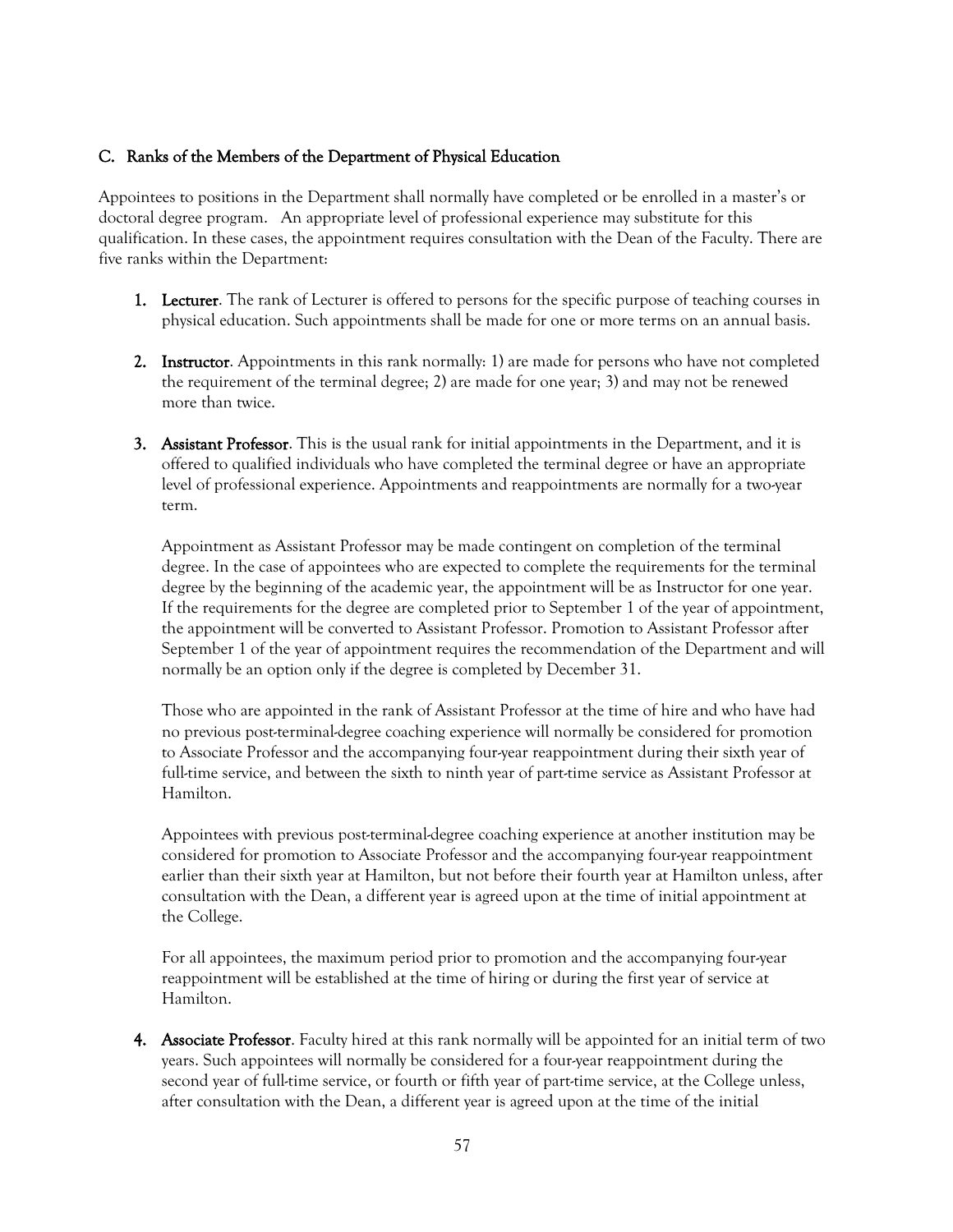### C. Ranks of the Members of the Department of Physical Education

Appointees to positions in the Department shall normally have completed or be enrolled in a master's or doctoral degree program. An appropriate level of professional experience may substitute for this qualification. In these cases, the appointment requires consultation with the Dean of the Faculty. There are five ranks within the Department:

1. **Lecturer**. The rank of Lecturer is offered to persons for the specific purpose of teaching courses in physical education. Such appointments shall be made for one or more terms on an annual basis.

2. **Instructor**. Appointments in this rank normally: 1) are made for persons who have not completed the requirement of the terminal degree; 2) are made for one year; 3) and may not be renewed more than twice.

3. **Assistant Professor**. This is the usual rank for initial appointments in the Department, and it is offered to qualified individuals who have completed the terminal degree or have an appropriate level of professional experience. Appointments and reappointments are normally for a two-year term.

   Appointment as Assistant Professor may be made contingent on completion of the terminal degree. In the case of appointees who are expected to complete the requirements for the terminal degree by the beginning of the academic year, the appointment will be as Instructor for one year. If the requirements for the degree are completed prior to September 1 of the year of appointment, the appointment will be converted to Assistant Professor. Promotion to Assistant Professor after September 1 of the year of appointment requires the recommendation of the Department and will normally be an option only if the degree is completed by December 31.

   Those who are appointed in the rank of Assistant Professor at the time of hire and who have had no previous post-terminal-degree coaching experience will normally be considered for promotion to Associate Professor and the accompanying four-year reappointment during their sixth year of full-time service, and between the sixth to ninth year of part-time service as Assistant Professor at Hamilton.

   Appointees with previous post-terminal-degree coaching experience at another institution may be considered for promotion to Associate Professor and the accompanying four-year reappointment earlier than their sixth year at Hamilton, but not before their fourth year at Hamilton unless, after consultation with the Dean, a different year is agreed upon at the time of initial appointment at the College.

   For all appointees, the maximum period prior to promotion and the accompanying four-year reappointment will be established at the time of hiring or during the first year of service at Hamilton.

4. **Associate Professor**. Faculty hired at this rank normally will be appointed for an initial term of two years. Such appointees will normally be considered for a four-year reappointment during the second year of full-time service, or fourth or fifth year of part-time service, at the College unless, after consultation with the Dean, a different year is agreed upon at the time of the initial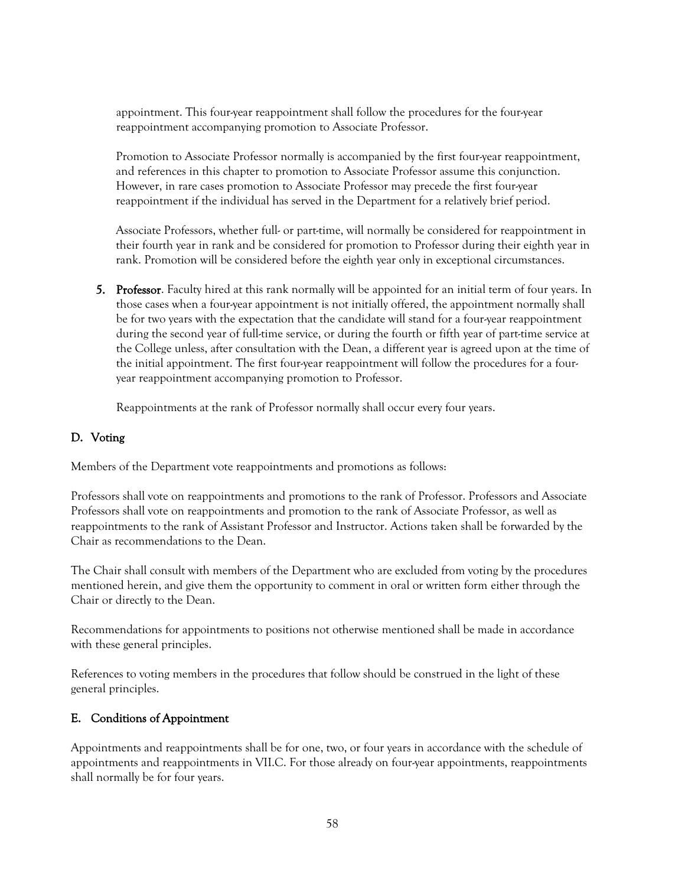appointment. This four-year reappointment shall follow the procedures for the four-year reappointment accompanying promotion to Associate Professor.

Promotion to Associate Professor normally is accompanied by the first four-year reappointment, and references in this chapter to promotion to Associate Professor assume this conjunction. However, in rare cases promotion to Associate Professor may precede the first four-year reappointment if the individual has served in the Department for a relatively brief period.

Associate Professors, whether full- or part-time, will normally be considered for reappointment in their fourth year in rank and be considered for promotion to Professor during their eighth year in rank. Promotion will be considered before the eighth year only in exceptional circumstances.

5. **Professor**. Faculty hired at this rank normally will be appointed for an initial term of four years. In those cases when a four-year appointment is not initially offered, the appointment normally shall be for two years with the expectation that the candidate will stand for a four-year reappointment during the second year of full-time service, or during the fourth or fifth year of part-time service at the College unless, after consultation with the Dean, a different year is agreed upon at the time of the initial appointment. The first four-year reappointment will follow the procedures for a four-year reappointment accompanying promotion to Professor.

   Reappointments at the rank of Professor normally shall occur every four years.

## D. Voting

Members of the Department vote reappointments and promotions as follows:

Professors shall vote on reappointments and promotions to the rank of Professor. Professors and Associate Professors shall vote on reappointments and promotion to the rank of Associate Professor, as well as reappointments to the rank of Assistant Professor and Instructor. Actions taken shall be forwarded by the Chair as recommendations to the Dean.

The Chair shall consult with members of the Department who are excluded from voting by the procedures mentioned herein, and give them the opportunity to comment in oral or written form either through the Chair or directly to the Dean.

Recommendations for appointments to positions not otherwise mentioned shall be made in accordance with these general principles.

References to voting members in the procedures that follow should be construed in the light of these general principles.

## E. Conditions of Appointment

Appointments and reappointments shall be for one, two, or four years in accordance with the schedule of appointments and reappointments in VII.C. For those already on four-year appointments, reappointments shall normally be for four years.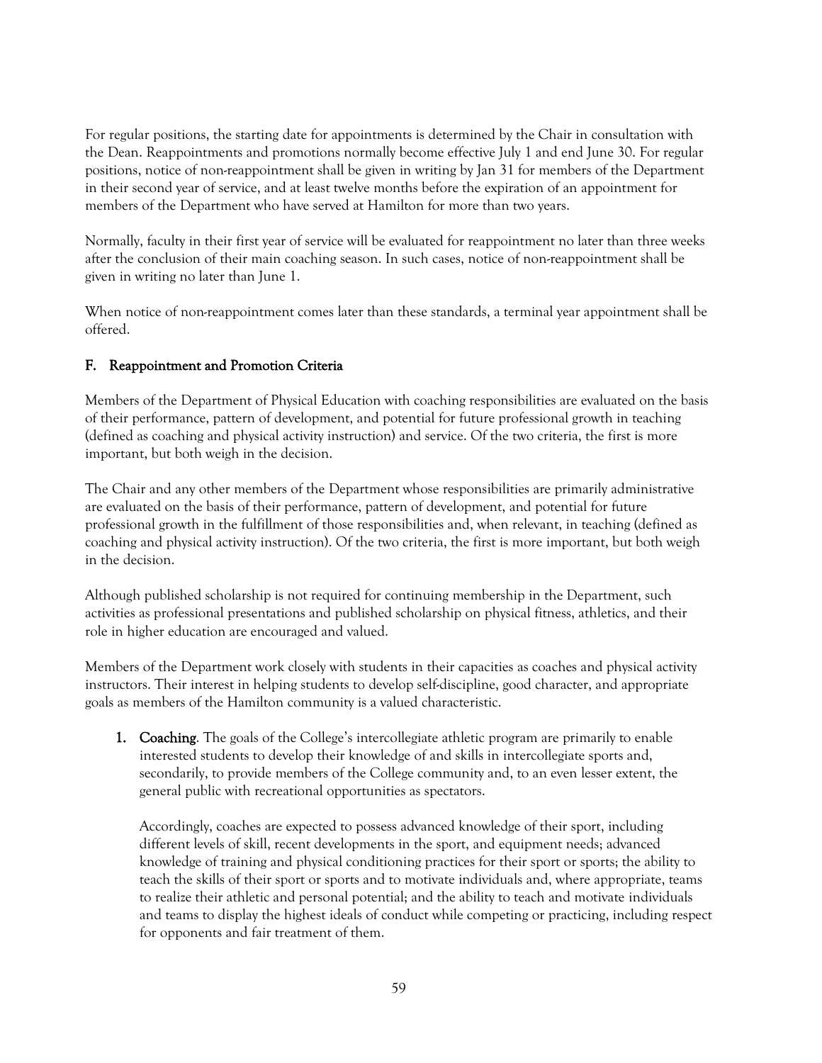For regular positions, the starting date for appointments is determined by the Chair in consultation with the Dean. Reappointments and promotions normally become effective July 1 and end June 30. For regular positions, notice of non-reappointment shall be given in writing by Jan 31 for members of the Department in their second year of service, and at least twelve months before the expiration of an appointment for members of the Department who have served at Hamilton for more than two years.

Normally, faculty in their first year of service will be evaluated for reappointment no later than three weeks after the conclusion of their main coaching season. In such cases, notice of non-reappointment shall be given in writing no later than June 1.

When notice of non-reappointment comes later than these standards, a terminal year appointment shall be offered.

## F. Reappointment and Promotion Criteria

Members of the Department of Physical Education with coaching responsibilities are evaluated on the basis of their performance, pattern of development, and potential for future professional growth in teaching (defined as coaching and physical activity instruction) and service. Of the two criteria, the first is more important, but both weigh in the decision.

The Chair and any other members of the Department whose responsibilities are primarily administrative are evaluated on the basis of their performance, pattern of development, and potential for future professional growth in the fulfillment of those responsibilities and, when relevant, in teaching (defined as coaching and physical activity instruction). Of the two criteria, the first is more important, but both weigh in the decision.

Although published scholarship is not required for continuing membership in the Department, such activities as professional presentations and published scholarship on physical fitness, athletics, and their role in higher education are encouraged and valued.

Members of the Department work closely with students in their capacities as coaches and physical activity instructors. Their interest in helping students to develop self-discipline, good character, and appropriate goals as members of the Hamilton community is a valued characteristic.

1. **Coaching**. The goals of the College's intercollegiate athletic program are primarily to enable interested students to develop their knowledge of and skills in intercollegiate sports and, secondarily, to provide members of the College community and, to an even lesser extent, the general public with recreational opportunities as spectators.

   Accordingly, coaches are expected to possess advanced knowledge of their sport, including different levels of skill, recent developments in the sport, and equipment needs; advanced knowledge of training and physical conditioning practices for their sport or sports; the ability to teach the skills of their sport or sports and to motivate individuals and, where appropriate, teams to realize their athletic and personal potential; and the ability to teach and motivate individuals and teams to display the highest ideals of conduct while competing or practicing, including respect for opponents and fair treatment of them.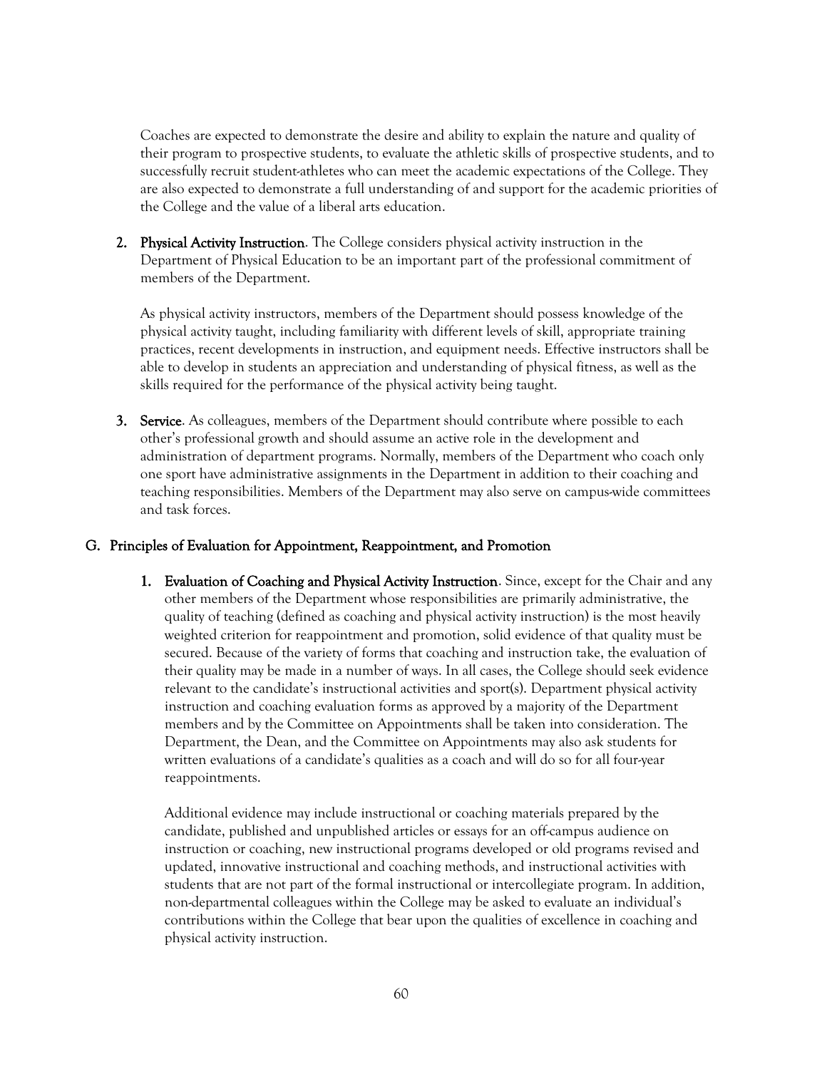Coaches are expected to demonstrate the desire and ability to explain the nature and quality of their program to prospective students, to evaluate the athletic skills of prospective students, and to successfully recruit student-athletes who can meet the academic expectations of the College. They are also expected to demonstrate a full understanding of and support for the academic priorities of the College and the value of a liberal arts education.

2. **Physical Activity Instruction**. The College considers physical activity instruction in the Department of Physical Education to be an important part of the professional commitment of members of the Department.

   As physical activity instructors, members of the Department should possess knowledge of the physical activity taught, including familiarity with different levels of skill, appropriate training practices, recent developments in instruction, and equipment needs. Effective instructors shall be able to develop in students an appreciation and understanding of physical fitness, as well as the skills required for the performance of the physical activity being taught.

3. **Service**. As colleagues, members of the Department should contribute where possible to each other's professional growth and should assume an active role in the development and administration of department programs. Normally, members of the Department who coach only one sport have administrative assignments in the Department in addition to their coaching and teaching responsibilities. Members of the Department may also serve on campus-wide committees and task forces.

## G. Principles of Evaluation for Appointment, Reappointment, and Promotion

1. **Evaluation of Coaching and Physical Activity Instruction**. Since, except for the Chair and any other members of the Department whose responsibilities are primarily administrative, the quality of teaching (defined as coaching and physical activity instruction) is the most heavily weighted criterion for reappointment and promotion, solid evidence of that quality must be secured. Because of the variety of forms that coaching and instruction take, the evaluation of their quality may be made in a number of ways. In all cases, the College should seek evidence relevant to the candidate's instructional activities and sport(s). Department physical activity instruction and coaching evaluation forms as approved by a majority of the Department members and by the Committee on Appointments shall be taken into consideration. The Department, the Dean, and the Committee on Appointments may also ask students for written evaluations of a candidate's qualities as a coach and will do so for all four-year reappointments.

   Additional evidence may include instructional or coaching materials prepared by the candidate, published and unpublished articles or essays for an off-campus audience on instruction or coaching, new instructional programs developed or old programs revised and updated, innovative instructional and coaching methods, and instructional activities with students that are not part of the formal instructional or intercollegiate program. In addition, non-departmental colleagues within the College may be asked to evaluate an individual's contributions within the College that bear upon the qualities of excellence in coaching and physical activity instruction.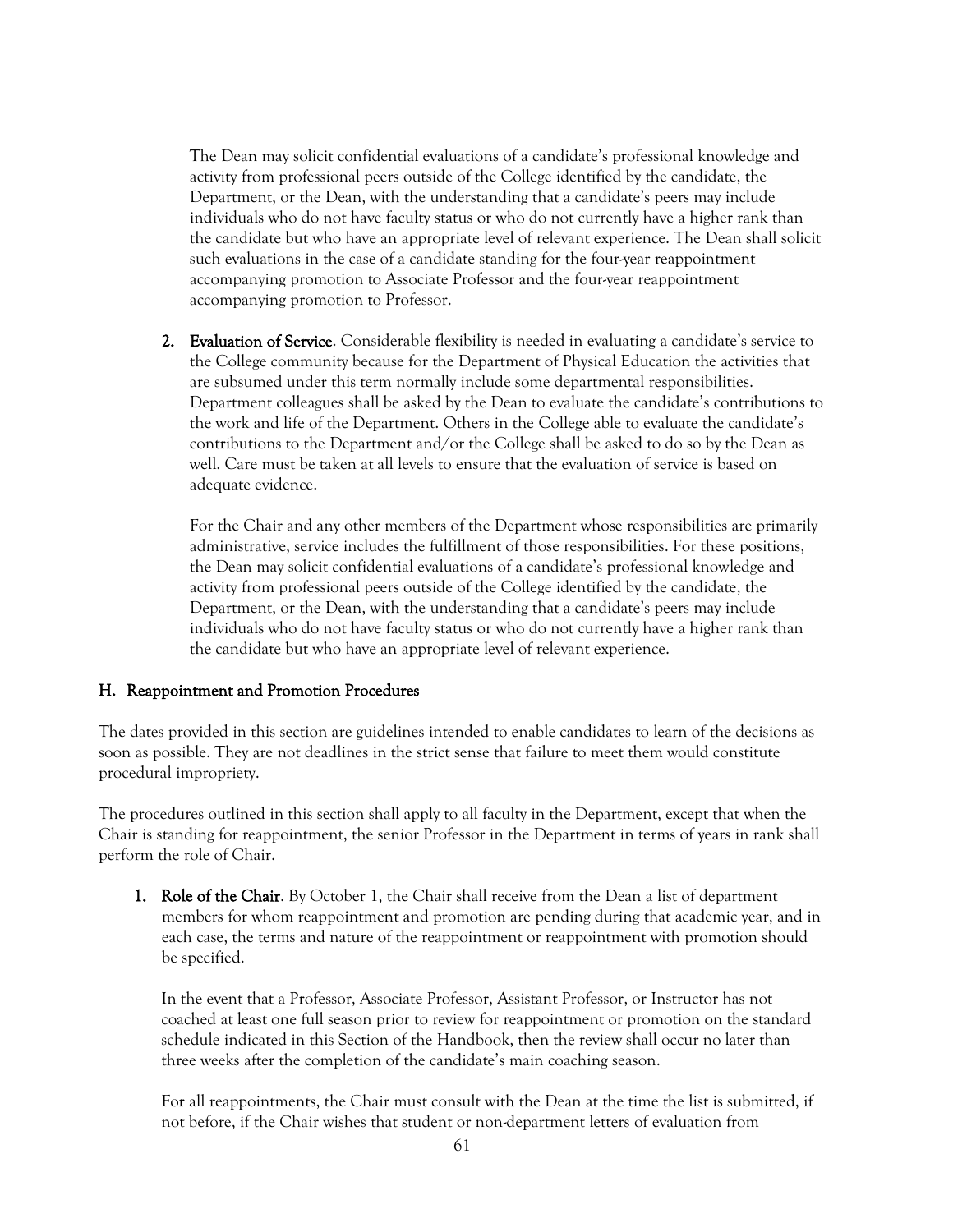The Dean may solicit confidential evaluations of a candidate's professional knowledge and activity from professional peers outside of the College identified by the candidate, the Department, or the Dean, with the understanding that a candidate's peers may include individuals who do not have faculty status or who do not currently have a higher rank than the candidate but who have an appropriate level of relevant experience. The Dean shall solicit such evaluations in the case of a candidate standing for the four-year reappointment accompanying promotion to Associate Professor and the four-year reappointment accompanying promotion to Professor.

2. **Evaluation of Service**. Considerable flexibility is needed in evaluating a candidate's service to the College community because for the Department of Physical Education the activities that are subsumed under this term normally include some departmental responsibilities. Department colleagues shall be asked by the Dean to evaluate the candidate's contributions to the work and life of the Department. Others in the College able to evaluate the candidate's contributions to the Department and/or the College shall be asked to do so by the Dean as well. Care must be taken at all levels to ensure that the evaluation of service is based on adequate evidence.

   For the Chair and any other members of the Department whose responsibilities are primarily administrative, service includes the fulfillment of those responsibilities. For these positions, the Dean may solicit confidential evaluations of a candidate's professional knowledge and activity from professional peers outside of the College identified by the candidate, the Department, or the Dean, with the understanding that a candidate's peers may include individuals who do not have faculty status or who do not currently have a higher rank than the candidate but who have an appropriate level of relevant experience.

### H. Reappointment and Promotion Procedures

The dates provided in this section are guidelines intended to enable candidates to learn of the decisions as soon as possible. They are not deadlines in the strict sense that failure to meet them would constitute procedural impropriety.

The procedures outlined in this section shall apply to all faculty in the Department, except that when the Chair is standing for reappointment, the senior Professor in the Department in terms of years in rank shall perform the role of Chair.

1. **Role of the Chair**. By October 1, the Chair shall receive from the Dean a list of department members for whom reappointment and promotion are pending during that academic year, and in each case, the terms and nature of the reappointment or reappointment with promotion should be specified.

   In the event that a Professor, Associate Professor, Assistant Professor, or Instructor has not coached at least one full season prior to review for reappointment or promotion on the standard schedule indicated in this Section of the Handbook, then the review shall occur no later than three weeks after the completion of the candidate's main coaching season.

   For all reappointments, the Chair must consult with the Dean at the time the list is submitted, if not before, if the Chair wishes that student or non-department letters of evaluation from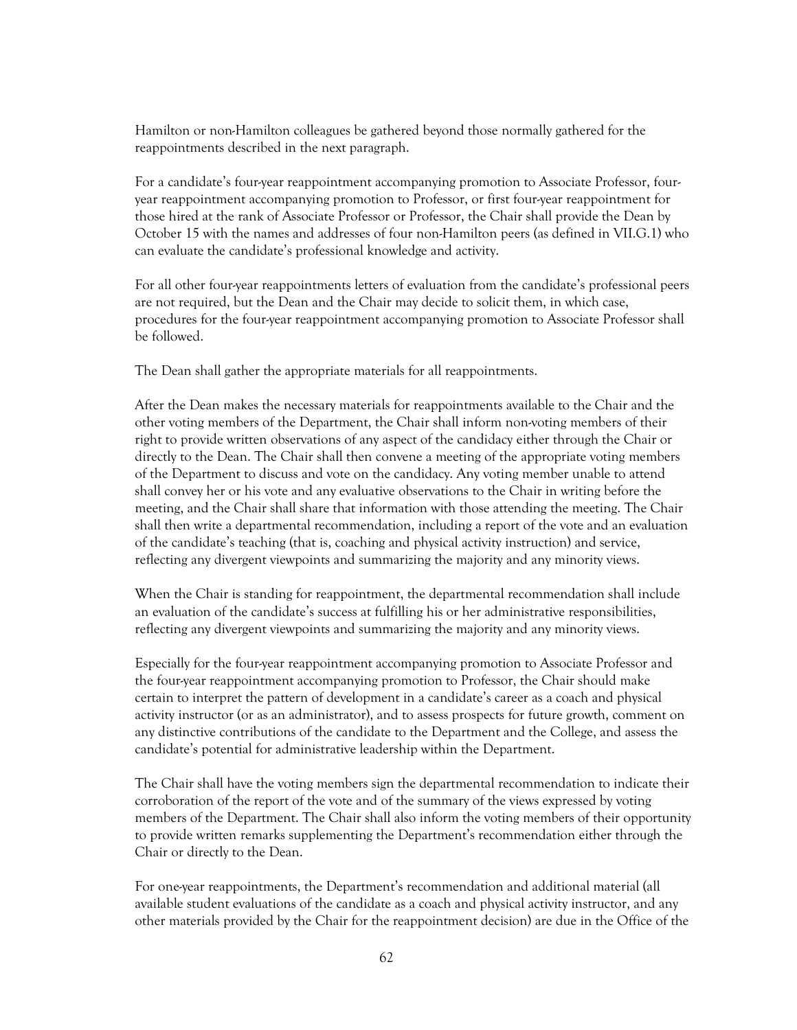Hamilton or non-Hamilton colleagues be gathered beyond those normally gathered for the reappointments described in the next paragraph.

For a candidate's four-year reappointment accompanying promotion to Associate Professor, four-year reappointment accompanying promotion to Professor, or first four-year reappointment for those hired at the rank of Associate Professor or Professor, the Chair shall provide the Dean by October 15 with the names and addresses of four non-Hamilton peers (as defined in VII.G.1) who can evaluate the candidate's professional knowledge and activity.

For all other four-year reappointments letters of evaluation from the candidate's professional peers are not required, but the Dean and the Chair may decide to solicit them, in which case, procedures for the four-year reappointment accompanying promotion to Associate Professor shall be followed.

The Dean shall gather the appropriate materials for all reappointments.

After the Dean makes the necessary materials for reappointments available to the Chair and the other voting members of the Department, the Chair shall inform non-voting members of their right to provide written observations of any aspect of the candidacy either through the Chair or directly to the Dean. The Chair shall then convene a meeting of the appropriate voting members of the Department to discuss and vote on the candidacy. Any voting member unable to attend shall convey her or his vote and any evaluative observations to the Chair in writing before the meeting, and the Chair shall share that information with those attending the meeting. The Chair shall then write a departmental recommendation, including a report of the vote and an evaluation of the candidate's teaching (that is, coaching and physical activity instruction) and service, reflecting any divergent viewpoints and summarizing the majority and any minority views.

When the Chair is standing for reappointment, the departmental recommendation shall include an evaluation of the candidate's success at fulfilling his or her administrative responsibilities, reflecting any divergent viewpoints and summarizing the majority and any minority views.

Especially for the four-year reappointment accompanying promotion to Associate Professor and the four-year reappointment accompanying promotion to Professor, the Chair should make certain to interpret the pattern of development in a candidate's career as a coach and physical activity instructor (or as an administrator), and to assess prospects for future growth, comment on any distinctive contributions of the candidate to the Department and the College, and assess the candidate's potential for administrative leadership within the Department.

The Chair shall have the voting members sign the departmental recommendation to indicate their corroboration of the report of the vote and of the summary of the views expressed by voting members of the Department. The Chair shall also inform the voting members of their opportunity to provide written remarks supplementing the Department's recommendation either through the Chair or directly to the Dean.

For one-year reappointments, the Department's recommendation and additional material (all available student evaluations of the candidate as a coach and physical activity instructor, and any other materials provided by the Chair for the reappointment decision) are due in the Office of the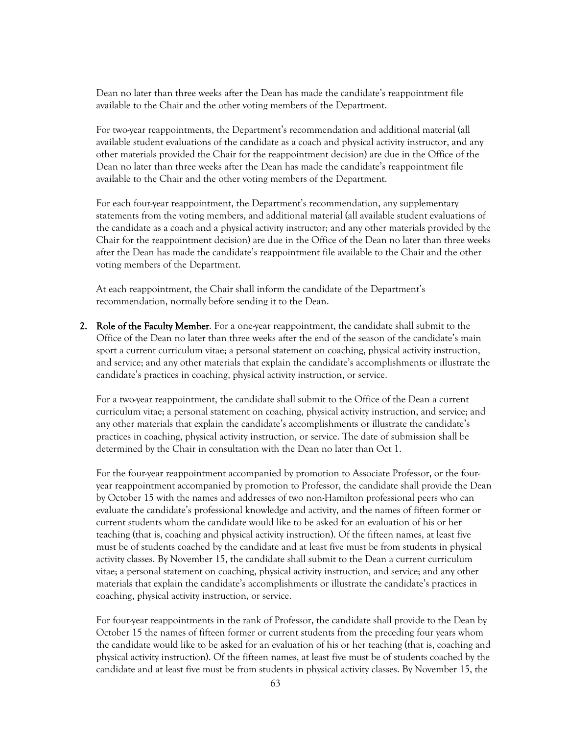Dean no later than three weeks after the Dean has made the candidate's reappointment file available to the Chair and the other voting members of the Department.

For two-year reappointments, the Department's recommendation and additional material (all available student evaluations of the candidate as a coach and physical activity instructor, and any other materials provided the Chair for the reappointment decision) are due in the Office of the Dean no later than three weeks after the Dean has made the candidate's reappointment file available to the Chair and the other voting members of the Department.

For each four-year reappointment, the Department's recommendation, any supplementary statements from the voting members, and additional material (all available student evaluations of the candidate as a coach and a physical activity instructor; and any other materials provided by the Chair for the reappointment decision) are due in the Office of the Dean no later than three weeks after the Dean has made the candidate's reappointment file available to the Chair and the other voting members of the Department.

At each reappointment, the Chair shall inform the candidate of the Department's recommendation, normally before sending it to the Dean.

2. **Role of the Faculty Member**. For a one-year reappointment, the candidate shall submit to the Office of the Dean no later than three weeks after the end of the season of the candidate's main sport a current curriculum vitae; a personal statement on coaching, physical activity instruction, and service; and any other materials that explain the candidate's accomplishments or illustrate the candidate's practices in coaching, physical activity instruction, or service.

   For a two-year reappointment, the candidate shall submit to the Office of the Dean a current curriculum vitae; a personal statement on coaching, physical activity instruction, and service; and any other materials that explain the candidate's accomplishments or illustrate the candidate's practices in coaching, physical activity instruction, or service. The date of submission shall be determined by the Chair in consultation with the Dean no later than Oct 1.

   For the four-year reappointment accompanied by promotion to Associate Professor, or the four-year reappointment accompanied by promotion to Professor, the candidate shall provide the Dean by October 15 with the names and addresses of two non-Hamilton professional peers who can evaluate the candidate's professional knowledge and activity, and the names of fifteen former or current students whom the candidate would like to be asked for an evaluation of his or her teaching (that is, coaching and physical activity instruction). Of the fifteen names, at least five must be of students coached by the candidate and at least five must be from students in physical activity classes. By November 15, the candidate shall submit to the Dean a current curriculum vitae; a personal statement on coaching, physical activity instruction, and service; and any other materials that explain the candidate's accomplishments or illustrate the candidate's practices in coaching, physical activity instruction, or service.

   For four-year reappointments in the rank of Professor, the candidate shall provide to the Dean by October 15 the names of fifteen former or current students from the preceding four years whom the candidate would like to be asked for an evaluation of his or her teaching (that is, coaching and physical activity instruction). Of the fifteen names, at least five must be of students coached by the candidate and at least five must be from students in physical activity classes. By November 15, the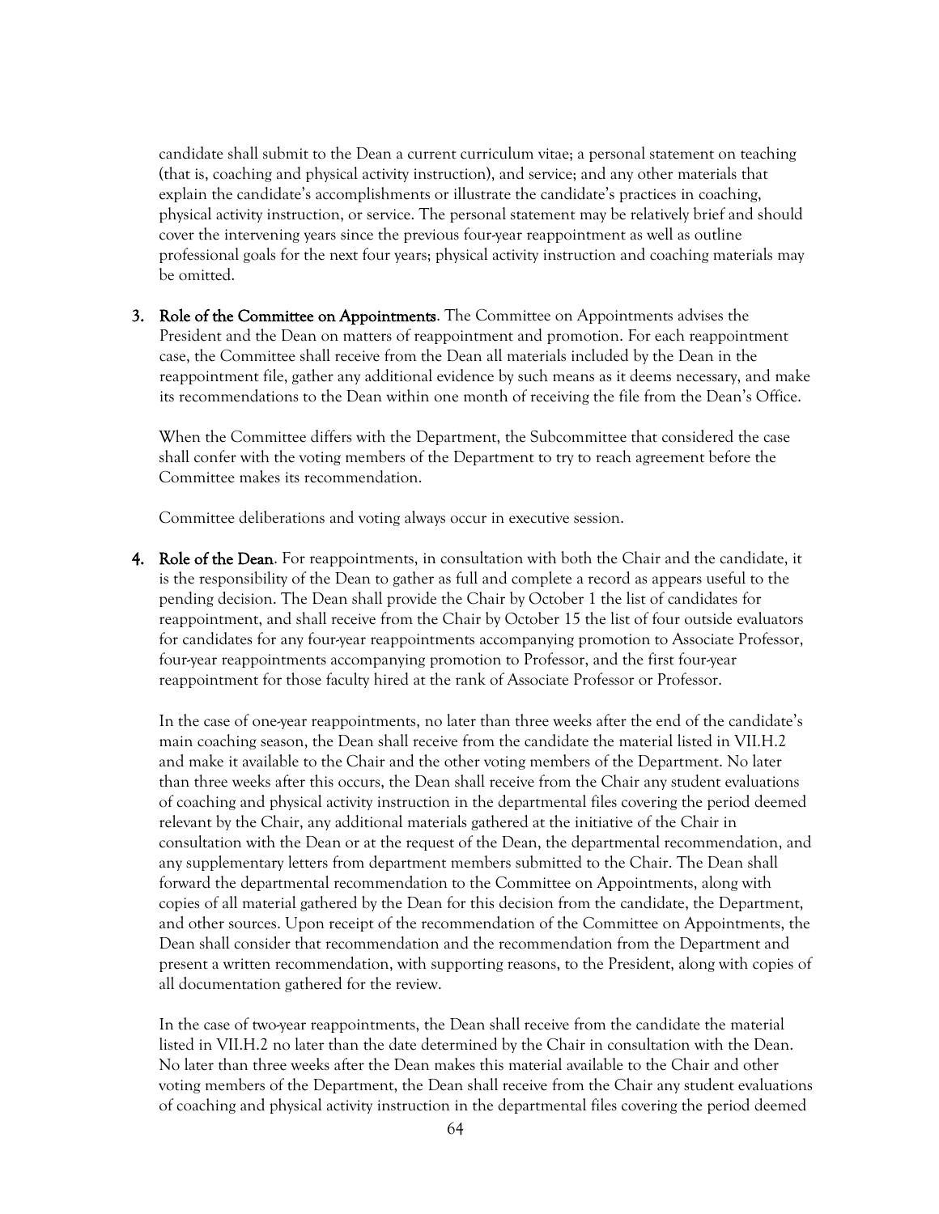candidate shall submit to the Dean a current curriculum vitae; a personal statement on teaching (that is, coaching and physical activity instruction), and service; and any other materials that explain the candidate's accomplishments or illustrate the candidate's practices in coaching, physical activity instruction, or service. The personal statement may be relatively brief and should cover the intervening years since the previous four-year reappointment as well as outline professional goals for the next four years; physical activity instruction and coaching materials may be omitted.

3. **Role of the Committee on Appointments**. The Committee on Appointments advises the President and the Dean on matters of reappointment and promotion. For each reappointment case, the Committee shall receive from the Dean all materials included by the Dean in the reappointment file, gather any additional evidence by such means as it deems necessary, and make its recommendations to the Dean within one month of receiving the file from the Dean's Office.

   When the Committee differs with the Department, the Subcommittee that considered the case shall confer with the voting members of the Department to try to reach agreement before the Committee makes its recommendation.

   Committee deliberations and voting always occur in executive session.

4. **Role of the Dean**. For reappointments, in consultation with both the Chair and the candidate, it is the responsibility of the Dean to gather as full and complete a record as appears useful to the pending decision. The Dean shall provide the Chair by October 1 the list of candidates for reappointment, and shall receive from the Chair by October 15 the list of four outside evaluators for candidates for any four-year reappointments accompanying promotion to Associate Professor, four-year reappointments accompanying promotion to Professor, and the first four-year reappointment for those faculty hired at the rank of Associate Professor or Professor.

   In the case of one-year reappointments, no later than three weeks after the end of the candidate's main coaching season, the Dean shall receive from the candidate the material listed in VII.H.2 and make it available to the Chair and the other voting members of the Department. No later than three weeks after this occurs, the Dean shall receive from the Chair any student evaluations of coaching and physical activity instruction in the departmental files covering the period deemed relevant by the Chair, any additional materials gathered at the initiative of the Chair in consultation with the Dean or at the request of the Dean, the departmental recommendation, and any supplementary letters from department members submitted to the Chair. The Dean shall forward the departmental recommendation to the Committee on Appointments, along with copies of all material gathered by the Dean for this decision from the candidate, the Department, and other sources. Upon receipt of the recommendation of the Committee on Appointments, the Dean shall consider that recommendation and the recommendation from the Department and present a written recommendation, with supporting reasons, to the President, along with copies of all documentation gathered for the review.

   In the case of two-year reappointments, the Dean shall receive from the candidate the material listed in VII.H.2 no later than the date determined by the Chair in consultation with the Dean. No later than three weeks after the Dean makes this material available to the Chair and other voting members of the Department, the Dean shall receive from the Chair any student evaluations of coaching and physical activity instruction in the departmental files covering the period deemed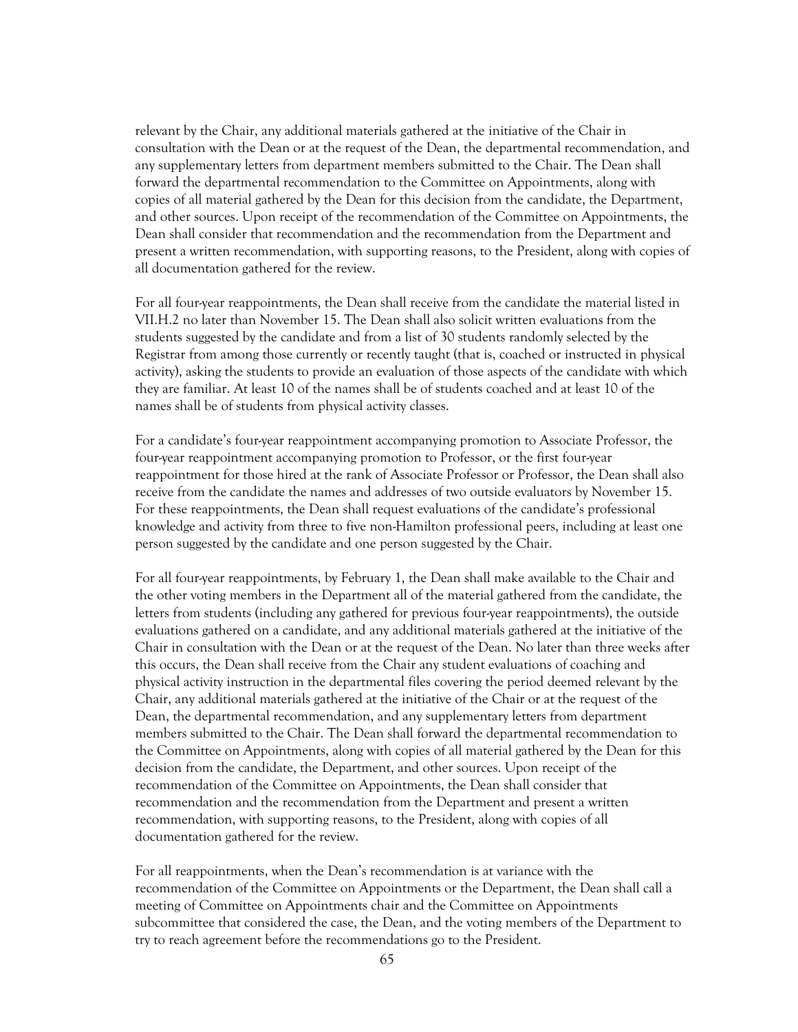relevant by the Chair, any additional materials gathered at the initiative of the Chair in consultation with the Dean or at the request of the Dean, the departmental recommendation, and any supplementary letters from department members submitted to the Chair. The Dean shall forward the departmental recommendation to the Committee on Appointments, along with copies of all material gathered by the Dean for this decision from the candidate, the Department, and other sources. Upon receipt of the recommendation of the Committee on Appointments, the Dean shall consider that recommendation and the recommendation from the Department and present a written recommendation, with supporting reasons, to the President, along with copies of all documentation gathered for the review.

For all four-year reappointments, the Dean shall receive from the candidate the material listed in VII.H.2 no later than November 15. The Dean shall also solicit written evaluations from the students suggested by the candidate and from a list of 30 students randomly selected by the Registrar from among those currently or recently taught (that is, coached or instructed in physical activity), asking the students to provide an evaluation of those aspects of the candidate with which they are familiar. At least 10 of the names shall be of students coached and at least 10 of the names shall be of students from physical activity classes.

For a candidate's four-year reappointment accompanying promotion to Associate Professor, the four-year reappointment accompanying promotion to Professor, or the first four-year reappointment for those hired at the rank of Associate Professor or Professor, the Dean shall also receive from the candidate the names and addresses of two outside evaluators by November 15. For these reappointments, the Dean shall request evaluations of the candidate's professional knowledge and activity from three to five non-Hamilton professional peers, including at least one person suggested by the candidate and one person suggested by the Chair.

For all four-year reappointments, by February 1, the Dean shall make available to the Chair and the other voting members in the Department all of the material gathered from the candidate, the letters from students (including any gathered for previous four-year reappointments), the outside evaluations gathered on a candidate, and any additional materials gathered at the initiative of the Chair in consultation with the Dean or at the request of the Dean. No later than three weeks after this occurs, the Dean shall receive from the Chair any student evaluations of coaching and physical activity instruction in the departmental files covering the period deemed relevant by the Chair, any additional materials gathered at the initiative of the Chair or at the request of the Dean, the departmental recommendation, and any supplementary letters from department members submitted to the Chair. The Dean shall forward the departmental recommendation to the Committee on Appointments, along with copies of all material gathered by the Dean for this decision from the candidate, the Department, and other sources. Upon receipt of the recommendation of the Committee on Appointments, the Dean shall consider that recommendation and the recommendation from the Department and present a written recommendation, with supporting reasons, to the President, along with copies of all documentation gathered for the review.

For all reappointments, when the Dean's recommendation is at variance with the recommendation of the Committee on Appointments or the Department, the Dean shall call a meeting of Committee on Appointments chair and the Committee on Appointments subcommittee that considered the case, the Dean, and the voting members of the Department to try to reach agreement before the recommendations go to the President.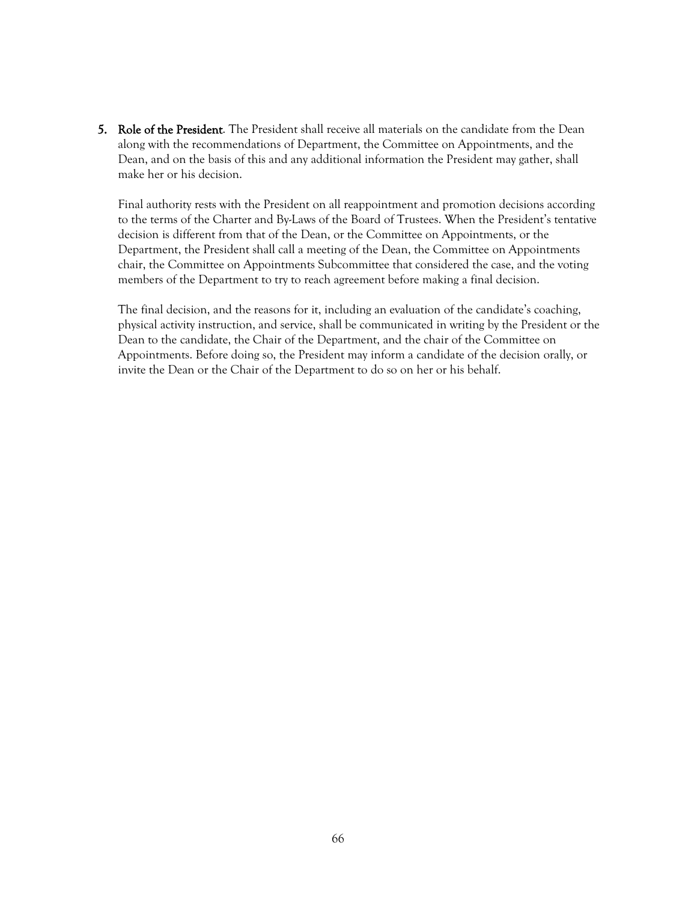5. **Role of the President**. The President shall receive all materials on the candidate from the Dean along with the recommendations of Department, the Committee on Appointments, and the Dean, and on the basis of this and any additional information the President may gather, shall make her or his decision.

   Final authority rests with the President on all reappointment and promotion decisions according to the terms of the Charter and By-Laws of the Board of Trustees. When the President's tentative decision is different from that of the Dean, or the Committee on Appointments, or the Department, the President shall call a meeting of the Dean, the Committee on Appointments chair, the Committee on Appointments Subcommittee that considered the case, and the voting members of the Department to try to reach agreement before making a final decision.

   The final decision, and the reasons for it, including an evaluation of the candidate's coaching, physical activity instruction, and service, shall be communicated in writing by the President or the Dean to the candidate, the Chair of the Department, and the chair of the Committee on Appointments. Before doing so, the President may inform a candidate of the decision orally, or invite the Dean or the Chair of the Department to do so on her or his behalf.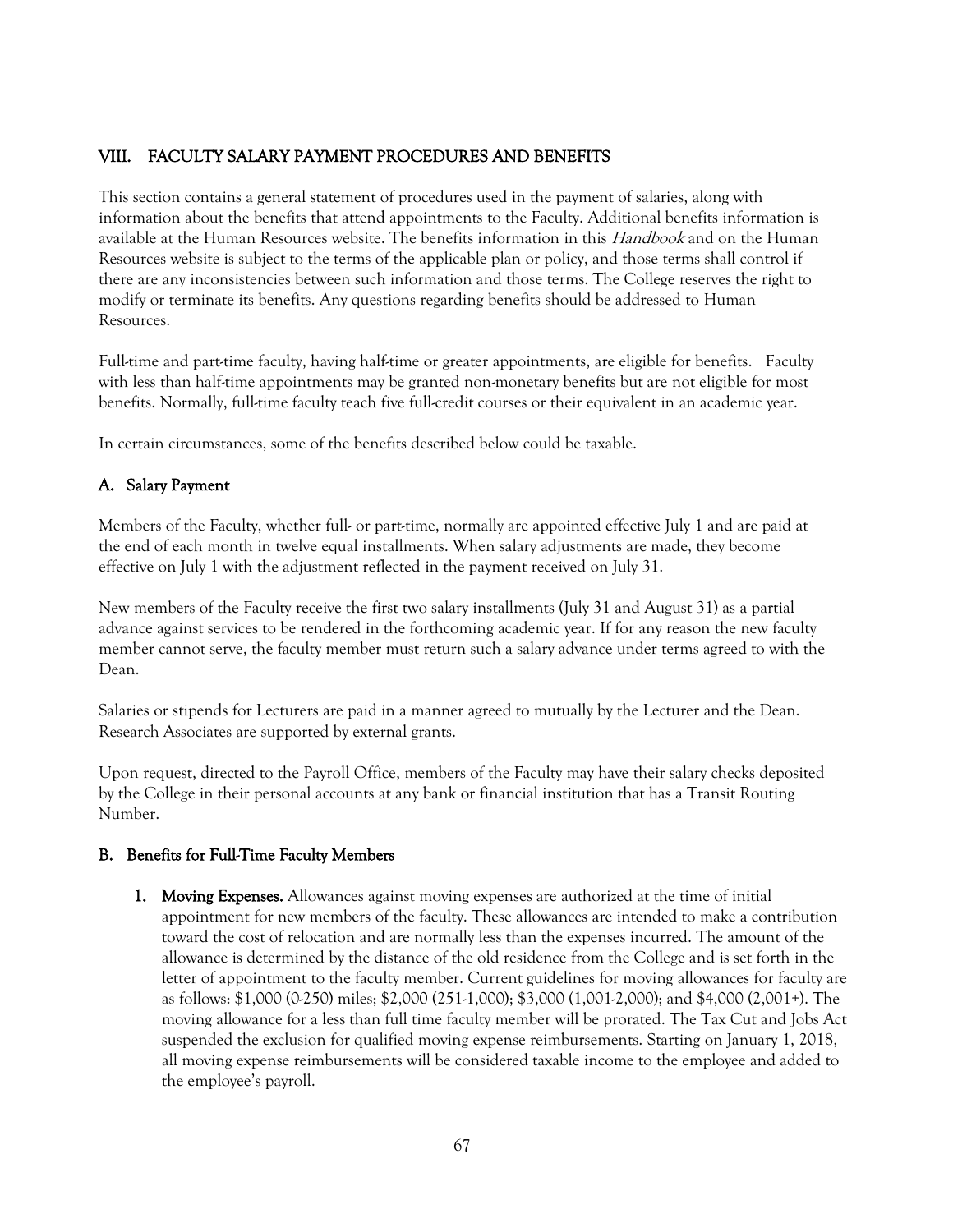## VIII. FACULTY SALARY PAYMENT PROCEDURES AND BENEFITS

This section contains a general statement of procedures used in the payment of salaries, along with information about the benefits that attend appointments to the Faculty. Additional benefits information is available at the Human Resources website. The benefits information in this *Handbook* and on the Human Resources website is subject to the terms of the applicable plan or policy, and those terms shall control if there are any inconsistencies between such information and those terms. The College reserves the right to modify or terminate its benefits. Any questions regarding benefits should be addressed to Human Resources.

Full-time and part-time faculty, having half-time or greater appointments, are eligible for benefits. Faculty with less than half-time appointments may be granted non-monetary benefits but are not eligible for most benefits. Normally, full-time faculty teach five full-credit courses or their equivalent in an academic year.

In certain circumstances, some of the benefits described below could be taxable.

### A. Salary Payment

Members of the Faculty, whether full- or part-time, normally are appointed effective July 1 and are paid at the end of each month in twelve equal installments. When salary adjustments are made, they become effective on July 1 with the adjustment reflected in the payment received on July 31.

New members of the Faculty receive the first two salary installments (July 31 and August 31) as a partial advance against services to be rendered in the forthcoming academic year. If for any reason the new faculty member cannot serve, the faculty member must return such a salary advance under terms agreed to with the Dean.

Salaries or stipends for Lecturers are paid in a manner agreed to mutually by the Lecturer and the Dean. Research Associates are supported by external grants.

Upon request, directed to the Payroll Office, members of the Faculty may have their salary checks deposited by the College in their personal accounts at any bank or financial institution that has a Transit Routing Number.

### B. Benefits for Full-Time Faculty Members

1. **Moving Expenses.** Allowances against moving expenses are authorized at the time of initial appointment for new members of the faculty. These allowances are intended to make a contribution toward the cost of relocation and are normally less than the expenses incurred. The amount of the allowance is determined by the distance of the old residence from the College and is set forth in the letter of appointment to the faculty member. Current guidelines for moving allowances for faculty are as follows: $1,000 (0-250) miles; $2,000 (251-1,000); $3,000 (1,001-2,000); and $4,000 (2,001+). The moving allowance for a less than full time faculty member will be prorated. The Tax Cut and Jobs Act suspended the exclusion for qualified moving expense reimbursements. Starting on January 1, 2018, all moving expense reimbursements will be considered taxable income to the employee and added to the employee's payroll.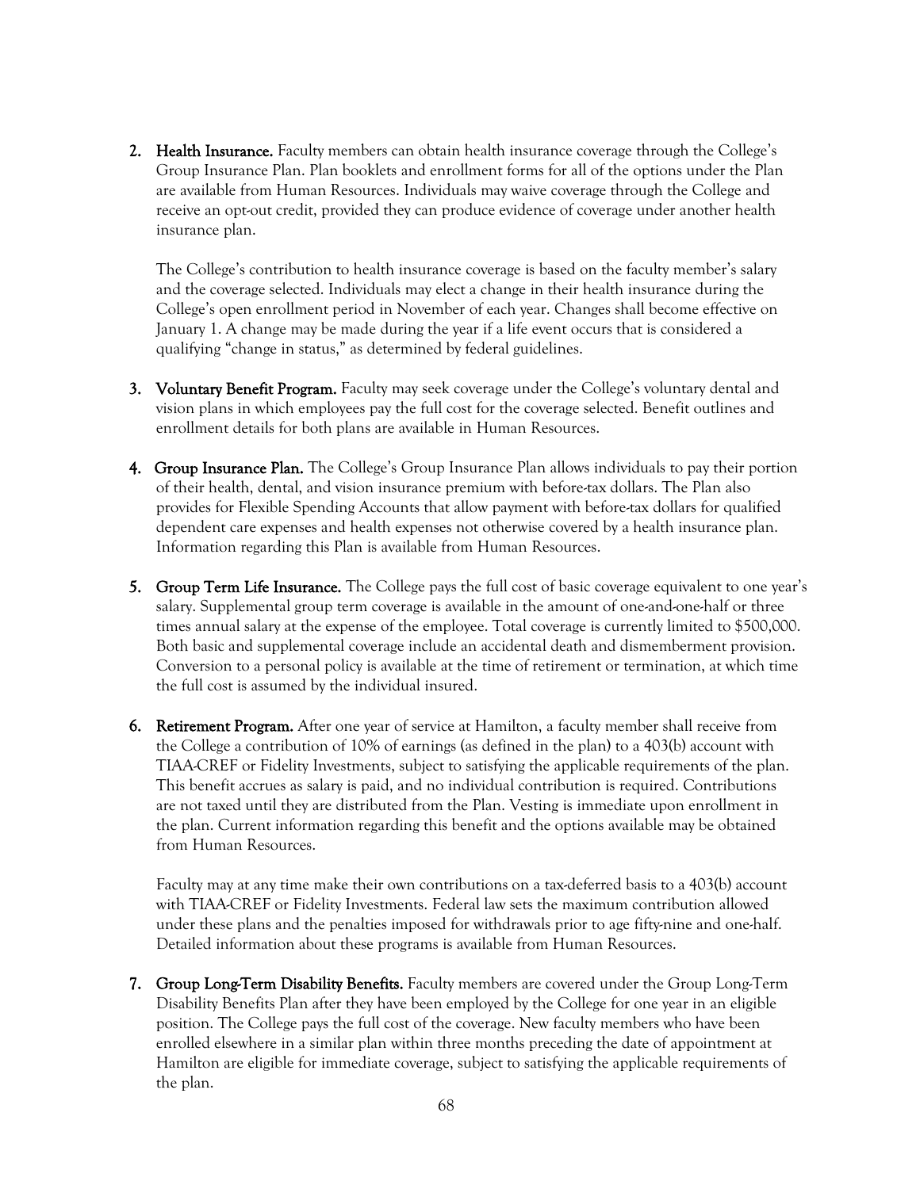2. **Health Insurance.** Faculty members can obtain health insurance coverage through the College's Group Insurance Plan. Plan booklets and enrollment forms for all of the options under the Plan are available from Human Resources. Individuals may waive coverage through the College and receive an opt-out credit, provided they can produce evidence of coverage under another health insurance plan.

   The College's contribution to health insurance coverage is based on the faculty member's salary and the coverage selected. Individuals may elect a change in their health insurance during the College's open enrollment period in November of each year. Changes shall become effective on January 1. A change may be made during the year if a life event occurs that is considered a qualifying "change in status," as determined by federal guidelines.

3. **Voluntary Benefit Program.** Faculty may seek coverage under the College's voluntary dental and vision plans in which employees pay the full cost for the coverage selected. Benefit outlines and enrollment details for both plans are available in Human Resources.

4. **Group Insurance Plan.** The College's Group Insurance Plan allows individuals to pay their portion of their health, dental, and vision insurance premium with before-tax dollars. The Plan also provides for Flexible Spending Accounts that allow payment with before-tax dollars for qualified dependent care expenses and health expenses not otherwise covered by a health insurance plan. Information regarding this Plan is available from Human Resources.

5. **Group Term Life Insurance.** The College pays the full cost of basic coverage equivalent to one year's salary. Supplemental group term coverage is available in the amount of one-and-one-half or three times annual salary at the expense of the employee. Total coverage is currently limited to $500,000. Both basic and supplemental coverage include an accidental death and dismemberment provision. Conversion to a personal policy is available at the time of retirement or termination, at which time the full cost is assumed by the individual insured.

6. **Retirement Program.** After one year of service at Hamilton, a faculty member shall receive from the College a contribution of 10% of earnings (as defined in the plan) to a 403(b) account with TIAA-CREF or Fidelity Investments, subject to satisfying the applicable requirements of the plan. This benefit accrues as salary is paid, and no individual contribution is required. Contributions are not taxed until they are distributed from the Plan. Vesting is immediate upon enrollment in the plan. Current information regarding this benefit and the options available may be obtained from Human Resources.

   Faculty may at any time make their own contributions on a tax-deferred basis to a 403(b) account with TIAA-CREF or Fidelity Investments. Federal law sets the maximum contribution allowed under these plans and the penalties imposed for withdrawals prior to age fifty-nine and one-half. Detailed information about these programs is available from Human Resources.

7. **Group Long-Term Disability Benefits.** Faculty members are covered under the Group Long-Term Disability Benefits Plan after they have been employed by the College for one year in an eligible position. The College pays the full cost of the coverage. New faculty members who have been enrolled elsewhere in a similar plan within three months preceding the date of appointment at Hamilton are eligible for immediate coverage, subject to satisfying the applicable requirements of the plan.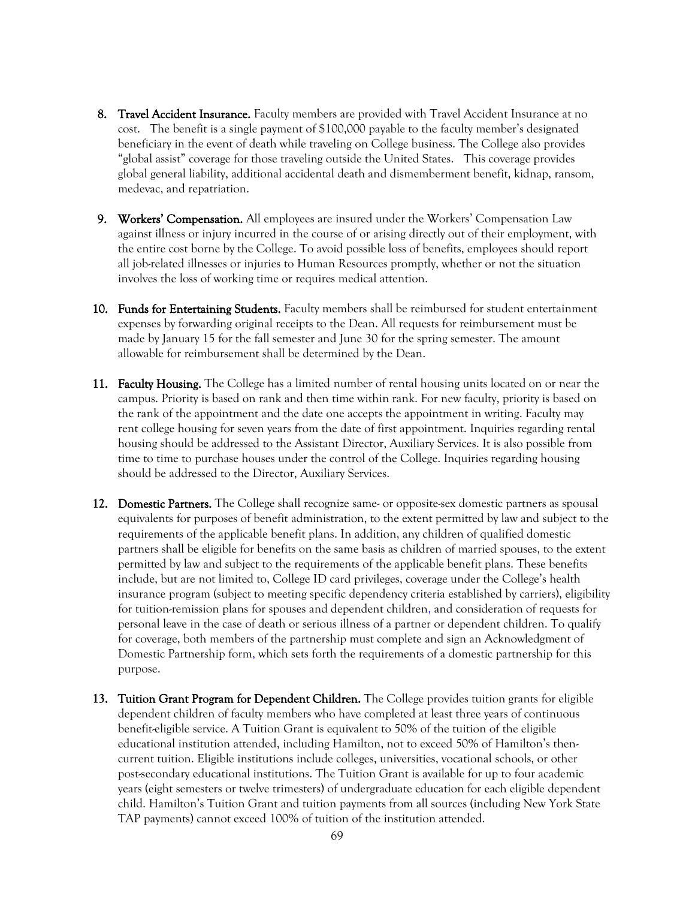8. **Travel Accident Insurance.** Faculty members are provided with Travel Accident Insurance at no cost. The benefit is a single payment of $100,000 payable to the faculty member's designated beneficiary in the event of death while traveling on College business. The College also provides "global assist" coverage for those traveling outside the United States. This coverage provides global general liability, additional accidental death and dismemberment benefit, kidnap, ransom, medevac, and repatriation.

9. **Workers' Compensation.** All employees are insured under the Workers' Compensation Law against illness or injury incurred in the course of or arising directly out of their employment, with the entire cost borne by the College. To avoid possible loss of benefits, employees should report all job-related illnesses or injuries to Human Resources promptly, whether or not the situation involves the loss of working time or requires medical attention.

10. **Funds for Entertaining Students.** Faculty members shall be reimbursed for student entertainment expenses by forwarding original receipts to the Dean. All requests for reimbursement must be made by January 15 for the fall semester and June 30 for the spring semester. The amount allowable for reimbursement shall be determined by the Dean.

11. **Faculty Housing.** The College has a limited number of rental housing units located on or near the campus. Priority is based on rank and then time within rank. For new faculty, priority is based on the rank of the appointment and the date one accepts the appointment in writing. Faculty may rent college housing for seven years from the date of first appointment. Inquiries regarding rental housing should be addressed to the Assistant Director, Auxiliary Services. It is also possible from time to time to purchase houses under the control of the College. Inquiries regarding housing should be addressed to the Director, Auxiliary Services.

12. **Domestic Partners.** The College shall recognize same- or opposite-sex domestic partners as spousal equivalents for purposes of benefit administration, to the extent permitted by law and subject to the requirements of the applicable benefit plans. In addition, any children of qualified domestic partners shall be eligible for benefits on the same basis as children of married spouses, to the extent permitted by law and subject to the requirements of the applicable benefit plans. These benefits include, but are not limited to, College ID card privileges, coverage under the College's health insurance program (subject to meeting specific dependency criteria established by carriers), eligibility for tuition-remission plans for spouses and dependent children, and consideration of requests for personal leave in the case of death or serious illness of a partner or dependent children. To qualify for coverage, both members of the partnership must complete and sign an Acknowledgment of Domestic Partnership form, which sets forth the requirements of a domestic partnership for this purpose.

13. **Tuition Grant Program for Dependent Children.** The College provides tuition grants for eligible dependent children of faculty members who have completed at least three years of continuous benefit-eligible service. A Tuition Grant is equivalent to 50% of the tuition of the eligible educational institution attended, including Hamilton, not to exceed 50% of Hamilton's then-current tuition. Eligible institutions include colleges, universities, vocational schools, or other post-secondary educational institutions. The Tuition Grant is available for up to four academic years (eight semesters or twelve trimesters) of undergraduate education for each eligible dependent child. Hamilton's Tuition Grant and tuition payments from all sources (including New York State TAP payments) cannot exceed 100% of tuition of the institution attended.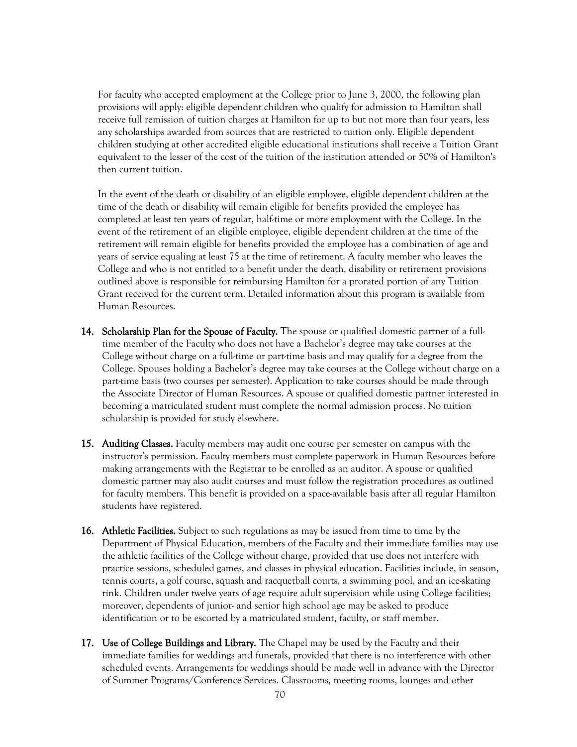For faculty who accepted employment at the College prior to June 3, 2000, the following plan provisions will apply: eligible dependent children who qualify for admission to Hamilton shall receive full remission of tuition charges at Hamilton for up to but not more than four years, less any scholarships awarded from sources that are restricted to tuition only. Eligible dependent children studying at other accredited eligible educational institutions shall receive a Tuition Grant equivalent to the lesser of the cost of the tuition of the institution attended or 50% of Hamilton's then current tuition.

In the event of the death or disability of an eligible employee, eligible dependent children at the time of the death or disability will remain eligible for benefits provided the employee has completed at least ten years of regular, half-time or more employment with the College. In the event of the retirement of an eligible employee, eligible dependent children at the time of the retirement will remain eligible for benefits provided the employee has a combination of age and years of service equaling at least 75 at the time of retirement. A faculty member who leaves the College and who is not entitled to a benefit under the death, disability or retirement provisions outlined above is responsible for reimbursing Hamilton for a prorated portion of any Tuition Grant received for the current term. Detailed information about this program is available from Human Resources.

14. **Scholarship Plan for the Spouse of Faculty.** The spouse or qualified domestic partner of a full-time member of the Faculty who does not have a Bachelor's degree may take courses at the College without charge on a full-time or part-time basis and may qualify for a degree from the College. Spouses holding a Bachelor's degree may take courses at the College without charge on a part-time basis (two courses per semester). Application to take courses should be made through the Associate Director of Human Resources. A spouse or qualified domestic partner interested in becoming a matriculated student must complete the normal admission process. No tuition scholarship is provided for study elsewhere.

15. **Auditing Classes.** Faculty members may audit one course per semester on campus with the instructor's permission. Faculty members must complete paperwork in Human Resources before making arrangements with the Registrar to be enrolled as an auditor. A spouse or qualified domestic partner may also audit courses and must follow the registration procedures as outlined for faculty members. This benefit is provided on a space-available basis after all regular Hamilton students have registered.

16. **Athletic Facilities.** Subject to such regulations as may be issued from time to time by the Department of Physical Education, members of the Faculty and their immediate families may use the athletic facilities of the College without charge, provided that use does not interfere with practice sessions, scheduled games, and classes in physical education. Facilities include, in season, tennis courts, a golf course, squash and racquetball courts, a swimming pool, and an ice-skating rink. Children under twelve years of age require adult supervision while using College facilities; moreover, dependents of junior- and senior high school age may be asked to produce identification or to be escorted by a matriculated student, faculty, or staff member.

17. **Use of College Buildings and Library.** The Chapel may be used by the Faculty and their immediate families for weddings and funerals, provided that there is no interference with other scheduled events. Arrangements for weddings should be made well in advance with the Director of Summer Programs/Conference Services. Classrooms, meeting rooms, lounges and other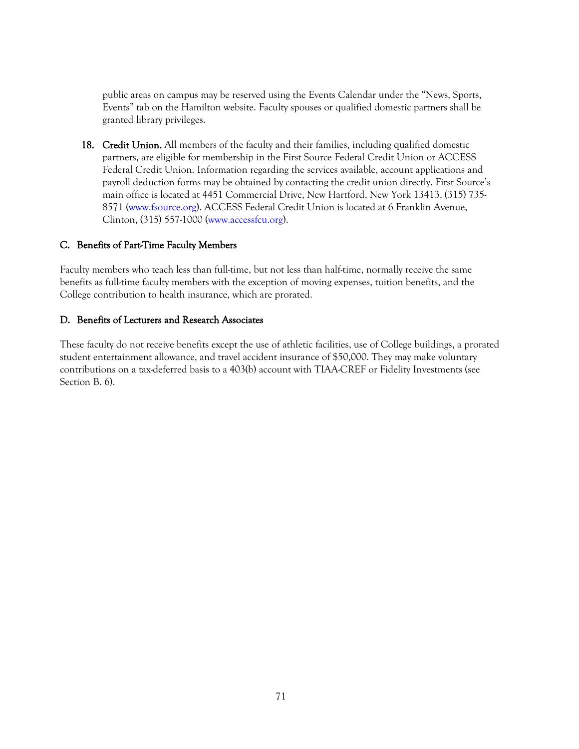public areas on campus may be reserved using the Events Calendar under the "News, Sports, Events" tab on the Hamilton website. Faculty spouses or qualified domestic partners shall be granted library privileges.

18. **Credit Union.** All members of the faculty and their families, including qualified domestic partners, are eligible for membership in the First Source Federal Credit Union or ACCESS Federal Credit Union. Information regarding the services available, account applications and payroll deduction forms may be obtained by contacting the credit union directly. First Source's main office is located at 4451 Commercial Drive, New Hartford, New York 13413, (315) 735-8571 (www.fsource.org). ACCESS Federal Credit Union is located at 6 Franklin Avenue, Clinton, (315) 557-1000 (www.accessfcu.org).

### C. Benefits of Part-Time Faculty Members

Faculty members who teach less than full-time, but not less than half-time, normally receive the same benefits as full-time faculty members with the exception of moving expenses, tuition benefits, and the College contribution to health insurance, which are prorated.

### D. Benefits of Lecturers and Research Associates

These faculty do not receive benefits except the use of athletic facilities, use of College buildings, a prorated student entertainment allowance, and travel accident insurance of $50,000. They may make voluntary contributions on a tax-deferred basis to a 403(b) account with TIAA-CREF or Fidelity Investments (see Section B. 6).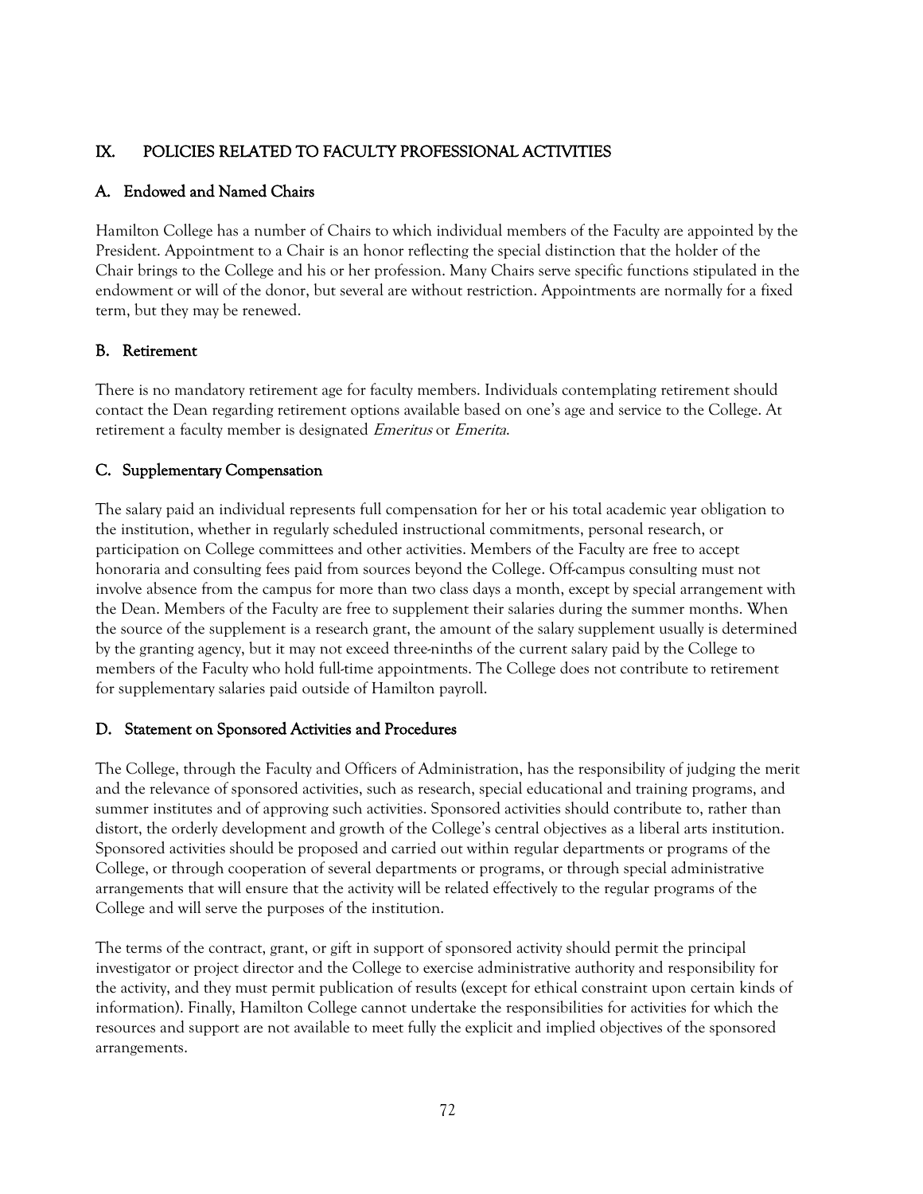## IX. POLICIES RELATED TO FACULTY PROFESSIONAL ACTIVITIES

### A. Endowed and Named Chairs

Hamilton College has a number of Chairs to which individual members of the Faculty are appointed by the President. Appointment to a Chair is an honor reflecting the special distinction that the holder of the Chair brings to the College and his or her profession. Many Chairs serve specific functions stipulated in the endowment or will of the donor, but several are without restriction. Appointments are normally for a fixed term, but they may be renewed.

### B. Retirement

There is no mandatory retirement age for faculty members. Individuals contemplating retirement should contact the Dean regarding retirement options available based on one's age and service to the College. At retirement a faculty member is designated *Emeritus* or *Emerita*.

### C. Supplementary Compensation

The salary paid an individual represents full compensation for her or his total academic year obligation to the institution, whether in regularly scheduled instructional commitments, personal research, or participation on College committees and other activities. Members of the Faculty are free to accept honoraria and consulting fees paid from sources beyond the College. Off-campus consulting must not involve absence from the campus for more than two class days a month, except by special arrangement with the Dean. Members of the Faculty are free to supplement their salaries during the summer months. When the source of the supplement is a research grant, the amount of the salary supplement usually is determined by the granting agency, but it may not exceed three-ninths of the current salary paid by the College to members of the Faculty who hold full-time appointments. The College does not contribute to retirement for supplementary salaries paid outside of Hamilton payroll.

### D. Statement on Sponsored Activities and Procedures

The College, through the Faculty and Officers of Administration, has the responsibility of judging the merit and the relevance of sponsored activities, such as research, special educational and training programs, and summer institutes and of approving such activities. Sponsored activities should contribute to, rather than distort, the orderly development and growth of the College's central objectives as a liberal arts institution. Sponsored activities should be proposed and carried out within regular departments or programs of the College, or through cooperation of several departments or programs, or through special administrative arrangements that will ensure that the activity will be related effectively to the regular programs of the College and will serve the purposes of the institution.

The terms of the contract, grant, or gift in support of sponsored activity should permit the principal investigator or project director and the College to exercise administrative authority and responsibility for the activity, and they must permit publication of results (except for ethical constraint upon certain kinds of information). Finally, Hamilton College cannot undertake the responsibilities for activities for which the resources and support are not available to meet fully the explicit and implied objectives of the sponsored arrangements.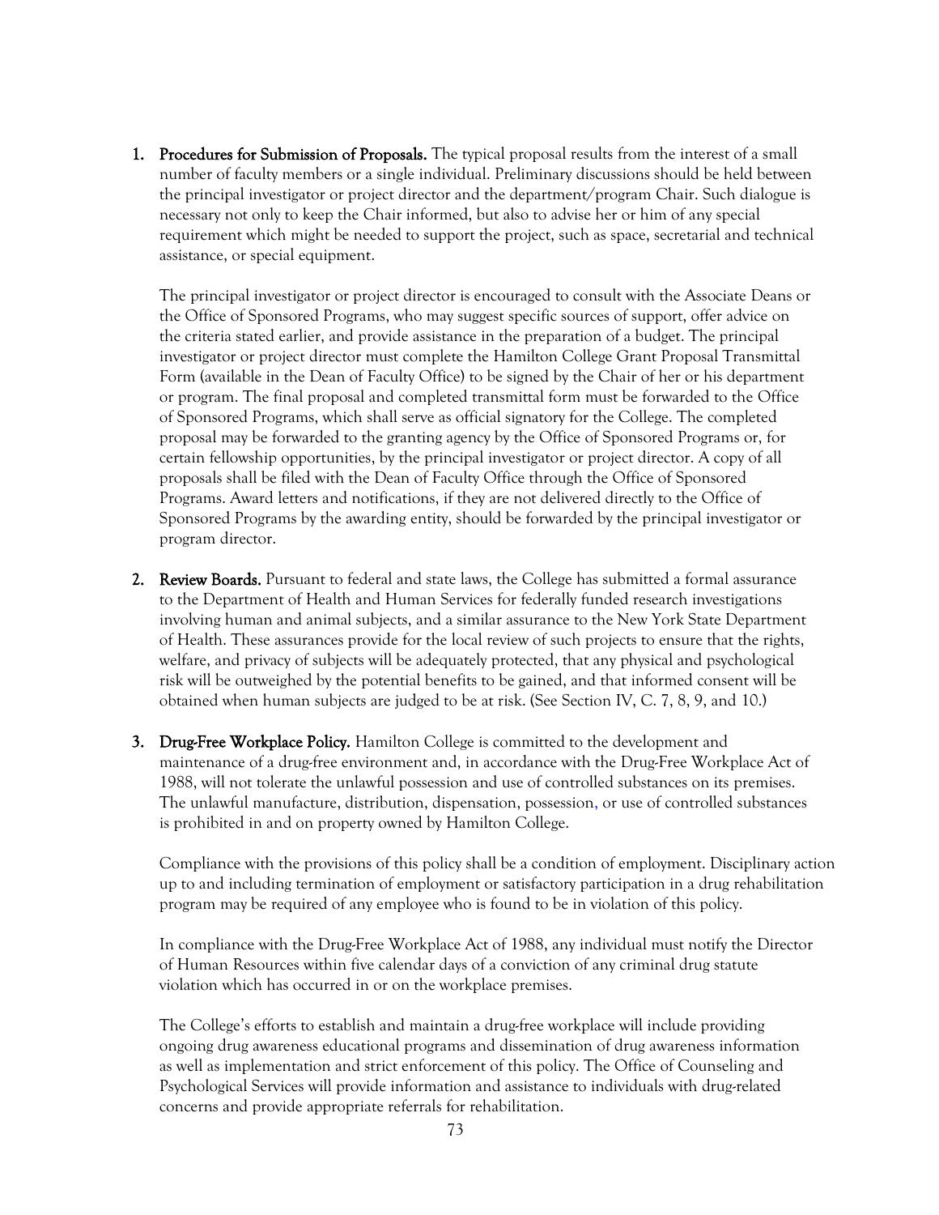1. **Procedures for Submission of Proposals.** The typical proposal results from the interest of a small number of faculty members or a single individual. Preliminary discussions should be held between the principal investigator or project director and the department/program Chair. Such dialogue is necessary not only to keep the Chair informed, but also to advise her or him of any special requirement which might be needed to support the project, such as space, secretarial and technical assistance, or special equipment.

   The principal investigator or project director is encouraged to consult with the Associate Deans or the Office of Sponsored Programs, who may suggest specific sources of support, offer advice on the criteria stated earlier, and provide assistance in the preparation of a budget. The principal investigator or project director must complete the Hamilton College Grant Proposal Transmittal Form (available in the Dean of Faculty Office) to be signed by the Chair of her or his department or program. The final proposal and completed transmittal form must be forwarded to the Office of Sponsored Programs, which shall serve as official signatory for the College. The completed proposal may be forwarded to the granting agency by the Office of Sponsored Programs or, for certain fellowship opportunities, by the principal investigator or project director. A copy of all proposals shall be filed with the Dean of Faculty Office through the Office of Sponsored Programs. Award letters and notifications, if they are not delivered directly to the Office of Sponsored Programs by the awarding entity, should be forwarded by the principal investigator or program director.

2. **Review Boards.** Pursuant to federal and state laws, the College has submitted a formal assurance to the Department of Health and Human Services for federally funded research investigations involving human and animal subjects, and a similar assurance to the New York State Department of Health. These assurances provide for the local review of such projects to ensure that the rights, welfare, and privacy of subjects will be adequately protected, that any physical and psychological risk will be outweighed by the potential benefits to be gained, and that informed consent will be obtained when human subjects are judged to be at risk. (See Section IV, C. 7, 8, 9, and 10.)

3. **Drug-Free Workplace Policy.** Hamilton College is committed to the development and maintenance of a drug-free environment and, in accordance with the Drug-Free Workplace Act of 1988, will not tolerate the unlawful possession and use of controlled substances on its premises. The unlawful manufacture, distribution, dispensation, possession, or use of controlled substances is prohibited in and on property owned by Hamilton College.

   Compliance with the provisions of this policy shall be a condition of employment. Disciplinary action up to and including termination of employment or satisfactory participation in a drug rehabilitation program may be required of any employee who is found to be in violation of this policy.

   In compliance with the Drug-Free Workplace Act of 1988, any individual must notify the Director of Human Resources within five calendar days of a conviction of any criminal drug statute violation which has occurred in or on the workplace premises.

   The College's efforts to establish and maintain a drug-free workplace will include providing ongoing drug awareness educational programs and dissemination of drug awareness information as well as implementation and strict enforcement of this policy. The Office of Counseling and Psychological Services will provide information and assistance to individuals with drug-related concerns and provide appropriate referrals for rehabilitation.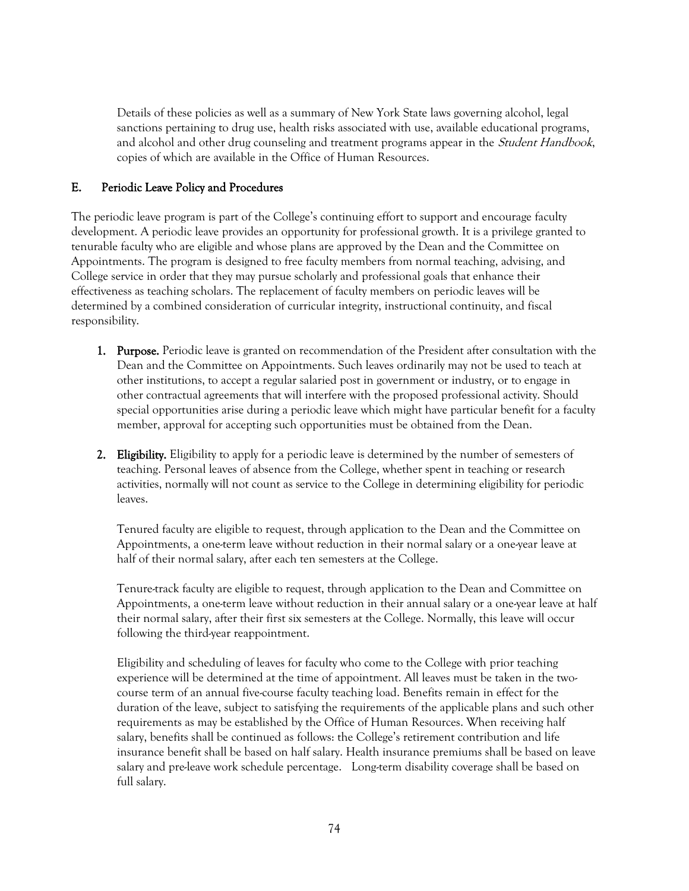Details of these policies as well as a summary of New York State laws governing alcohol, legal sanctions pertaining to drug use, health risks associated with use, available educational programs, and alcohol and other drug counseling and treatment programs appear in the *Student Handbook*, copies of which are available in the Office of Human Resources.

### E. Periodic Leave Policy and Procedures

The periodic leave program is part of the College's continuing effort to support and encourage faculty development. A periodic leave provides an opportunity for professional growth. It is a privilege granted to tenurable faculty who are eligible and whose plans are approved by the Dean and the Committee on Appointments. The program is designed to free faculty members from normal teaching, advising, and College service in order that they may pursue scholarly and professional goals that enhance their effectiveness as teaching scholars. The replacement of faculty members on periodic leaves will be determined by a combined consideration of curricular integrity, instructional continuity, and fiscal responsibility.

1. **Purpose.** Periodic leave is granted on recommendation of the President after consultation with the Dean and the Committee on Appointments. Such leaves ordinarily may not be used to teach at other institutions, to accept a regular salaried post in government or industry, or to engage in other contractual agreements that will interfere with the proposed professional activity. Should special opportunities arise during a periodic leave which might have particular benefit for a faculty member, approval for accepting such opportunities must be obtained from the Dean.

2. **Eligibility.** Eligibility to apply for a periodic leave is determined by the number of semesters of teaching. Personal leaves of absence from the College, whether spent in teaching or research activities, normally will not count as service to the College in determining eligibility for periodic leaves.

   Tenured faculty are eligible to request, through application to the Dean and the Committee on Appointments, a one-term leave without reduction in their normal salary or a one-year leave at half of their normal salary, after each ten semesters at the College.

   Tenure-track faculty are eligible to request, through application to the Dean and Committee on Appointments, a one-term leave without reduction in their annual salary or a one-year leave at half their normal salary, after their first six semesters at the College. Normally, this leave will occur following the third-year reappointment.

   Eligibility and scheduling of leaves for faculty who come to the College with prior teaching experience will be determined at the time of appointment. All leaves must be taken in the two-course term of an annual five-course faculty teaching load. Benefits remain in effect for the duration of the leave, subject to satisfying the requirements of the applicable plans and such other requirements as may be established by the Office of Human Resources. When receiving half salary, benefits shall be continued as follows: the College's retirement contribution and life insurance benefit shall be based on half salary. Health insurance premiums shall be based on leave salary and pre-leave work schedule percentage. Long-term disability coverage shall be based on full salary.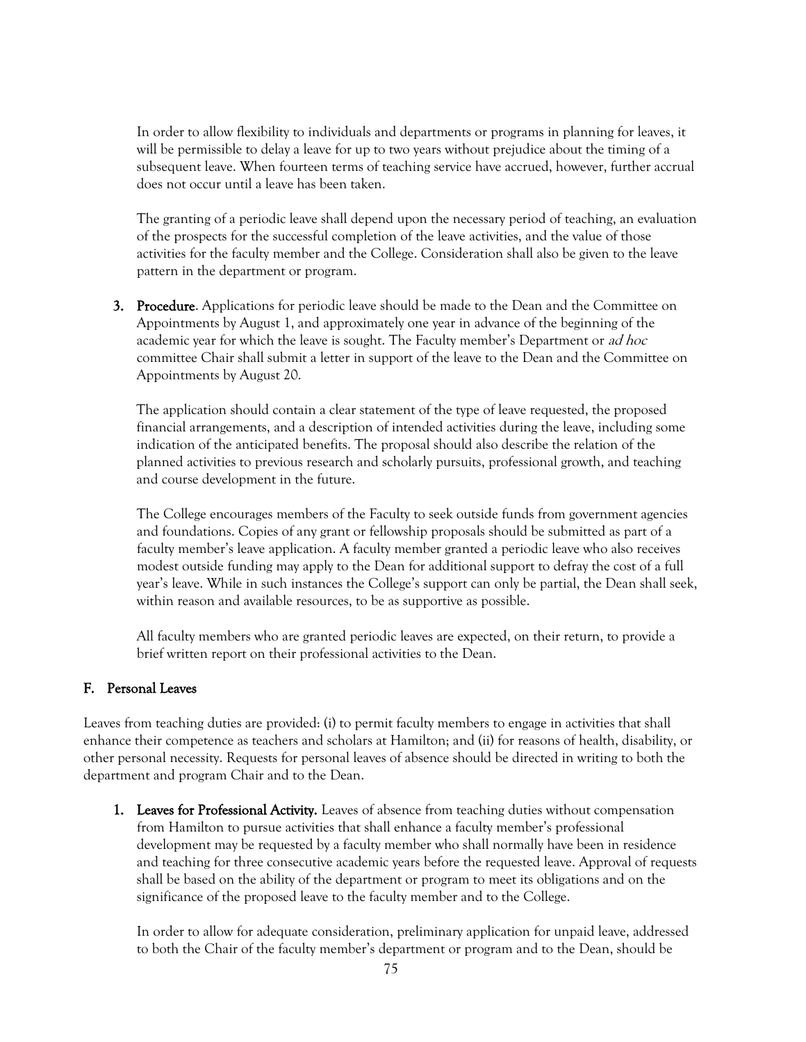In order to allow flexibility to individuals and departments or programs in planning for leaves, it will be permissible to delay a leave for up to two years without prejudice about the timing of a subsequent leave. When fourteen terms of teaching service have accrued, however, further accrual does not occur until a leave has been taken.

The granting of a periodic leave shall depend upon the necessary period of teaching, an evaluation of the prospects for the successful completion of the leave activities, and the value of those activities for the faculty member and the College. Consideration shall also be given to the leave pattern in the department or program.

3. **Procedure**. Applications for periodic leave should be made to the Dean and the Committee on Appointments by August 1, and approximately one year in advance of the beginning of the academic year for which the leave is sought. The Faculty member's Department or *ad hoc* committee Chair shall submit a letter in support of the leave to the Dean and the Committee on Appointments by August 20.

   The application should contain a clear statement of the type of leave requested, the proposed financial arrangements, and a description of intended activities during the leave, including some indication of the anticipated benefits. The proposal should also describe the relation of the planned activities to previous research and scholarly pursuits, professional growth, and teaching and course development in the future.

   The College encourages members of the Faculty to seek outside funds from government agencies and foundations. Copies of any grant or fellowship proposals should be submitted as part of a faculty member's leave application. A faculty member granted a periodic leave who also receives modest outside funding may apply to the Dean for additional support to defray the cost of a full year's leave. While in such instances the College's support can only be partial, the Dean shall seek, within reason and available resources, to be as supportive as possible.

   All faculty members who are granted periodic leaves are expected, on their return, to provide a brief written report on their professional activities to the Dean.

## F. Personal Leaves

Leaves from teaching duties are provided: (i) to permit faculty members to engage in activities that shall enhance their competence as teachers and scholars at Hamilton; and (ii) for reasons of health, disability, or other personal necessity. Requests for personal leaves of absence should be directed in writing to both the department and program Chair and to the Dean.

1. **Leaves for Professional Activity.** Leaves of absence from teaching duties without compensation from Hamilton to pursue activities that shall enhance a faculty member's professional development may be requested by a faculty member who shall normally have been in residence and teaching for three consecutive academic years before the requested leave. Approval of requests shall be based on the ability of the department or program to meet its obligations and on the significance of the proposed leave to the faculty member and to the College.

   In order to allow for adequate consideration, preliminary application for unpaid leave, addressed to both the Chair of the faculty member's department or program and to the Dean, should be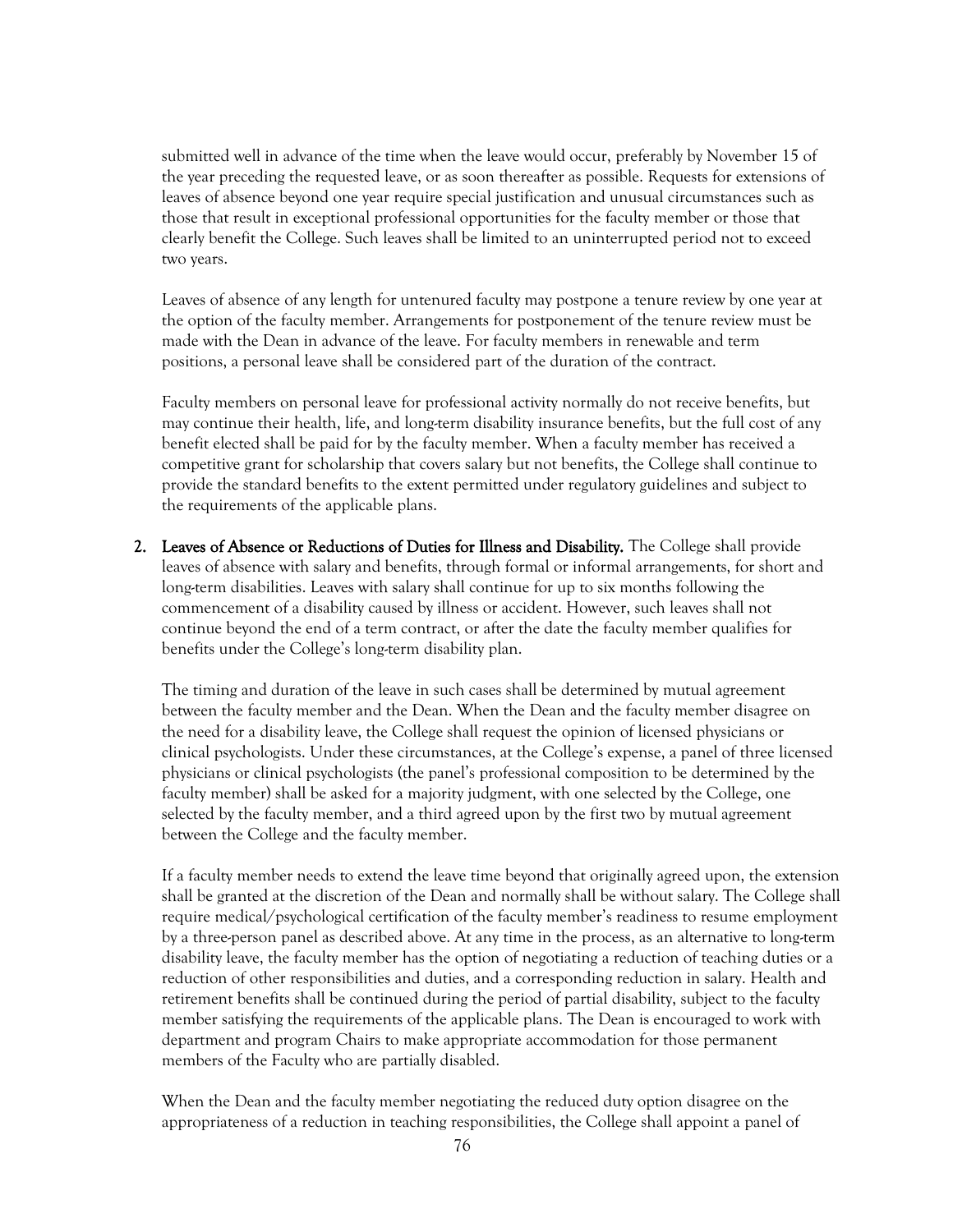submitted well in advance of the time when the leave would occur, preferably by November 15 of the year preceding the requested leave, or as soon thereafter as possible. Requests for extensions of leaves of absence beyond one year require special justification and unusual circumstances such as those that result in exceptional professional opportunities for the faculty member or those that clearly benefit the College. Such leaves shall be limited to an uninterrupted period not to exceed two years.

Leaves of absence of any length for untenured faculty may postpone a tenure review by one year at the option of the faculty member. Arrangements for postponement of the tenure review must be made with the Dean in advance of the leave. For faculty members in renewable and term positions, a personal leave shall be considered part of the duration of the contract.

Faculty members on personal leave for professional activity normally do not receive benefits, but may continue their health, life, and long-term disability insurance benefits, but the full cost of any benefit elected shall be paid for by the faculty member. When a faculty member has received a competitive grant for scholarship that covers salary but not benefits, the College shall continue to provide the standard benefits to the extent permitted under regulatory guidelines and subject to the requirements of the applicable plans.

2. **Leaves of Absence or Reductions of Duties for Illness and Disability.** The College shall provide leaves of absence with salary and benefits, through formal or informal arrangements, for short and long-term disabilities. Leaves with salary shall continue for up to six months following the commencement of a disability caused by illness or accident. However, such leaves shall not continue beyond the end of a term contract, or after the date the faculty member qualifies for benefits under the College's long-term disability plan.

   The timing and duration of the leave in such cases shall be determined by mutual agreement between the faculty member and the Dean. When the Dean and the faculty member disagree on the need for a disability leave, the College shall request the opinion of licensed physicians or clinical psychologists. Under these circumstances, at the College's expense, a panel of three licensed physicians or clinical psychologists (the panel's professional composition to be determined by the faculty member) shall be asked for a majority judgment, with one selected by the College, one selected by the faculty member, and a third agreed upon by the first two by mutual agreement between the College and the faculty member.

   If a faculty member needs to extend the leave time beyond that originally agreed upon, the extension shall be granted at the discretion of the Dean and normally shall be without salary. The College shall require medical/psychological certification of the faculty member's readiness to resume employment by a three-person panel as described above. At any time in the process, as an alternative to long-term disability leave, the faculty member has the option of negotiating a reduction of teaching duties or a reduction of other responsibilities and duties, and a corresponding reduction in salary. Health and retirement benefits shall be continued during the period of partial disability, subject to the faculty member satisfying the requirements of the applicable plans. The Dean is encouraged to work with department and program Chairs to make appropriate accommodation for those permanent members of the Faculty who are partially disabled.

   When the Dean and the faculty member negotiating the reduced duty option disagree on the appropriateness of a reduction in teaching responsibilities, the College shall appoint a panel of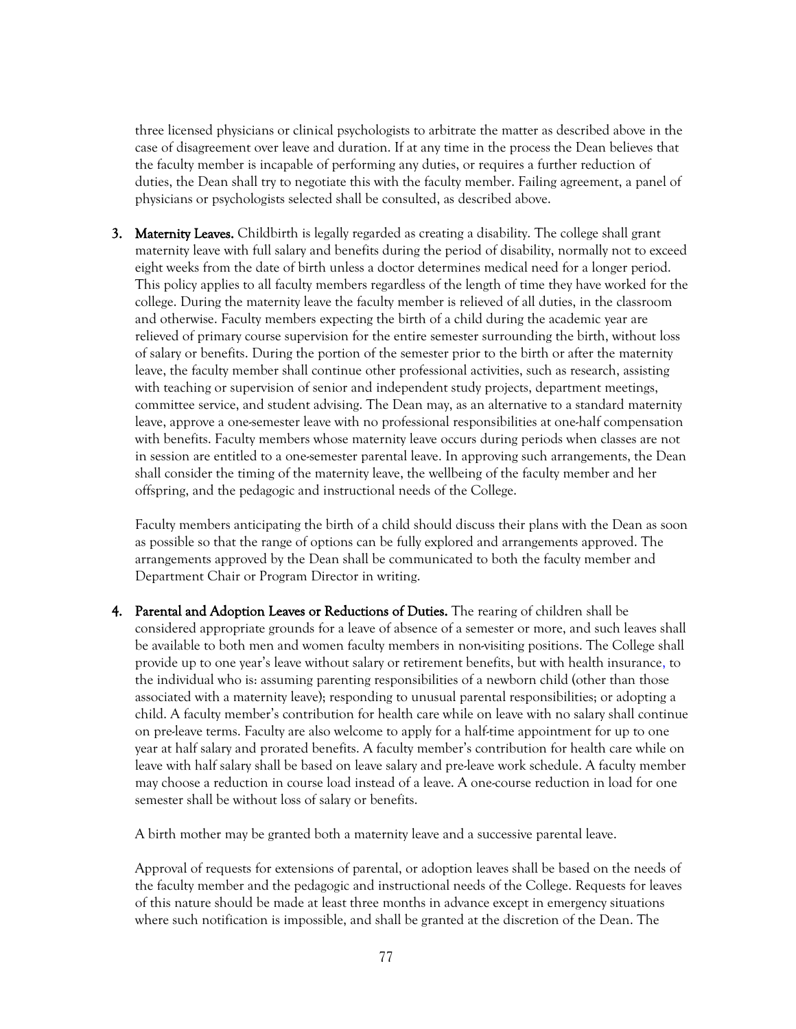three licensed physicians or clinical psychologists to arbitrate the matter as described above in the case of disagreement over leave and duration. If at any time in the process the Dean believes that the faculty member is incapable of performing any duties, or requires a further reduction of duties, the Dean shall try to negotiate this with the faculty member. Failing agreement, a panel of physicians or psychologists selected shall be consulted, as described above.

3. **Maternity Leaves.** Childbirth is legally regarded as creating a disability. The college shall grant maternity leave with full salary and benefits during the period of disability, normally not to exceed eight weeks from the date of birth unless a doctor determines medical need for a longer period. This policy applies to all faculty members regardless of the length of time they have worked for the college. During the maternity leave the faculty member is relieved of all duties, in the classroom and otherwise. Faculty members expecting the birth of a child during the academic year are relieved of primary course supervision for the entire semester surrounding the birth, without loss of salary or benefits. During the portion of the semester prior to the birth or after the maternity leave, the faculty member shall continue other professional activities, such as research, assisting with teaching or supervision of senior and independent study projects, department meetings, committee service, and student advising. The Dean may, as an alternative to a standard maternity leave, approve a one-semester leave with no professional responsibilities at one-half compensation with benefits. Faculty members whose maternity leave occurs during periods when classes are not in session are entitled to a one-semester parental leave. In approving such arrangements, the Dean shall consider the timing of the maternity leave, the wellbeing of the faculty member and her offspring, and the pedagogic and instructional needs of the College.

   Faculty members anticipating the birth of a child should discuss their plans with the Dean as soon as possible so that the range of options can be fully explored and arrangements approved. The arrangements approved by the Dean shall be communicated to both the faculty member and Department Chair or Program Director in writing.

4. **Parental and Adoption Leaves or Reductions of Duties.** The rearing of children shall be considered appropriate grounds for a leave of absence of a semester or more, and such leaves shall be available to both men and women faculty members in non-visiting positions. The College shall provide up to one year's leave without salary or retirement benefits, but with health insurance, to the individual who is: assuming parenting responsibilities of a newborn child (other than those associated with a maternity leave); responding to unusual parental responsibilities; or adopting a child. A faculty member's contribution for health care while on leave with no salary shall continue on pre-leave terms. Faculty are also welcome to apply for a half-time appointment for up to one year at half salary and prorated benefits. A faculty member's contribution for health care while on leave with half salary shall be based on leave salary and pre-leave work schedule. A faculty member may choose a reduction in course load instead of a leave. A one-course reduction in load for one semester shall be without loss of salary or benefits.

   A birth mother may be granted both a maternity leave and a successive parental leave.

   Approval of requests for extensions of parental, or adoption leaves shall be based on the needs of the faculty member and the pedagogic and instructional needs of the College. Requests for leaves of this nature should be made at least three months in advance except in emergency situations where such notification is impossible, and shall be granted at the discretion of the Dean. The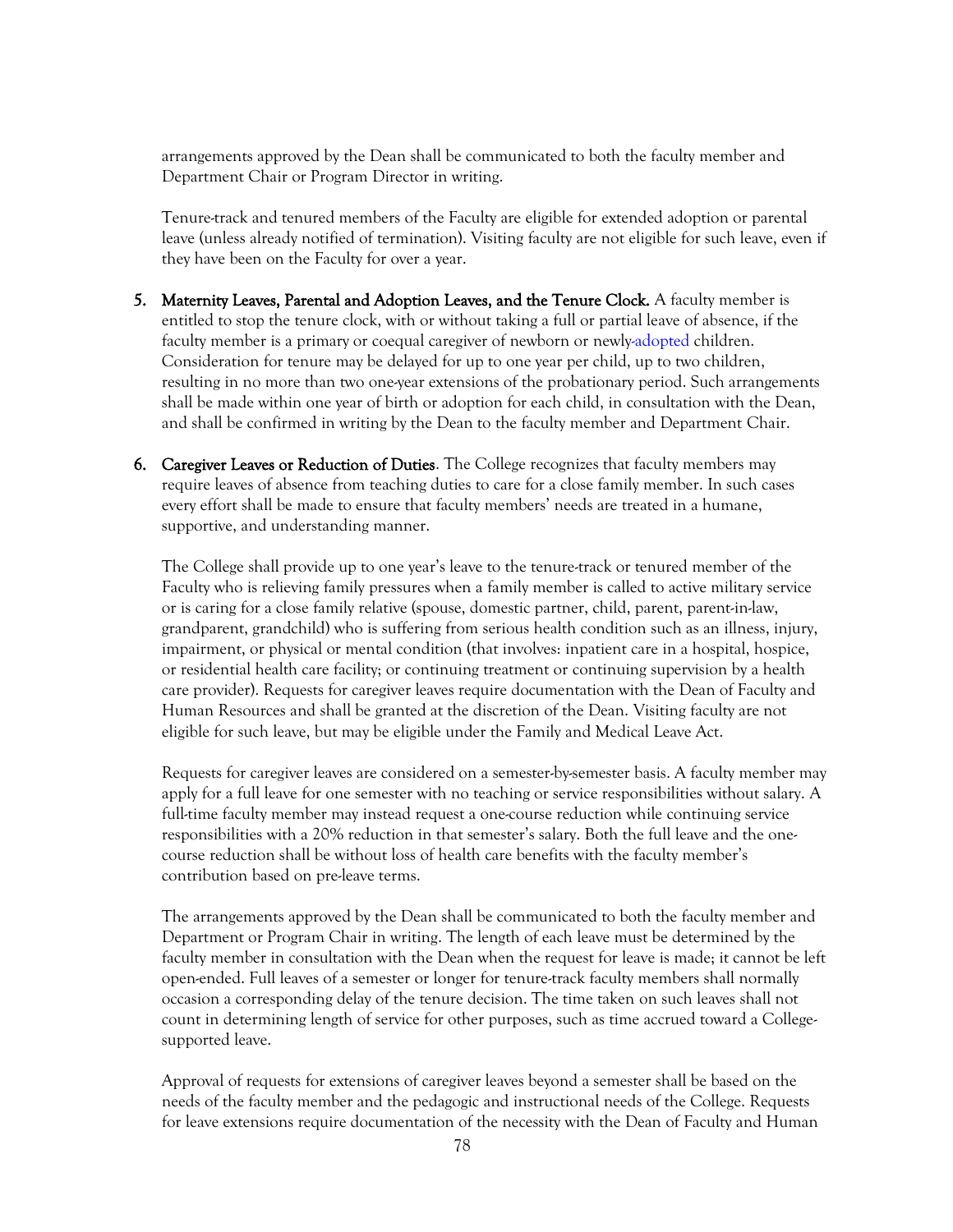arrangements approved by the Dean shall be communicated to both the faculty member and Department Chair or Program Director in writing.

Tenure-track and tenured members of the Faculty are eligible for extended adoption or parental leave (unless already notified of termination). Visiting faculty are not eligible for such leave, even if they have been on the Faculty for over a year.

5. **Maternity Leaves, Parental and Adoption Leaves, and the Tenure Clock.** A faculty member is entitled to stop the tenure clock, with or without taking a full or partial leave of absence, if the faculty member is a primary or coequal caregiver of newborn or newly-adopted children. Consideration for tenure may be delayed for up to one year per child, up to two children, resulting in no more than two one-year extensions of the probationary period. Such arrangements shall be made within one year of birth or adoption for each child, in consultation with the Dean, and shall be confirmed in writing by the Dean to the faculty member and Department Chair.

6. **Caregiver Leaves or Reduction of Duties**. The College recognizes that faculty members may require leaves of absence from teaching duties to care for a close family member. In such cases every effort shall be made to ensure that faculty members' needs are treated in a humane, supportive, and understanding manner.

   The College shall provide up to one year's leave to the tenure-track or tenured member of the Faculty who is relieving family pressures when a family member is called to active military service or is caring for a close family relative (spouse, domestic partner, child, parent, parent-in-law, grandparent, grandchild) who is suffering from serious health condition such as an illness, injury, impairment, or physical or mental condition (that involves: inpatient care in a hospital, hospice, or residential health care facility; or continuing treatment or continuing supervision by a health care provider). Requests for caregiver leaves require documentation with the Dean of Faculty and Human Resources and shall be granted at the discretion of the Dean. Visiting faculty are not eligible for such leave, but may be eligible under the Family and Medical Leave Act.

   Requests for caregiver leaves are considered on a semester-by-semester basis. A faculty member may apply for a full leave for one semester with no teaching or service responsibilities without salary. A full-time faculty member may instead request a one-course reduction while continuing service responsibilities with a 20% reduction in that semester's salary. Both the full leave and the one-course reduction shall be without loss of health care benefits with the faculty member's contribution based on pre-leave terms.

   The arrangements approved by the Dean shall be communicated to both the faculty member and Department or Program Chair in writing. The length of each leave must be determined by the faculty member in consultation with the Dean when the request for leave is made; it cannot be left open-ended. Full leaves of a semester or longer for tenure-track faculty members shall normally occasion a corresponding delay of the tenure decision. The time taken on such leaves shall not count in determining length of service for other purposes, such as time accrued toward a College-supported leave.

   Approval of requests for extensions of caregiver leaves beyond a semester shall be based on the needs of the faculty member and the pedagogic and instructional needs of the College. Requests for leave extensions require documentation of the necessity with the Dean of Faculty and Human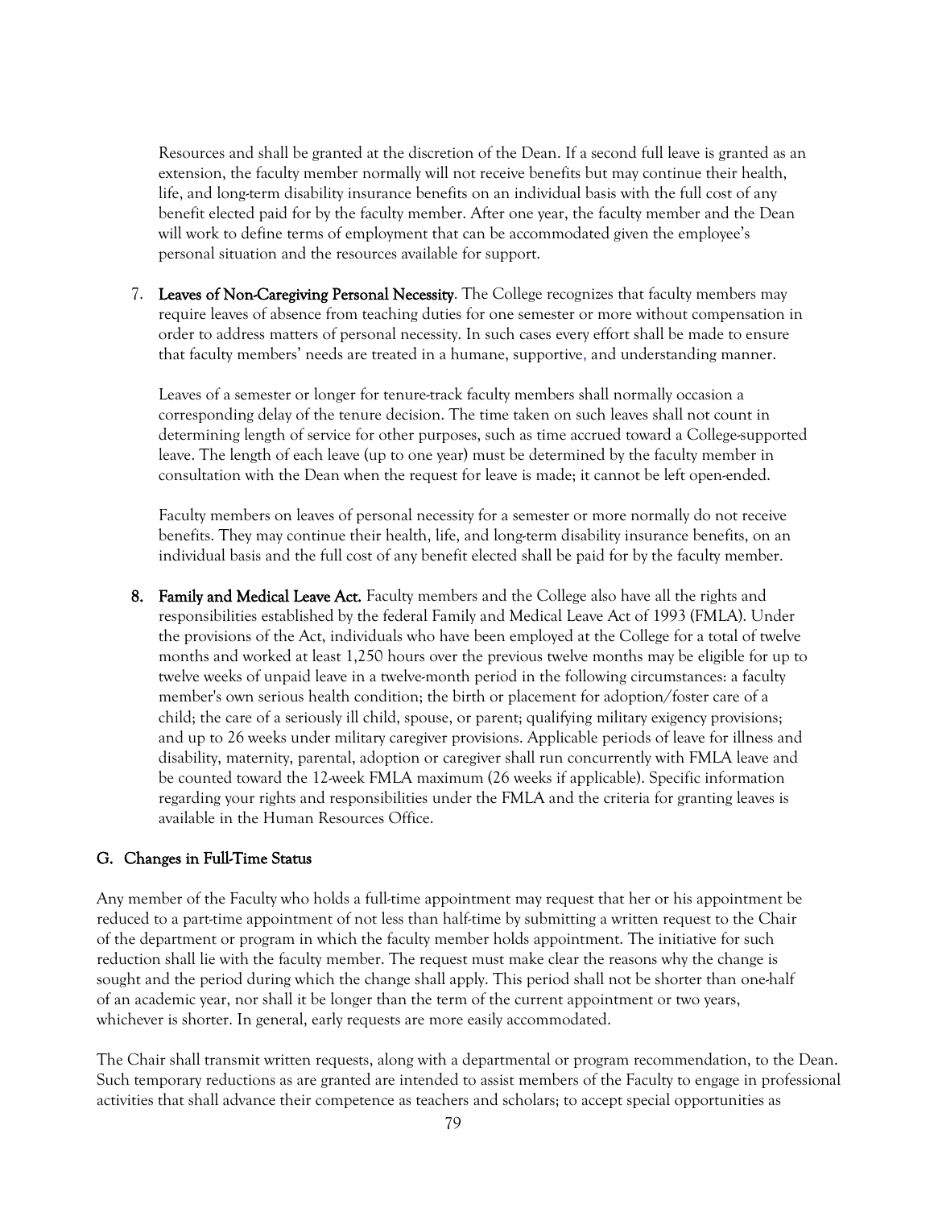Resources and shall be granted at the discretion of the Dean. If a second full leave is granted as an extension, the faculty member normally will not receive benefits but may continue their health, life, and long-term disability insurance benefits on an individual basis with the full cost of any benefit elected paid for by the faculty member. After one year, the faculty member and the Dean will work to define terms of employment that can be accommodated given the employee's personal situation and the resources available for support.

7. **Leaves of Non-Caregiving Personal Necessity**. The College recognizes that faculty members may require leaves of absence from teaching duties for one semester or more without compensation in order to address matters of personal necessity. In such cases every effort shall be made to ensure that faculty members' needs are treated in a humane, supportive, and understanding manner.

   Leaves of a semester or longer for tenure-track faculty members shall normally occasion a corresponding delay of the tenure decision. The time taken on such leaves shall not count in determining length of service for other purposes, such as time accrued toward a College-supported leave. The length of each leave (up to one year) must be determined by the faculty member in consultation with the Dean when the request for leave is made; it cannot be left open-ended.

   Faculty members on leaves of personal necessity for a semester or more normally do not receive benefits. They may continue their health, life, and long-term disability insurance benefits, on an individual basis and the full cost of any benefit elected shall be paid for by the faculty member.

8. **Family and Medical Leave Act.** Faculty members and the College also have all the rights and responsibilities established by the federal Family and Medical Leave Act of 1993 (FMLA). Under the provisions of the Act, individuals who have been employed at the College for a total of twelve months and worked at least 1,250 hours over the previous twelve months may be eligible for up to twelve weeks of unpaid leave in a twelve-month period in the following circumstances: a faculty member's own serious health condition; the birth or placement for adoption/foster care of a child; the care of a seriously ill child, spouse, or parent; qualifying military exigency provisions; and up to 26 weeks under military caregiver provisions. Applicable periods of leave for illness and disability, maternity, parental, adoption or caregiver shall run concurrently with FMLA leave and be counted toward the 12-week FMLA maximum (26 weeks if applicable). Specific information regarding your rights and responsibilities under the FMLA and the criteria for granting leaves is available in the Human Resources Office.

## G. Changes in Full-Time Status

Any member of the Faculty who holds a full-time appointment may request that her or his appointment be reduced to a part-time appointment of not less than half-time by submitting a written request to the Chair of the department or program in which the faculty member holds appointment. The initiative for such reduction shall lie with the faculty member. The request must make clear the reasons why the change is sought and the period during which the change shall apply. This period shall not be shorter than one-half of an academic year, nor shall it be longer than the term of the current appointment or two years, whichever is shorter. In general, early requests are more easily accommodated.

The Chair shall transmit written requests, along with a departmental or program recommendation, to the Dean. Such temporary reductions as are granted are intended to assist members of the Faculty to engage in professional activities that shall advance their competence as teachers and scholars; to accept special opportunities as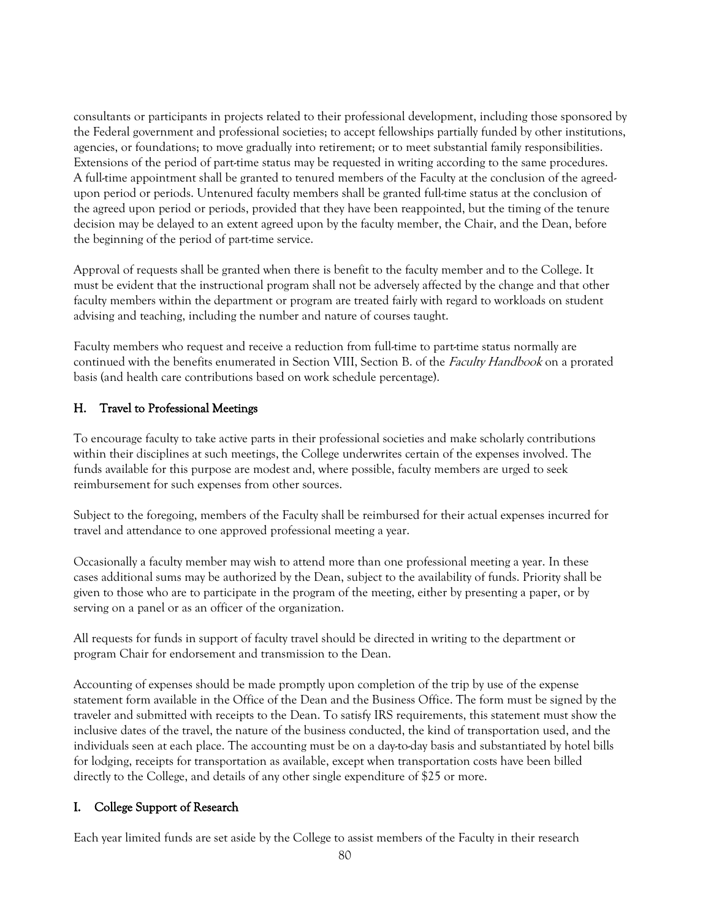consultants or participants in projects related to their professional development, including those sponsored by the Federal government and professional societies; to accept fellowships partially funded by other institutions, agencies, or foundations; to move gradually into retirement; or to meet substantial family responsibilities. Extensions of the period of part-time status may be requested in writing according to the same procedures. A full-time appointment shall be granted to tenured members of the Faculty at the conclusion of the agreed-upon period or periods. Untenured faculty members shall be granted full-time status at the conclusion of the agreed upon period or periods, provided that they have been reappointed, but the timing of the tenure decision may be delayed to an extent agreed upon by the faculty member, the Chair, and the Dean, before the beginning of the period of part-time service.

Approval of requests shall be granted when there is benefit to the faculty member and to the College. It must be evident that the instructional program shall not be adversely affected by the change and that other faculty members within the department or program are treated fairly with regard to workloads on student advising and teaching, including the number and nature of courses taught.

Faculty members who request and receive a reduction from full-time to part-time status normally are continued with the benefits enumerated in Section VIII, Section B. of the *Faculty Handbook* on a prorated basis (and health care contributions based on work schedule percentage).

## H. Travel to Professional Meetings

To encourage faculty to take active parts in their professional societies and make scholarly contributions within their disciplines at such meetings, the College underwrites certain of the expenses involved. The funds available for this purpose are modest and, where possible, faculty members are urged to seek reimbursement for such expenses from other sources.

Subject to the foregoing, members of the Faculty shall be reimbursed for their actual expenses incurred for travel and attendance to one approved professional meeting a year.

Occasionally a faculty member may wish to attend more than one professional meeting a year. In these cases additional sums may be authorized by the Dean, subject to the availability of funds. Priority shall be given to those who are to participate in the program of the meeting, either by presenting a paper, or by serving on a panel or as an officer of the organization.

All requests for funds in support of faculty travel should be directed in writing to the department or program Chair for endorsement and transmission to the Dean.

Accounting of expenses should be made promptly upon completion of the trip by use of the expense statement form available in the Office of the Dean and the Business Office. The form must be signed by the traveler and submitted with receipts to the Dean. To satisfy IRS requirements, this statement must show the inclusive dates of the travel, the nature of the business conducted, the kind of transportation used, and the individuals seen at each place. The accounting must be on a day-to-day basis and substantiated by hotel bills for lodging, receipts for transportation as available, except when transportation costs have been billed directly to the College, and details of any other single expenditure of $25 or more.

## I. College Support of Research

Each year limited funds are set aside by the College to assist members of the Faculty in their research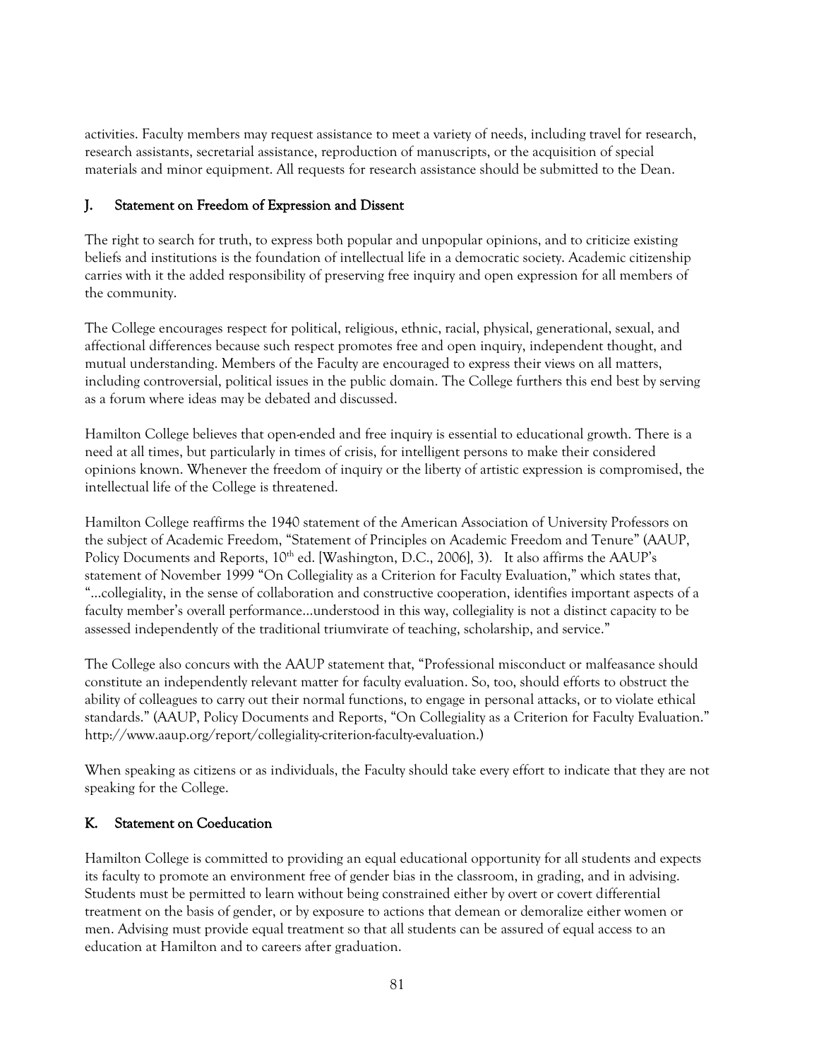activities. Faculty members may request assistance to meet a variety of needs, including travel for research, research assistants, secretarial assistance, reproduction of manuscripts, or the acquisition of special materials and minor equipment. All requests for research assistance should be submitted to the Dean.

## J. Statement on Freedom of Expression and Dissent

The right to search for truth, to express both popular and unpopular opinions, and to criticize existing beliefs and institutions is the foundation of intellectual life in a democratic society. Academic citizenship carries with it the added responsibility of preserving free inquiry and open expression for all members of the community.

The College encourages respect for political, religious, ethnic, racial, physical, generational, sexual, and affectional differences because such respect promotes free and open inquiry, independent thought, and mutual understanding. Members of the Faculty are encouraged to express their views on all matters, including controversial, political issues in the public domain. The College furthers this end best by serving as a forum where ideas may be debated and discussed.

Hamilton College believes that open-ended and free inquiry is essential to educational growth. There is a need at all times, but particularly in times of crisis, for intelligent persons to make their considered opinions known. Whenever the freedom of inquiry or the liberty of artistic expression is compromised, the intellectual life of the College is threatened.

Hamilton College reaffirms the 1940 statement of the American Association of University Professors on the subject of Academic Freedom, "Statement of Principles on Academic Freedom and Tenure" (AAUP, Policy Documents and Reports, 10th ed. [Washington, D.C., 2006], 3). It also affirms the AAUP's statement of November 1999 "On Collegiality as a Criterion for Faculty Evaluation," which states that, "…collegiality, in the sense of collaboration and constructive cooperation, identifies important aspects of a faculty member's overall performance…understood in this way, collegiality is not a distinct capacity to be assessed independently of the traditional triumvirate of teaching, scholarship, and service."

The College also concurs with the AAUP statement that, "Professional misconduct or malfeasance should constitute an independently relevant matter for faculty evaluation. So, too, should efforts to obstruct the ability of colleagues to carry out their normal functions, to engage in personal attacks, or to violate ethical standards." (AAUP, Policy Documents and Reports, "On Collegiality as a Criterion for Faculty Evaluation." http://www.aaup.org/report/collegiality-criterion-faculty-evaluation.)

When speaking as citizens or as individuals, the Faculty should take every effort to indicate that they are not speaking for the College.

## K. Statement on Coeducation

Hamilton College is committed to providing an equal educational opportunity for all students and expects its faculty to promote an environment free of gender bias in the classroom, in grading, and in advising. Students must be permitted to learn without being constrained either by overt or covert differential treatment on the basis of gender, or by exposure to actions that demean or demoralize either women or men. Advising must provide equal treatment so that all students can be assured of equal access to an education at Hamilton and to careers after graduation.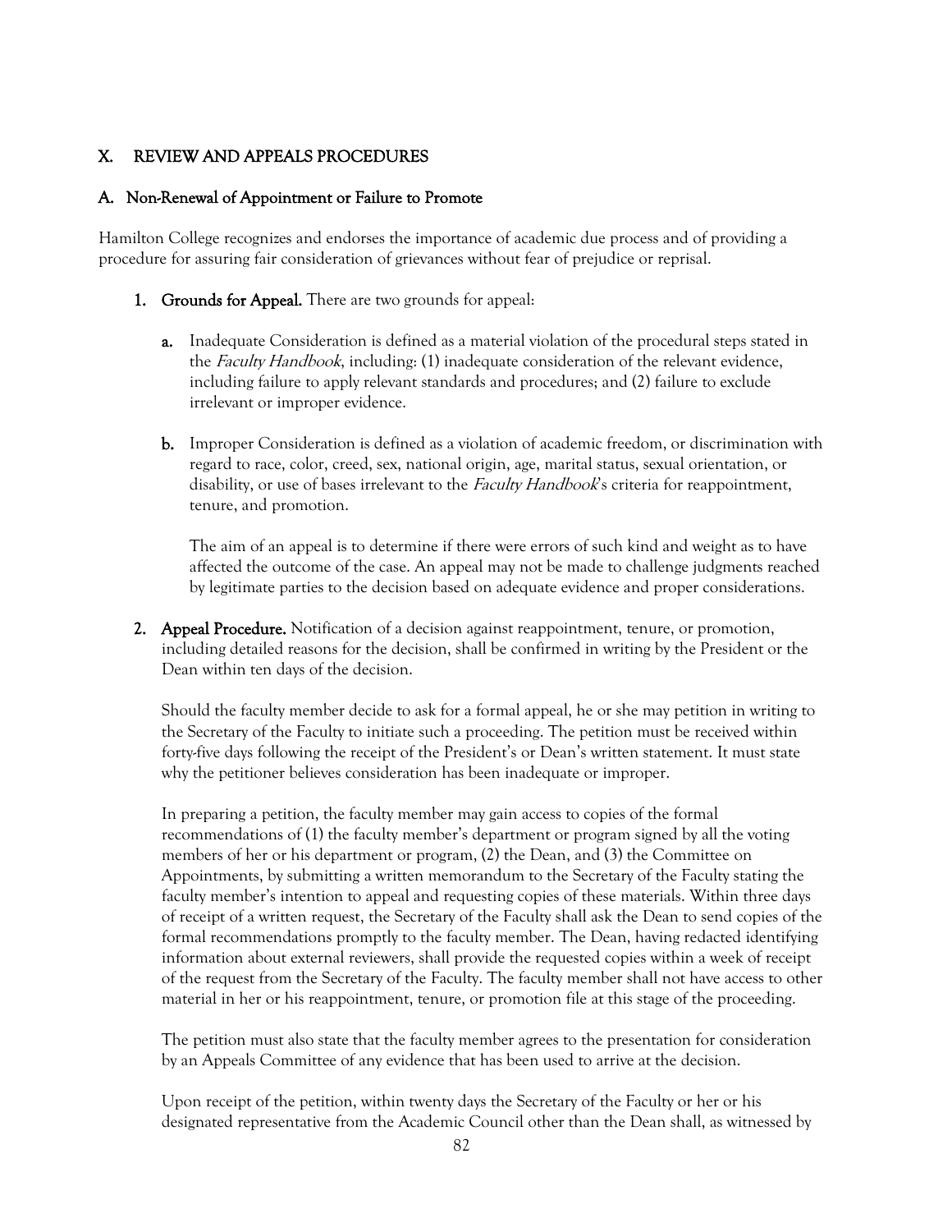## X. REVIEW AND APPEALS PROCEDURES

### A. Non-Renewal of Appointment or Failure to Promote

Hamilton College recognizes and endorses the importance of academic due process and of providing a procedure for assuring fair consideration of grievances without fear of prejudice or reprisal.

1. **Grounds for Appeal.** There are two grounds for appeal:

   a. Inadequate Consideration is defined as a material violation of the procedural steps stated in the *Faculty Handbook*, including: (1) inadequate consideration of the relevant evidence, including failure to apply relevant standards and procedures; and (2) failure to exclude irrelevant or improper evidence.

   b. Improper Consideration is defined as a violation of academic freedom, or discrimination with regard to race, color, creed, sex, national origin, age, marital status, sexual orientation, or disability, or use of bases irrelevant to the *Faculty Handbook*'s criteria for reappointment, tenure, and promotion.

   The aim of an appeal is to determine if there were errors of such kind and weight as to have affected the outcome of the case. An appeal may not be made to challenge judgments reached by legitimate parties to the decision based on adequate evidence and proper considerations.

2. **Appeal Procedure.** Notification of a decision against reappointment, tenure, or promotion, including detailed reasons for the decision, shall be confirmed in writing by the President or the Dean within ten days of the decision.

   Should the faculty member decide to ask for a formal appeal, he or she may petition in writing to the Secretary of the Faculty to initiate such a proceeding. The petition must be received within forty-five days following the receipt of the President's or Dean's written statement. It must state why the petitioner believes consideration has been inadequate or improper.

   In preparing a petition, the faculty member may gain access to copies of the formal recommendations of (1) the faculty member's department or program signed by all the voting members of her or his department or program, (2) the Dean, and (3) the Committee on Appointments, by submitting a written memorandum to the Secretary of the Faculty stating the faculty member's intention to appeal and requesting copies of these materials. Within three days of receipt of a written request, the Secretary of the Faculty shall ask the Dean to send copies of the formal recommendations promptly to the faculty member. The Dean, having redacted identifying information about external reviewers, shall provide the requested copies within a week of receipt of the request from the Secretary of the Faculty. The faculty member shall not have access to other material in her or his reappointment, tenure, or promotion file at this stage of the proceeding.

   The petition must also state that the faculty member agrees to the presentation for consideration by an Appeals Committee of any evidence that has been used to arrive at the decision.

   Upon receipt of the petition, within twenty days the Secretary of the Faculty or her or his designated representative from the Academic Council other than the Dean shall, as witnessed by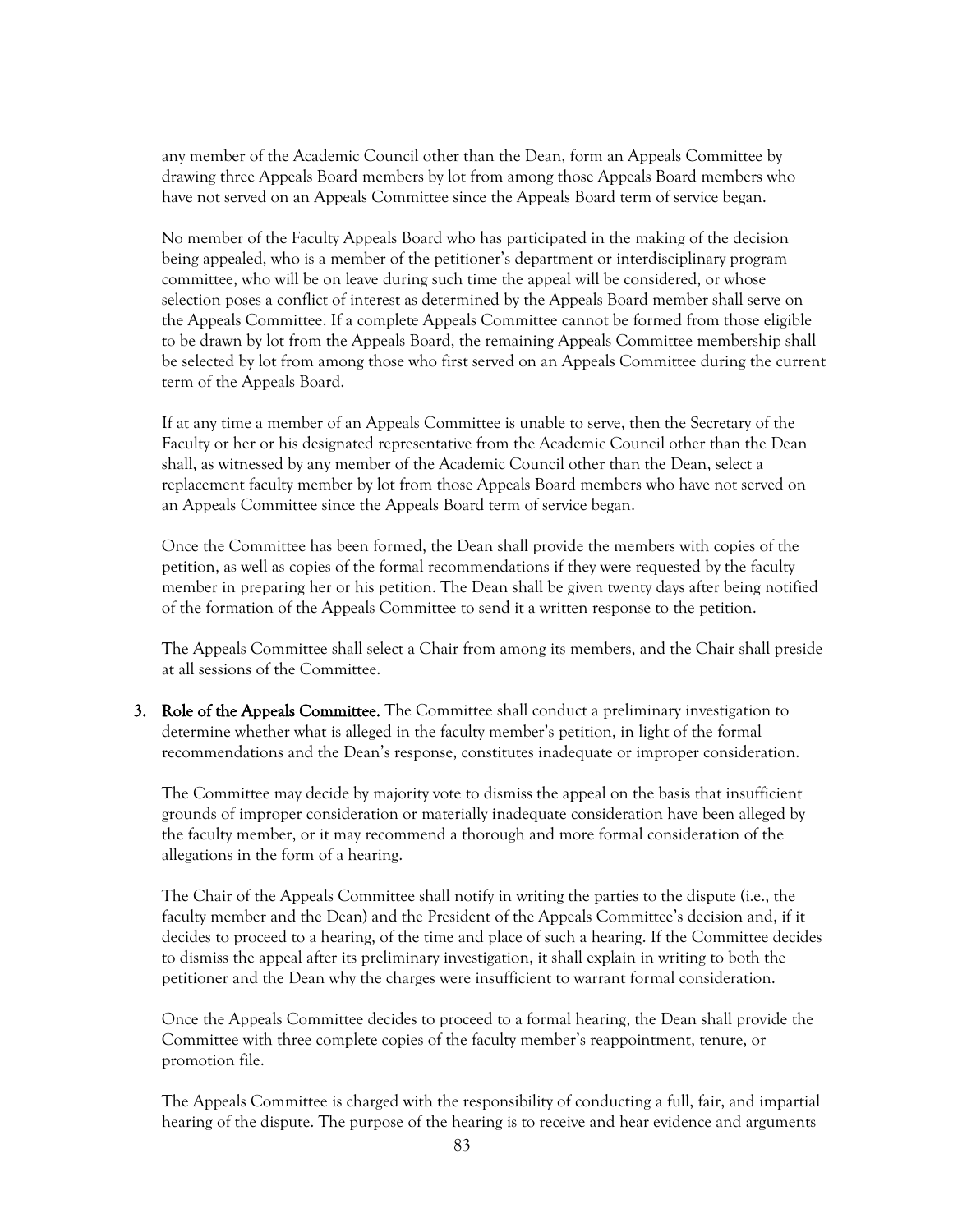any member of the Academic Council other than the Dean, form an Appeals Committee by drawing three Appeals Board members by lot from among those Appeals Board members who have not served on an Appeals Committee since the Appeals Board term of service began.

No member of the Faculty Appeals Board who has participated in the making of the decision being appealed, who is a member of the petitioner's department or interdisciplinary program committee, who will be on leave during such time the appeal will be considered, or whose selection poses a conflict of interest as determined by the Appeals Board member shall serve on the Appeals Committee. If a complete Appeals Committee cannot be formed from those eligible to be drawn by lot from the Appeals Board, the remaining Appeals Committee membership shall be selected by lot from among those who first served on an Appeals Committee during the current term of the Appeals Board.

If at any time a member of an Appeals Committee is unable to serve, then the Secretary of the Faculty or her or his designated representative from the Academic Council other than the Dean shall, as witnessed by any member of the Academic Council other than the Dean, select a replacement faculty member by lot from those Appeals Board members who have not served on an Appeals Committee since the Appeals Board term of service began.

Once the Committee has been formed, the Dean shall provide the members with copies of the petition, as well as copies of the formal recommendations if they were requested by the faculty member in preparing her or his petition. The Dean shall be given twenty days after being notified of the formation of the Appeals Committee to send it a written response to the petition.

The Appeals Committee shall select a Chair from among its members, and the Chair shall preside at all sessions of the Committee.

3. **Role of the Appeals Committee.** The Committee shall conduct a preliminary investigation to determine whether what is alleged in the faculty member's petition, in light of the formal recommendations and the Dean's response, constitutes inadequate or improper consideration.

   The Committee may decide by majority vote to dismiss the appeal on the basis that insufficient grounds of improper consideration or materially inadequate consideration have been alleged by the faculty member, or it may recommend a thorough and more formal consideration of the allegations in the form of a hearing.

   The Chair of the Appeals Committee shall notify in writing the parties to the dispute (i.e., the faculty member and the Dean) and the President of the Appeals Committee's decision and, if it decides to proceed to a hearing, of the time and place of such a hearing. If the Committee decides to dismiss the appeal after its preliminary investigation, it shall explain in writing to both the petitioner and the Dean why the charges were insufficient to warrant formal consideration.

   Once the Appeals Committee decides to proceed to a formal hearing, the Dean shall provide the Committee with three complete copies of the faculty member's reappointment, tenure, or promotion file.

   The Appeals Committee is charged with the responsibility of conducting a full, fair, and impartial hearing of the dispute. The purpose of the hearing is to receive and hear evidence and arguments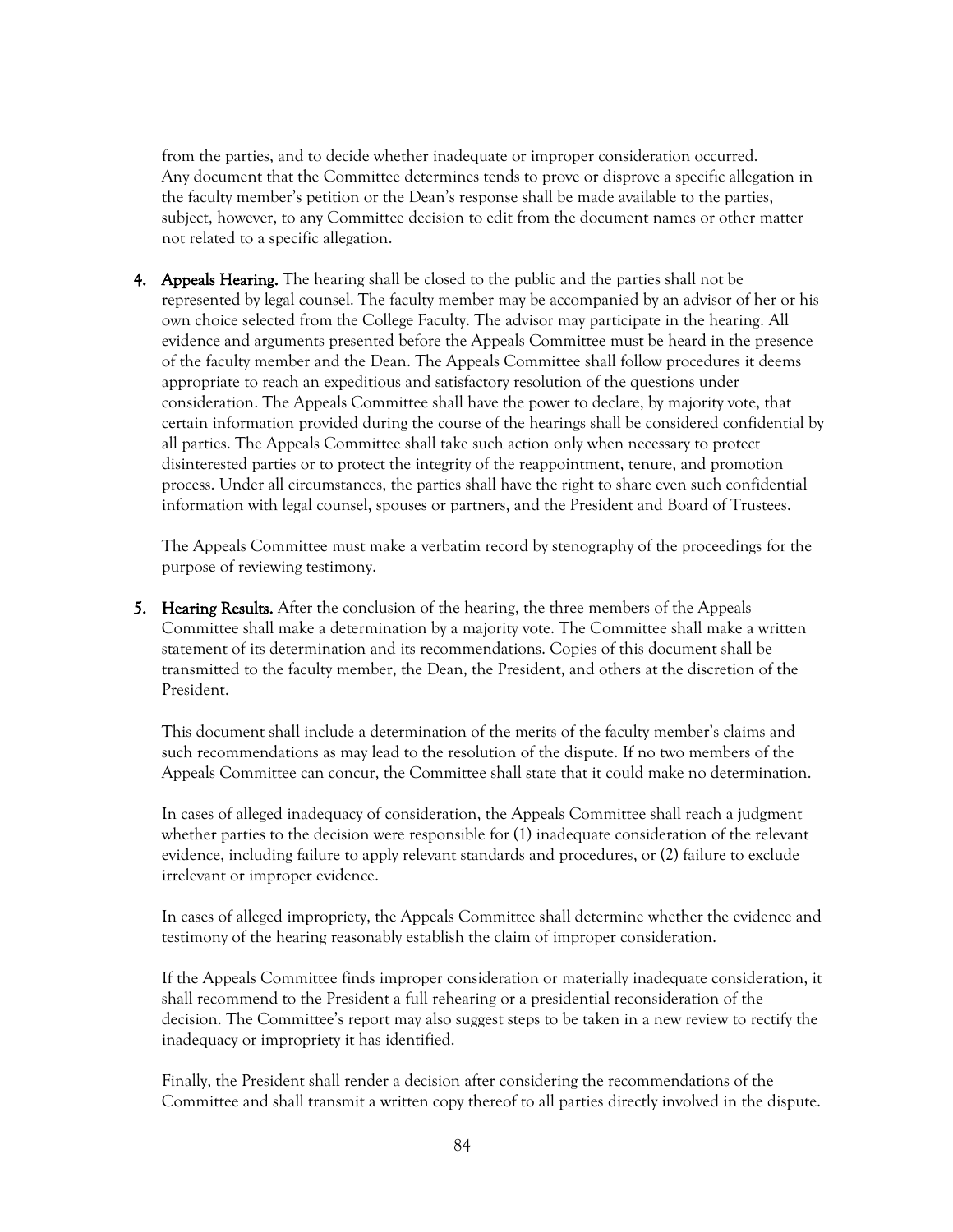from the parties, and to decide whether inadequate or improper consideration occurred. Any document that the Committee determines tends to prove or disprove a specific allegation in the faculty member's petition or the Dean's response shall be made available to the parties, subject, however, to any Committee decision to edit from the document names or other matter not related to a specific allegation.

4. **Appeals Hearing.** The hearing shall be closed to the public and the parties shall not be represented by legal counsel. The faculty member may be accompanied by an advisor of her or his own choice selected from the College Faculty. The advisor may participate in the hearing. All evidence and arguments presented before the Appeals Committee must be heard in the presence of the faculty member and the Dean. The Appeals Committee shall follow procedures it deems appropriate to reach an expeditious and satisfactory resolution of the questions under consideration. The Appeals Committee shall have the power to declare, by majority vote, that certain information provided during the course of the hearings shall be considered confidential by all parties. The Appeals Committee shall take such action only when necessary to protect disinterested parties or to protect the integrity of the reappointment, tenure, and promotion process. Under all circumstances, the parties shall have the right to share even such confidential information with legal counsel, spouses or partners, and the President and Board of Trustees.

   The Appeals Committee must make a verbatim record by stenography of the proceedings for the purpose of reviewing testimony.

5. **Hearing Results.** After the conclusion of the hearing, the three members of the Appeals Committee shall make a determination by a majority vote. The Committee shall make a written statement of its determination and its recommendations. Copies of this document shall be transmitted to the faculty member, the Dean, the President, and others at the discretion of the President.

   This document shall include a determination of the merits of the faculty member's claims and such recommendations as may lead to the resolution of the dispute. If no two members of the Appeals Committee can concur, the Committee shall state that it could make no determination.

   In cases of alleged inadequacy of consideration, the Appeals Committee shall reach a judgment whether parties to the decision were responsible for (1) inadequate consideration of the relevant evidence, including failure to apply relevant standards and procedures, or (2) failure to exclude irrelevant or improper evidence.

   In cases of alleged impropriety, the Appeals Committee shall determine whether the evidence and testimony of the hearing reasonably establish the claim of improper consideration.

   If the Appeals Committee finds improper consideration or materially inadequate consideration, it shall recommend to the President a full rehearing or a presidential reconsideration of the decision. The Committee's report may also suggest steps to be taken in a new review to rectify the inadequacy or impropriety it has identified.

   Finally, the President shall render a decision after considering the recommendations of the Committee and shall transmit a written copy thereof to all parties directly involved in the dispute.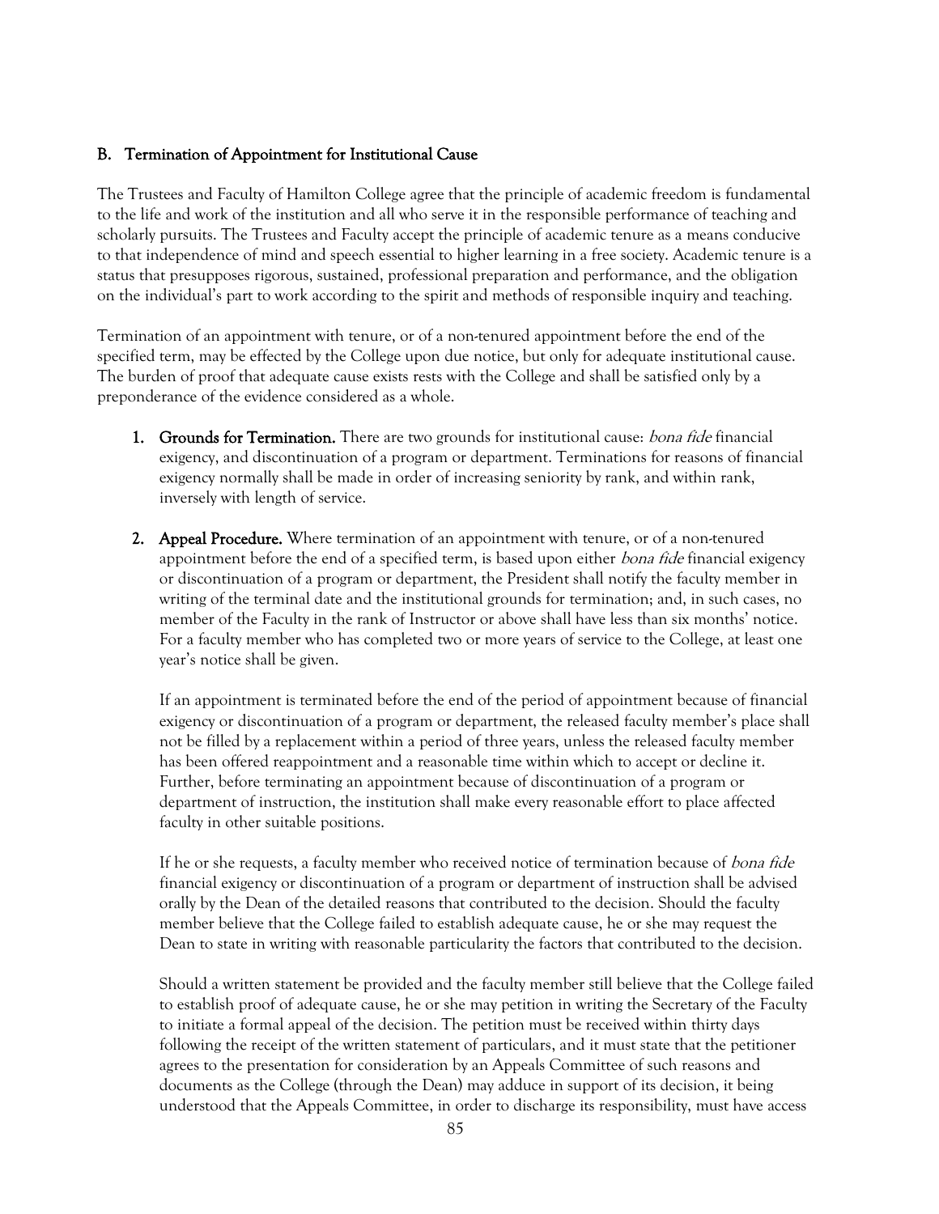### B. Termination of Appointment for Institutional Cause

The Trustees and Faculty of Hamilton College agree that the principle of academic freedom is fundamental to the life and work of the institution and all who serve it in the responsible performance of teaching and scholarly pursuits. The Trustees and Faculty accept the principle of academic tenure as a means conducive to that independence of mind and speech essential to higher learning in a free society. Academic tenure is a status that presupposes rigorous, sustained, professional preparation and performance, and the obligation on the individual's part to work according to the spirit and methods of responsible inquiry and teaching.

Termination of an appointment with tenure, or of a non-tenured appointment before the end of the specified term, may be effected by the College upon due notice, but only for adequate institutional cause. The burden of proof that adequate cause exists rests with the College and shall be satisfied only by a preponderance of the evidence considered as a whole.

1. **Grounds for Termination.** There are two grounds for institutional cause: *bona fide* financial exigency, and discontinuation of a program or department. Terminations for reasons of financial exigency normally shall be made in order of increasing seniority by rank, and within rank, inversely with length of service.

2. **Appeal Procedure.** Where termination of an appointment with tenure, or of a non-tenured appointment before the end of a specified term, is based upon either *bona fide* financial exigency or discontinuation of a program or department, the President shall notify the faculty member in writing of the terminal date and the institutional grounds for termination; and, in such cases, no member of the Faculty in the rank of Instructor or above shall have less than six months' notice. For a faculty member who has completed two or more years of service to the College, at least one year's notice shall be given.

   If an appointment is terminated before the end of the period of appointment because of financial exigency or discontinuation of a program or department, the released faculty member's place shall not be filled by a replacement within a period of three years, unless the released faculty member has been offered reappointment and a reasonable time within which to accept or decline it. Further, before terminating an appointment because of discontinuation of a program or department of instruction, the institution shall make every reasonable effort to place affected faculty in other suitable positions.

   If he or she requests, a faculty member who received notice of termination because of *bona fide* financial exigency or discontinuation of a program or department of instruction shall be advised orally by the Dean of the detailed reasons that contributed to the decision. Should the faculty member believe that the College failed to establish adequate cause, he or she may request the Dean to state in writing with reasonable particularity the factors that contributed to the decision.

   Should a written statement be provided and the faculty member still believe that the College failed to establish proof of adequate cause, he or she may petition in writing the Secretary of the Faculty to initiate a formal appeal of the decision. The petition must be received within thirty days following the receipt of the written statement of particulars, and it must state that the petitioner agrees to the presentation for consideration by an Appeals Committee of such reasons and documents as the College (through the Dean) may adduce in support of its decision, it being understood that the Appeals Committee, in order to discharge its responsibility, must have access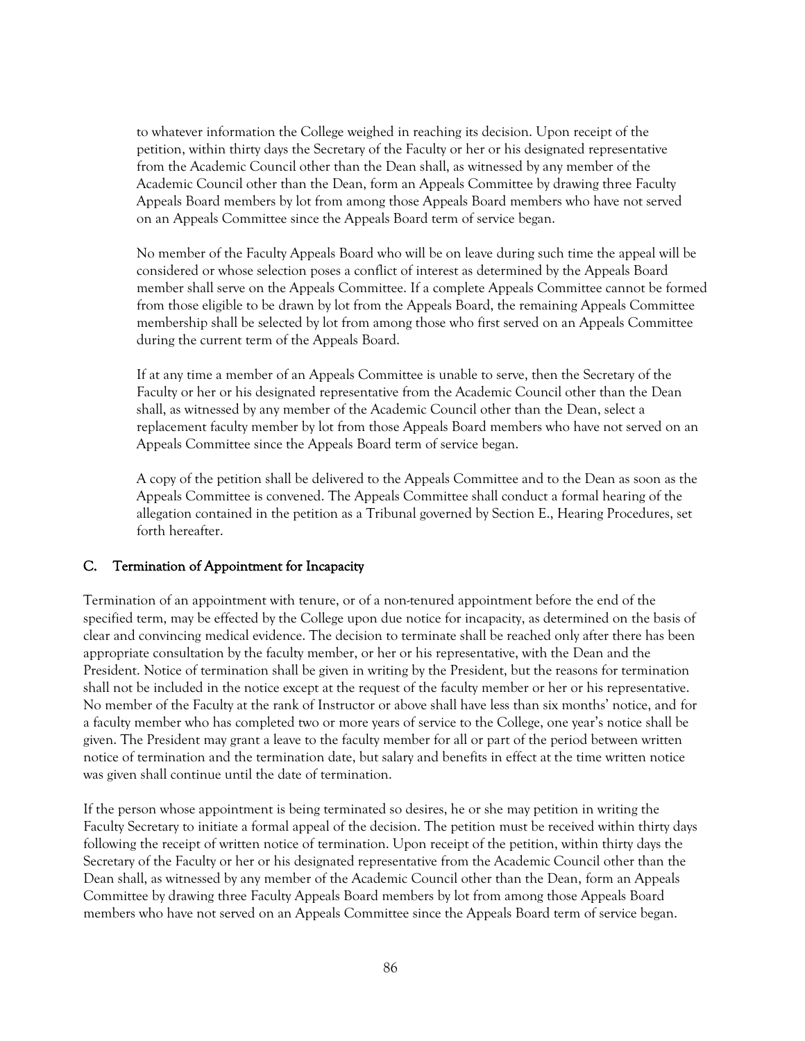to whatever information the College weighed in reaching its decision. Upon receipt of the petition, within thirty days the Secretary of the Faculty or her or his designated representative from the Academic Council other than the Dean shall, as witnessed by any member of the Academic Council other than the Dean, form an Appeals Committee by drawing three Faculty Appeals Board members by lot from among those Appeals Board members who have not served on an Appeals Committee since the Appeals Board term of service began.

No member of the Faculty Appeals Board who will be on leave during such time the appeal will be considered or whose selection poses a conflict of interest as determined by the Appeals Board member shall serve on the Appeals Committee. If a complete Appeals Committee cannot be formed from those eligible to be drawn by lot from the Appeals Board, the remaining Appeals Committee membership shall be selected by lot from among those who first served on an Appeals Committee during the current term of the Appeals Board.

If at any time a member of an Appeals Committee is unable to serve, then the Secretary of the Faculty or her or his designated representative from the Academic Council other than the Dean shall, as witnessed by any member of the Academic Council other than the Dean, select a replacement faculty member by lot from those Appeals Board members who have not served on an Appeals Committee since the Appeals Board term of service began.

A copy of the petition shall be delivered to the Appeals Committee and to the Dean as soon as the Appeals Committee is convened. The Appeals Committee shall conduct a formal hearing of the allegation contained in the petition as a Tribunal governed by Section E., Hearing Procedures, set forth hereafter.

## C. Termination of Appointment for Incapacity

Termination of an appointment with tenure, or of a non-tenured appointment before the end of the specified term, may be effected by the College upon due notice for incapacity, as determined on the basis of clear and convincing medical evidence. The decision to terminate shall be reached only after there has been appropriate consultation by the faculty member, or her or his representative, with the Dean and the President. Notice of termination shall be given in writing by the President, but the reasons for termination shall not be included in the notice except at the request of the faculty member or her or his representative. No member of the Faculty at the rank of Instructor or above shall have less than six months' notice, and for a faculty member who has completed two or more years of service to the College, one year's notice shall be given. The President may grant a leave to the faculty member for all or part of the period between written notice of termination and the termination date, but salary and benefits in effect at the time written notice was given shall continue until the date of termination.

If the person whose appointment is being terminated so desires, he or she may petition in writing the Faculty Secretary to initiate a formal appeal of the decision. The petition must be received within thirty days following the receipt of written notice of termination. Upon receipt of the petition, within thirty days the Secretary of the Faculty or her or his designated representative from the Academic Council other than the Dean shall, as witnessed by any member of the Academic Council other than the Dean, form an Appeals Committee by drawing three Faculty Appeals Board members by lot from among those Appeals Board members who have not served on an Appeals Committee since the Appeals Board term of service began.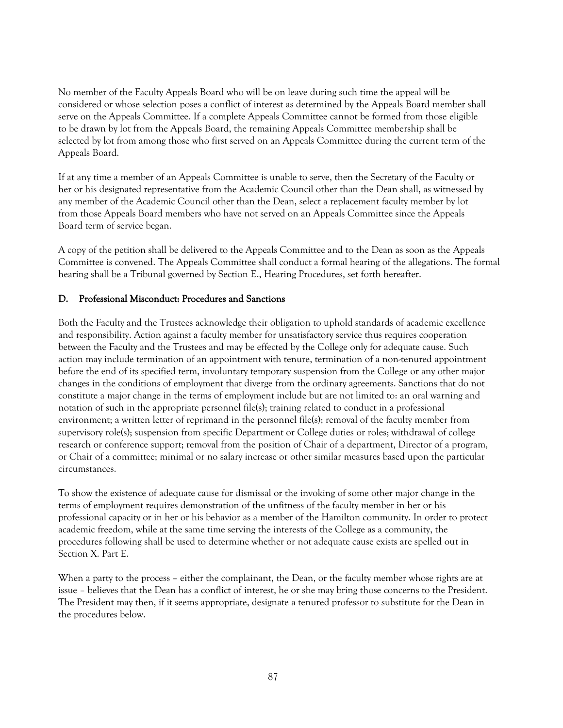No member of the Faculty Appeals Board who will be on leave during such time the appeal will be considered or whose selection poses a conflict of interest as determined by the Appeals Board member shall serve on the Appeals Committee. If a complete Appeals Committee cannot be formed from those eligible to be drawn by lot from the Appeals Board, the remaining Appeals Committee membership shall be selected by lot from among those who first served on an Appeals Committee during the current term of the Appeals Board.

If at any time a member of an Appeals Committee is unable to serve, then the Secretary of the Faculty or her or his designated representative from the Academic Council other than the Dean shall, as witnessed by any member of the Academic Council other than the Dean, select a replacement faculty member by lot from those Appeals Board members who have not served on an Appeals Committee since the Appeals Board term of service began.

A copy of the petition shall be delivered to the Appeals Committee and to the Dean as soon as the Appeals Committee is convened. The Appeals Committee shall conduct a formal hearing of the allegations. The formal hearing shall be a Tribunal governed by Section E., Hearing Procedures, set forth hereafter.

## D. Professional Misconduct: Procedures and Sanctions

Both the Faculty and the Trustees acknowledge their obligation to uphold standards of academic excellence and responsibility. Action against a faculty member for unsatisfactory service thus requires cooperation between the Faculty and the Trustees and may be effected by the College only for adequate cause. Such action may include termination of an appointment with tenure, termination of a non-tenured appointment before the end of its specified term, involuntary temporary suspension from the College or any other major changes in the conditions of employment that diverge from the ordinary agreements. Sanctions that do not constitute a major change in the terms of employment include but are not limited to: an oral warning and notation of such in the appropriate personnel file(s); training related to conduct in a professional environment; a written letter of reprimand in the personnel file(s); removal of the faculty member from supervisory role(s); suspension from specific Department or College duties or roles; withdrawal of college research or conference support; removal from the position of Chair of a department, Director of a program, or Chair of a committee; minimal or no salary increase or other similar measures based upon the particular circumstances.

To show the existence of adequate cause for dismissal or the invoking of some other major change in the terms of employment requires demonstration of the unfitness of the faculty member in her or his professional capacity or in her or his behavior as a member of the Hamilton community. In order to protect academic freedom, while at the same time serving the interests of the College as a community, the procedures following shall be used to determine whether or not adequate cause exists are spelled out in Section X. Part E.

When a party to the process – either the complainant, the Dean, or the faculty member whose rights are at issue – believes that the Dean has a conflict of interest, he or she may bring those concerns to the President. The President may then, if it seems appropriate, designate a tenured professor to substitute for the Dean in the procedures below.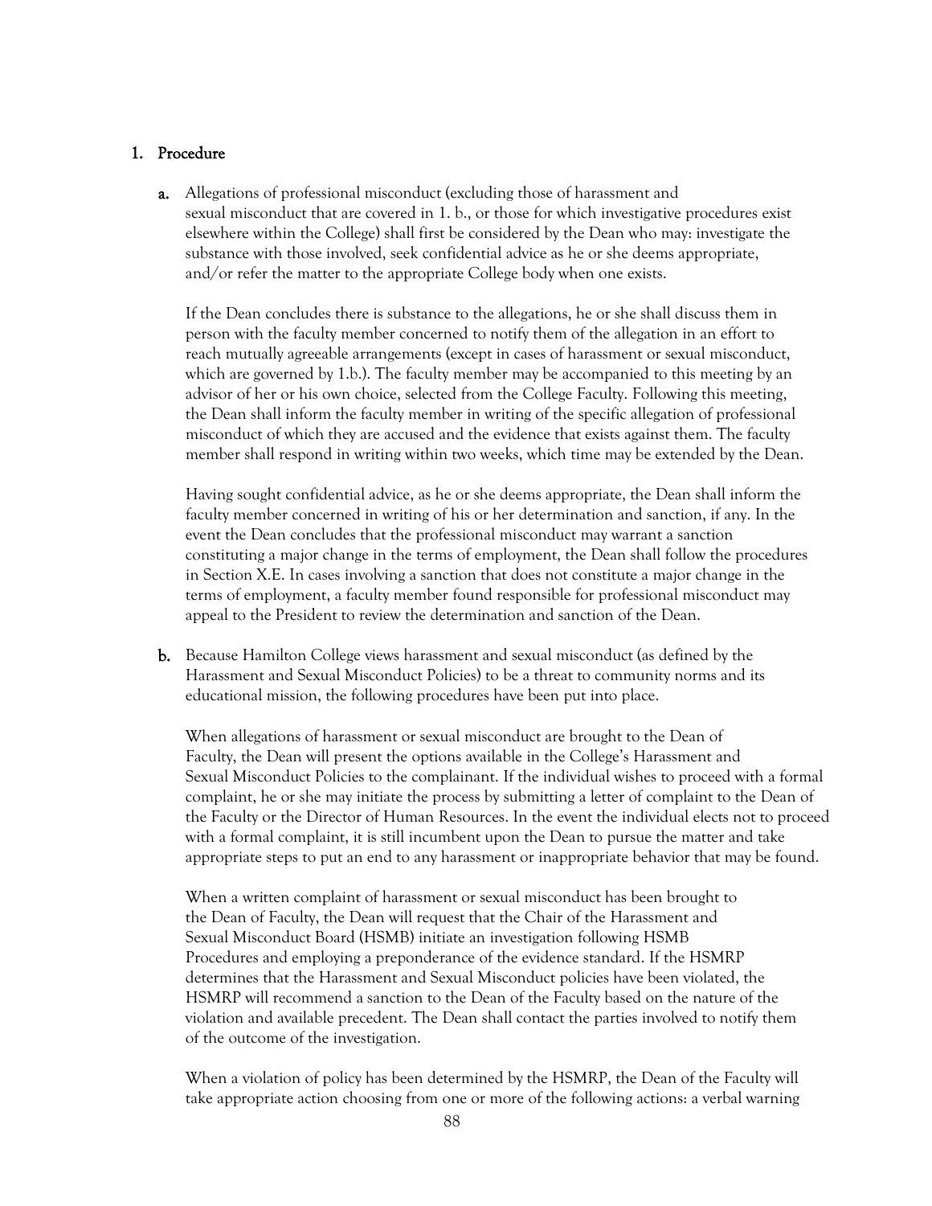## 1. Procedure

**a.** Allegations of professional misconduct (excluding those of harassment and sexual misconduct that are covered in 1. b., or those for which investigative procedures exist elsewhere within the College) shall first be considered by the Dean who may: investigate the substance with those involved, seek confidential advice as he or she deems appropriate, and/or refer the matter to the appropriate College body when one exists.

If the Dean concludes there is substance to the allegations, he or she shall discuss them in person with the faculty member concerned to notify them of the allegation in an effort to reach mutually agreeable arrangements (except in cases of harassment or sexual misconduct, which are governed by 1.b.). The faculty member may be accompanied to this meeting by an advisor of her or his own choice, selected from the College Faculty. Following this meeting, the Dean shall inform the faculty member in writing of the specific allegation of professional misconduct of which they are accused and the evidence that exists against them. The faculty member shall respond in writing within two weeks, which time may be extended by the Dean.

Having sought confidential advice, as he or she deems appropriate, the Dean shall inform the faculty member concerned in writing of his or her determination and sanction, if any. In the event the Dean concludes that the professional misconduct may warrant a sanction constituting a major change in the terms of employment, the Dean shall follow the procedures in Section X.E. In cases involving a sanction that does not constitute a major change in the terms of employment, a faculty member found responsible for professional misconduct may appeal to the President to review the determination and sanction of the Dean.

**b.** Because Hamilton College views harassment and sexual misconduct (as defined by the Harassment and Sexual Misconduct Policies) to be a threat to community norms and its educational mission, the following procedures have been put into place.

When allegations of harassment or sexual misconduct are brought to the Dean of Faculty, the Dean will present the options available in the College's Harassment and Sexual Misconduct Policies to the complainant. If the individual wishes to proceed with a formal complaint, he or she may initiate the process by submitting a letter of complaint to the Dean of the Faculty or the Director of Human Resources. In the event the individual elects not to proceed with a formal complaint, it is still incumbent upon the Dean to pursue the matter and take appropriate steps to put an end to any harassment or inappropriate behavior that may be found.

When a written complaint of harassment or sexual misconduct has been brought to the Dean of Faculty, the Dean will request that the Chair of the Harassment and Sexual Misconduct Board (HSMB) initiate an investigation following HSMB Procedures and employing a preponderance of the evidence standard. If the HSMRP determines that the Harassment and Sexual Misconduct policies have been violated, the HSMRP will recommend a sanction to the Dean of the Faculty based on the nature of the violation and available precedent. The Dean shall contact the parties involved to notify them of the outcome of the investigation.

When a violation of policy has been determined by the HSMRP, the Dean of the Faculty will take appropriate action choosing from one or more of the following actions: a verbal warning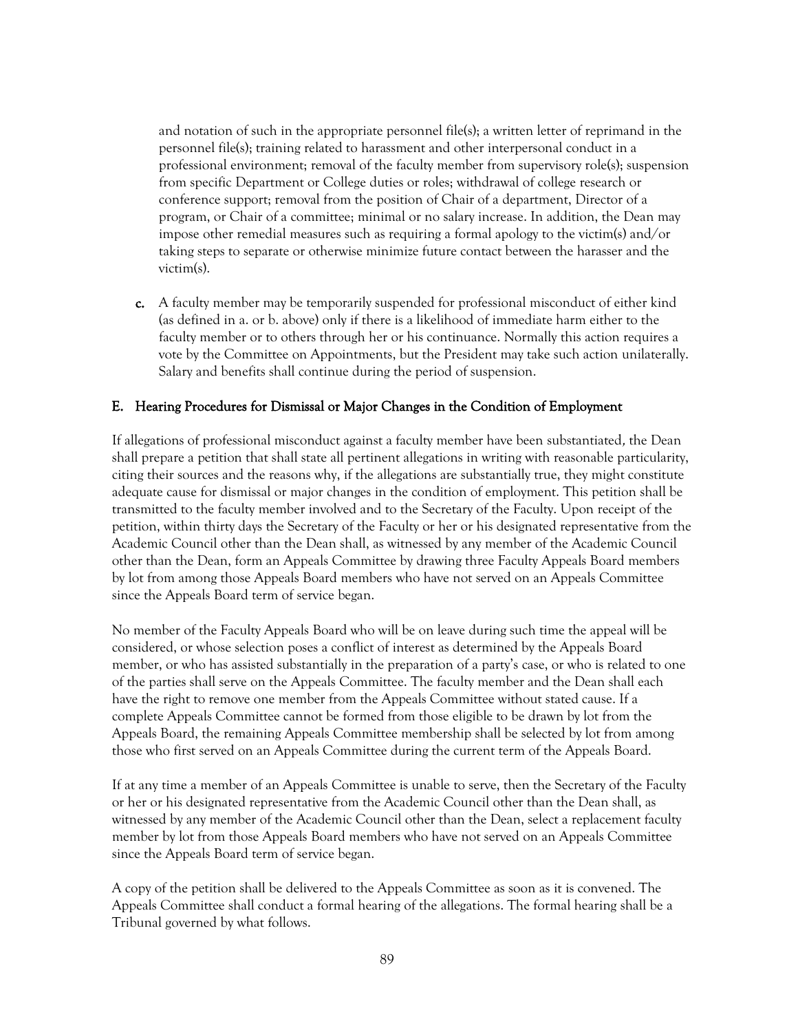and notation of such in the appropriate personnel file(s); a written letter of reprimand in the personnel file(s); training related to harassment and other interpersonal conduct in a professional environment; removal of the faculty member from supervisory role(s); suspension from specific Department or College duties or roles; withdrawal of college research or conference support; removal from the position of Chair of a department, Director of a program, or Chair of a committee; minimal or no salary increase. In addition, the Dean may impose other remedial measures such as requiring a formal apology to the victim(s) and/or taking steps to separate or otherwise minimize future contact between the harasser and the victim(s).

**c.** A faculty member may be temporarily suspended for professional misconduct of either kind (as defined in a. or b. above) only if there is a likelihood of immediate harm either to the faculty member or to others through her or his continuance. Normally this action requires a vote by the Committee on Appointments, but the President may take such action unilaterally. Salary and benefits shall continue during the period of suspension.

## E. Hearing Procedures for Dismissal or Major Changes in the Condition of Employment

If allegations of professional misconduct against a faculty member have been substantiated, the Dean shall prepare a petition that shall state all pertinent allegations in writing with reasonable particularity, citing their sources and the reasons why, if the allegations are substantially true, they might constitute adequate cause for dismissal or major changes in the condition of employment. This petition shall be transmitted to the faculty member involved and to the Secretary of the Faculty. Upon receipt of the petition, within thirty days the Secretary of the Faculty or her or his designated representative from the Academic Council other than the Dean shall, as witnessed by any member of the Academic Council other than the Dean, form an Appeals Committee by drawing three Faculty Appeals Board members by lot from among those Appeals Board members who have not served on an Appeals Committee since the Appeals Board term of service began.

No member of the Faculty Appeals Board who will be on leave during such time the appeal will be considered, or whose selection poses a conflict of interest as determined by the Appeals Board member, or who has assisted substantially in the preparation of a party's case, or who is related to one of the parties shall serve on the Appeals Committee. The faculty member and the Dean shall each have the right to remove one member from the Appeals Committee without stated cause. If a complete Appeals Committee cannot be formed from those eligible to be drawn by lot from the Appeals Board, the remaining Appeals Committee membership shall be selected by lot from among those who first served on an Appeals Committee during the current term of the Appeals Board.

If at any time a member of an Appeals Committee is unable to serve, then the Secretary of the Faculty or her or his designated representative from the Academic Council other than the Dean shall, as witnessed by any member of the Academic Council other than the Dean, select a replacement faculty member by lot from those Appeals Board members who have not served on an Appeals Committee since the Appeals Board term of service began.

A copy of the petition shall be delivered to the Appeals Committee as soon as it is convened. The Appeals Committee shall conduct a formal hearing of the allegations. The formal hearing shall be a Tribunal governed by what follows.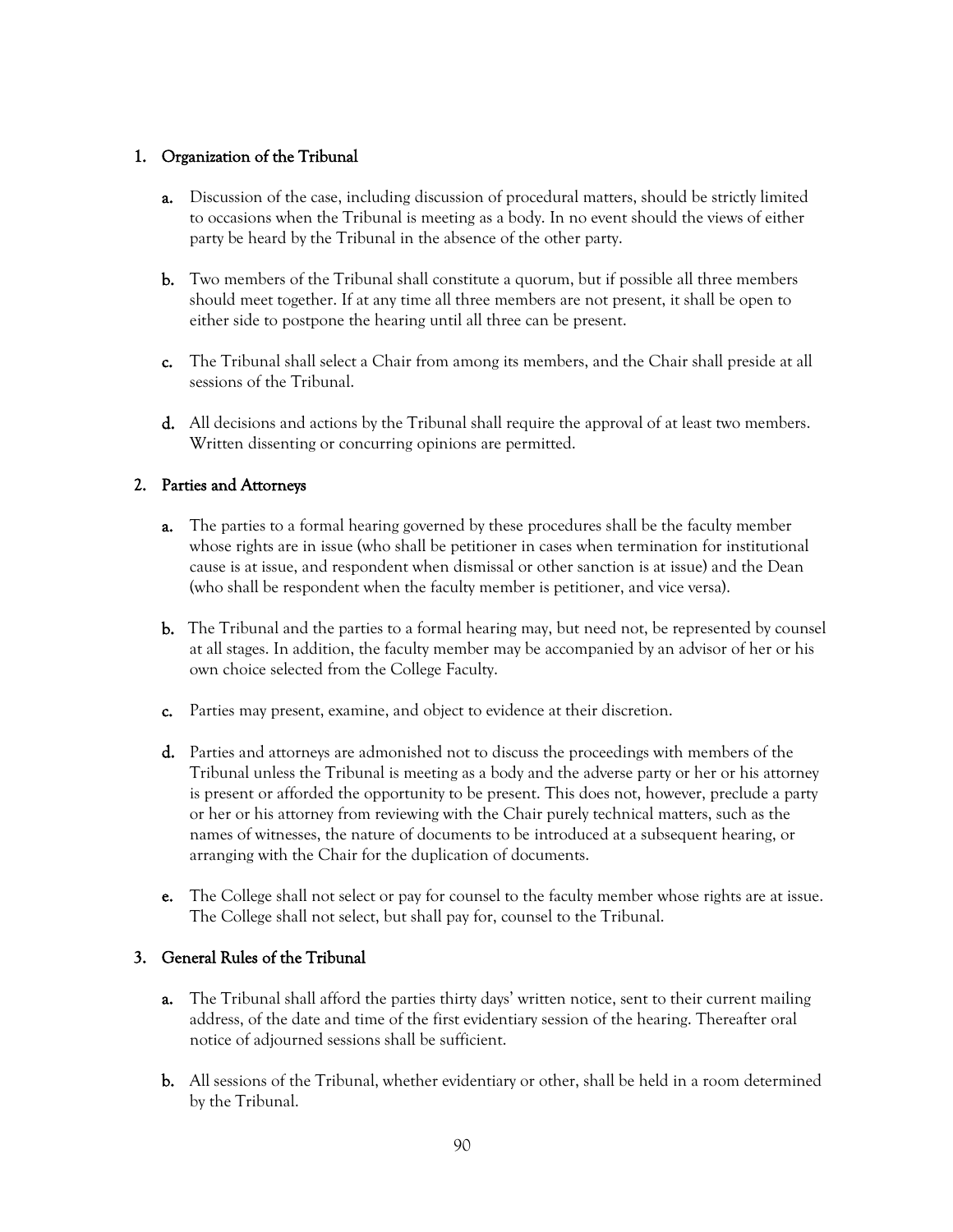## 1. Organization of the Tribunal

**a.** Discussion of the case, including discussion of procedural matters, should be strictly limited to occasions when the Tribunal is meeting as a body. In no event should the views of either party be heard by the Tribunal in the absence of the other party.

**b.** Two members of the Tribunal shall constitute a quorum, but if possible all three members should meet together. If at any time all three members are not present, it shall be open to either side to postpone the hearing until all three can be present.

**c.** The Tribunal shall select a Chair from among its members, and the Chair shall preside at all sessions of the Tribunal.

**d.** All decisions and actions by the Tribunal shall require the approval of at least two members. Written dissenting or concurring opinions are permitted.

## 2. Parties and Attorneys

**a.** The parties to a formal hearing governed by these procedures shall be the faculty member whose rights are in issue (who shall be petitioner in cases when termination for institutional cause is at issue, and respondent when dismissal or other sanction is at issue) and the Dean (who shall be respondent when the faculty member is petitioner, and vice versa).

**b.** The Tribunal and the parties to a formal hearing may, but need not, be represented by counsel at all stages. In addition, the faculty member may be accompanied by an advisor of her or his own choice selected from the College Faculty.

**c.** Parties may present, examine, and object to evidence at their discretion.

**d.** Parties and attorneys are admonished not to discuss the proceedings with members of the Tribunal unless the Tribunal is meeting as a body and the adverse party or her or his attorney is present or afforded the opportunity to be present. This does not, however, preclude a party or her or his attorney from reviewing with the Chair purely technical matters, such as the names of witnesses, the nature of documents to be introduced at a subsequent hearing, or arranging with the Chair for the duplication of documents.

**e.** The College shall not select or pay for counsel to the faculty member whose rights are at issue. The College shall not select, but shall pay for, counsel to the Tribunal.

## 3. General Rules of the Tribunal

**a.** The Tribunal shall afford the parties thirty days' written notice, sent to their current mailing address, of the date and time of the first evidentiary session of the hearing. Thereafter oral notice of adjourned sessions shall be sufficient.

**b.** All sessions of the Tribunal, whether evidentiary or other, shall be held in a room determined by the Tribunal.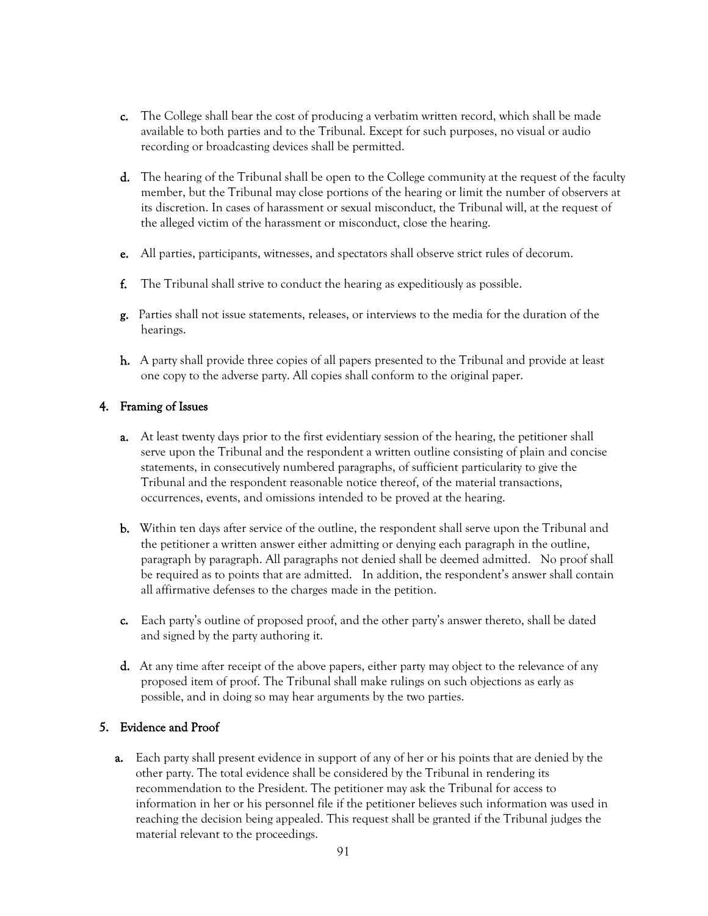c. The College shall bear the cost of producing a verbatim written record, which shall be made available to both parties and to the Tribunal. Except for such purposes, no visual or audio recording or broadcasting devices shall be permitted.

d. The hearing of the Tribunal shall be open to the College community at the request of the faculty member, but the Tribunal may close portions of the hearing or limit the number of observers at its discretion. In cases of harassment or sexual misconduct, the Tribunal will, at the request of the alleged victim of the harassment or misconduct, close the hearing.

e. All parties, participants, witnesses, and spectators shall observe strict rules of decorum.

f. The Tribunal shall strive to conduct the hearing as expeditiously as possible.

g. Parties shall not issue statements, releases, or interviews to the media for the duration of the hearings.

h. A party shall provide three copies of all papers presented to the Tribunal and provide at least one copy to the adverse party. All copies shall conform to the original paper.

## 4. Framing of Issues

a. At least twenty days prior to the first evidentiary session of the hearing, the petitioner shall serve upon the Tribunal and the respondent a written outline consisting of plain and concise statements, in consecutively numbered paragraphs, of sufficient particularity to give the Tribunal and the respondent reasonable notice thereof, of the material transactions, occurrences, events, and omissions intended to be proved at the hearing.

b. Within ten days after service of the outline, the respondent shall serve upon the Tribunal and the petitioner a written answer either admitting or denying each paragraph in the outline, paragraph by paragraph. All paragraphs not denied shall be deemed admitted. No proof shall be required as to points that are admitted. In addition, the respondent's answer shall contain all affirmative defenses to the charges made in the petition.

c. Each party's outline of proposed proof, and the other party's answer thereto, shall be dated and signed by the party authoring it.

d. At any time after receipt of the above papers, either party may object to the relevance of any proposed item of proof. The Tribunal shall make rulings on such objections as early as possible, and in doing so may hear arguments by the two parties.

## 5. Evidence and Proof

a. Each party shall present evidence in support of any of her or his points that are denied by the other party. The total evidence shall be considered by the Tribunal in rendering its recommendation to the President. The petitioner may ask the Tribunal for access to information in her or his personnel file if the petitioner believes such information was used in reaching the decision being appealed. This request shall be granted if the Tribunal judges the material relevant to the proceedings.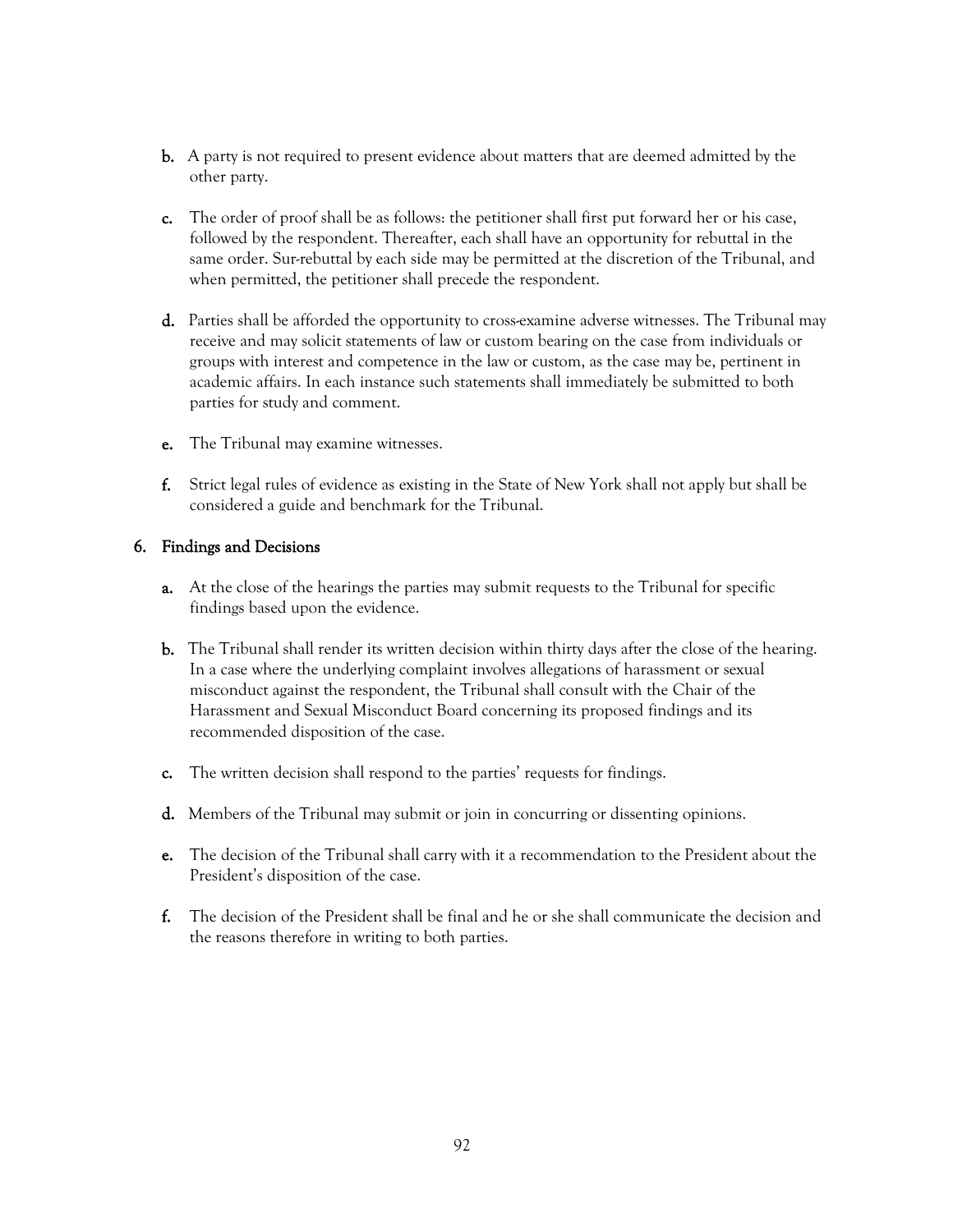b. A party is not required to present evidence about matters that are deemed admitted by the other party.

c. The order of proof shall be as follows: the petitioner shall first put forward her or his case, followed by the respondent. Thereafter, each shall have an opportunity for rebuttal in the same order. Sur-rebuttal by each side may be permitted at the discretion of the Tribunal, and when permitted, the petitioner shall precede the respondent.

d. Parties shall be afforded the opportunity to cross-examine adverse witnesses. The Tribunal may receive and may solicit statements of law or custom bearing on the case from individuals or groups with interest and competence in the law or custom, as the case may be, pertinent in academic affairs. In each instance such statements shall immediately be submitted to both parties for study and comment.

e. The Tribunal may examine witnesses.

f. Strict legal rules of evidence as existing in the State of New York shall not apply but shall be considered a guide and benchmark for the Tribunal.

### 6. Findings and Decisions

a. At the close of the hearings the parties may submit requests to the Tribunal for specific findings based upon the evidence.

b. The Tribunal shall render its written decision within thirty days after the close of the hearing. In a case where the underlying complaint involves allegations of harassment or sexual misconduct against the respondent, the Tribunal shall consult with the Chair of the Harassment and Sexual Misconduct Board concerning its proposed findings and its recommended disposition of the case.

c. The written decision shall respond to the parties' requests for findings.

d. Members of the Tribunal may submit or join in concurring or dissenting opinions.

e. The decision of the Tribunal shall carry with it a recommendation to the President about the President's disposition of the case.

f. The decision of the President shall be final and he or she shall communicate the decision and the reasons therefore in writing to both parties.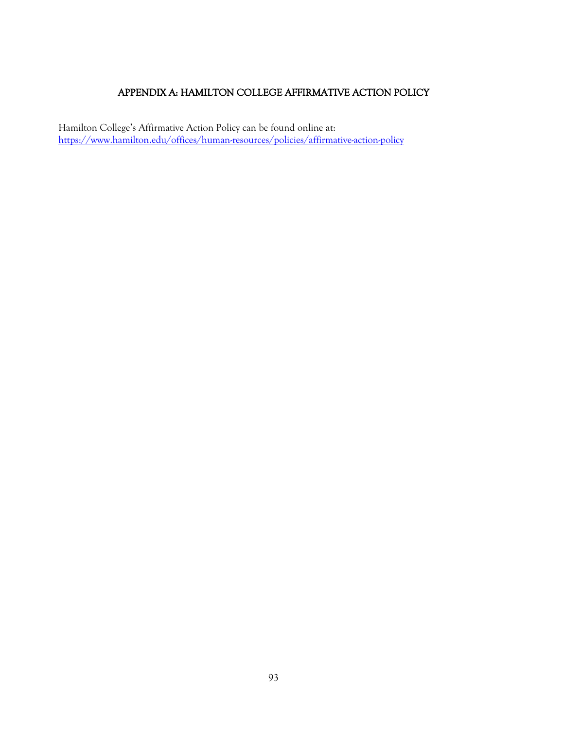# APPENDIX A: HAMILTON COLLEGE AFFIRMATIVE ACTION POLICY

Hamilton College's Affirmative Action Policy can be found online at:
https://www.hamilton.edu/offices/human-resources/policies/affirmative-action-policy